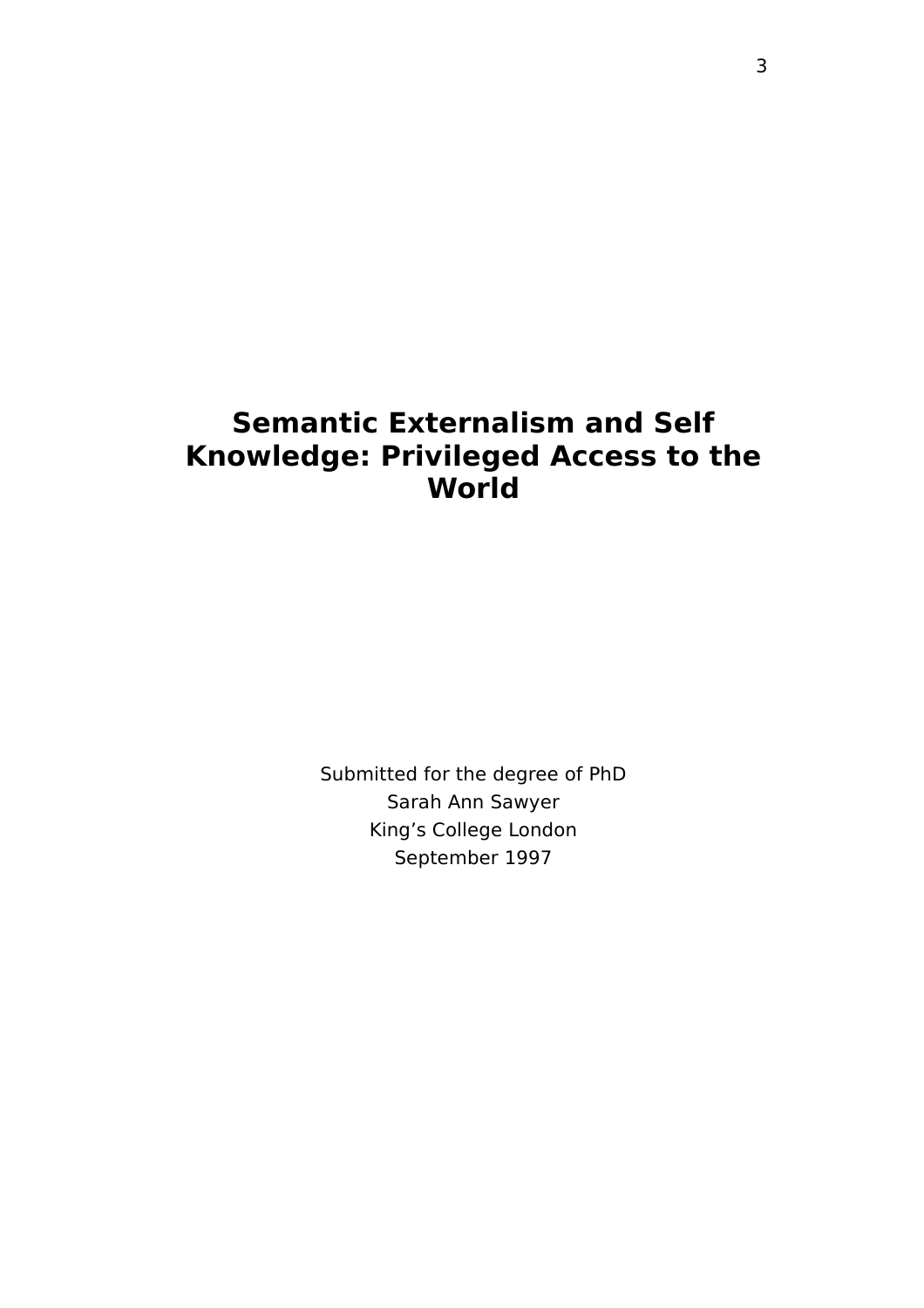# Semantic Externalism and Self Knowledge: Privileged Access to the World

Submitted for the degree of PhD

Sarah Ann Sawyer

King's College London

September 1997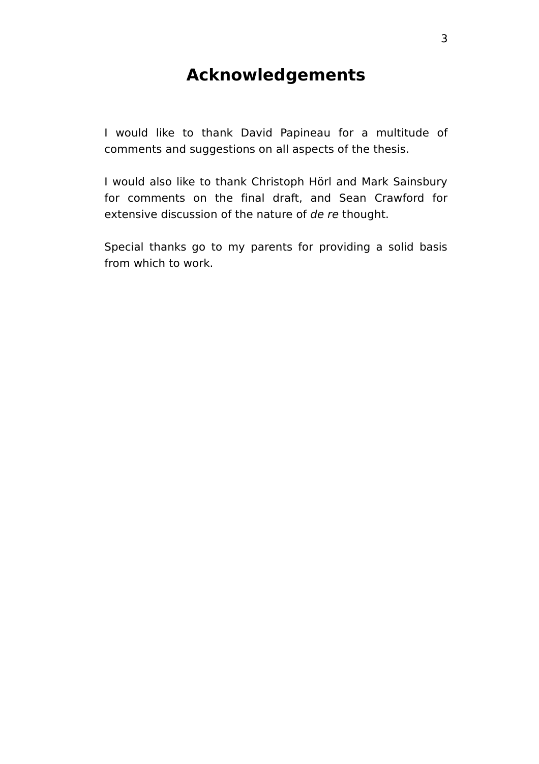# Acknowledgements

I would like to thank David Papineau for a multitude of comments and suggestions on all aspects of the thesis.

I would also like to thank Christoph Hörl and Mark Sainsbury for comments on the final draft, and Sean Crawford for extensive discussion of the nature of *de re* thought.

Special thanks go to my parents for providing a solid basis from which to work.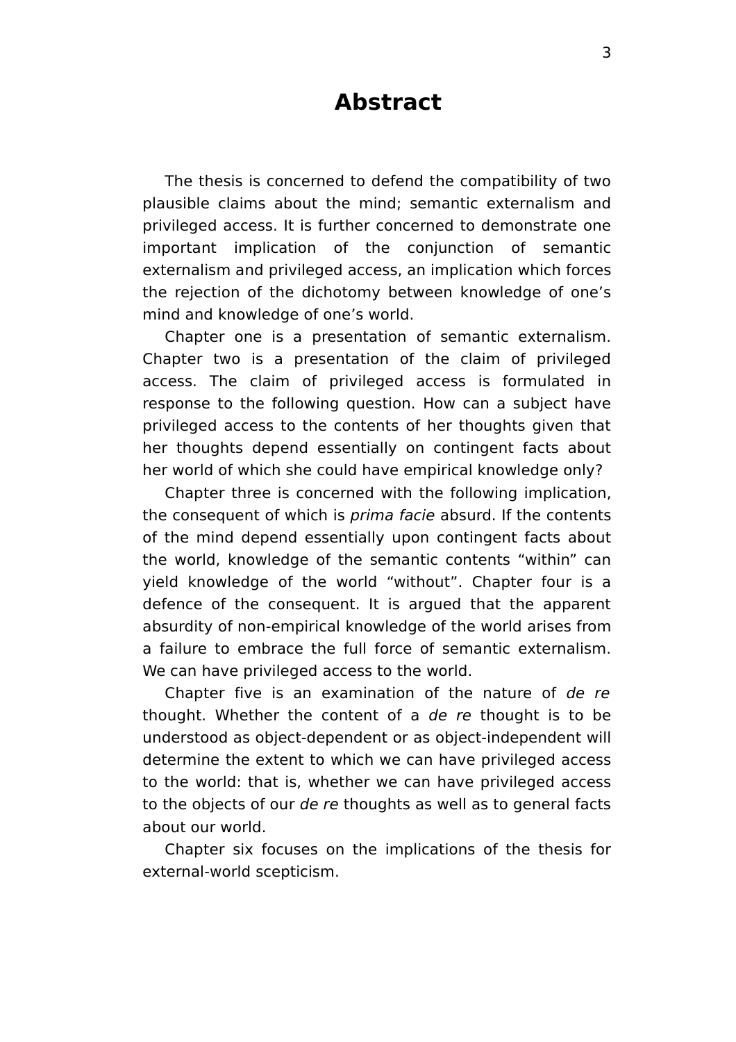# Abstract

The thesis is concerned to defend the compatibility of two plausible claims about the mind; semantic externalism and privileged access. It is further concerned to demonstrate one important implication of the conjunction of semantic externalism and privileged access, an implication which forces the rejection of the dichotomy between knowledge of one's mind and knowledge of one's world.

Chapter one is a presentation of semantic externalism. Chapter two is a presentation of the claim of privileged access. The claim of privileged access is formulated in response to the following question. How can a subject have privileged access to the contents of her thoughts given that her thoughts depend essentially on contingent facts about her world of which she could have empirical knowledge only?

Chapter three is concerned with the following implication, the consequent of which is *prima facie* absurd. If the contents of the mind depend essentially upon contingent facts about the world, knowledge of the semantic contents "within" can yield knowledge of the world "without". Chapter four is a defence of the consequent. It is argued that the apparent absurdity of non-empirical knowledge of the world arises from a failure to embrace the full force of semantic externalism. We can have privileged access to the world.

Chapter five is an examination of the nature of *de re* thought. Whether the content of a *de re* thought is to be understood as object-dependent or as object-independent will determine the extent to which we can have privileged access to the world: that is, whether we can have privileged access to the objects of our *de re* thoughts as well as to general facts about our world.

Chapter six focuses on the implications of the thesis for external-world scepticism.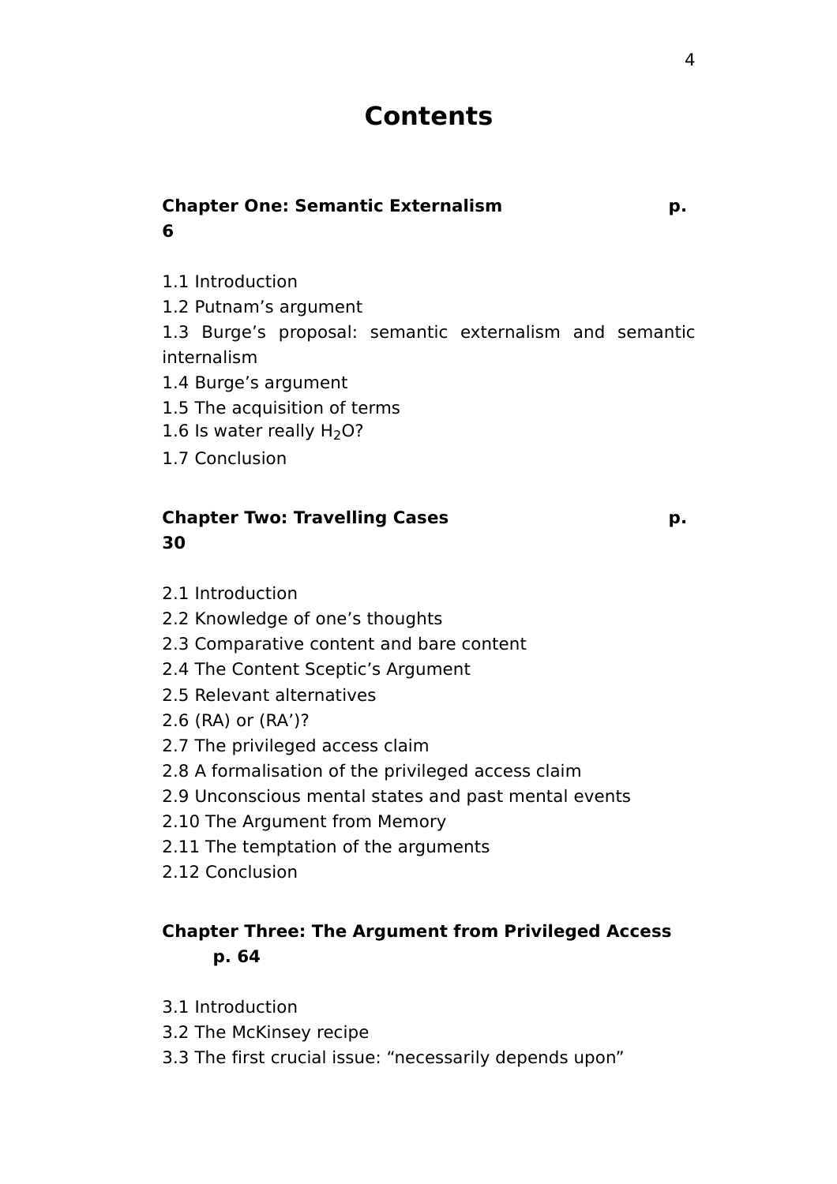# Contents

**Chapter One: Semantic Externalism p. 6**

1.1 Introduction
1.2 Putnam's argument
1.3 Burge's proposal: semantic externalism and semantic internalism
1.4 Burge's argument
1.5 The acquisition of terms
1.6 Is water really $H_2O$?
1.7 Conclusion

**Chapter Two: Travelling Cases p. 30**

2.1 Introduction
2.2 Knowledge of one's thoughts
2.3 Comparative content and bare content
2.4 The Content Sceptic's Argument
2.5 Relevant alternatives
2.6 (RA) or (RA')?
2.7 The privileged access claim
2.8 A formalisation of the privileged access claim
2.9 Unconscious mental states and past mental events
2.10 The Argument from Memory
2.11 The temptation of the arguments
2.12 Conclusion

**Chapter Three: The Argument from Privileged Access p. 64**

3.1 Introduction
3.2 The McKinsey recipe
3.3 The first crucial issue: "necessarily depends upon"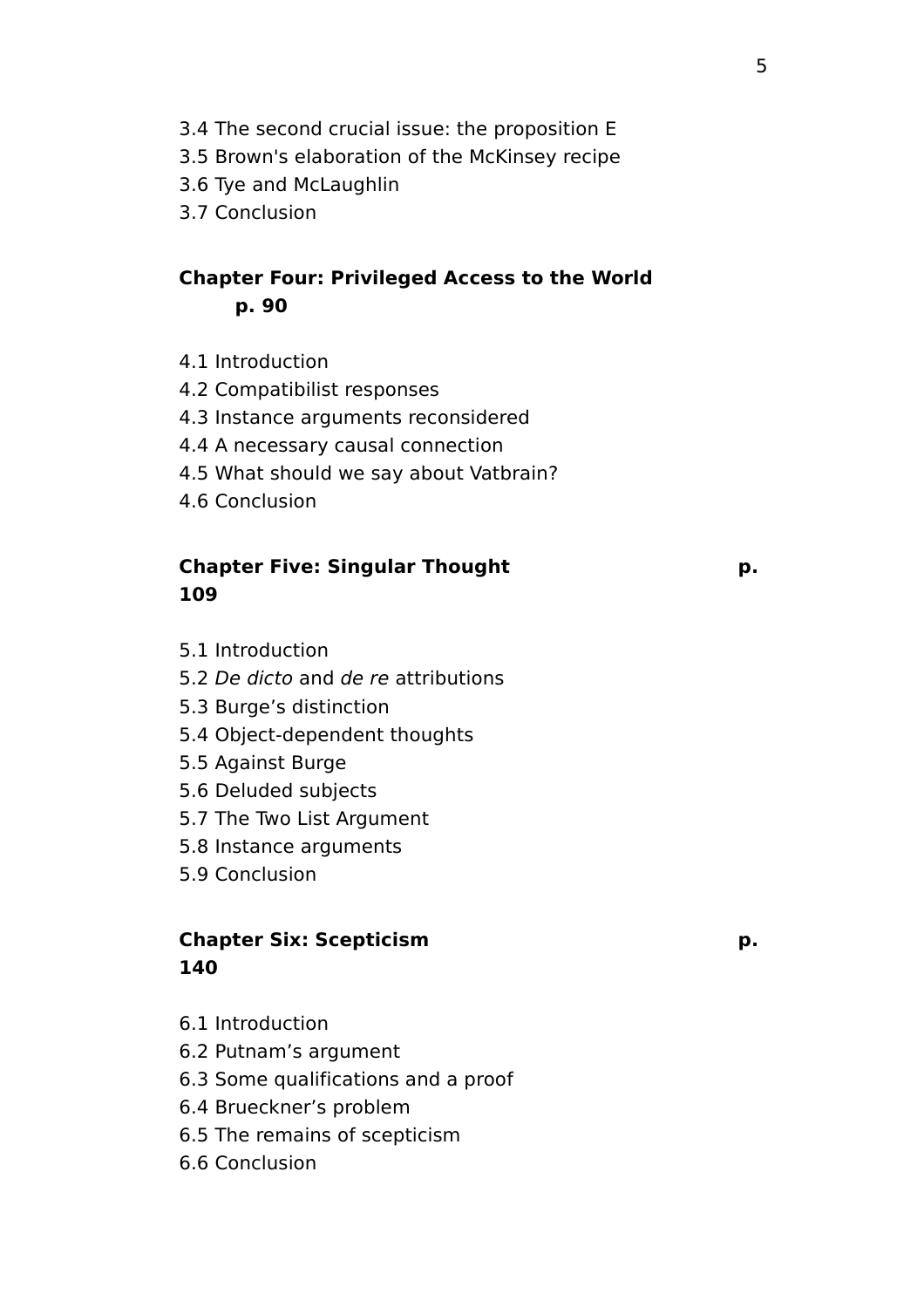3.4 The second crucial issue: the proposition E
3.5 Brown's elaboration of the McKinsey recipe
3.6 Tye and McLaughlin
3.7 Conclusion

**Chapter Four: Privileged Access to the World p. 90**

4.1 Introduction
4.2 Compatibilist responses
4.3 Instance arguments reconsidered
4.4 A necessary causal connection
4.5 What should we say about Vatbrain?
4.6 Conclusion

**Chapter Five: Singular Thought p. 109**

5.1 Introduction
5.2 *De dicto* and *de re* attributions
5.3 Burge's distinction
5.4 Object-dependent thoughts
5.5 Against Burge
5.6 Deluded subjects
5.7 The Two List Argument
5.8 Instance arguments
5.9 Conclusion

**Chapter Six: Scepticism p. 140**

6.1 Introduction
6.2 Putnam's argument
6.3 Some qualifications and a proof
6.4 Brueckner's problem
6.5 The remains of scepticism
6.6 Conclusion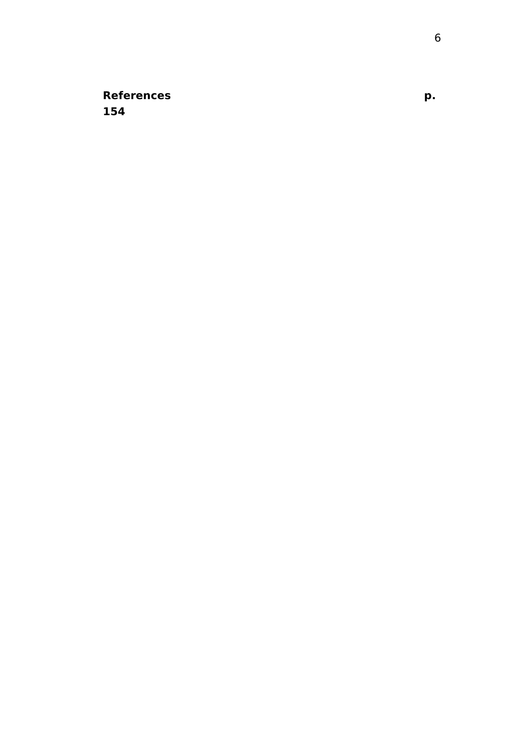**References p. 154**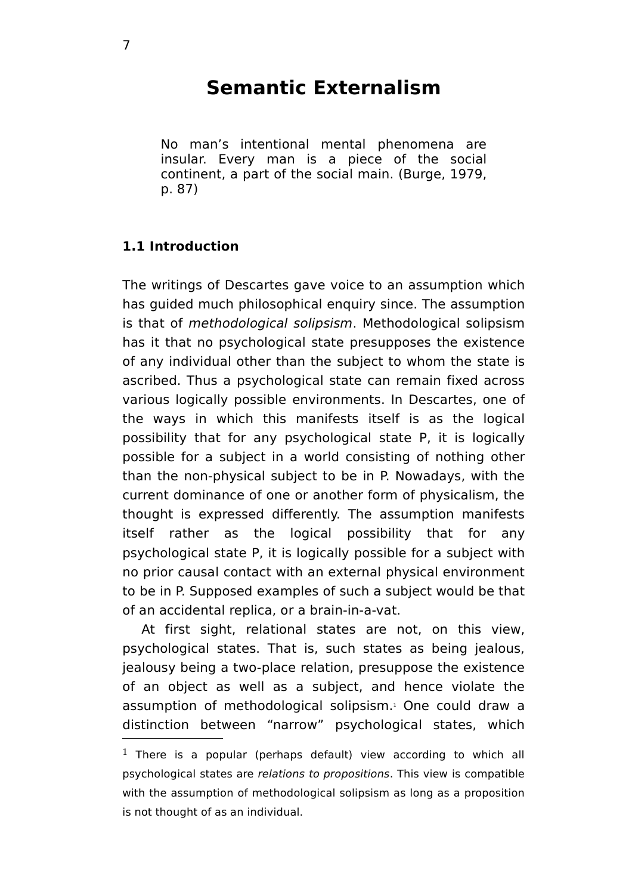# Semantic Externalism

> No man's intentional mental phenomena are insular. Every man is a piece of the social continent, a part of the social main. (Burge, 1979, p. 87)

### 1.1 Introduction

The writings of Descartes gave voice to an assumption which has guided much philosophical enquiry since. The assumption is that of *methodological solipsism*. Methodological solipsism has it that no psychological state presupposes the existence of any individual other than the subject to whom the state is ascribed. Thus a psychological state can remain fixed across various logically possible environments. In Descartes, one of the ways in which this manifests itself is as the logical possibility that for any psychological state P, it is logically possible for a subject in a world consisting of nothing other than the non-physical subject to be in P. Nowadays, with the current dominance of one or another form of physicalism, the thought is expressed differently. The assumption manifests itself rather as the logical possibility that for any psychological state P, it is logically possible for a subject with no prior causal contact with an external physical environment to be in P. Supposed examples of such a subject would be that of an accidental replica, or a brain-in-a-vat.

At first sight, relational states are not, on this view, psychological states. That is, such states as being jealous, jealousy being a two-place relation, presuppose the existence of an object as well as a subject, and hence violate the assumption of methodological solipsism.[1] One could draw a distinction between "narrow" psychological states, which

[1] There is a popular (perhaps default) view according to which all psychological states are *relations to propositions*. This view is compatible with the assumption of methodological solipsism as long as a proposition is not thought of as an individual.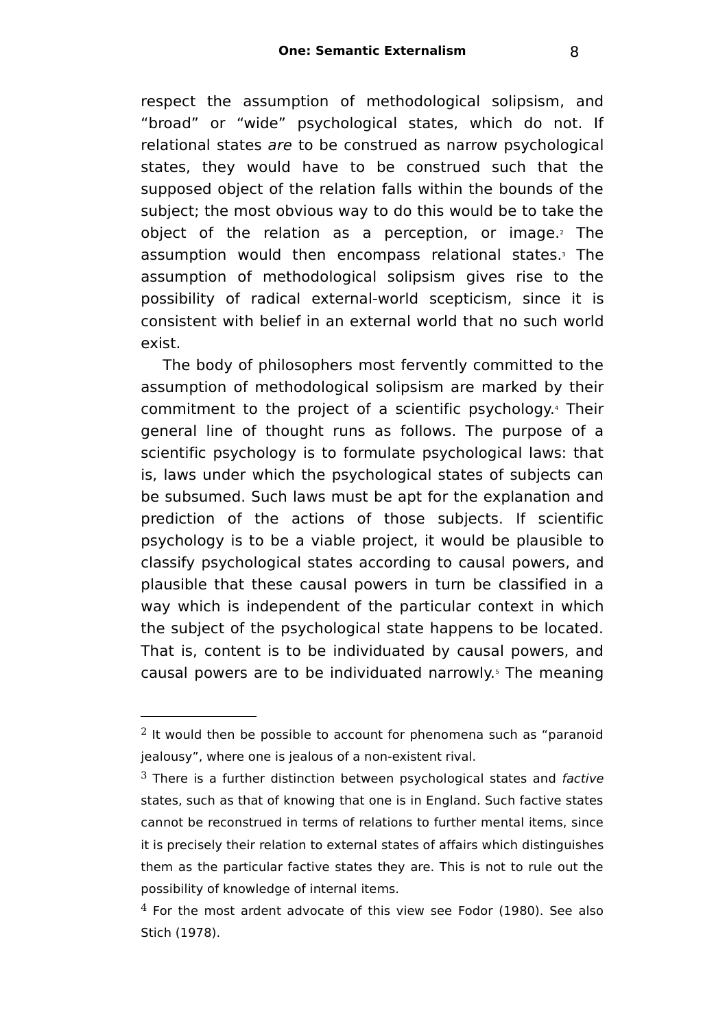respect the assumption of methodological solipsism, and "broad" or "wide" psychological states, which do not. If relational states *are* to be construed as narrow psychological states, they would have to be construed such that the supposed object of the relation falls within the bounds of the subject; the most obvious way to do this would be to take the object of the relation as a perception, or image.[2] The assumption would then encompass relational states.[3] The assumption of methodological solipsism gives rise to the possibility of radical external-world scepticism, since it is consistent with belief in an external world that no such world exist.

The body of philosophers most fervently committed to the assumption of methodological solipsism are marked by their commitment to the project of a scientific psychology.[4] Their general line of thought runs as follows. The purpose of a scientific psychology is to formulate psychological laws: that is, laws under which the psychological states of subjects can be subsumed. Such laws must be apt for the explanation and prediction of the actions of those subjects. If scientific psychology is to be a viable project, it would be plausible to classify psychological states according to causal powers, and plausible that these causal powers in turn be classified in a way which is independent of the particular context in which the subject of the psychological state happens to be located. That is, content is to be individuated by causal powers, and causal powers are to be individuated narrowly.[5] The meaning

---

[2] It would then be possible to account for phenomena such as "paranoid jealousy", where one is jealous of a non-existent rival.

[3] There is a further distinction between psychological states and *factive* states, such as that of knowing that one is in England. Such factive states cannot be reconstrued in terms of relations to further mental items, since it is precisely their relation to external states of affairs which distinguishes them as the particular factive states they are. This is not to rule out the possibility of knowledge of internal items.

[4] For the most ardent advocate of this view see Fodor (1980). See also Stich (1978).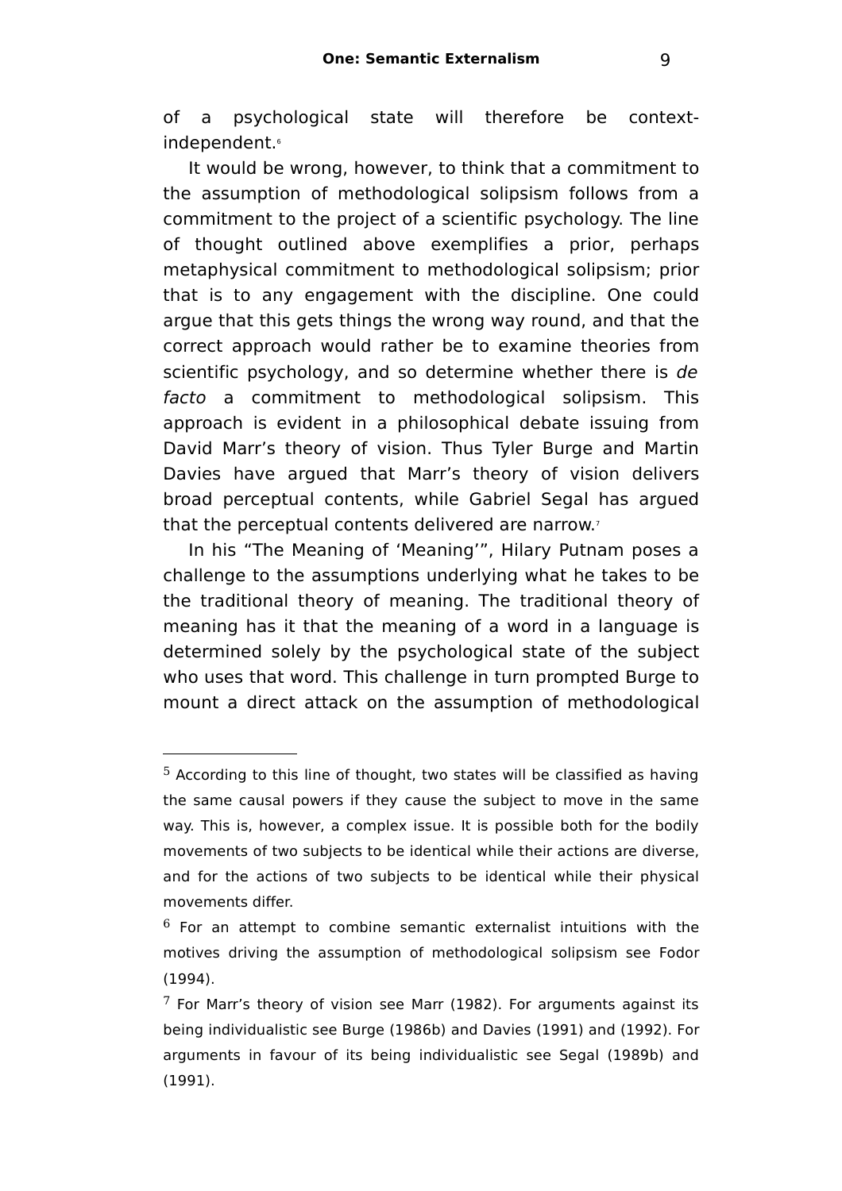of a psychological state will therefore be context-independent.[6]

It would be wrong, however, to think that a commitment to the assumption of methodological solipsism follows from a commitment to the project of a scientific psychology. The line of thought outlined above exemplifies a prior, perhaps metaphysical commitment to methodological solipsism; prior that is to any engagement with the discipline. One could argue that this gets things the wrong way round, and that the correct approach would rather be to examine theories from scientific psychology, and so determine whether there is *de facto* a commitment to methodological solipsism. This approach is evident in a philosophical debate issuing from David Marr's theory of vision. Thus Tyler Burge and Martin Davies have argued that Marr's theory of vision delivers broad perceptual contents, while Gabriel Segal has argued that the perceptual contents delivered are narrow.[7]

In his "The Meaning of 'Meaning'", Hilary Putnam poses a challenge to the assumptions underlying what he takes to be the traditional theory of meaning. The traditional theory of meaning has it that the meaning of a word in a language is determined solely by the psychological state of the subject who uses that word. This challenge in turn prompted Burge to mount a direct attack on the assumption of methodological

---

[5] According to this line of thought, two states will be classified as having the same causal powers if they cause the subject to move in the same way. This is, however, a complex issue. It is possible both for the bodily movements of two subjects to be identical while their actions are diverse, and for the actions of two subjects to be identical while their physical movements differ.

[6] For an attempt to combine semantic externalist intuitions with the motives driving the assumption of methodological solipsism see Fodor (1994).

[7] For Marr's theory of vision see Marr (1982). For arguments against its being individualistic see Burge (1986b) and Davies (1991) and (1992). For arguments in favour of its being individualistic see Segal (1989b) and (1991).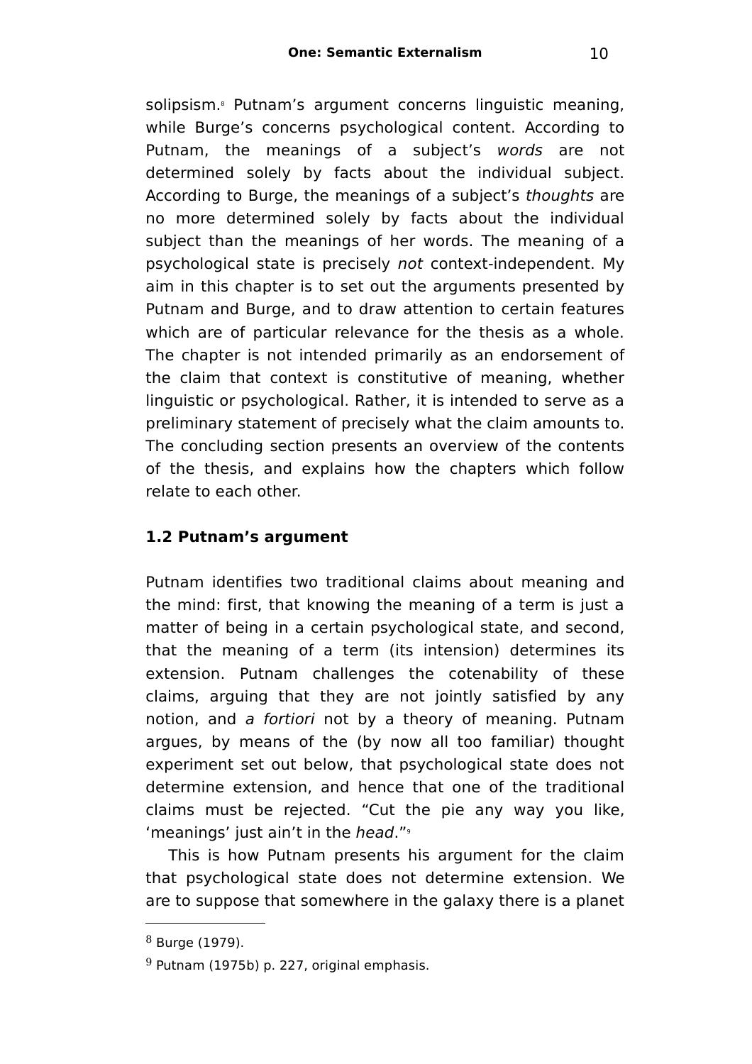solipsism.[8] Putnam's argument concerns linguistic meaning, while Burge's concerns psychological content. According to Putnam, the meanings of a subject's *words* are not determined solely by facts about the individual subject. According to Burge, the meanings of a subject's *thoughts* are no more determined solely by facts about the individual subject than the meanings of her words. The meaning of a psychological state is precisely *not* context-independent. My aim in this chapter is to set out the arguments presented by Putnam and Burge, and to draw attention to certain features which are of particular relevance for the thesis as a whole. The chapter is not intended primarily as an endorsement of the claim that context is constitutive of meaning, whether linguistic or psychological. Rather, it is intended to serve as a preliminary statement of precisely what the claim amounts to. The concluding section presents an overview of the contents of the thesis, and explains how the chapters which follow relate to each other.

### 1.2 Putnam's argument

Putnam identifies two traditional claims about meaning and the mind: first, that knowing the meaning of a term is just a matter of being in a certain psychological state, and second, that the meaning of a term (its intension) determines its extension. Putnam challenges the cotenability of these claims, arguing that they are not jointly satisfied by any notion, and *a fortiori* not by a theory of meaning. Putnam argues, by means of the (by now all too familiar) thought experiment set out below, that psychological state does not determine extension, and hence that one of the traditional claims must be rejected. "Cut the pie any way you like, 'meanings' just ain't in the *head*."[9]

This is how Putnam presents his argument for the claim that psychological state does not determine extension. We are to suppose that somewhere in the galaxy there is a planet

---

[8] Burge (1979).

[9] Putnam (1975b) p. 227, original emphasis.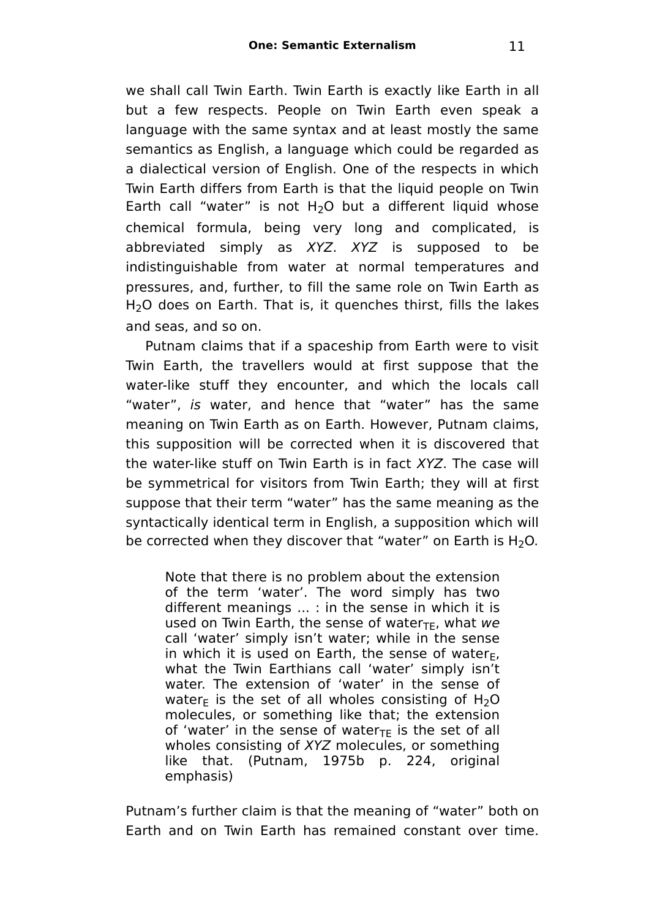we shall call Twin Earth. Twin Earth is exactly like Earth in all but a few respects. People on Twin Earth even speak a language with the same syntax and at least mostly the same semantics as English, a language which could be regarded as a dialectical version of English. One of the respects in which Twin Earth differs from Earth is that the liquid people on Twin Earth call "water" is not $H_2O$ but a different liquid whose chemical formula, being very long and complicated, is abbreviated simply as *XYZ*. *XYZ* is supposed to be indistinguishable from water at normal temperatures and pressures, and, further, to fill the same role on Twin Earth as $H_2O$ does on Earth. That is, it quenches thirst, fills the lakes and seas, and so on.

Putnam claims that if a spaceship from Earth were to visit Twin Earth, the travellers would at first suppose that the water-like stuff they encounter, and which the locals call "water", *is* water, and hence that "water" has the same meaning on Twin Earth as on Earth. However, Putnam claims, this supposition will be corrected when it is discovered that the water-like stuff on Twin Earth is in fact *XYZ*. The case will be symmetrical for visitors from Twin Earth; they will at first suppose that their term "water" has the same meaning as the syntactically identical term in English, a supposition which will be corrected when they discover that "water" on Earth is $H_2O$.

> Note that there is no problem about the extension of the term 'water'. The word simply has two different meanings ... : in the sense in which it is used on Twin Earth, the sense of water$_{TE}$, what *we* call 'water' simply isn't water; while in the sense in which it is used on Earth, the sense of water$_{E}$, what the Twin Earthians call 'water' simply isn't water. The extension of 'water' in the sense of water$_{E}$ is the set of all wholes consisting of $H_2O$ molecules, or something like that; the extension of 'water' in the sense of water$_{TE}$ is the set of all wholes consisting of *XYZ* molecules, or something like that. (Putnam, 1975b p. 224, original emphasis)

Putnam's further claim is that the meaning of "water" both on Earth and on Twin Earth has remained constant over time.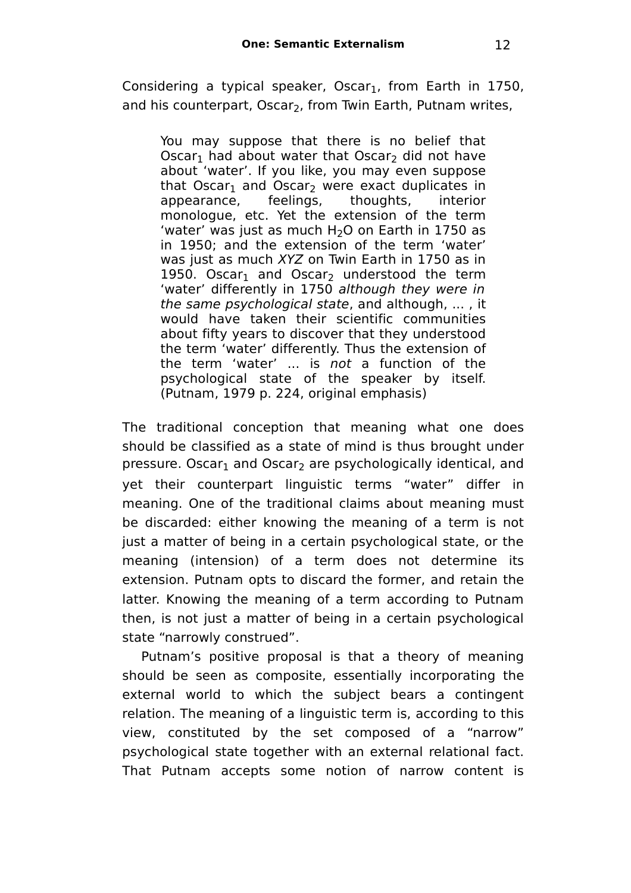Considering a typical speaker, $Oscar_1$, from Earth in 1750, and his counterpart, $Oscar_2$, from Twin Earth, Putnam writes,

> You may suppose that there is no belief that $Oscar_1$ had about water that $Oscar_2$ did not have about 'water'. If you like, you may even suppose that $Oscar_1$ and $Oscar_2$ were exact duplicates in appearance, feelings, thoughts, interior monologue, etc. Yet the extension of the term 'water' was just as much $H_2O$ on Earth in 1750 as in 1950; and the extension of the term 'water' was just as much *XYZ* on Twin Earth in 1750 as in 1950. $Oscar_1$ and $Oscar_2$ understood the term 'water' differently in 1750 *although they were in the same psychological state*, and although, ... , it would have taken their scientific communities about fifty years to discover that they understood the term 'water' differently. Thus the extension of the term 'water' … is *not* a function of the psychological state of the speaker by itself. (Putnam, 1979 p. 224, original emphasis)

The traditional conception that meaning what one does should be classified as a state of mind is thus brought under pressure. $Oscar_1$ and $Oscar_2$ are psychologically identical, and yet their counterpart linguistic terms "water" differ in meaning. One of the traditional claims about meaning must be discarded: either knowing the meaning of a term is not just a matter of being in a certain psychological state, or the meaning (intension) of a term does not determine its extension. Putnam opts to discard the former, and retain the latter. Knowing the meaning of a term according to Putnam then, is not just a matter of being in a certain psychological state "narrowly construed".

Putnam's positive proposal is that a theory of meaning should be seen as composite, essentially incorporating the external world to which the subject bears a contingent relation. The meaning of a linguistic term is, according to this view, constituted by the set composed of a "narrow" psychological state together with an external relational fact. That Putnam accepts some notion of narrow content is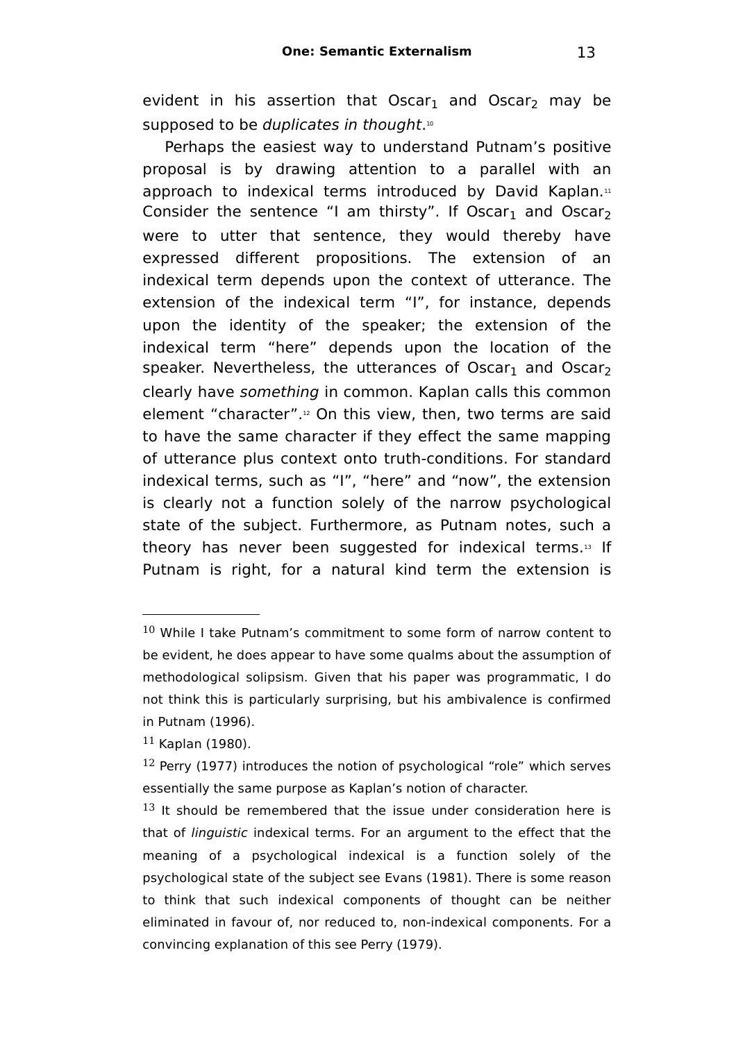evident in his assertion that $Oscar_1$ and $Oscar_2$ may be supposed to be *duplicates in thought*.[10]

Perhaps the easiest way to understand Putnam's positive proposal is by drawing attention to a parallel with an approach to indexical terms introduced by David Kaplan.[11] Consider the sentence "I am thirsty". If $Oscar_1$ and $Oscar_2$ were to utter that sentence, they would thereby have expressed different propositions. The extension of an indexical term depends upon the context of utterance. The extension of the indexical term "I", for instance, depends upon the identity of the speaker; the extension of the indexical term "here" depends upon the location of the speaker. Nevertheless, the utterances of $Oscar_1$ and $Oscar_2$ clearly have *something* in common. Kaplan calls this common element "character".[12] On this view, then, two terms are said to have the same character if they effect the same mapping of utterance plus context onto truth-conditions. For standard indexical terms, such as "I", "here" and "now", the extension is clearly not a function solely of the narrow psychological state of the subject. Furthermore, as Putnam notes, such a theory has never been suggested for indexical terms.[13] If Putnam is right, for a natural kind term the extension is

---

[10] While I take Putnam's commitment to some form of narrow content to be evident, he does appear to have some qualms about the assumption of methodological solipsism. Given that his paper was programmatic, I do not think this is particularly surprising, but his ambivalence is confirmed in Putnam (1996).

[11] Kaplan (1980).

[12] Perry (1977) introduces the notion of psychological "role" which serves essentially the same purpose as Kaplan's notion of character.

[13] It should be remembered that the issue under consideration here is that of *linguistic* indexical terms. For an argument to the effect that the meaning of a psychological indexical is a function solely of the psychological state of the subject see Evans (1981). There is some reason to think that such indexical components of thought can be neither eliminated in favour of, nor reduced to, non-indexical components. For a convincing explanation of this see Perry (1979).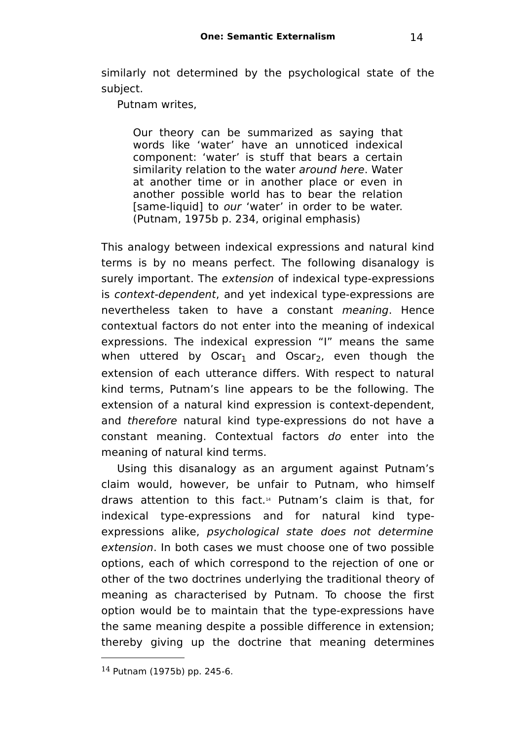similarly not determined by the psychological state of the subject.

Putnam writes,

> Our theory can be summarized as saying that words like 'water' have an unnoticed indexical component: 'water' is stuff that bears a certain similarity relation to the water *around here*. Water at another time or in another place or even in another possible world has to bear the relation [same-liquid] to *our* 'water' in order to be water. (Putnam, 1975b p. 234, original emphasis)

This analogy between indexical expressions and natural kind terms is by no means perfect. The following disanalogy is surely important. The *extension* of indexical type-expressions is *context-dependent*, and yet indexical type-expressions are nevertheless taken to have a constant *meaning*. Hence contextual factors do not enter into the meaning of indexical expressions. The indexical expression "I" means the same when uttered by $\text{Oscar}_1$ and $\text{Oscar}_2$, even though the extension of each utterance differs. With respect to natural kind terms, Putnam's line appears to be the following. The extension of a natural kind expression is context-dependent, and *therefore* natural kind type-expressions do not have a constant meaning. Contextual factors *do* enter into the meaning of natural kind terms.

Using this disanalogy as an argument against Putnam's claim would, however, be unfair to Putnam, who himself draws attention to this fact.[14] Putnam's claim is that, for indexical type-expressions and for natural kind type-expressions alike, *psychological state does not determine extension*. In both cases we must choose one of two possible options, each of which correspond to the rejection of one or other of the two doctrines underlying the traditional theory of meaning as characterised by Putnam. To choose the first option would be to maintain that the type-expressions have the same meaning despite a possible difference in extension; thereby giving up the doctrine that meaning determines

---

[14] Putnam (1975b) pp. 245-6.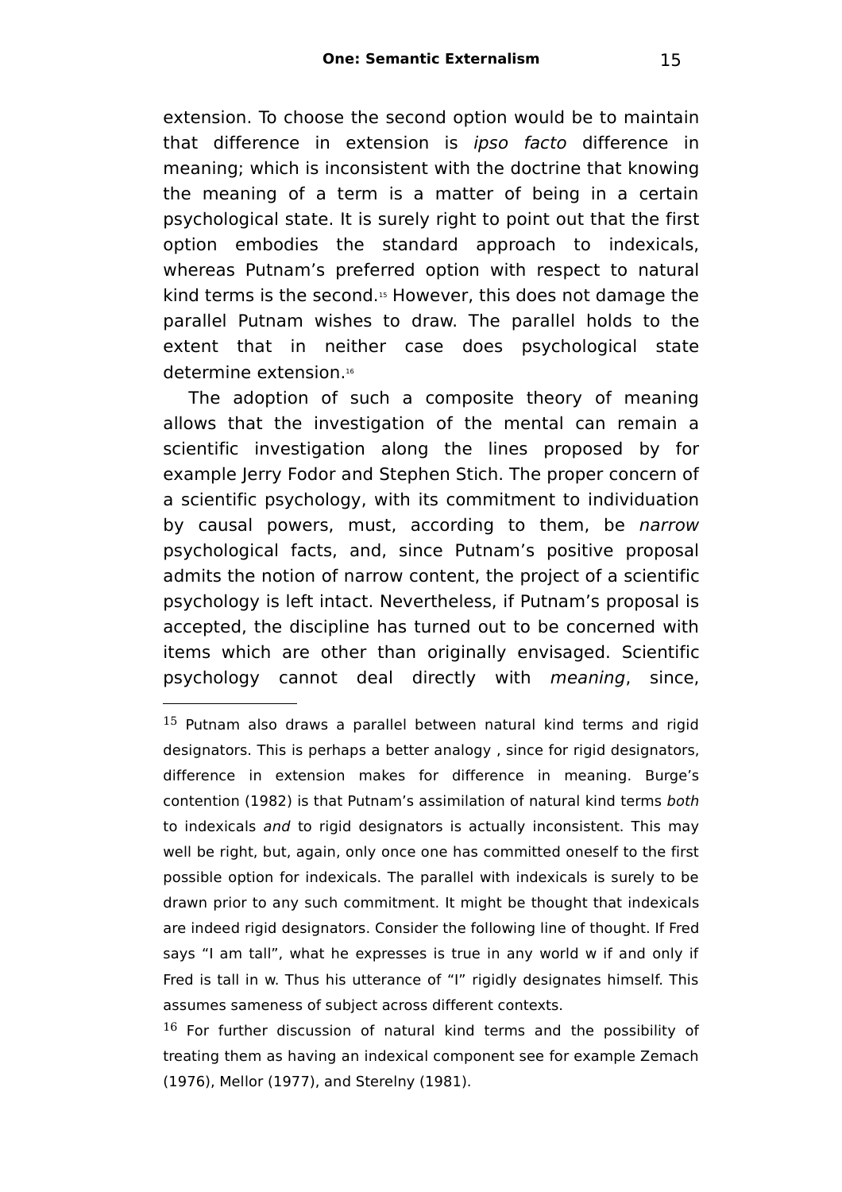extension. To choose the second option would be to maintain that difference in extension is *ipso facto* difference in meaning; which is inconsistent with the doctrine that knowing the meaning of a term is a matter of being in a certain psychological state. It is surely right to point out that the first option embodies the standard approach to indexicals, whereas Putnam's preferred option with respect to natural kind terms is the second.[15] However, this does not damage the parallel Putnam wishes to draw. The parallel holds to the extent that in neither case does psychological state determine extension.[16]

The adoption of such a composite theory of meaning allows that the investigation of the mental can remain a scientific investigation along the lines proposed by for example Jerry Fodor and Stephen Stich. The proper concern of a scientific psychology, with its commitment to individuation by causal powers, must, according to them, be *narrow* psychological facts, and, since Putnam's positive proposal admits the notion of narrow content, the project of a scientific psychology is left intact. Nevertheless, if Putnam's proposal is accepted, the discipline has turned out to be concerned with items which are other than originally envisaged. Scientific psychology cannot deal directly with *meaning*, since,

---

[15] Putnam also draws a parallel between natural kind terms and rigid designators. This is perhaps a better analogy , since for rigid designators, difference in extension makes for difference in meaning. Burge's contention (1982) is that Putnam's assimilation of natural kind terms *both* to indexicals *and* to rigid designators is actually inconsistent. This may well be right, but, again, only once one has committed oneself to the first possible option for indexicals. The parallel with indexicals is surely to be drawn prior to any such commitment. It might be thought that indexicals are indeed rigid designators. Consider the following line of thought. If Fred says "I am tall", what he expresses is true in any world w if and only if Fred is tall in w. Thus his utterance of "I" rigidly designates himself. This assumes sameness of subject across different contexts.

[16] For further discussion of natural kind terms and the possibility of treating them as having an indexical component see for example Zemach (1976), Mellor (1977), and Sterelny (1981).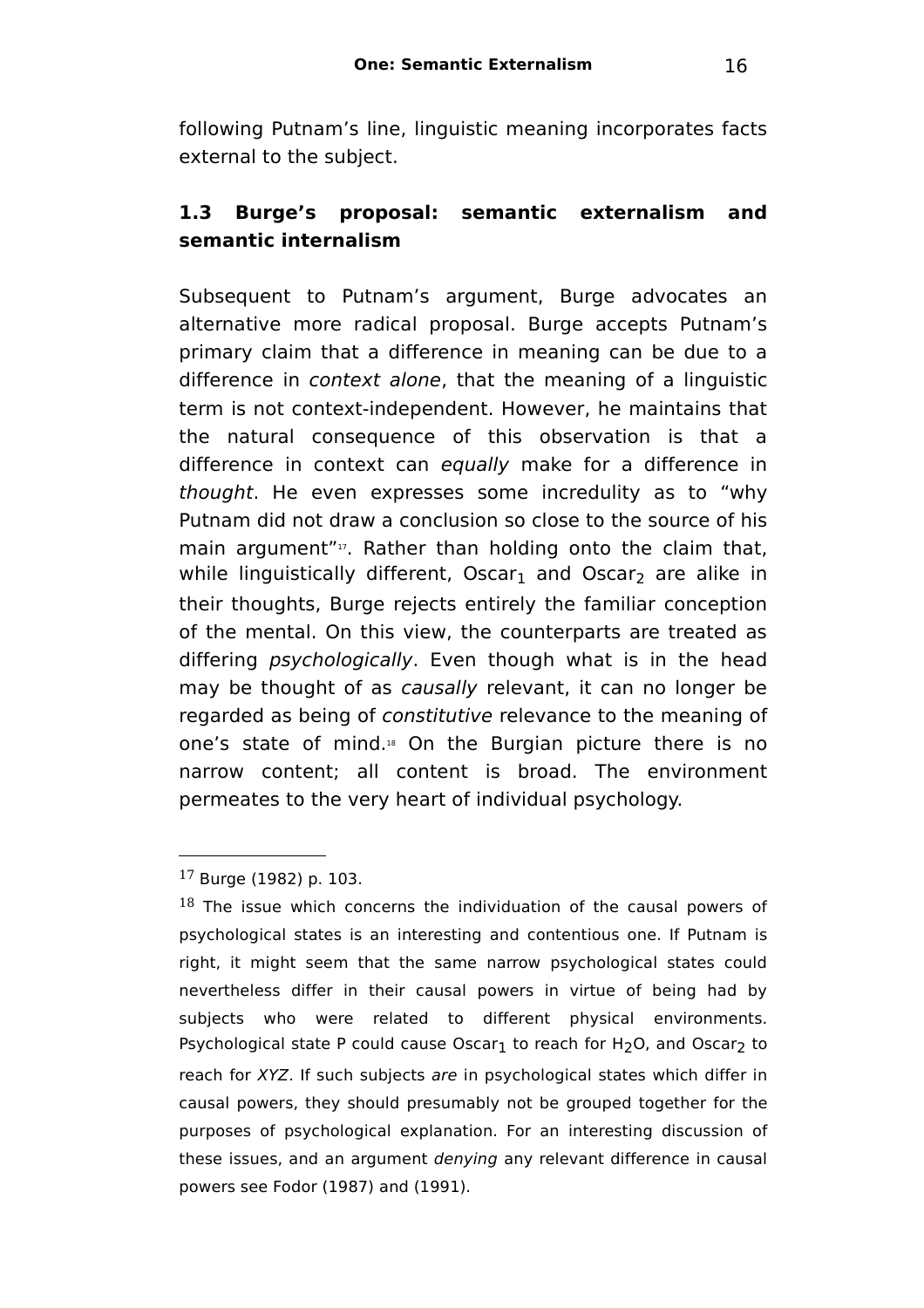following Putnam's line, linguistic meaning incorporates facts external to the subject.

### 1.3 Burge's proposal: semantic externalism and semantic internalism

Subsequent to Putnam's argument, Burge advocates an alternative more radical proposal. Burge accepts Putnam's primary claim that a difference in meaning can be due to a difference in *context alone*, that the meaning of a linguistic term is not context-independent. However, he maintains that the natural consequence of this observation is that a difference in context can *equally* make for a difference in *thought*. He even expresses some incredulity as to "why Putnam did not draw a conclusion so close to the source of his main argument"[17]. Rather than holding onto the claim that, while linguistically different, $Oscar_1$ and $Oscar_2$ are alike in their thoughts, Burge rejects entirely the familiar conception of the mental. On this view, the counterparts are treated as differing *psychologically*. Even though what is in the head may be thought of as *causally* relevant, it can no longer be regarded as being of *constitutive* relevance to the meaning of one's state of mind.[18] On the Burgian picture there is no narrow content; all content is broad. The environment permeates to the very heart of individual psychology.

---

[17] Burge (1982) p. 103.

[18] The issue which concerns the individuation of the causal powers of psychological states is an interesting and contentious one. If Putnam is right, it might seem that the same narrow psychological states could nevertheless differ in their causal powers in virtue of being had by subjects who were related to different physical environments. Psychological state P could cause $Oscar_1$ to reach for $H_2O$, and $Oscar_2$ to reach for *XYZ*. If such subjects *are* in psychological states which differ in causal powers, they should presumably not be grouped together for the purposes of psychological explanation. For an interesting discussion of these issues, and an argument *denying* any relevant difference in causal powers see Fodor (1987) and (1991).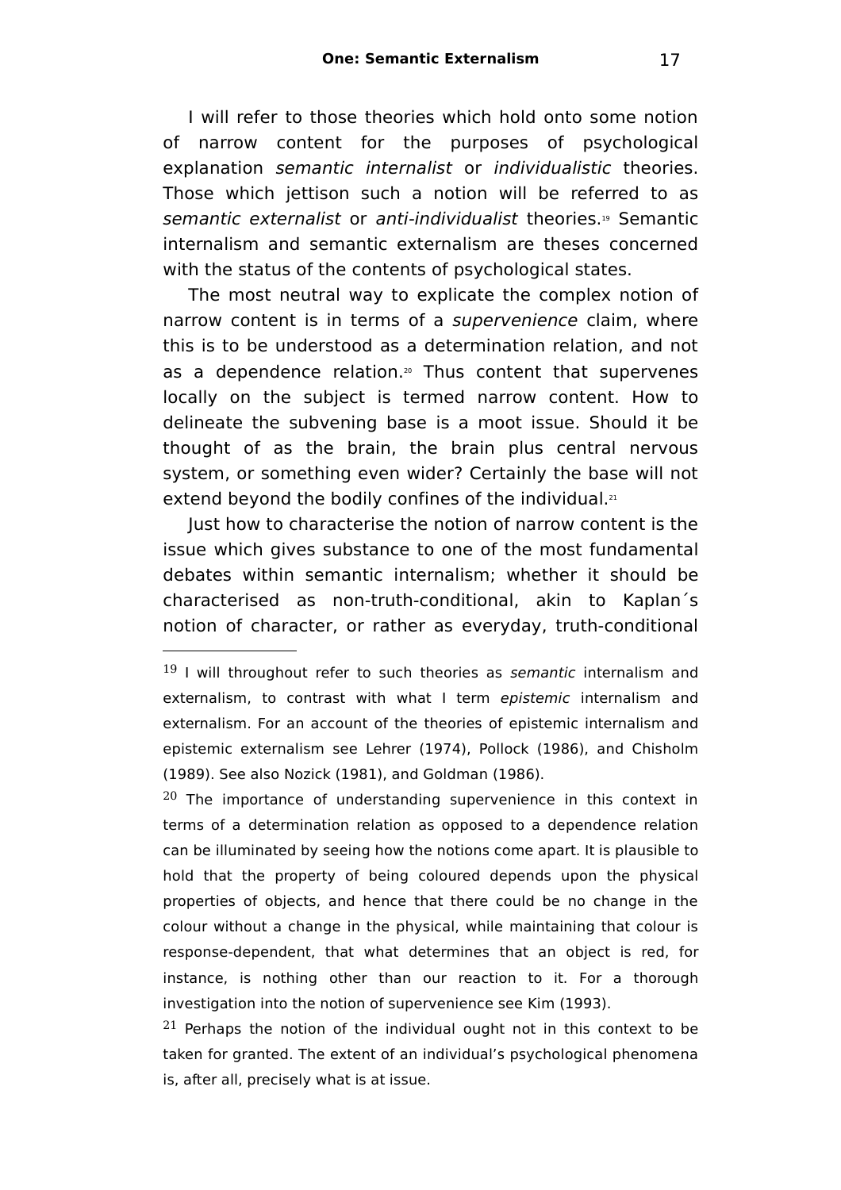I will refer to those theories which hold onto some notion of narrow content for the purposes of psychological explanation *semantic internalist* or *individualistic* theories. Those which jettison such a notion will be referred to as *semantic externalist* or *anti-individualist* theories.[19] Semantic internalism and semantic externalism are theses concerned with the status of the contents of psychological states.

The most neutral way to explicate the complex notion of narrow content is in terms of a *supervenience* claim, where this is to be understood as a determination relation, and not as a dependence relation.[20] Thus content that supervenes locally on the subject is termed narrow content. How to delineate the subvening base is a moot issue. Should it be thought of as the brain, the brain plus central nervous system, or something even wider? Certainly the base will not extend beyond the bodily confines of the individual.[21]

Just how to characterise the notion of narrow content is the issue which gives substance to one of the most fundamental debates within semantic internalism; whether it should be characterised as non-truth-conditional, akin to Kaplan´s notion of character, or rather as everyday, truth-conditional

---

[19] I will throughout refer to such theories as *semantic* internalism and externalism, to contrast with what I term *epistemic* internalism and externalism. For an account of the theories of epistemic internalism and epistemic externalism see Lehrer (1974), Pollock (1986), and Chisholm (1989). See also Nozick (1981), and Goldman (1986).

[20] The importance of understanding supervenience in this context in terms of a determination relation as opposed to a dependence relation can be illuminated by seeing how the notions come apart. It is plausible to hold that the property of being coloured depends upon the physical properties of objects, and hence that there could be no change in the colour without a change in the physical, while maintaining that colour is response-dependent, that what determines that an object is red, for instance, is nothing other than our reaction to it. For a thorough investigation into the notion of supervenience see Kim (1993).

[21] Perhaps the notion of the individual ought not in this context to be taken for granted. The extent of an individual's psychological phenomena is, after all, precisely what is at issue.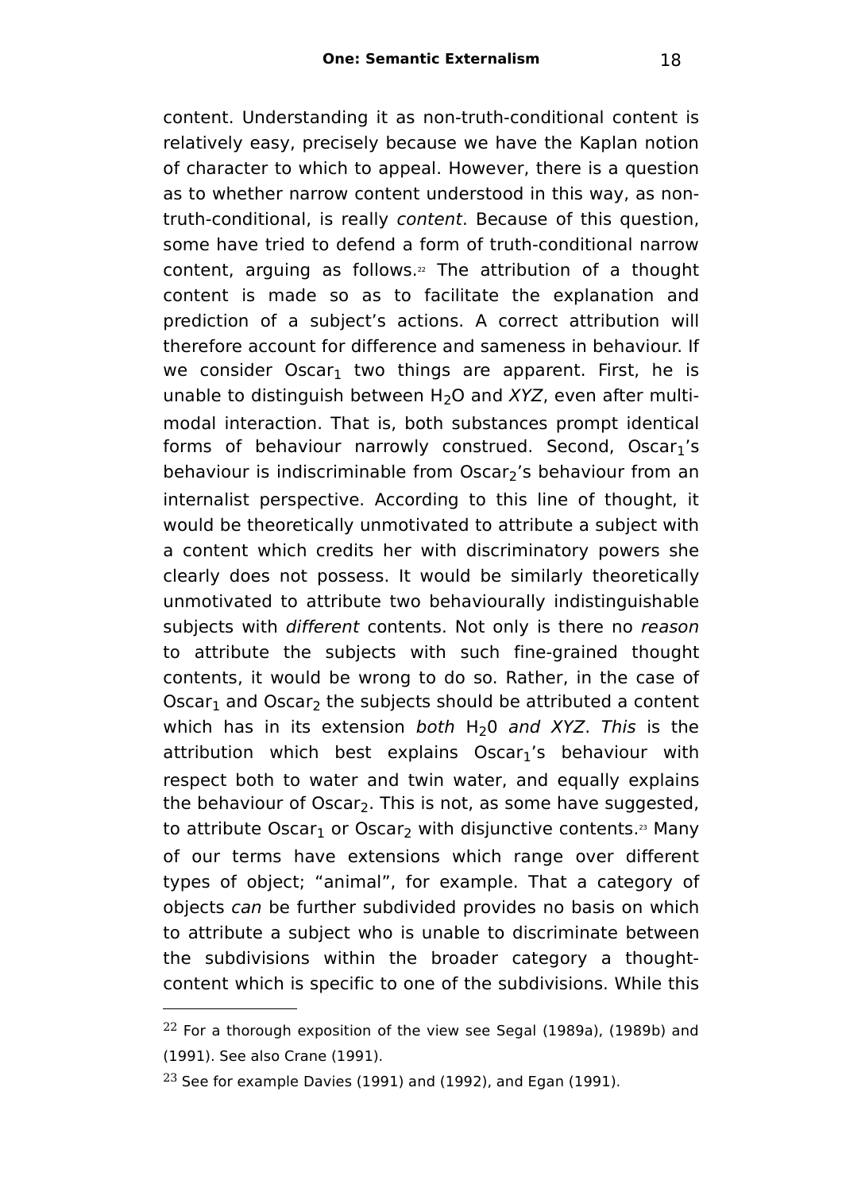content. Understanding it as non-truth-conditional content is relatively easy, precisely because we have the Kaplan notion of character to which to appeal. However, there is a question as to whether narrow content understood in this way, as non-truth-conditional, is really *content*. Because of this question, some have tried to defend a form of truth-conditional narrow content, arguing as follows.[22] The attribution of a thought content is made so as to facilitate the explanation and prediction of a subject's actions. A correct attribution will therefore account for difference and sameness in behaviour. If we consider $Oscar_1$ two things are apparent. First, he is unable to distinguish between $H_2O$ and *XYZ*, even after multi-modal interaction. That is, both substances prompt identical forms of behaviour narrowly construed. Second, $Oscar_1$'s behaviour is indiscriminable from $Oscar_2$'s behaviour from an internalist perspective. According to this line of thought, it would be theoretically unmotivated to attribute a subject with a content which credits her with discriminatory powers she clearly does not possess. It would be similarly theoretically unmotivated to attribute two behaviourally indistinguishable subjects with *different* contents. Not only is there no *reason* to attribute the subjects with such fine-grained thought contents, it would be wrong to do so. Rather, in the case of $Oscar_1$ and $Oscar_2$ the subjects should be attributed a content which has in its extension *both* $H_20$ *and XYZ*. *This* is the attribution which best explains $Oscar_1$'s behaviour with respect both to water and twin water, and equally explains the behaviour of $Oscar_2$. This is not, as some have suggested, to attribute $Oscar_1$ or $Oscar_2$ with disjunctive contents.[23] Many of our terms have extensions which range over different types of object; "animal", for example. That a category of objects *can* be further subdivided provides no basis on which to attribute a subject who is unable to discriminate between the subdivisions within the broader category a thought-content which is specific to one of the subdivisions. While this

---

[22] For a thorough exposition of the view see Segal (1989a), (1989b) and (1991). See also Crane (1991).

[23] See for example Davies (1991) and (1992), and Egan (1991).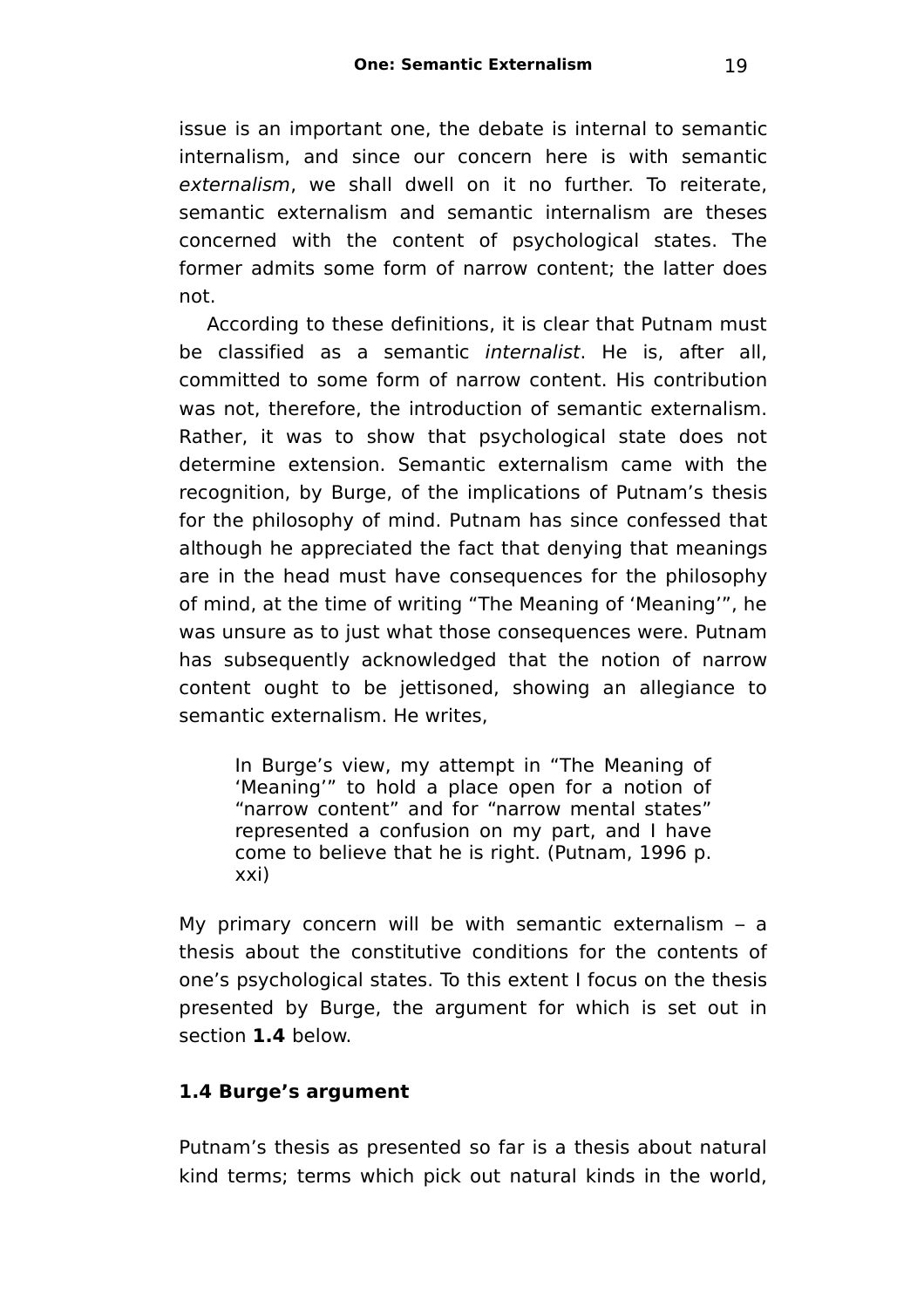issue is an important one, the debate is internal to semantic internalism, and since our concern here is with semantic *externalism*, we shall dwell on it no further. To reiterate, semantic externalism and semantic internalism are theses concerned with the content of psychological states. The former admits some form of narrow content; the latter does not.

According to these definitions, it is clear that Putnam must be classified as a semantic *internalist*. He is, after all, committed to some form of narrow content. His contribution was not, therefore, the introduction of semantic externalism. Rather, it was to show that psychological state does not determine extension. Semantic externalism came with the recognition, by Burge, of the implications of Putnam's thesis for the philosophy of mind. Putnam has since confessed that although he appreciated the fact that denying that meanings are in the head must have consequences for the philosophy of mind, at the time of writing "The Meaning of 'Meaning'", he was unsure as to just what those consequences were. Putnam has subsequently acknowledged that the notion of narrow content ought to be jettisoned, showing an allegiance to semantic externalism. He writes,

> In Burge's view, my attempt in "The Meaning of 'Meaning'" to hold a place open for a notion of "narrow content" and for "narrow mental states" represented a confusion on my part, and I have come to believe that he is right. (Putnam, 1996 p. xxi)

My primary concern will be with semantic externalism – a thesis about the constitutive conditions for the contents of one's psychological states. To this extent I focus on the thesis presented by Burge, the argument for which is set out in section **1.4** below.

### 1.4 Burge's argument

Putnam's thesis as presented so far is a thesis about natural kind terms; terms which pick out natural kinds in the world,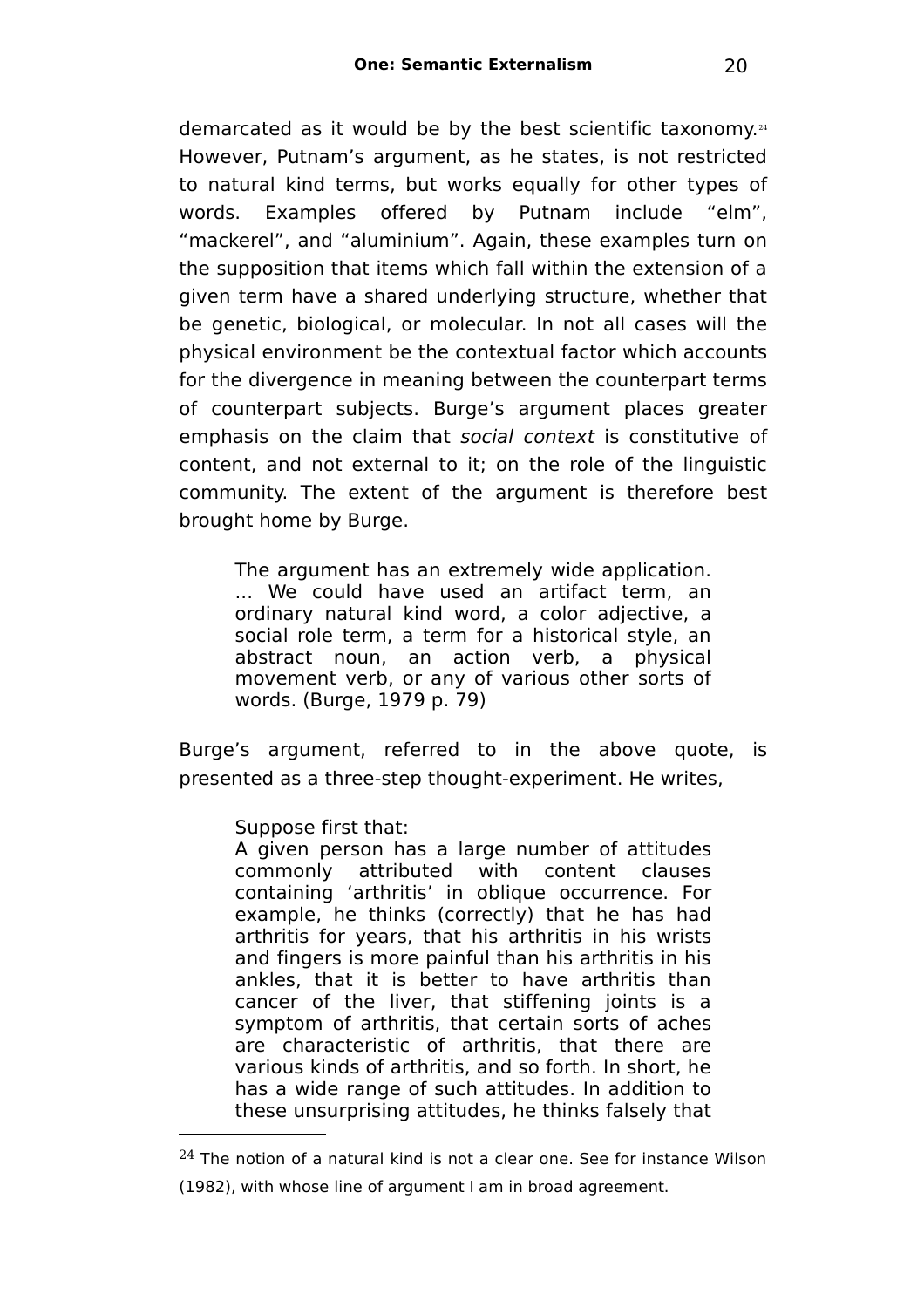demarcated as it would be by the best scientific taxonomy.[24] However, Putnam's argument, as he states, is not restricted to natural kind terms, but works equally for other types of words. Examples offered by Putnam include "elm", "mackerel", and "aluminium". Again, these examples turn on the supposition that items which fall within the extension of a given term have a shared underlying structure, whether that be genetic, biological, or molecular. In not all cases will the physical environment be the contextual factor which accounts for the divergence in meaning between the counterpart terms of counterpart subjects. Burge's argument places greater emphasis on the claim that *social context* is constitutive of content, and not external to it; on the role of the linguistic community. The extent of the argument is therefore best brought home by Burge.

> The argument has an extremely wide application. ... We could have used an artifact term, an ordinary natural kind word, a color adjective, a social role term, a term for a historical style, an abstract noun, an action verb, a physical movement verb, or any of various other sorts of words. (Burge, 1979 p. 79)

Burge's argument, referred to in the above quote, is presented as a three-step thought-experiment. He writes,

> Suppose first that:
> A given person has a large number of attitudes commonly attributed with content clauses containing 'arthritis' in oblique occurrence. For example, he thinks (correctly) that he has had arthritis for years, that his arthritis in his wrists and fingers is more painful than his arthritis in his ankles, that it is better to have arthritis than cancer of the liver, that stiffening joints is a symptom of arthritis, that certain sorts of aches are characteristic of arthritis, that there are various kinds of arthritis, and so forth. In short, he has a wide range of such attitudes. In addition to these unsurprising attitudes, he thinks falsely that

[24] The notion of a natural kind is not a clear one. See for instance Wilson (1982), with whose line of argument I am in broad agreement.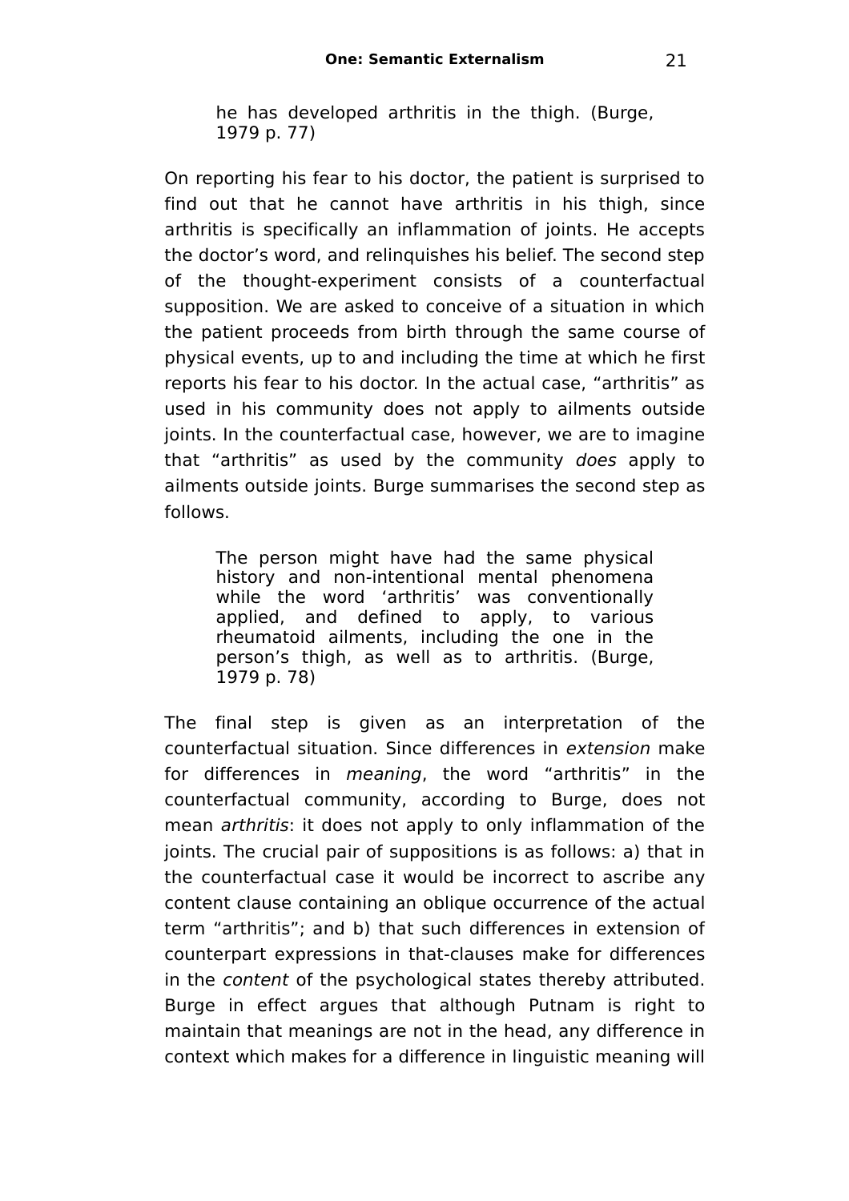> he has developed arthritis in the thigh. (Burge, 1979 p. 77)

On reporting his fear to his doctor, the patient is surprised to find out that he cannot have arthritis in his thigh, since arthritis is specifically an inflammation of joints. He accepts the doctor's word, and relinquishes his belief. The second step of the thought-experiment consists of a counterfactual supposition. We are asked to conceive of a situation in which the patient proceeds from birth through the same course of physical events, up to and including the time at which he first reports his fear to his doctor. In the actual case, "arthritis" as used in his community does not apply to ailments outside joints. In the counterfactual case, however, we are to imagine that "arthritis" as used by the community *does* apply to ailments outside joints. Burge summarises the second step as follows.

> The person might have had the same physical history and non-intentional mental phenomena while the word 'arthritis' was conventionally applied, and defined to apply, to various rheumatoid ailments, including the one in the person's thigh, as well as to arthritis. (Burge, 1979 p. 78)

The final step is given as an interpretation of the counterfactual situation. Since differences in *extension* make for differences in *meaning*, the word "arthritis" in the counterfactual community, according to Burge, does not mean *arthritis*: it does not apply to only inflammation of the joints. The crucial pair of suppositions is as follows: a) that in the counterfactual case it would be incorrect to ascribe any content clause containing an oblique occurrence of the actual term "arthritis"; and b) that such differences in extension of counterpart expressions in that-clauses make for differences in the *content* of the psychological states thereby attributed. Burge in effect argues that although Putnam is right to maintain that meanings are not in the head, any difference in context which makes for a difference in linguistic meaning will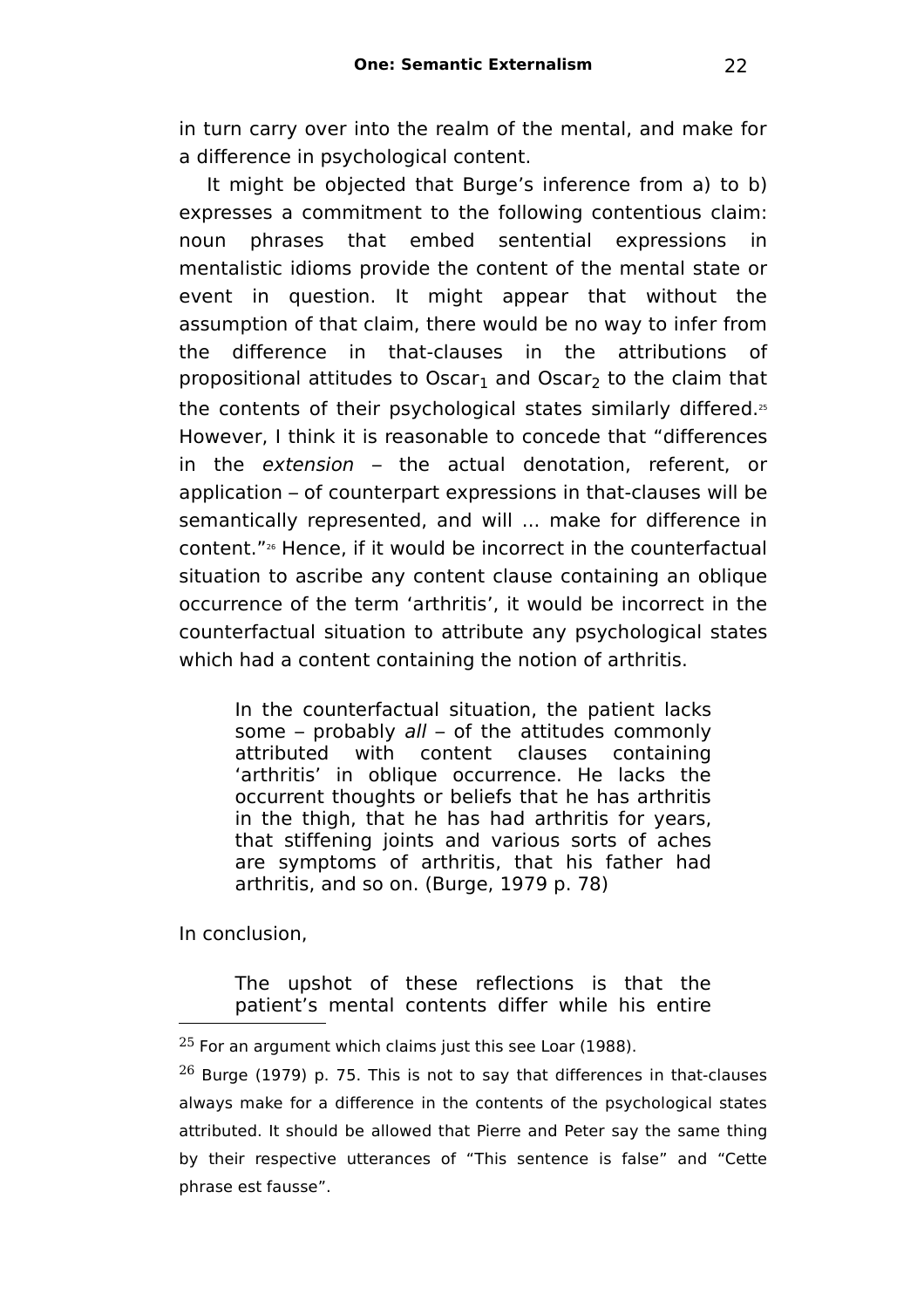in turn carry over into the realm of the mental, and make for a difference in psychological content.

It might be objected that Burge's inference from a) to b) expresses a commitment to the following contentious claim: noun phrases that embed sentential expressions in mentalistic idioms provide the content of the mental state or event in question. It might appear that without the assumption of that claim, there would be no way to infer from the difference in that-clauses in the attributions of propositional attitudes to $\text{Oscar}_1$ and $\text{Oscar}_2$ to the claim that the contents of their psychological states similarly differed.[25] However, I think it is reasonable to concede that "differences in the *extension* – the actual denotation, referent, or application – of counterpart expressions in that-clauses will be semantically represented, and will ... make for difference in content."[26] Hence, if it would be incorrect in the counterfactual situation to ascribe any content clause containing an oblique occurrence of the term 'arthritis', it would be incorrect in the counterfactual situation to attribute any psychological states which had a content containing the notion of arthritis.

> In the counterfactual situation, the patient lacks some – probably *all* – of the attitudes commonly attributed with content clauses containing 'arthritis' in oblique occurrence. He lacks the occurrent thoughts or beliefs that he has arthritis in the thigh, that he has had arthritis for years, that stiffening joints and various sorts of aches are symptoms of arthritis, that his father had arthritis, and so on. (Burge, 1979 p. 78)

In conclusion,

> The upshot of these reflections is that the patient's mental contents differ while his entire

---

[25] For an argument which claims just this see Loar (1988).

[26] Burge (1979) p. 75. This is not to say that differences in that-clauses always make for a difference in the contents of the psychological states attributed. It should be allowed that Pierre and Peter say the same thing by their respective utterances of "This sentence is false" and "Cette phrase est fausse".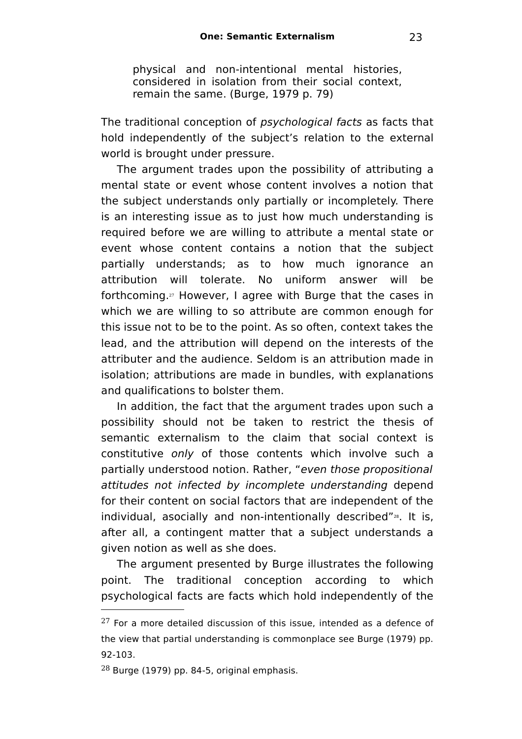> physical and non-intentional mental histories, considered in isolation from their social context, remain the same. (Burge, 1979 p. 79)

The traditional conception of *psychological facts* as facts that hold independently of the subject's relation to the external world is brought under pressure.

The argument trades upon the possibility of attributing a mental state or event whose content involves a notion that the subject understands only partially or incompletely. There is an interesting issue as to just how much understanding is required before we are willing to attribute a mental state or event whose content contains a notion that the subject partially understands; as to how much ignorance an attribution will tolerate. No uniform answer will be forthcoming.[27] However, I agree with Burge that the cases in which we are willing to so attribute are common enough for this issue not to be to the point. As so often, context takes the lead, and the attribution will depend on the interests of the attributer and the audience. Seldom is an attribution made in isolation; attributions are made in bundles, with explanations and qualifications to bolster them.

In addition, the fact that the argument trades upon such a possibility should not be taken to restrict the thesis of semantic externalism to the claim that social context is constitutive *only* of those contents which involve such a partially understood notion. Rather, "*even those propositional attitudes not infected by incomplete understanding* depend for their content on social factors that are independent of the individual, asocially and non-intentionally described"[28]. It is, after all, a contingent matter that a subject understands a given notion as well as she does.

The argument presented by Burge illustrates the following point. The traditional conception according to which psychological facts are facts which hold independently of the

---

[27] For a more detailed discussion of this issue, intended as a defence of the view that partial understanding is commonplace see Burge (1979) pp. 92-103.

[28] Burge (1979) pp. 84-5, original emphasis.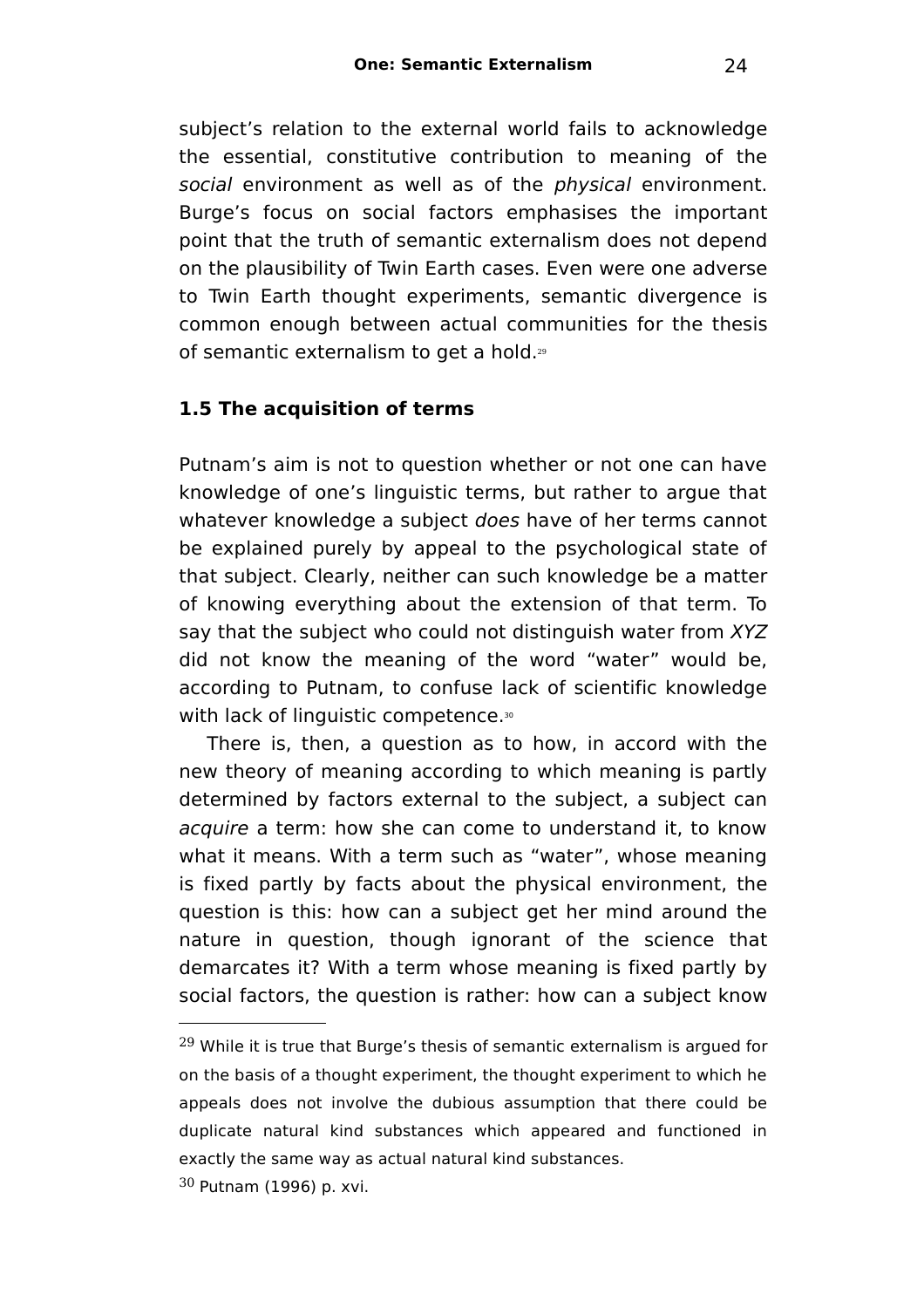subject's relation to the external world fails to acknowledge the essential, constitutive contribution to meaning of the *social* environment as well as of the *physical* environment. Burge's focus on social factors emphasises the important point that the truth of semantic externalism does not depend on the plausibility of Twin Earth cases. Even were one adverse to Twin Earth thought experiments, semantic divergence is common enough between actual communities for the thesis of semantic externalism to get a hold.[29]

### 1.5 The acquisition of terms

Putnam's aim is not to question whether or not one can have knowledge of one's linguistic terms, but rather to argue that whatever knowledge a subject *does* have of her terms cannot be explained purely by appeal to the psychological state of that subject. Clearly, neither can such knowledge be a matter of knowing everything about the extension of that term. To say that the subject who could not distinguish water from *XYZ* did not know the meaning of the word "water" would be, according to Putnam, to confuse lack of scientific knowledge with lack of linguistic competence.[30]

There is, then, a question as to how, in accord with the new theory of meaning according to which meaning is partly determined by factors external to the subject, a subject can *acquire* a term: how she can come to understand it, to know what it means. With a term such as "water", whose meaning is fixed partly by facts about the physical environment, the question is this: how can a subject get her mind around the nature in question, though ignorant of the science that demarcates it? With a term whose meaning is fixed partly by social factors, the question is rather: how can a subject know

---

[29] While it is true that Burge's thesis of semantic externalism is argued for on the basis of a thought experiment, the thought experiment to which he appeals does not involve the dubious assumption that there could be duplicate natural kind substances which appeared and functioned in exactly the same way as actual natural kind substances.

[30] Putnam (1996) p. xvi.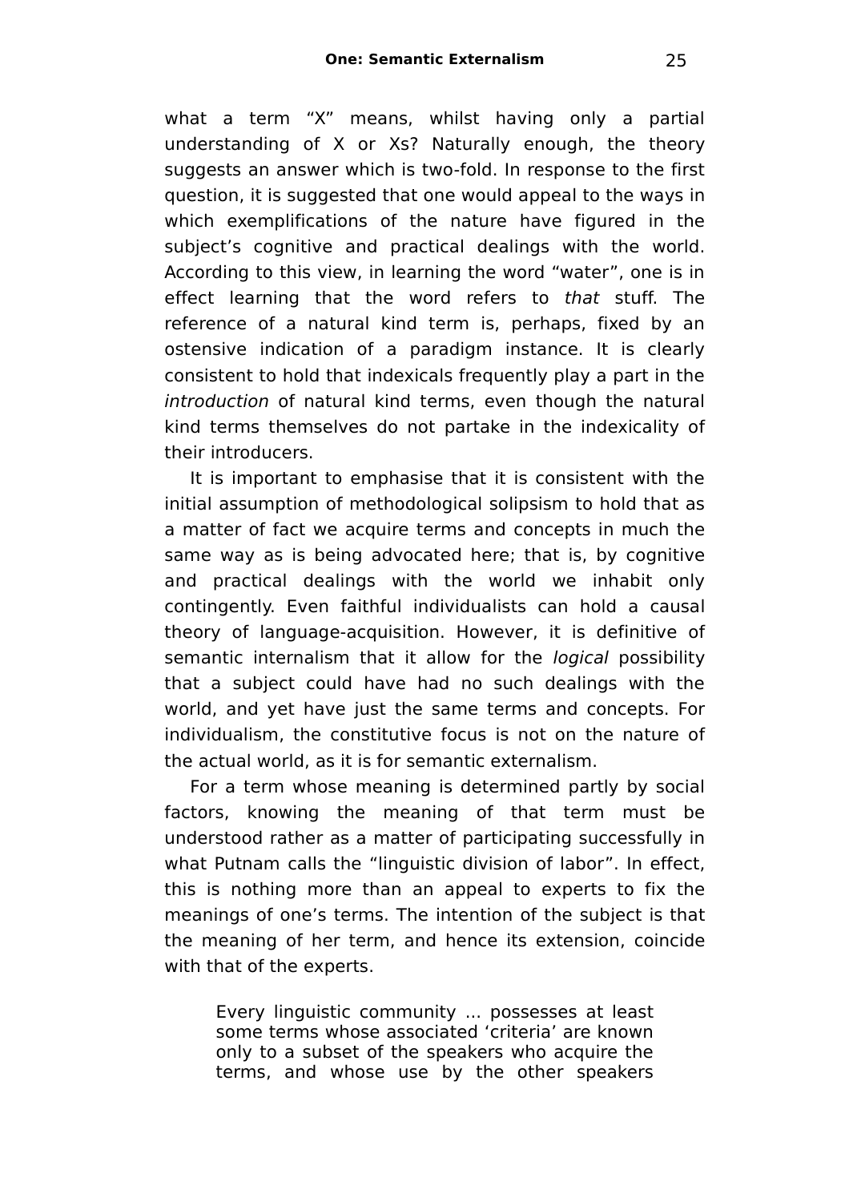what a term “X” means, whilst having only a partial understanding of X or Xs? Naturally enough, the theory suggests an answer which is two-fold. In response to the first question, it is suggested that one would appeal to the ways in which exemplifications of the nature have figured in the subject’s cognitive and practical dealings with the world. According to this view, in learning the word “water”, one is in effect learning that the word refers to *that* stuff. The reference of a natural kind term is, perhaps, fixed by an ostensive indication of a paradigm instance. It is clearly consistent to hold that indexicals frequently play a part in the *introduction* of natural kind terms, even though the natural kind terms themselves do not partake in the indexicality of their introducers.

It is important to emphasise that it is consistent with the initial assumption of methodological solipsism to hold that as a matter of fact we acquire terms and concepts in much the same way as is being advocated here; that is, by cognitive and practical dealings with the world we inhabit only contingently. Even faithful individualists can hold a causal theory of language-acquisition. However, it is definitive of semantic internalism that it allow for the *logical* possibility that a subject could have had no such dealings with the world, and yet have just the same terms and concepts. For individualism, the constitutive focus is not on the nature of the actual world, as it is for semantic externalism.

For a term whose meaning is determined partly by social factors, knowing the meaning of that term must be understood rather as a matter of participating successfully in what Putnam calls the “linguistic division of labor”. In effect, this is nothing more than an appeal to experts to fix the meanings of one’s terms. The intention of the subject is that the meaning of her term, and hence its extension, coincide with that of the experts.

> Every linguistic community ... possesses at least some terms whose associated ‘criteria’ are known only to a subset of the speakers who acquire the terms, and whose use by the other speakers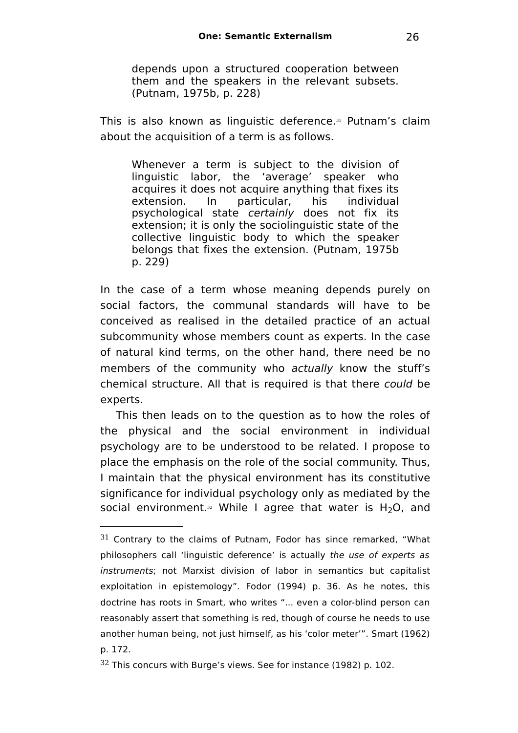> depends upon a structured cooperation between them and the speakers in the relevant subsets. (Putnam, 1975b, p. 228)

This is also known as linguistic deference.[31] Putnam's claim about the acquisition of a term is as follows.

> Whenever a term is subject to the division of linguistic labor, the 'average' speaker who acquires it does not acquire anything that fixes its extension. In particular, his individual psychological state *certainly* does not fix its extension; it is only the sociolinguistic state of the collective linguistic body to which the speaker belongs that fixes the extension. (Putnam, 1975b p. 229)

In the case of a term whose meaning depends purely on social factors, the communal standards will have to be conceived as realised in the detailed practice of an actual subcommunity whose members count as experts. In the case of natural kind terms, on the other hand, there need be no members of the community who *actually* know the stuff's chemical structure. All that is required is that there *could* be experts.

This then leads on to the question as to how the roles of the physical and the social environment in individual psychology are to be understood to be related. I propose to place the emphasis on the role of the social community. Thus, I maintain that the physical environment has its constitutive significance for individual psychology only as mediated by the social environment.[32] While I agree that water is $H_2O$, and

---

[31] Contrary to the claims of Putnam, Fodor has since remarked, "What philosophers call 'linguistic deference' is actually *the use of experts as instruments*; not Marxist division of labor in semantics but capitalist exploitation in epistemology". Fodor (1994) p. 36. As he notes, this doctrine has roots in Smart, who writes "... even a color-blind person can reasonably assert that something is red, though of course he needs to use another human being, not just himself, as his 'color meter'". Smart (1962) p. 172.

[32] This concurs with Burge's views. See for instance (1982) p. 102.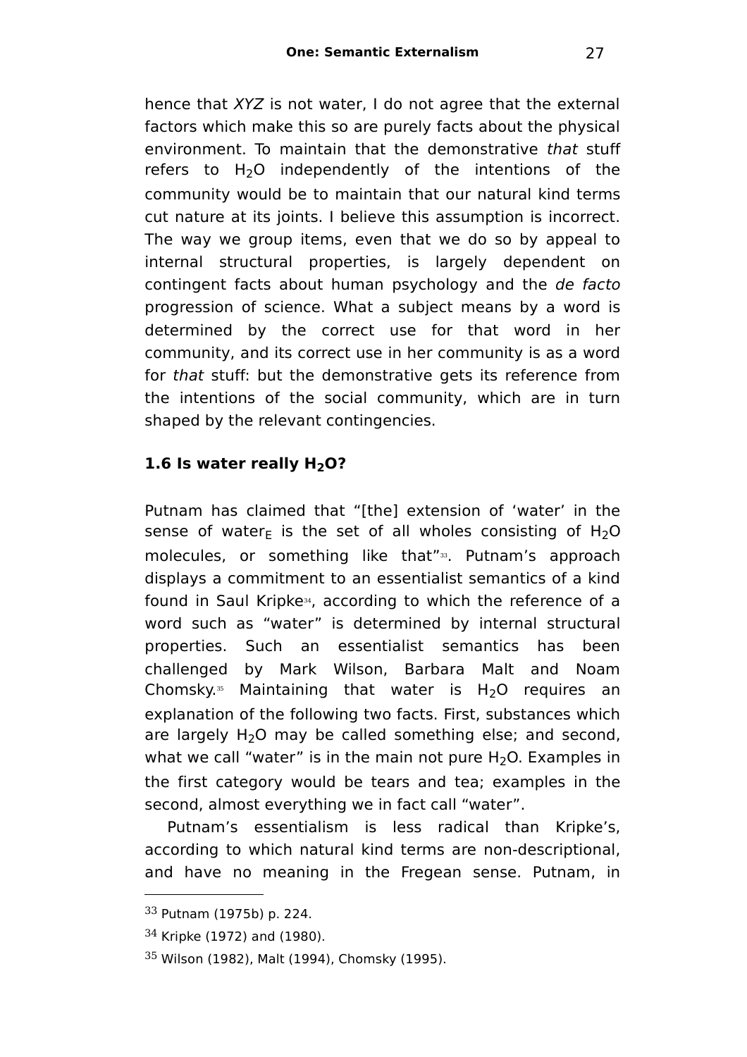hence that *XYZ* is not water, I do not agree that the external factors which make this so are purely facts about the physical environment. To maintain that the demonstrative *that* stuff refers to $H_2O$ independently of the intentions of the community would be to maintain that our natural kind terms cut nature at its joints. I believe this assumption is incorrect. The way we group items, even that we do so by appeal to internal structural properties, is largely dependent on contingent facts about human psychology and the *de facto* progression of science. What a subject means by a word is determined by the correct use for that word in her community, and its correct use in her community is as a word for *that* stuff: but the demonstrative gets its reference from the intentions of the social community, which are in turn shaped by the relevant contingencies.

### 1.6 Is water really $H_2O$?

Putnam has claimed that "[the] extension of 'water' in the sense of water$_E$ is the set of all wholes consisting of $H_2O$ molecules, or something like that"[33]. Putnam's approach displays a commitment to an essentialist semantics of a kind found in Saul Kripke[34], according to which the reference of a word such as "water" is determined by internal structural properties. Such an essentialist semantics has been challenged by Mark Wilson, Barbara Malt and Noam Chomsky.[35] Maintaining that water is $H_2O$ requires an explanation of the following two facts. First, substances which are largely $H_2O$ may be called something else; and second, what we call "water" is in the main not pure $H_2O$. Examples in the first category would be tears and tea; examples in the second, almost everything we in fact call "water".

Putnam's essentialism is less radical than Kripke's, according to which natural kind terms are non-descriptional, and have no meaning in the Fregean sense. Putnam, in

---

33 Putnam (1975b) p. 224.

34 Kripke (1972) and (1980).

35 Wilson (1982), Malt (1994), Chomsky (1995).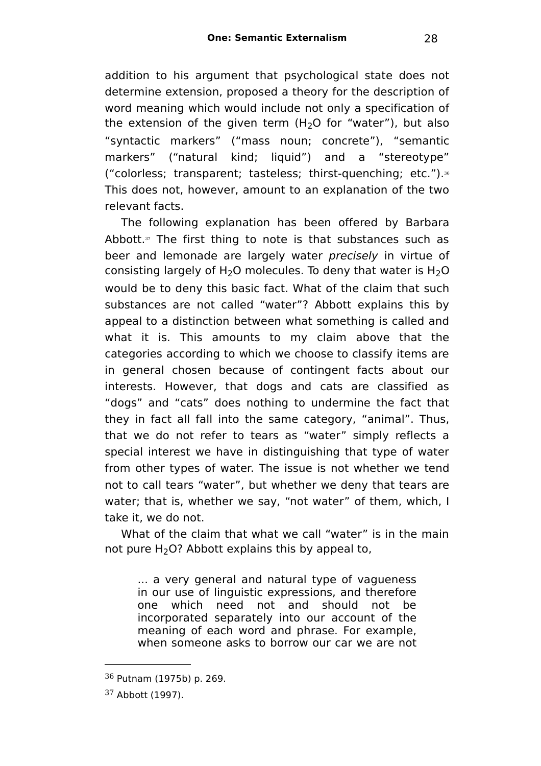addition to his argument that psychological state does not determine extension, proposed a theory for the description of word meaning which would include not only a specification of the extension of the given term ($H_2O$ for "water"), but also "syntactic markers" ("mass noun; concrete"), "semantic markers" ("natural kind; liquid") and a "stereotype" ("colorless; transparent; tasteless; thirst-quenching; etc.").[36] This does not, however, amount to an explanation of the two relevant facts.

The following explanation has been offered by Barbara Abbott.[37] The first thing to note is that substances such as beer and lemonade are largely water *precisely* in virtue of consisting largely of $H_2O$ molecules. To deny that water is $H_2O$ would be to deny this basic fact. What of the claim that such substances are not called "water"? Abbott explains this by appeal to a distinction between what something is called and what it is. This amounts to my claim above that the categories according to which we choose to classify items are in general chosen because of contingent facts about our interests. However, that dogs and cats are classified as "dogs" and "cats" does nothing to undermine the fact that they in fact all fall into the same category, "animal". Thus, that we do not refer to tears as "water" simply reflects a special interest we have in distinguishing that type of water from other types of water. The issue is not whether we tend not to call tears "water", but whether we deny that tears are water; that is, whether we say, "not water" of them, which, I take it, we do not.

What of the claim that what we call "water" is in the main not pure $H_2O$? Abbott explains this by appeal to,

> ... a very general and natural type of vagueness in our use of linguistic expressions, and therefore one which need not and should not be incorporated separately into our account of the meaning of each word and phrase. For example, when someone asks to borrow our car we are not

---

36 Putnam (1975b) p. 269.

37 Abbott (1997).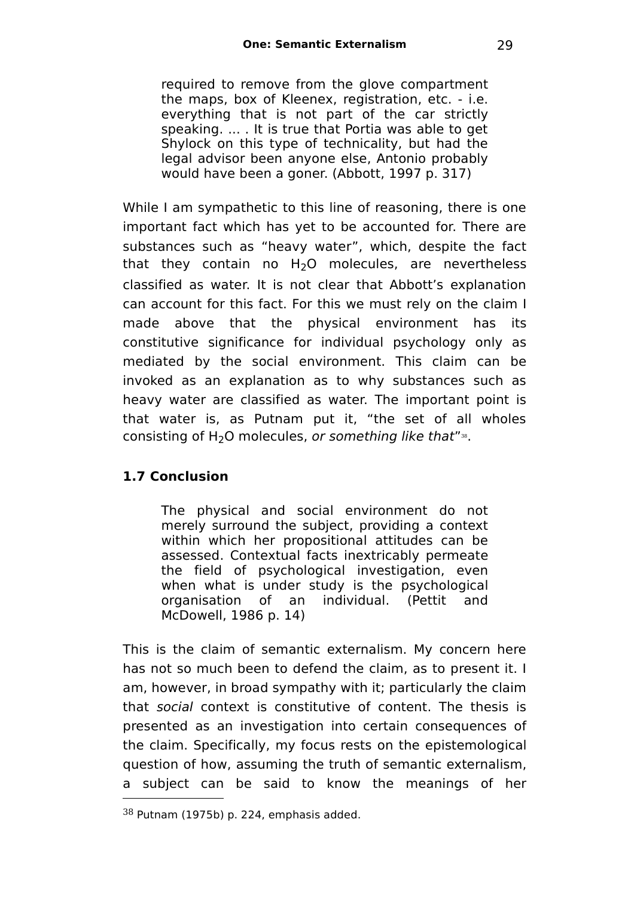> required to remove from the glove compartment the maps, box of Kleenex, registration, etc. - i.e. everything that is not part of the car strictly speaking. ... . It is true that Portia was able to get Shylock on this type of technicality, but had the legal advisor been anyone else, Antonio probably would have been a goner. (Abbott, 1997 p. 317)

While I am sympathetic to this line of reasoning, there is one important fact which has yet to be accounted for. There are substances such as "heavy water", which, despite the fact that they contain no $H_2O$ molecules, are nevertheless classified as water. It is not clear that Abbott's explanation can account for this fact. For this we must rely on the claim I made above that the physical environment has its constitutive significance for individual psychology only as mediated by the social environment. This claim can be invoked as an explanation as to why substances such as heavy water are classified as water. The important point is that water is, as Putnam put it, "the set of all wholes consisting of $H_2O$ molecules, *or something like that*"[38].

### 1.7 Conclusion

> The physical and social environment do not merely surround the subject, providing a context within which her propositional attitudes can be assessed. Contextual facts inextricably permeate the field of psychological investigation, even when what is under study is the psychological organisation of an individual. (Pettit and McDowell, 1986 p. 14)

This is the claim of semantic externalism. My concern here has not so much been to defend the claim, as to present it. I am, however, in broad sympathy with it; particularly the claim that *social* context is constitutive of content. The thesis is presented as an investigation into certain consequences of the claim. Specifically, my focus rests on the epistemological question of how, assuming the truth of semantic externalism, a subject can be said to know the meanings of her

---

[38] Putnam (1975b) p. 224, emphasis added.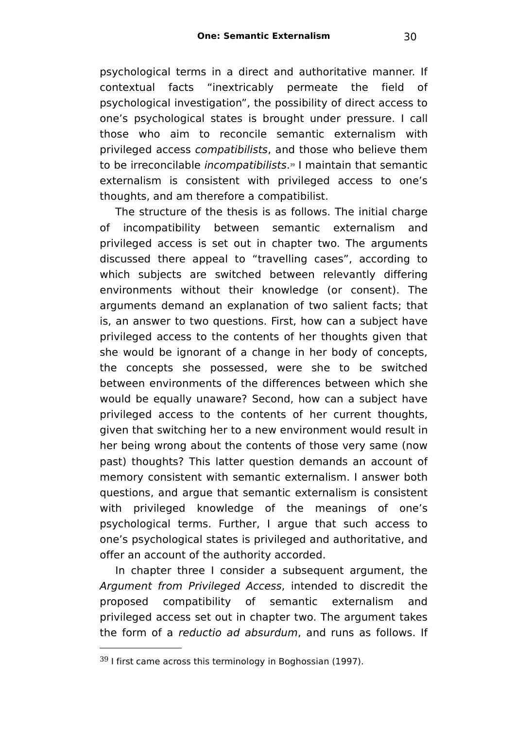psychological terms in a direct and authoritative manner. If contextual facts "inextricably permeate the field of psychological investigation", the possibility of direct access to one's psychological states is brought under pressure. I call those who aim to reconcile semantic externalism with privileged access *compatibilists*, and those who believe them to be irreconcilable *incompatibilists*.[39] I maintain that semantic externalism is consistent with privileged access to one's thoughts, and am therefore a compatibilist.

The structure of the thesis is as follows. The initial charge of incompatibility between semantic externalism and privileged access is set out in chapter two. The arguments discussed there appeal to "travelling cases", according to which subjects are switched between relevantly differing environments without their knowledge (or consent). The arguments demand an explanation of two salient facts; that is, an answer to two questions. First, how can a subject have privileged access to the contents of her thoughts given that she would be ignorant of a change in her body of concepts, the concepts she possessed, were she to be switched between environments of the differences between which she would be equally unaware? Second, how can a subject have privileged access to the contents of her current thoughts, given that switching her to a new environment would result in her being wrong about the contents of those very same (now past) thoughts? This latter question demands an account of memory consistent with semantic externalism. I answer both questions, and argue that semantic externalism is consistent with privileged knowledge of the meanings of one's psychological terms. Further, I argue that such access to one's psychological states is privileged and authoritative, and offer an account of the authority accorded.

In chapter three I consider a subsequent argument, the *Argument from Privileged Access*, intended to discredit the proposed compatibility of semantic externalism and privileged access set out in chapter two. The argument takes the form of a *reductio ad absurdum*, and runs as follows. If

---

[39] I first came across this terminology in Boghossian (1997).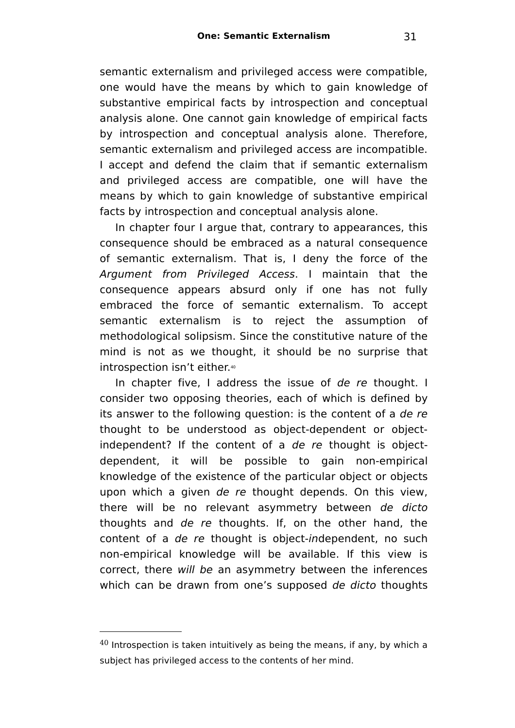semantic externalism and privileged access were compatible, one would have the means by which to gain knowledge of substantive empirical facts by introspection and conceptual analysis alone. One cannot gain knowledge of empirical facts by introspection and conceptual analysis alone. Therefore, semantic externalism and privileged access are incompatible. I accept and defend the claim that if semantic externalism and privileged access are compatible, one will have the means by which to gain knowledge of substantive empirical facts by introspection and conceptual analysis alone.

In chapter four I argue that, contrary to appearances, this consequence should be embraced as a natural consequence of semantic externalism. That is, I deny the force of the *Argument from Privileged Access*. I maintain that the consequence appears absurd only if one has not fully embraced the force of semantic externalism. To accept semantic externalism is to reject the assumption of methodological solipsism. Since the constitutive nature of the mind is not as we thought, it should be no surprise that introspection isn't either.[40]

In chapter five, I address the issue of *de re* thought. I consider two opposing theories, each of which is defined by its answer to the following question: is the content of a *de re* thought to be understood as object-dependent or object-independent? If the content of a *de re* thought is object-dependent, it will be possible to gain non-empirical knowledge of the existence of the particular object or objects upon which a given *de re* thought depends. On this view, there will be no relevant asymmetry between *de dicto* thoughts and *de re* thoughts. If, on the other hand, the content of a *de re* thought is object-*in*dependent, no such non-empirical knowledge will be available. If this view is correct, there *will be* an asymmetry between the inferences which can be drawn from one's supposed *de dicto* thoughts

---

[40] Introspection is taken intuitively as being the means, if any, by which a subject has privileged access to the contents of her mind.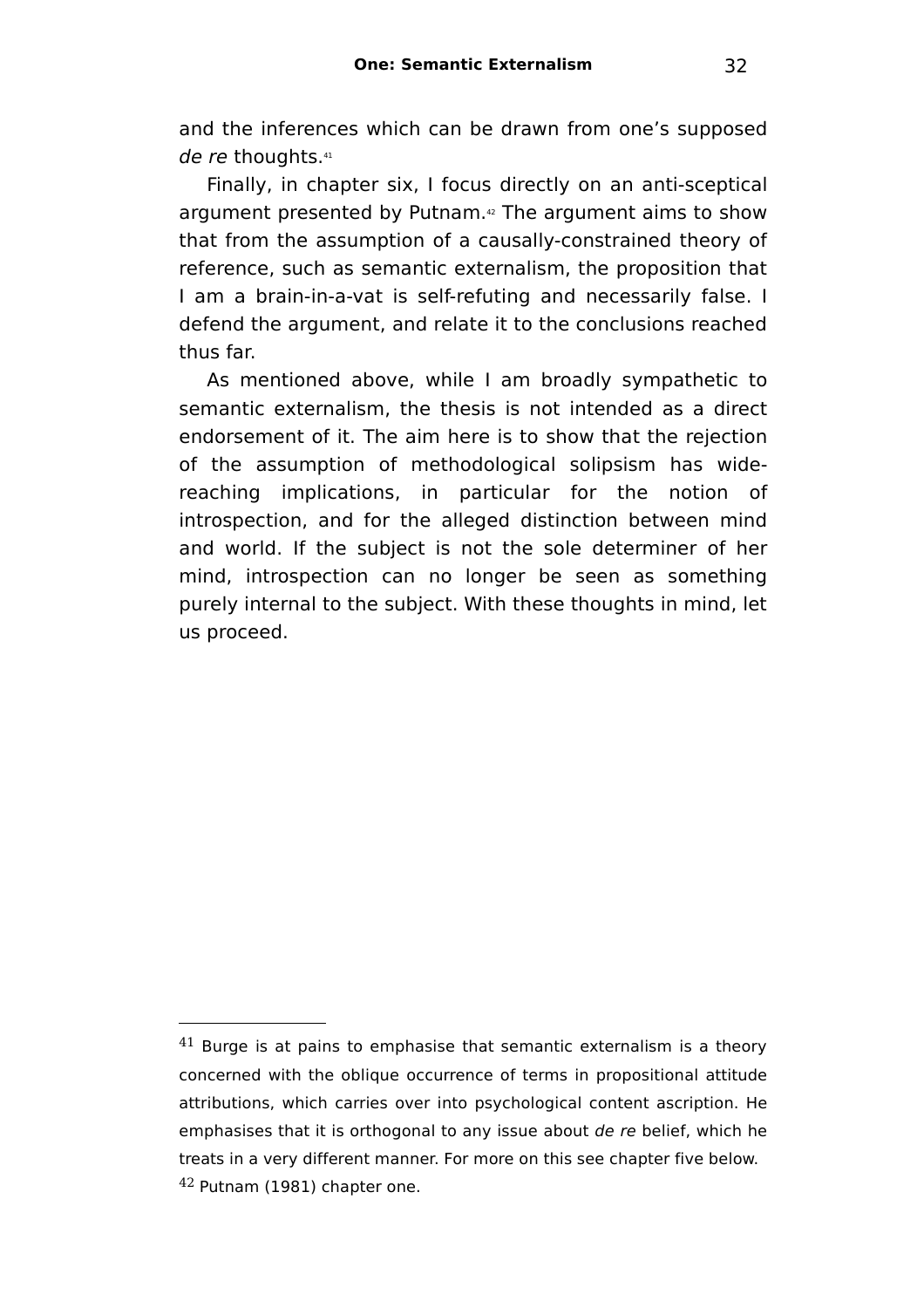and the inferences which can be drawn from one's supposed *de re* thoughts.[41]

Finally, in chapter six, I focus directly on an anti-sceptical argument presented by Putnam.[42] The argument aims to show that from the assumption of a causally-constrained theory of reference, such as semantic externalism, the proposition that I am a brain-in-a-vat is self-refuting and necessarily false. I defend the argument, and relate it to the conclusions reached thus far.

As mentioned above, while I am broadly sympathetic to semantic externalism, the thesis is not intended as a direct endorsement of it. The aim here is to show that the rejection of the assumption of methodological solipsism has wide-reaching implications, in particular for the notion of introspection, and for the alleged distinction between mind and world. If the subject is not the sole determiner of her mind, introspection can no longer be seen as something purely internal to the subject. With these thoughts in mind, let us proceed.

---

[41] Burge is at pains to emphasise that semantic externalism is a theory concerned with the oblique occurrence of terms in propositional attitude attributions, which carries over into psychological content ascription. He emphasises that it is orthogonal to any issue about *de re* belief, which he treats in a very different manner. For more on this see chapter five below.

[42] Putnam (1981) chapter one.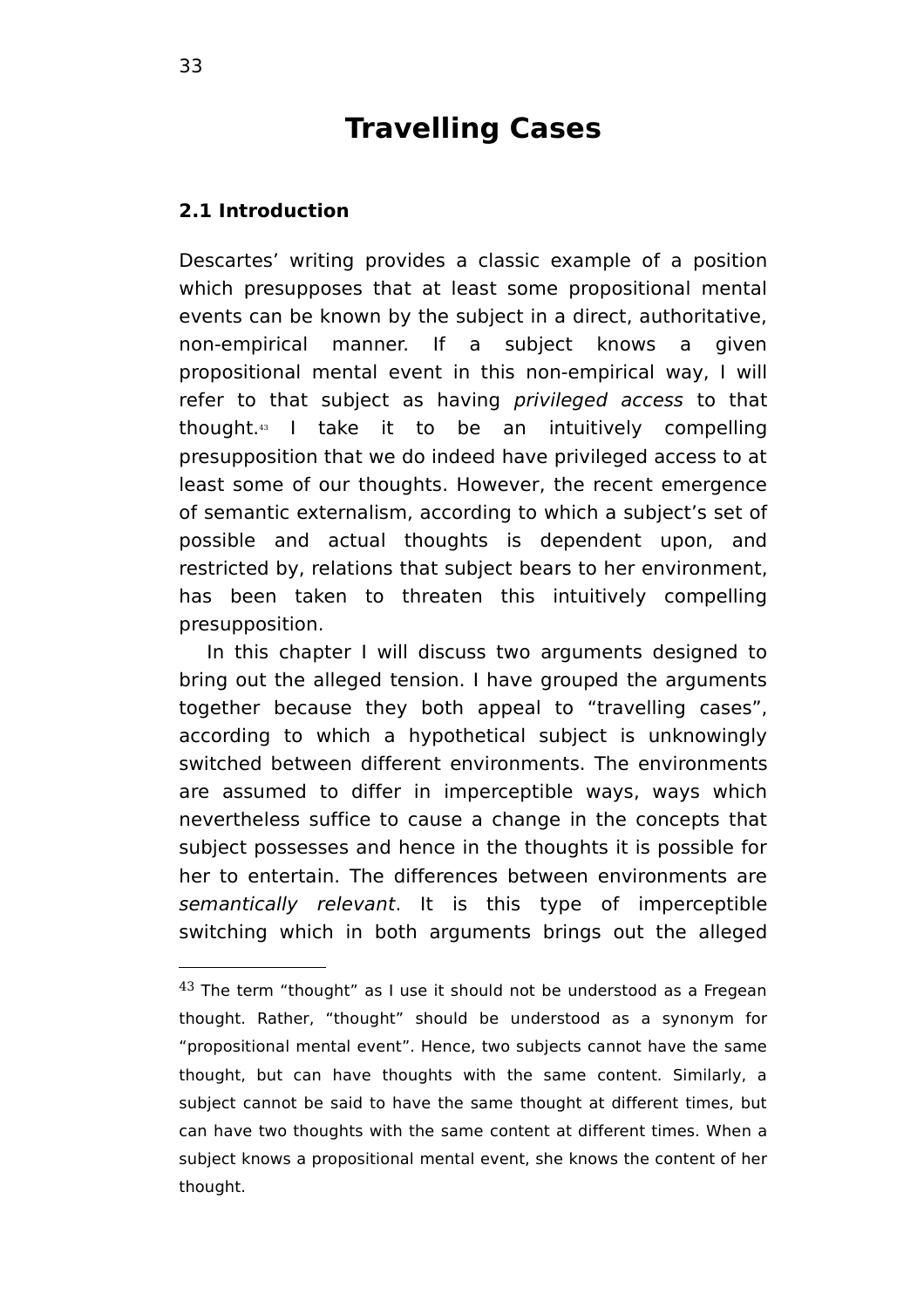# Travelling Cases

## 2.1 Introduction

Descartes' writing provides a classic example of a position which presupposes that at least some propositional mental events can be known by the subject in a direct, authoritative, non-empirical manner. If a subject knows a given propositional mental event in this non-empirical way, I will refer to that subject as having *privileged access* to that thought.[43] I take it to be an intuitively compelling presupposition that we do indeed have privileged access to at least some of our thoughts. However, the recent emergence of semantic externalism, according to which a subject's set of possible and actual thoughts is dependent upon, and restricted by, relations that subject bears to her environment, has been taken to threaten this intuitively compelling presupposition.

In this chapter I will discuss two arguments designed to bring out the alleged tension. I have grouped the arguments together because they both appeal to "travelling cases", according to which a hypothetical subject is unknowingly switched between different environments. The environments are assumed to differ in imperceptible ways, ways which nevertheless suffice to cause a change in the concepts that subject possesses and hence in the thoughts it is possible for her to entertain. The differences between environments are *semantically relevant*. It is this type of imperceptible switching which in both arguments brings out the alleged

---

[43] The term "thought" as I use it should not be understood as a Fregean thought. Rather, "thought" should be understood as a synonym for "propositional mental event". Hence, two subjects cannot have the same thought, but can have thoughts with the same content. Similarly, a subject cannot be said to have the same thought at different times, but can have two thoughts with the same content at different times. When a subject knows a propositional mental event, she knows the content of her thought.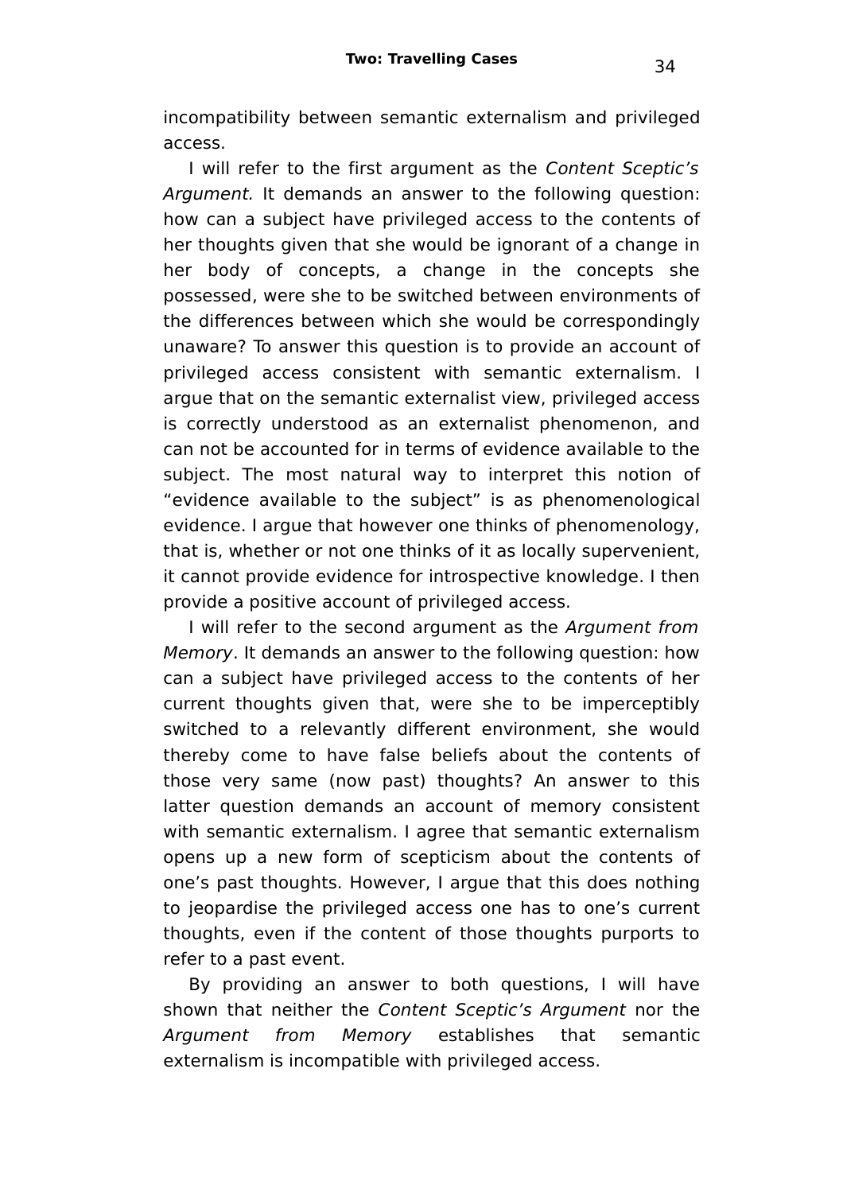incompatibility between semantic externalism and privileged access.

I will refer to the first argument as the *Content Sceptic's Argument.* It demands an answer to the following question: how can a subject have privileged access to the contents of her thoughts given that she would be ignorant of a change in her body of concepts, a change in the concepts she possessed, were she to be switched between environments of the differences between which she would be correspondingly unaware? To answer this question is to provide an account of privileged access consistent with semantic externalism. I argue that on the semantic externalist view, privileged access is correctly understood as an externalist phenomenon, and can not be accounted for in terms of evidence available to the subject. The most natural way to interpret this notion of "evidence available to the subject" is as phenomenological evidence. I argue that however one thinks of phenomenology, that is, whether or not one thinks of it as locally supervenient, it cannot provide evidence for introspective knowledge. I then provide a positive account of privileged access.

I will refer to the second argument as the *Argument from Memory*. It demands an answer to the following question: how can a subject have privileged access to the contents of her current thoughts given that, were she to be imperceptibly switched to a relevantly different environment, she would thereby come to have false beliefs about the contents of those very same (now past) thoughts? An answer to this latter question demands an account of memory consistent with semantic externalism. I agree that semantic externalism opens up a new form of scepticism about the contents of one's past thoughts. However, I argue that this does nothing to jeopardise the privileged access one has to one's current thoughts, even if the content of those thoughts purports to refer to a past event.

By providing an answer to both questions, I will have shown that neither the *Content Sceptic's Argument* nor the *Argument from Memory* establishes that semantic externalism is incompatible with privileged access.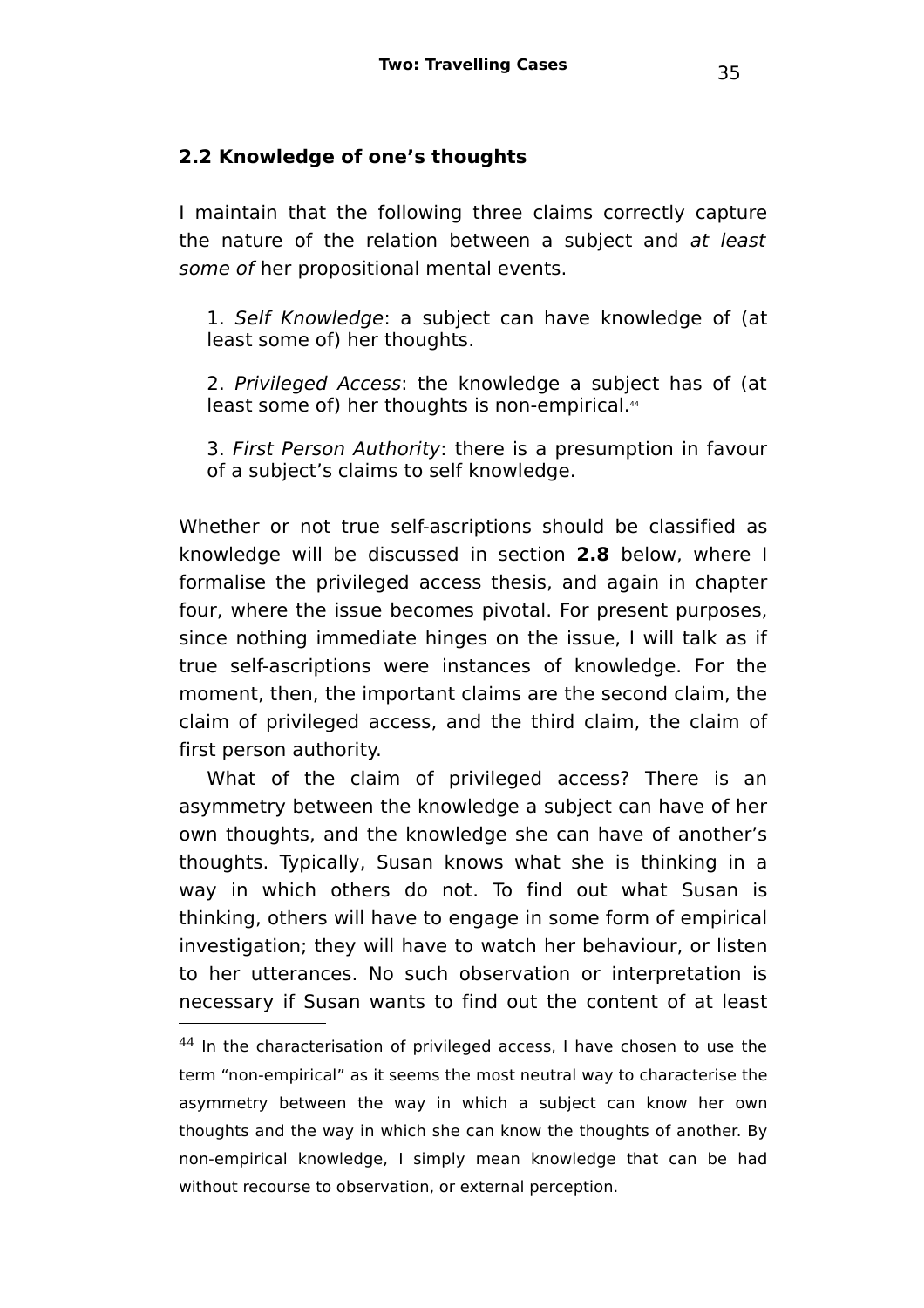## 2.2 Knowledge of one's thoughts

I maintain that the following three claims correctly capture the nature of the relation between a subject and *at least some of* her propositional mental events.

> 1. *Self Knowledge*: a subject can have knowledge of (at least some of) her thoughts.
>
> 2. *Privileged Access*: the knowledge a subject has of (at least some of) her thoughts is non-empirical.[44]
>
> 3. *First Person Authority*: there is a presumption in favour of a subject's claims to self knowledge.

Whether or not true self-ascriptions should be classified as knowledge will be discussed in section **2.8** below, where I formalise the privileged access thesis, and again in chapter four, where the issue becomes pivotal. For present purposes, since nothing immediate hinges on the issue, I will talk as if true self-ascriptions were instances of knowledge. For the moment, then, the important claims are the second claim, the claim of privileged access, and the third claim, the claim of first person authority.

What of the claim of privileged access? There is an asymmetry between the knowledge a subject can have of her own thoughts, and the knowledge she can have of another's thoughts. Typically, Susan knows what she is thinking in a way in which others do not. To find out what Susan is thinking, others will have to engage in some form of empirical investigation; they will have to watch her behaviour, or listen to her utterances. No such observation or interpretation is necessary if Susan wants to find out the content of at least

---

[44] In the characterisation of privileged access, I have chosen to use the term "non-empirical" as it seems the most neutral way to characterise the asymmetry between the way in which a subject can know her own thoughts and the way in which she can know the thoughts of another. By non-empirical knowledge, I simply mean knowledge that can be had without recourse to observation, or external perception.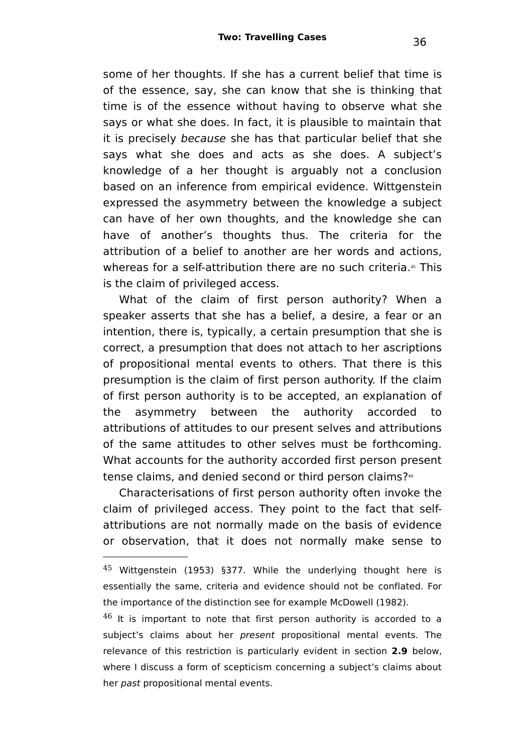some of her thoughts. If she has a current belief that time is of the essence, say, she can know that she is thinking that time is of the essence without having to observe what she says or what she does. In fact, it is plausible to maintain that it is precisely *because* she has that particular belief that she says what she does and acts as she does. A subject's knowledge of a her thought is arguably not a conclusion based on an inference from empirical evidence. Wittgenstein expressed the asymmetry between the knowledge a subject can have of her own thoughts, and the knowledge she can have of another's thoughts thus. The criteria for the attribution of a belief to another are her words and actions, whereas for a self-attribution there are no such criteria.[45] This is the claim of privileged access.

What of the claim of first person authority? When a speaker asserts that she has a belief, a desire, a fear or an intention, there is, typically, a certain presumption that she is correct, a presumption that does not attach to her ascriptions of propositional mental events to others. That there is this presumption is the claim of first person authority. If the claim of first person authority is to be accepted, an explanation of the asymmetry between the authority accorded to attributions of attitudes to our present selves and attributions of the same attitudes to other selves must be forthcoming. What accounts for the authority accorded first person present tense claims, and denied second or third person claims?[46]

Characterisations of first person authority often invoke the claim of privileged access. They point to the fact that self-attributions are not normally made on the basis of evidence or observation, that it does not normally make sense to

---

[45] Wittgenstein (1953) §377. While the underlying thought here is essentially the same, criteria and evidence should not be conflated. For the importance of the distinction see for example McDowell (1982).

[46] It is important to note that first person authority is accorded to a subject's claims about her *present* propositional mental events. The relevance of this restriction is particularly evident in section **2.9** below, where I discuss a form of scepticism concerning a subject's claims about her *past* propositional mental events.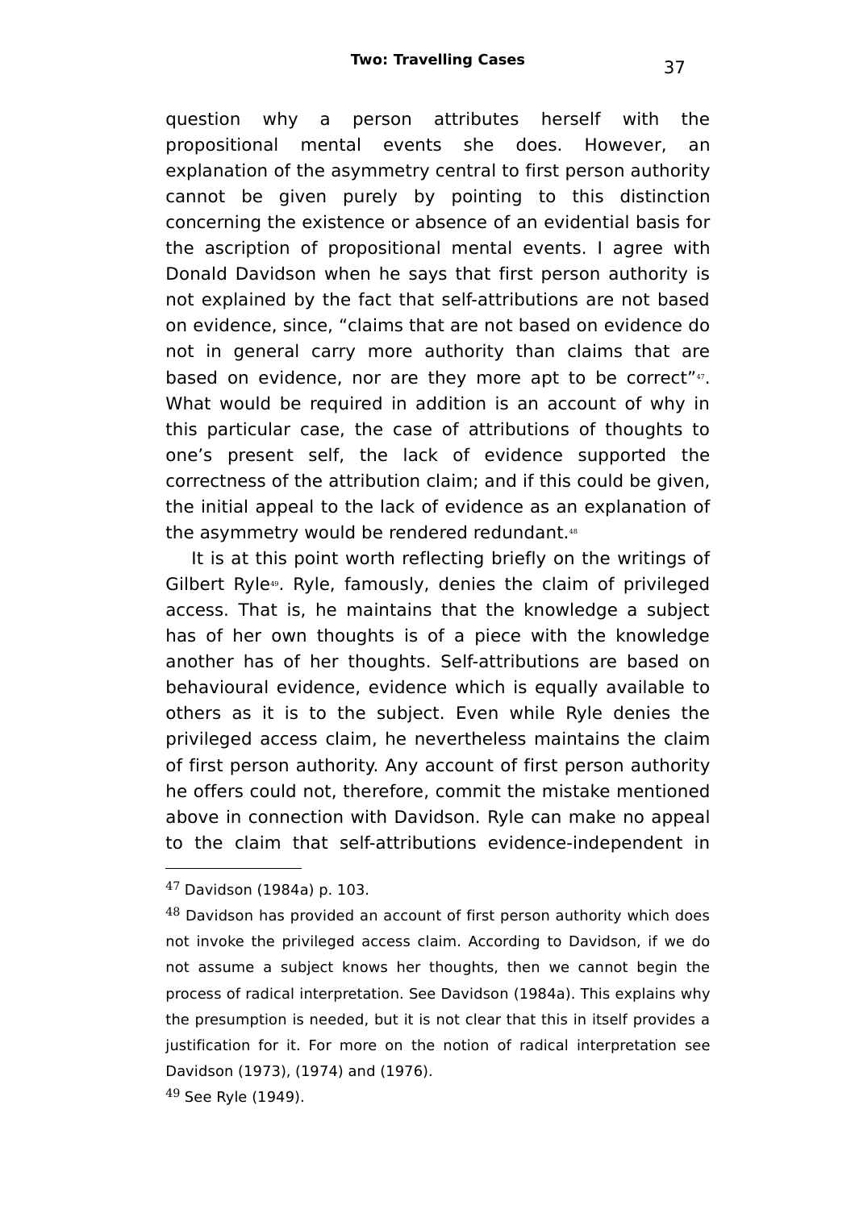question why a person attributes herself with the propositional mental events she does. However, an explanation of the asymmetry central to first person authority cannot be given purely by pointing to this distinction concerning the existence or absence of an evidential basis for the ascription of propositional mental events. I agree with Donald Davidson when he says that first person authority is not explained by the fact that self-attributions are not based on evidence, since, "claims that are not based on evidence do not in general carry more authority than claims that are based on evidence, nor are they more apt to be correct"[47]. What would be required in addition is an account of why in this particular case, the case of attributions of thoughts to one's present self, the lack of evidence supported the correctness of the attribution claim; and if this could be given, the initial appeal to the lack of evidence as an explanation of the asymmetry would be rendered redundant.[48]

It is at this point worth reflecting briefly on the writings of Gilbert Ryle[49]. Ryle, famously, denies the claim of privileged access. That is, he maintains that the knowledge a subject has of her own thoughts is of a piece with the knowledge another has of her thoughts. Self-attributions are based on behavioural evidence, evidence which is equally available to others as it is to the subject. Even while Ryle denies the privileged access claim, he nevertheless maintains the claim of first person authority. Any account of first person authority he offers could not, therefore, commit the mistake mentioned above in connection with Davidson. Ryle can make no appeal to the claim that self-attributions evidence-independent in

---

[47] Davidson (1984a) p. 103.

[48] Davidson has provided an account of first person authority which does not invoke the privileged access claim. According to Davidson, if we do not assume a subject knows her thoughts, then we cannot begin the process of radical interpretation. See Davidson (1984a). This explains why the presumption is needed, but it is not clear that this in itself provides a justification for it. For more on the notion of radical interpretation see Davidson (1973), (1974) and (1976).

[49] See Ryle (1949).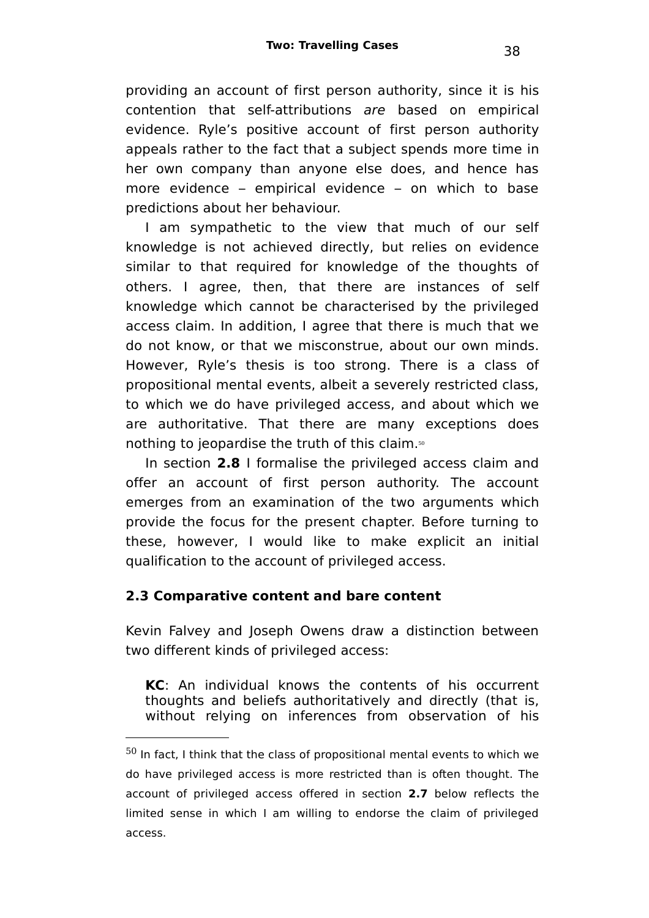providing an account of first person authority, since it is his contention that self-attributions *are* based on empirical evidence. Ryle's positive account of first person authority appeals rather to the fact that a subject spends more time in her own company than anyone else does, and hence has more evidence – empirical evidence – on which to base predictions about her behaviour.

I am sympathetic to the view that much of our self knowledge is not achieved directly, but relies on evidence similar to that required for knowledge of the thoughts of others. I agree, then, that there are instances of self knowledge which cannot be characterised by the privileged access claim. In addition, I agree that there is much that we do not know, or that we misconstrue, about our own minds. However, Ryle's thesis is too strong. There is a class of propositional mental events, albeit a severely restricted class, to which we do have privileged access, and about which we are authoritative. That there are many exceptions does nothing to jeopardise the truth of this claim.[50]

In section **2.8** I formalise the privileged access claim and offer an account of first person authority. The account emerges from an examination of the two arguments which provide the focus for the present chapter. Before turning to these, however, I would like to make explicit an initial qualification to the account of privileged access.

### 2.3 Comparative content and bare content

Kevin Falvey and Joseph Owens draw a distinction between two different kinds of privileged access:

> **KC**: An individual knows the contents of his occurrent thoughts and beliefs authoritatively and directly (that is, without relying on inferences from observation of his

---

[50] In fact, I think that the class of propositional mental events to which we do have privileged access is more restricted than is often thought. The account of privileged access offered in section **2.7** below reflects the limited sense in which I am willing to endorse the claim of privileged access.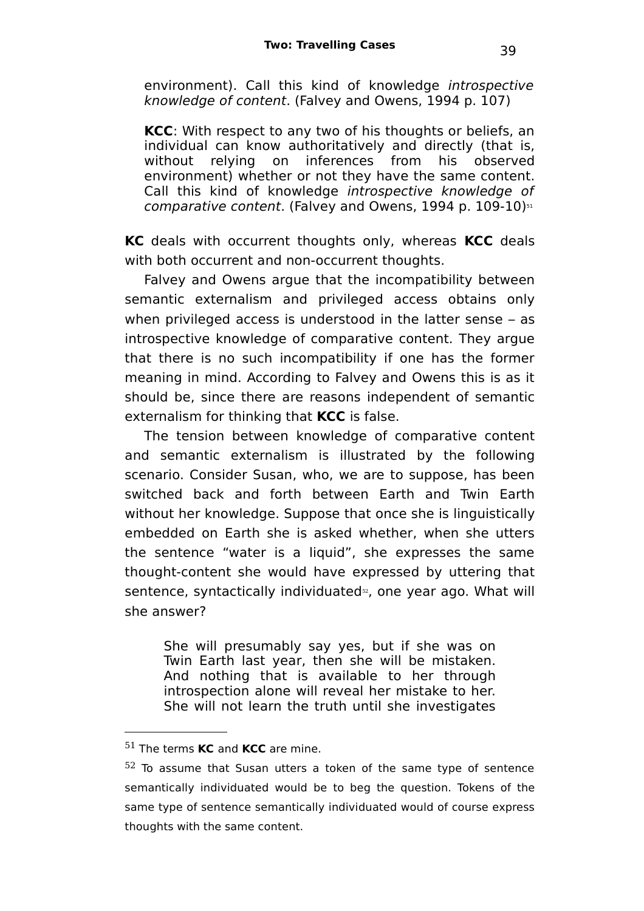> environment). Call this kind of knowledge *introspective knowledge of content*. (Falvey and Owens, 1994 p. 107)
>
> **KCC**: With respect to any two of his thoughts or beliefs, an individual can know authoritatively and directly (that is, without relying on inferences from his observed environment) whether or not they have the same content. Call this kind of knowledge *introspective knowledge of comparative content*. (Falvey and Owens, 1994 p. 109-10)[51]

**KC** deals with occurrent thoughts only, whereas **KCC** deals with both occurrent and non-occurrent thoughts.

Falvey and Owens argue that the incompatibility between semantic externalism and privileged access obtains only when privileged access is understood in the latter sense – as introspective knowledge of comparative content. They argue that there is no such incompatibility if one has the former meaning in mind. According to Falvey and Owens this is as it should be, since there are reasons independent of semantic externalism for thinking that **KCC** is false.

The tension between knowledge of comparative content and semantic externalism is illustrated by the following scenario. Consider Susan, who, we are to suppose, has been switched back and forth between Earth and Twin Earth without her knowledge. Suppose that once she is linguistically embedded on Earth she is asked whether, when she utters the sentence "water is a liquid", she expresses the same thought-content she would have expressed by uttering that sentence, syntactically individuated[52], one year ago. What will she answer?

> She will presumably say yes, but if she was on Twin Earth last year, then she will be mistaken. And nothing that is available to her through introspection alone will reveal her mistake to her. She will not learn the truth until she investigates

---

[51] The terms **KC** and **KCC** are mine.

[52] To assume that Susan utters a token of the same type of sentence semantically individuated would be to beg the question. Tokens of the same type of sentence semantically individuated would of course express thoughts with the same content.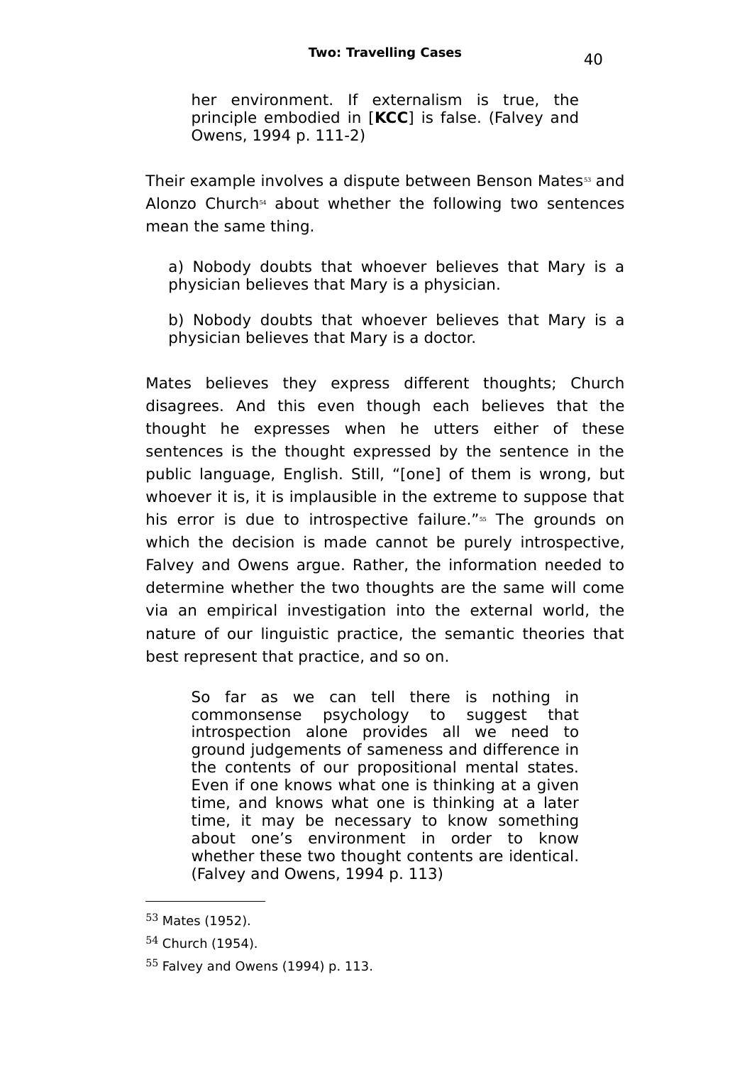> her environment. If externalism is true, the principle embodied in [**KCC**] is false. (Falvey and Owens, 1994 p. 111-2)

Their example involves a dispute between Benson Mates[53] and Alonzo Church[54] about whether the following two sentences mean the same thing.

> a) Nobody doubts that whoever believes that Mary is a physician believes that Mary is a physician.
>
> b) Nobody doubts that whoever believes that Mary is a physician believes that Mary is a doctor.

Mates believes they express different thoughts; Church disagrees. And this even though each believes that the thought he expresses when he utters either of these sentences is the thought expressed by the sentence in the public language, English. Still, "[one] of them is wrong, but whoever it is, it is implausible in the extreme to suppose that his error is due to introspective failure."[55] The grounds on which the decision is made cannot be purely introspective, Falvey and Owens argue. Rather, the information needed to determine whether the two thoughts are the same will come via an empirical investigation into the external world, the nature of our linguistic practice, the semantic theories that best represent that practice, and so on.

> So far as we can tell there is nothing in commonsense psychology to suggest that introspection alone provides all we need to ground judgements of sameness and difference in the contents of our propositional mental states. Even if one knows what one is thinking at a given time, and knows what one is thinking at a later time, it may be necessary to know something about one's environment in order to know whether these two thought contents are identical. (Falvey and Owens, 1994 p. 113)

---

[53] Mates (1952).

[54] Church (1954).

[55] Falvey and Owens (1994) p. 113.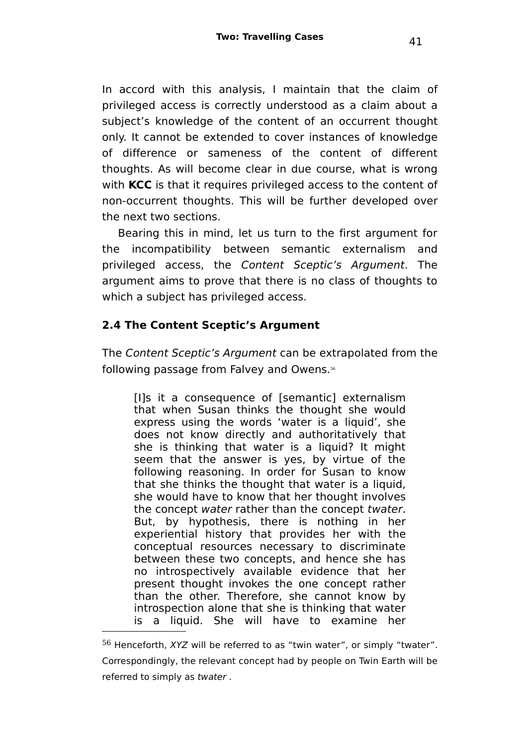In accord with this analysis, I maintain that the claim of privileged access is correctly understood as a claim about a subject's knowledge of the content of an occurrent thought only. It cannot be extended to cover instances of knowledge of difference or sameness of the content of different thoughts. As will become clear in due course, what is wrong with **KCC** is that it requires privileged access to the content of non-occurrent thoughts. This will be further developed over the next two sections.

Bearing this in mind, let us turn to the first argument for the incompatibility between semantic externalism and privileged access, the *Content Sceptic's Argument*. The argument aims to prove that there is no class of thoughts to which a subject has privileged access.

### 2.4 The Content Sceptic's Argument

The *Content Sceptic's Argument* can be extrapolated from the following passage from Falvey and Owens.[56]

> [I]s it a consequence of [semantic] externalism that when Susan thinks the thought she would express using the words 'water is a liquid', she does not know directly and authoritatively that she is thinking that water is a liquid? It might seem that the answer is yes, by virtue of the following reasoning. In order for Susan to know that she thinks the thought that water is a liquid, she would have to know that her thought involves the concept *water* rather than the concept *twater*. But, by hypothesis, there is nothing in her experiential history that provides her with the conceptual resources necessary to discriminate between these two concepts, and hence she has no introspectively available evidence that her present thought invokes the one concept rather than the other. Therefore, she cannot know by introspection alone that she is thinking that water is a liquid. She will have to examine her

---

56 Henceforth, *XYZ* will be referred to as "twin water", or simply "twater". Correspondingly, the relevant concept had by people on Twin Earth will be referred to simply as *twater* .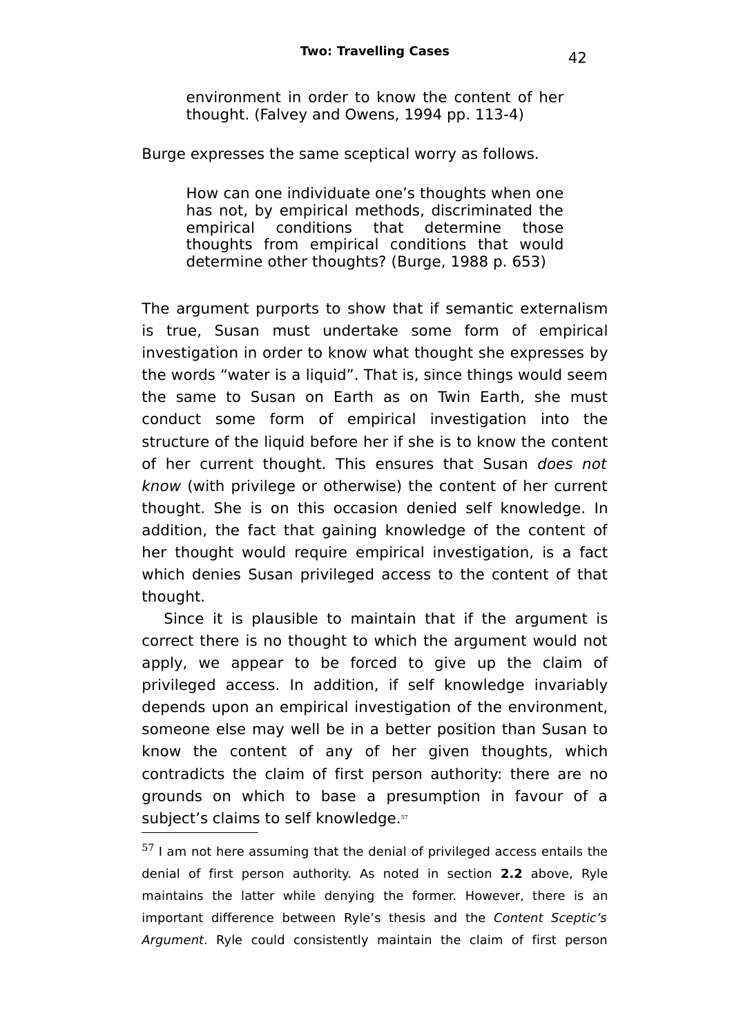> environment in order to know the content of her thought. (Falvey and Owens, 1994 pp. 113-4)

Burge expresses the same sceptical worry as follows.

> How can one individuate one's thoughts when one has not, by empirical methods, discriminated the empirical conditions that determine those thoughts from empirical conditions that would determine other thoughts? (Burge, 1988 p. 653)

The argument purports to show that if semantic externalism is true, Susan must undertake some form of empirical investigation in order to know what thought she expresses by the words "water is a liquid". That is, since things would seem the same to Susan on Earth as on Twin Earth, she must conduct some form of empirical investigation into the structure of the liquid before her if she is to know the content of her current thought. This ensures that Susan *does not know* (with privilege or otherwise) the content of her current thought. She is on this occasion denied self knowledge. In addition, the fact that gaining knowledge of the content of her thought would require empirical investigation, is a fact which denies Susan privileged access to the content of that thought.

Since it is plausible to maintain that if the argument is correct there is no thought to which the argument would not apply, we appear to be forced to give up the claim of privileged access. In addition, if self knowledge invariably depends upon an empirical investigation of the environment, someone else may well be in a better position than Susan to know the content of any of her given thoughts, which contradicts the claim of first person authority: there are no grounds on which to base a presumption in favour of a subject's claims to self knowledge.[57]

---

[57] I am not here assuming that the denial of privileged access entails the denial of first person authority. As noted in section **2.2** above, Ryle maintains the latter while denying the former. However, there is an important difference between Ryle's thesis and the *Content Sceptic's Argument*. Ryle could consistently maintain the claim of first person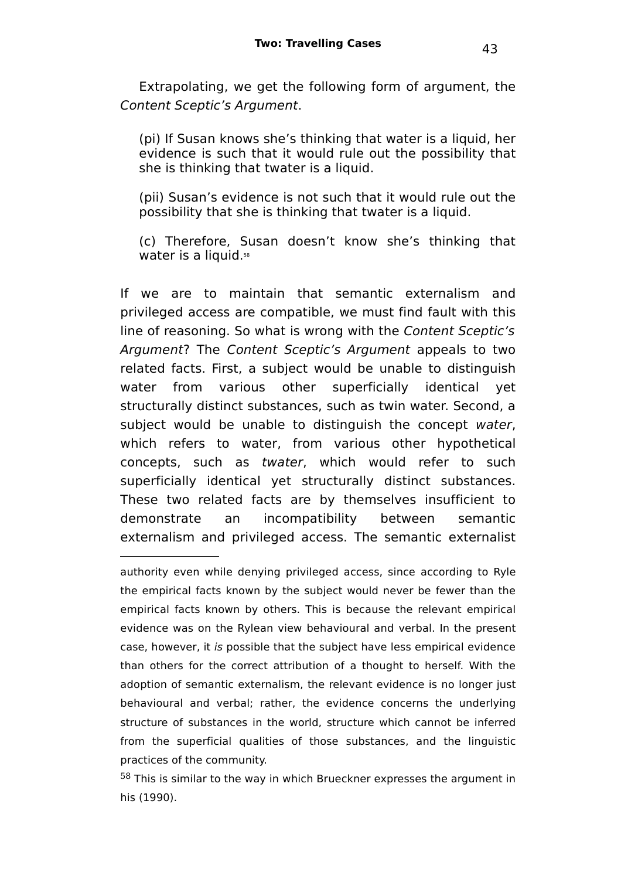Extrapolating, we get the following form of argument, the *Content Sceptic's Argument*.

> (pi) If Susan knows she's thinking that water is a liquid, her evidence is such that it would rule out the possibility that she is thinking that twater is a liquid.
>
> (pii) Susan's evidence is not such that it would rule out the possibility that she is thinking that twater is a liquid.
>
> (c) Therefore, Susan doesn't know she's thinking that water is a liquid.[58]

If we are to maintain that semantic externalism and privileged access are compatible, we must find fault with this line of reasoning. So what is wrong with the *Content Sceptic's Argument*? The *Content Sceptic's Argument* appeals to two related facts. First, a subject would be unable to distinguish water from various other superficially identical yet structurally distinct substances, such as twin water. Second, a subject would be unable to distinguish the concept *water*, which refers to water, from various other hypothetical concepts, such as *twater*, which would refer to such superficially identical yet structurally distinct substances. These two related facts are by themselves insufficient to demonstrate an incompatibility between semantic externalism and privileged access. The semantic externalist

---

authority even while denying privileged access, since according to Ryle the empirical facts known by the subject would never be fewer than the empirical facts known by others. This is because the relevant empirical evidence was on the Rylean view behavioural and verbal. In the present case, however, it *is* possible that the subject have less empirical evidence than others for the correct attribution of a thought to herself. With the adoption of semantic externalism, the relevant evidence is no longer just behavioural and verbal; rather, the evidence concerns the underlying structure of substances in the world, structure which cannot be inferred from the superficial qualities of those substances, and the linguistic practices of the community.

[58] This is similar to the way in which Brueckner expresses the argument in his (1990).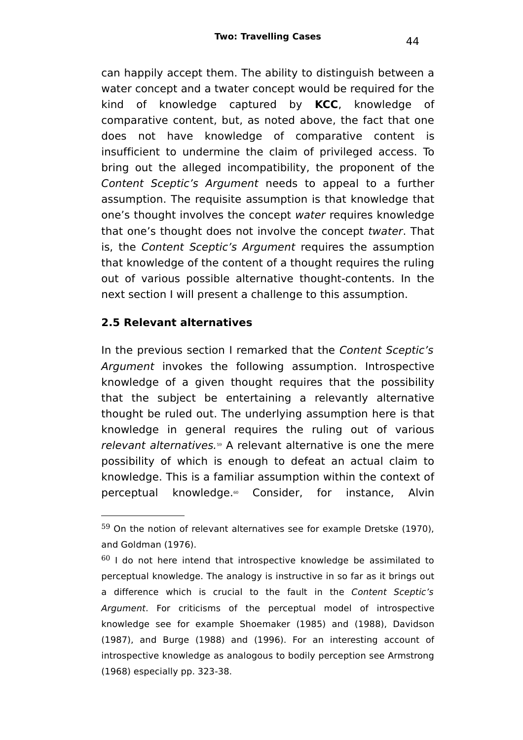can happily accept them. The ability to distinguish between a water concept and a twater concept would be required for the kind of knowledge captured by **KCC**, knowledge of comparative content, but, as noted above, the fact that one does not have knowledge of comparative content is insufficient to undermine the claim of privileged access. To bring out the alleged incompatibility, the proponent of the *Content Sceptic's Argument* needs to appeal to a further assumption. The requisite assumption is that knowledge that one's thought involves the concept *water* requires knowledge that one's thought does not involve the concept *twater*. That is, the *Content Sceptic's Argument* requires the assumption that knowledge of the content of a thought requires the ruling out of various possible alternative thought-contents. In the next section I will present a challenge to this assumption.

### 2.5 Relevant alternatives

In the previous section I remarked that the *Content Sceptic's Argument* invokes the following assumption. Introspective knowledge of a given thought requires that the possibility that the subject be entertaining a relevantly alternative thought be ruled out. The underlying assumption here is that knowledge in general requires the ruling out of various *relevant alternatives.*[59] A relevant alternative is one the mere possibility of which is enough to defeat an actual claim to knowledge. This is a familiar assumption within the context of perceptual knowledge.[60] Consider, for instance, Alvin

---

[59] On the notion of relevant alternatives see for example Dretske (1970), and Goldman (1976).

[60] I do not here intend that introspective knowledge be assimilated to perceptual knowledge. The analogy is instructive in so far as it brings out a difference which is crucial to the fault in the *Content Sceptic's Argument*. For criticisms of the perceptual model of introspective knowledge see for example Shoemaker (1985) and (1988), Davidson (1987), and Burge (1988) and (1996). For an interesting account of introspective knowledge as analogous to bodily perception see Armstrong (1968) especially pp. 323-38.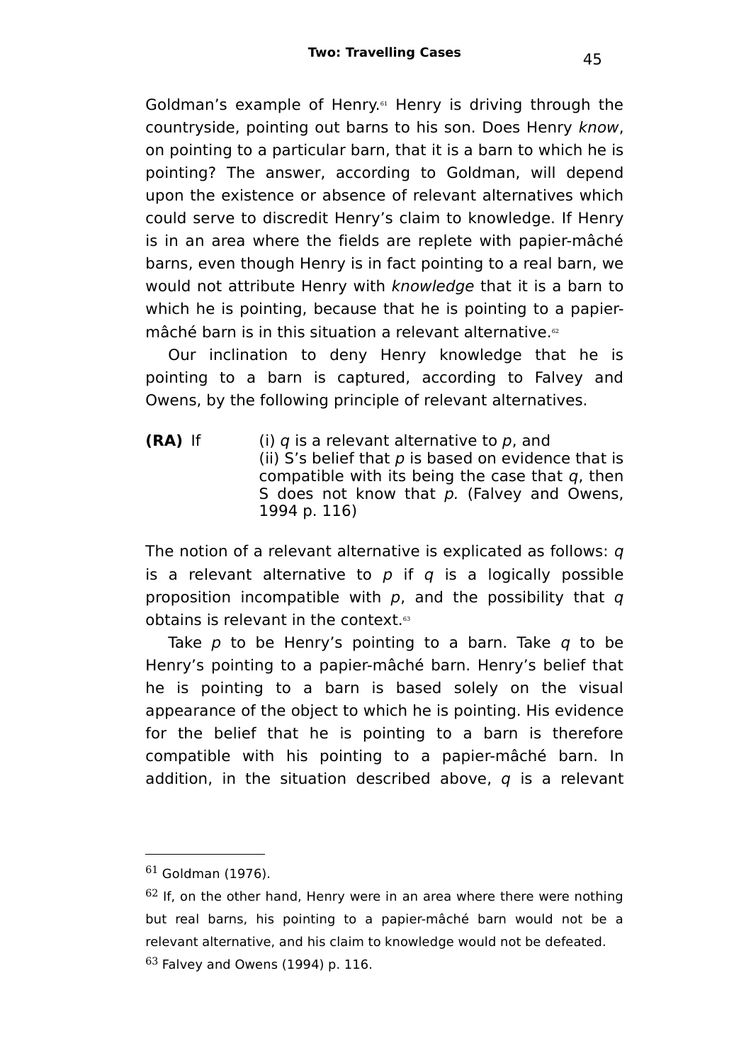Goldman's example of Henry.[61] Henry is driving through the countryside, pointing out barns to his son. Does Henry *know*, on pointing to a particular barn, that it is a barn to which he is pointing? The answer, according to Goldman, will depend upon the existence or absence of relevant alternatives which could serve to discredit Henry's claim to knowledge. If Henry is in an area where the fields are replete with papier-mâché barns, even though Henry is in fact pointing to a real barn, we would not attribute Henry with *knowledge* that it is a barn to which he is pointing, because that he is pointing to a papier-mâché barn is in this situation a relevant alternative.[62]

Our inclination to deny Henry knowledge that he is pointing to a barn is captured, according to Falvey and Owens, by the following principle of relevant alternatives.

**(RA)** If (i) *q* is a relevant alternative to *p*, and (ii) S's belief that *p* is based on evidence that is compatible with its being the case that *q*, then S does not know that *p.* (Falvey and Owens, 1994 p. 116)

The notion of a relevant alternative is explicated as follows: *q* is a relevant alternative to *p* if *q* is a logically possible proposition incompatible with *p*, and the possibility that *q* obtains is relevant in the context.[63]

Take *p* to be Henry's pointing to a barn. Take *q* to be Henry's pointing to a papier-mâché barn. Henry's belief that he is pointing to a barn is based solely on the visual appearance of the object to which he is pointing. His evidence for the belief that he is pointing to a barn is therefore compatible with his pointing to a papier-mâché barn. In addition, in the situation described above, *q* is a relevant

---

[61] Goldman (1976).

[62] If, on the other hand, Henry were in an area where there were nothing but real barns, his pointing to a papier-mâché barn would not be a relevant alternative, and his claim to knowledge would not be defeated.

[63] Falvey and Owens (1994) p. 116.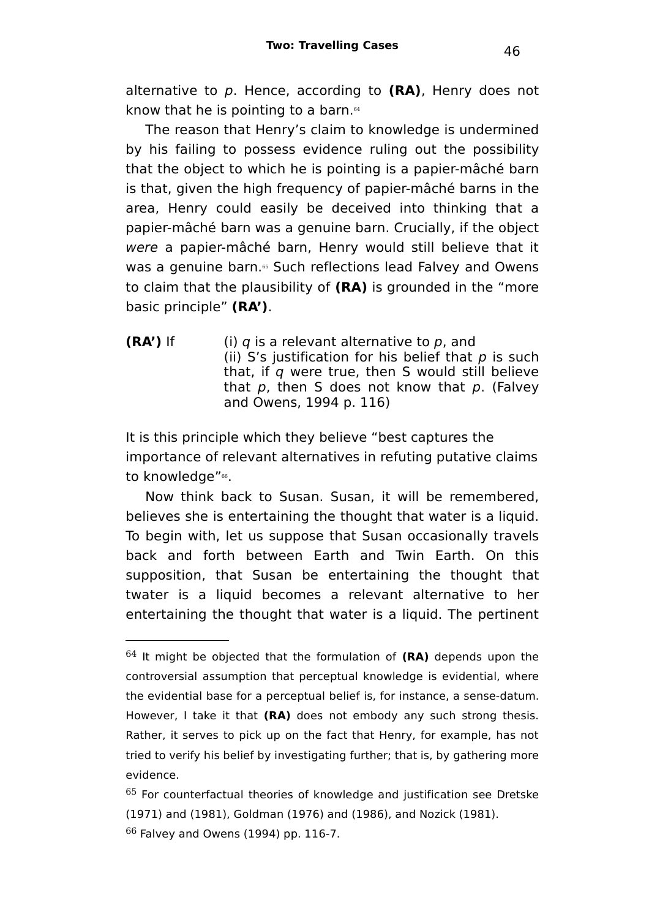alternative to *p*. Hence, according to **(RA)**, Henry does not know that he is pointing to a barn.[64]

The reason that Henry's claim to knowledge is undermined by his failing to possess evidence ruling out the possibility that the object to which he is pointing is a papier-mâché barn is that, given the high frequency of papier-mâché barns in the area, Henry could easily be deceived into thinking that a papier-mâché barn was a genuine barn. Crucially, if the object *were* a papier-mâché barn, Henry would still believe that it was a genuine barn.[65] Such reflections lead Falvey and Owens to claim that the plausibility of **(RA)** is grounded in the "more basic principle" **(RA')**.

**(RA')** If (i) *q* is a relevant alternative to *p*, and (ii) S's justification for his belief that *p* is such that, if *q* were true, then S would still believe that *p*, then S does not know that *p*. (Falvey and Owens, 1994 p. 116)

It is this principle which they believe "best captures the importance of relevant alternatives in refuting putative claims to knowledge"[66].

Now think back to Susan. Susan, it will be remembered, believes she is entertaining the thought that water is a liquid. To begin with, let us suppose that Susan occasionally travels back and forth between Earth and Twin Earth. On this supposition, that Susan be entertaining the thought that twater is a liquid becomes a relevant alternative to her entertaining the thought that water is a liquid. The pertinent

---

64 It might be objected that the formulation of **(RA)** depends upon the controversial assumption that perceptual knowledge is evidential, where the evidential base for a perceptual belief is, for instance, a sense-datum. However, I take it that **(RA)** does not embody any such strong thesis. Rather, it serves to pick up on the fact that Henry, for example, has not tried to verify his belief by investigating further; that is, by gathering more evidence.

65 For counterfactual theories of knowledge and justification see Dretske (1971) and (1981), Goldman (1976) and (1986), and Nozick (1981).

66 Falvey and Owens (1994) pp. 116-7.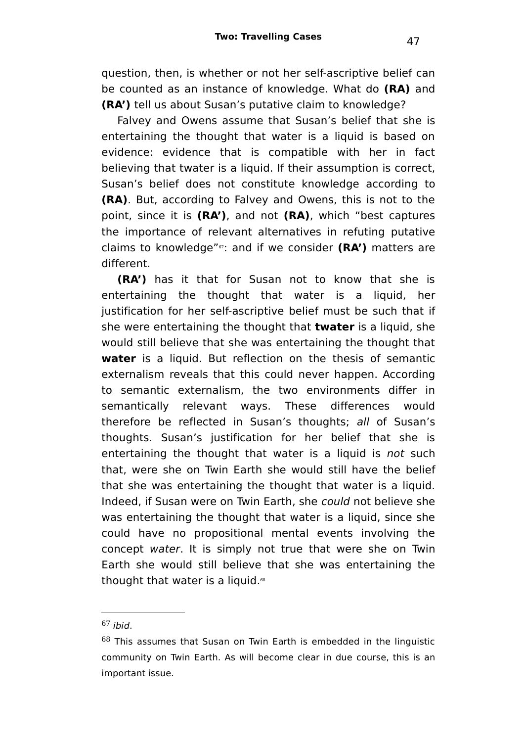question, then, is whether or not her self-ascriptive belief can be counted as an instance of knowledge. What do **(RA)** and **(RA')** tell us about Susan's putative claim to knowledge?

Falvey and Owens assume that Susan's belief that she is entertaining the thought that water is a liquid is based on evidence: evidence that is compatible with her in fact believing that twater is a liquid. If their assumption is correct, Susan's belief does not constitute knowledge according to **(RA)**. But, according to Falvey and Owens, this is not to the point, since it is **(RA')**, and not **(RA)**, which "best captures the importance of relevant alternatives in refuting putative claims to knowledge"[67]: and if we consider **(RA')** matters are different.

**(RA')** has it that for Susan not to know that she is entertaining the thought that water is a liquid, her justification for her self-ascriptive belief must be such that if she were entertaining the thought that **twater** is a liquid, she would still believe that she was entertaining the thought that **water** is a liquid. But reflection on the thesis of semantic externalism reveals that this could never happen. According to semantic externalism, the two environments differ in semantically relevant ways. These differences would therefore be reflected in Susan's thoughts; *all* of Susan's thoughts. Susan's justification for her belief that she is entertaining the thought that water is a liquid is *not* such that, were she on Twin Earth she would still have the belief that she was entertaining the thought that water is a liquid. Indeed, if Susan were on Twin Earth, she *could* not believe she was entertaining the thought that water is a liquid, since she could have no propositional mental events involving the concept *water*. It is simply not true that were she on Twin Earth she would still believe that she was entertaining the thought that water is a liquid.[68]

---

[67] *ibid*.

[68] This assumes that Susan on Twin Earth is embedded in the linguistic community on Twin Earth. As will become clear in due course, this is an important issue.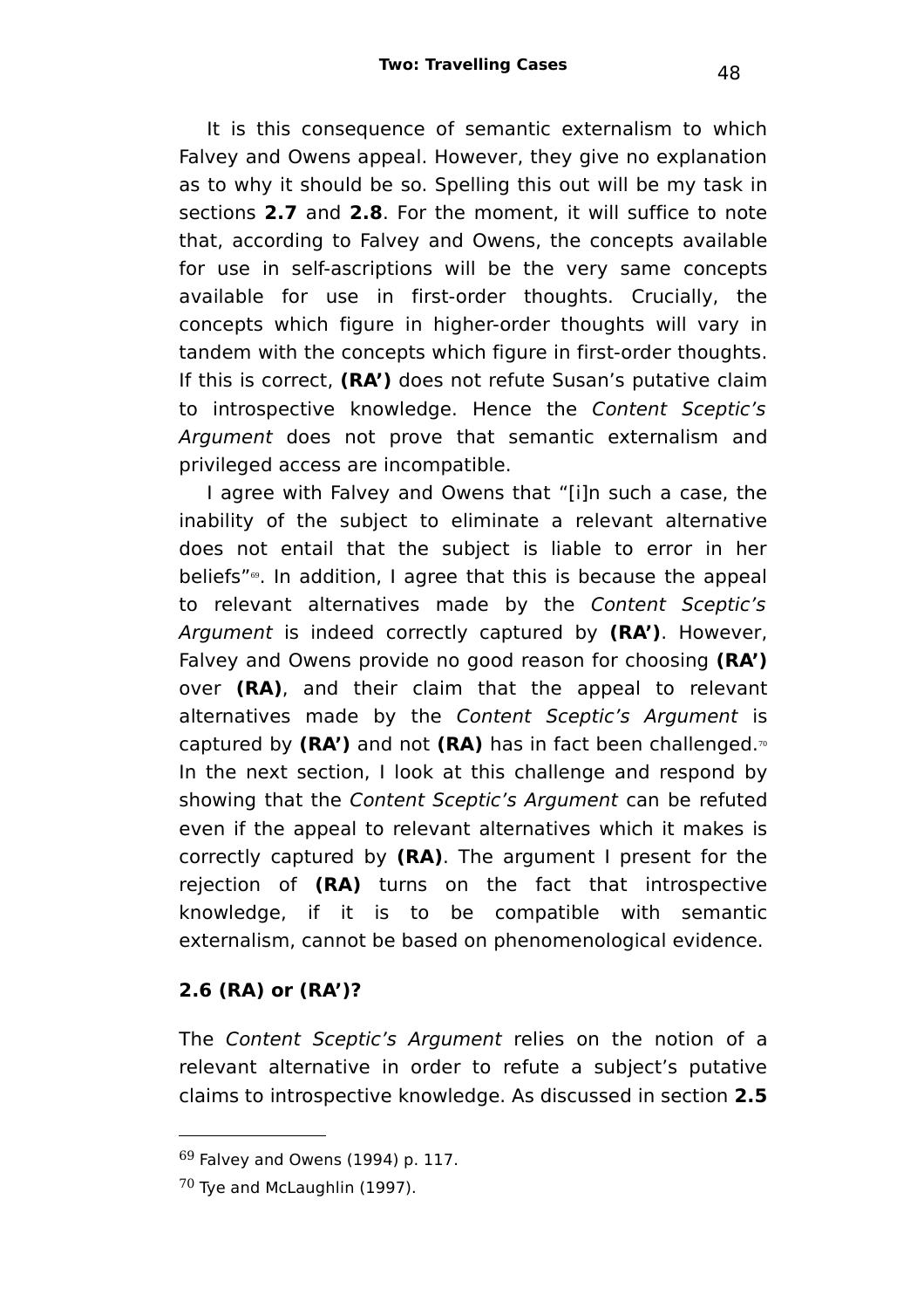It is this consequence of semantic externalism to which Falvey and Owens appeal. However, they give no explanation as to why it should be so. Spelling this out will be my task in sections **2.7** and **2.8**. For the moment, it will suffice to note that, according to Falvey and Owens, the concepts available for use in self-ascriptions will be the very same concepts available for use in first-order thoughts. Crucially, the concepts which figure in higher-order thoughts will vary in tandem with the concepts which figure in first-order thoughts. If this is correct, **(RA')** does not refute Susan's putative claim to introspective knowledge. Hence the *Content Sceptic's Argument* does not prove that semantic externalism and privileged access are incompatible.

I agree with Falvey and Owens that "[i]n such a case, the inability of the subject to eliminate a relevant alternative does not entail that the subject is liable to error in her beliefs"[69]. In addition, I agree that this is because the appeal to relevant alternatives made by the *Content Sceptic's Argument* is indeed correctly captured by **(RA')**. However, Falvey and Owens provide no good reason for choosing **(RA')** over **(RA)**, and their claim that the appeal to relevant alternatives made by the *Content Sceptic's Argument* is captured by **(RA')** and not **(RA)** has in fact been challenged.[70] In the next section, I look at this challenge and respond by showing that the *Content Sceptic's Argument* can be refuted even if the appeal to relevant alternatives which it makes is correctly captured by **(RA)**. The argument I present for the rejection of **(RA)** turns on the fact that introspective knowledge, if it is to be compatible with semantic externalism, cannot be based on phenomenological evidence.

### 2.6 (RA) or (RA')?

The *Content Sceptic's Argument* relies on the notion of a relevant alternative in order to refute a subject's putative claims to introspective knowledge. As discussed in section **2.5**

---

[69] Falvey and Owens (1994) p. 117.

[70] Tye and McLaughlin (1997).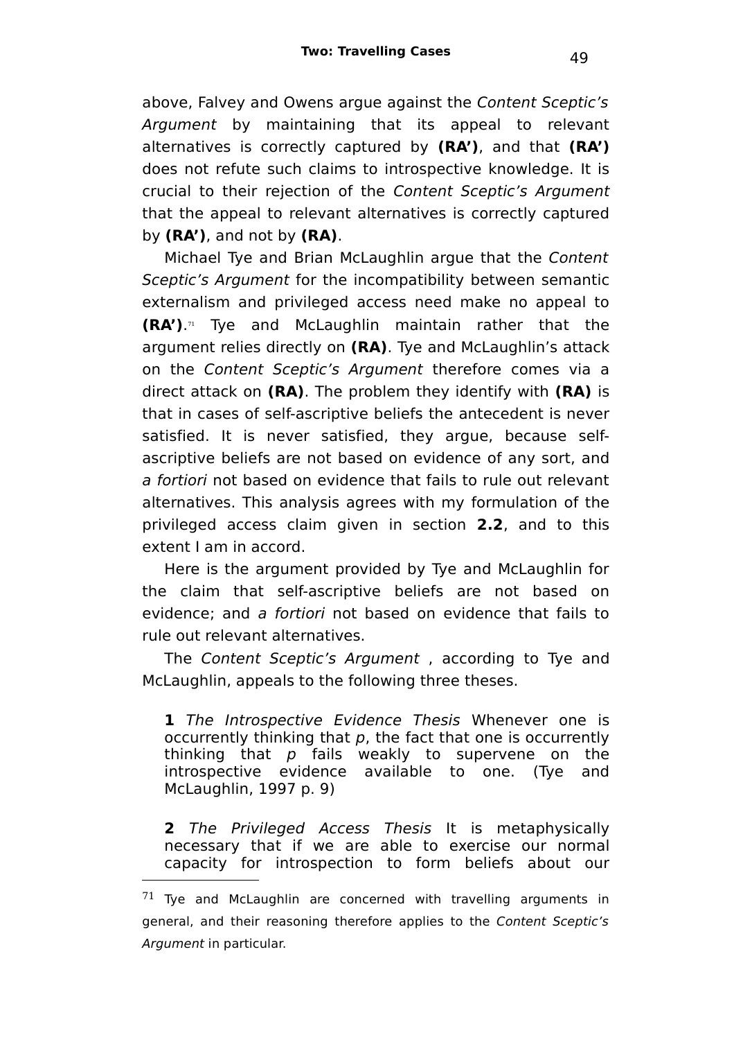above, Falvey and Owens argue against the *Content Sceptic's Argument* by maintaining that its appeal to relevant alternatives is correctly captured by **(RA')**, and that **(RA')** does not refute such claims to introspective knowledge. It is crucial to their rejection of the *Content Sceptic's Argument* that the appeal to relevant alternatives is correctly captured by **(RA')**, and not by **(RA)**.

Michael Tye and Brian McLaughlin argue that the *Content Sceptic's Argument* for the incompatibility between semantic externalism and privileged access need make no appeal to **(RA')**.[71] Tye and McLaughlin maintain rather that the argument relies directly on **(RA)**. Tye and McLaughlin's attack on the *Content Sceptic's Argument* therefore comes via a direct attack on **(RA)**. The problem they identify with **(RA)** is that in cases of self-ascriptive beliefs the antecedent is never satisfied. It is never satisfied, they argue, because self-ascriptive beliefs are not based on evidence of any sort, and *a fortiori* not based on evidence that fails to rule out relevant alternatives. This analysis agrees with my formulation of the privileged access claim given in section **2.2**, and to this extent I am in accord.

Here is the argument provided by Tye and McLaughlin for the claim that self-ascriptive beliefs are not based on evidence; and *a fortiori* not based on evidence that fails to rule out relevant alternatives.

The *Content Sceptic's Argument* , according to Tye and McLaughlin, appeals to the following three theses.

> **1** *The Introspective Evidence Thesis* Whenever one is occurrently thinking that *p*, the fact that one is occurrently thinking that *p* fails weakly to supervene on the introspective evidence available to one. (Tye and McLaughlin, 1997 p. 9)

> **2** *The Privileged Access Thesis* It is metaphysically necessary that if we are able to exercise our normal capacity for introspection to form beliefs about our

[71] Tye and McLaughlin are concerned with travelling arguments in general, and their reasoning therefore applies to the *Content Sceptic's Argument* in particular.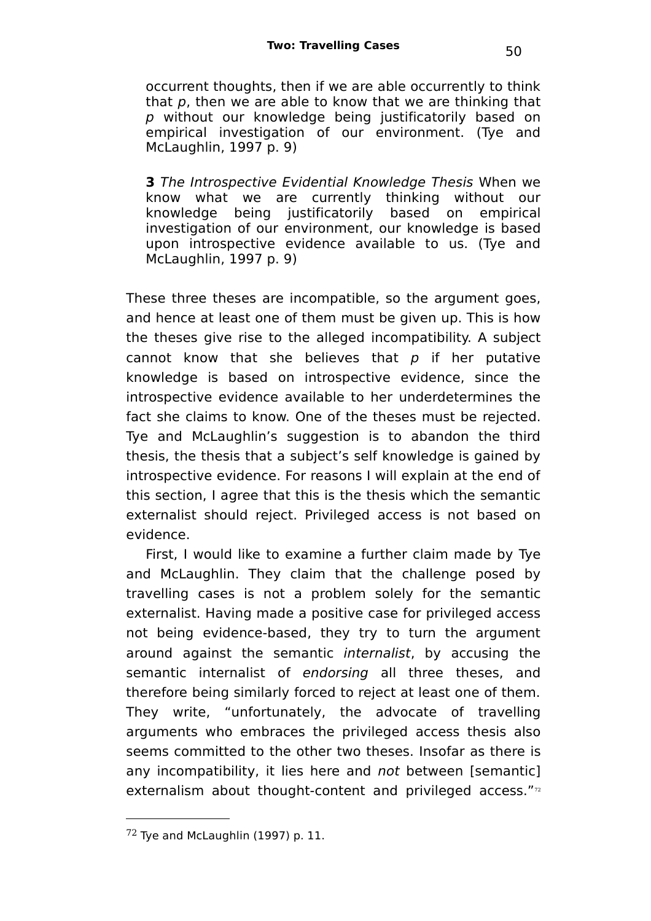> occurrent thoughts, then if we are able occurrently to think that $p$, then we are able to know that we are thinking that $p$ without our knowledge being justificatorily based on empirical investigation of our environment. (Tye and McLaughlin, 1997 p. 9)

> **3** *The Introspective Evidential Knowledge Thesis* When we know what we are currently thinking without our knowledge being justificatorily based on empirical investigation of our environment, our knowledge is based upon introspective evidence available to us. (Tye and McLaughlin, 1997 p. 9)

These three theses are incompatible, so the argument goes, and hence at least one of them must be given up. This is how the theses give rise to the alleged incompatibility. A subject cannot know that she believes that $p$ if her putative knowledge is based on introspective evidence, since the introspective evidence available to her underdetermines the fact she claims to know. One of the theses must be rejected. Tye and McLaughlin's suggestion is to abandon the third thesis, the thesis that a subject's self knowledge is gained by introspective evidence. For reasons I will explain at the end of this section, I agree that this is the thesis which the semantic externalist should reject. Privileged access is not based on evidence.

First, I would like to examine a further claim made by Tye and McLaughlin. They claim that the challenge posed by travelling cases is not a problem solely for the semantic externalist. Having made a positive case for privileged access not being evidence-based, they try to turn the argument around against the semantic *internalist*, by accusing the semantic internalist of *endorsing* all three theses, and therefore being similarly forced to reject at least one of them. They write, "unfortunately, the advocate of travelling arguments who embraces the privileged access thesis also seems committed to the other two theses. Insofar as there is any incompatibility, it lies here and *not* between [semantic] externalism about thought-content and privileged access."[72]

---

[72] Tye and McLaughlin (1997) p. 11.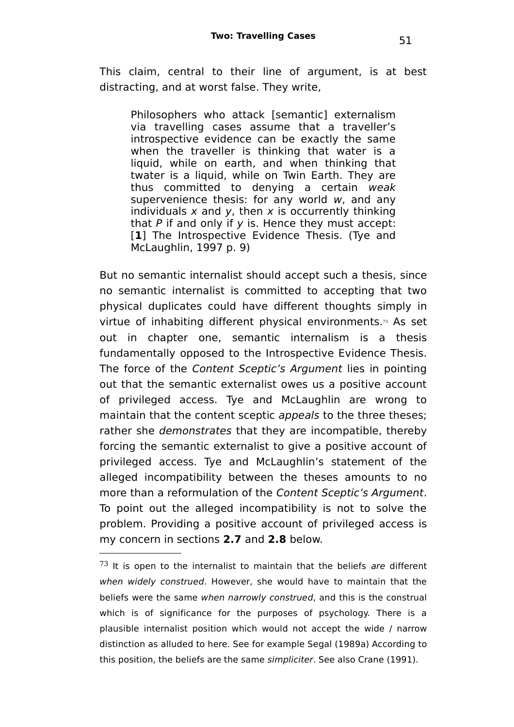This claim, central to their line of argument, is at best distracting, and at worst false. They write,

> Philosophers who attack [semantic] externalism via travelling cases assume that a traveller's introspective evidence can be exactly the same when the traveller is thinking that water is a liquid, while on earth, and when thinking that twater is a liquid, while on Twin Earth. They are thus committed to denying a certain *weak* supervenience thesis: for any world *w*, and any individuals *x* and *y*, then *x* is occurrently thinking that *P* if and only if *y* is. Hence they must accept: [**1**] The Introspective Evidence Thesis. (Tye and McLaughlin, 1997 p. 9)

But no semantic internalist should accept such a thesis, since no semantic internalist is committed to accepting that two physical duplicates could have different thoughts simply in virtue of inhabiting different physical environments.[73] As set out in chapter one, semantic internalism is a thesis fundamentally opposed to the Introspective Evidence Thesis. The force of the *Content Sceptic's Argument* lies in pointing out that the semantic externalist owes us a positive account of privileged access. Tye and McLaughlin are wrong to maintain that the content sceptic *appeals* to the three theses; rather she *demonstrates* that they are incompatible, thereby forcing the semantic externalist to give a positive account of privileged access. Tye and McLaughlin's statement of the alleged incompatibility between the theses amounts to no more than a reformulation of the *Content Sceptic's Argument*. To point out the alleged incompatibility is not to solve the problem. Providing a positive account of privileged access is my concern in sections **2.7** and **2.8** below.

---

[73] It is open to the internalist to maintain that the beliefs *are* different *when widely construed*. However, she would have to maintain that the beliefs were the same *when narrowly construed*, and this is the construal which is of significance for the purposes of psychology. There is a plausible internalist position which would not accept the wide / narrow distinction as alluded to here. See for example Segal (1989a) According to this position, the beliefs are the same *simpliciter*. See also Crane (1991).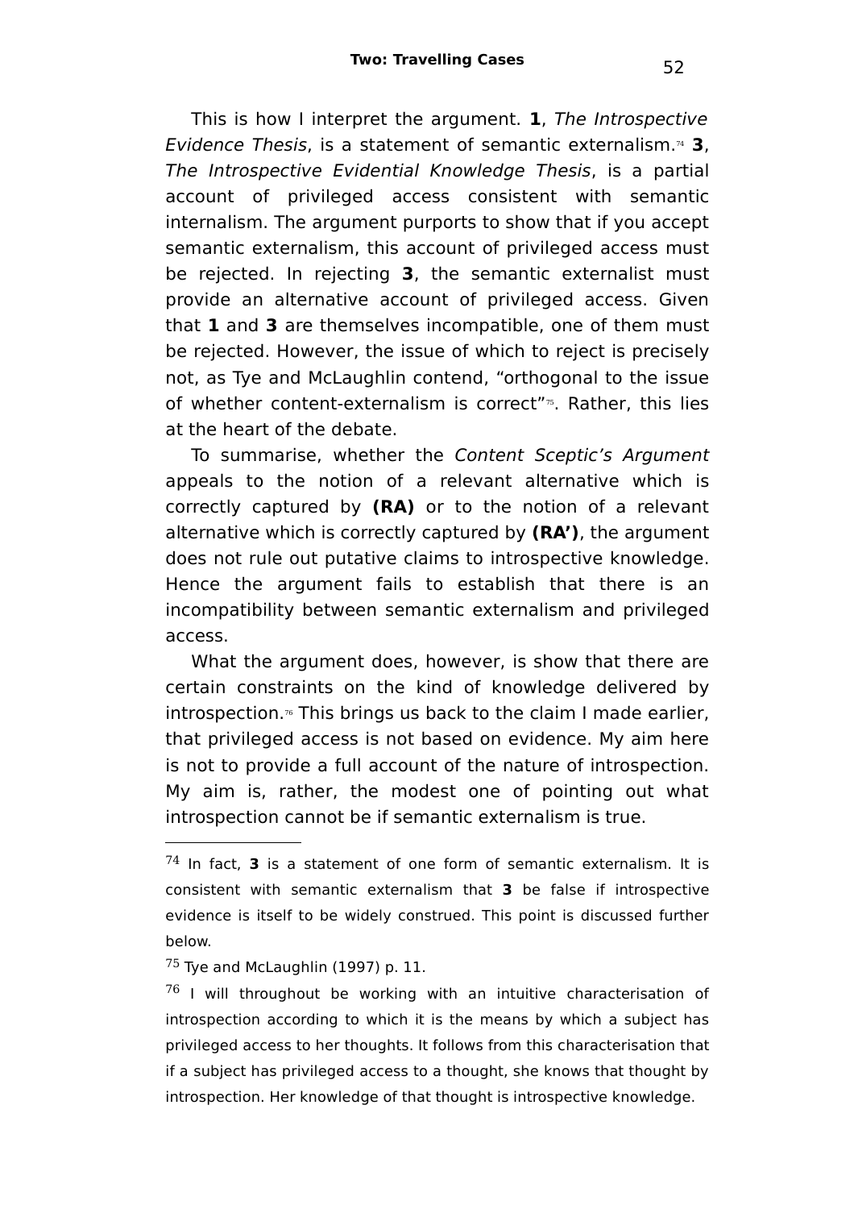This is how I interpret the argument. **1**, *The Introspective Evidence Thesis*, is a statement of semantic externalism.[74] **3**, *The Introspective Evidential Knowledge Thesis*, is a partial account of privileged access consistent with semantic internalism. The argument purports to show that if you accept semantic externalism, this account of privileged access must be rejected. In rejecting **3**, the semantic externalist must provide an alternative account of privileged access. Given that **1** and **3** are themselves incompatible, one of them must be rejected. However, the issue of which to reject is precisely not, as Tye and McLaughlin contend, "orthogonal to the issue of whether content-externalism is correct"[75]. Rather, this lies at the heart of the debate.

To summarise, whether the *Content Sceptic's Argument* appeals to the notion of a relevant alternative which is correctly captured by **(RA)** or to the notion of a relevant alternative which is correctly captured by **(RA')**, the argument does not rule out putative claims to introspective knowledge. Hence the argument fails to establish that there is an incompatibility between semantic externalism and privileged access.

What the argument does, however, is show that there are certain constraints on the kind of knowledge delivered by introspection.[76] This brings us back to the claim I made earlier, that privileged access is not based on evidence. My aim here is not to provide a full account of the nature of introspection. My aim is, rather, the modest one of pointing out what introspection cannot be if semantic externalism is true.

---

[74] In fact, **3** is a statement of one form of semantic externalism. It is consistent with semantic externalism that **3** be false if introspective evidence is itself to be widely construed. This point is discussed further below.

[75] Tye and McLaughlin (1997) p. 11.

[76] I will throughout be working with an intuitive characterisation of introspection according to which it is the means by which a subject has privileged access to her thoughts. It follows from this characterisation that if a subject has privileged access to a thought, she knows that thought by introspection. Her knowledge of that thought is introspective knowledge.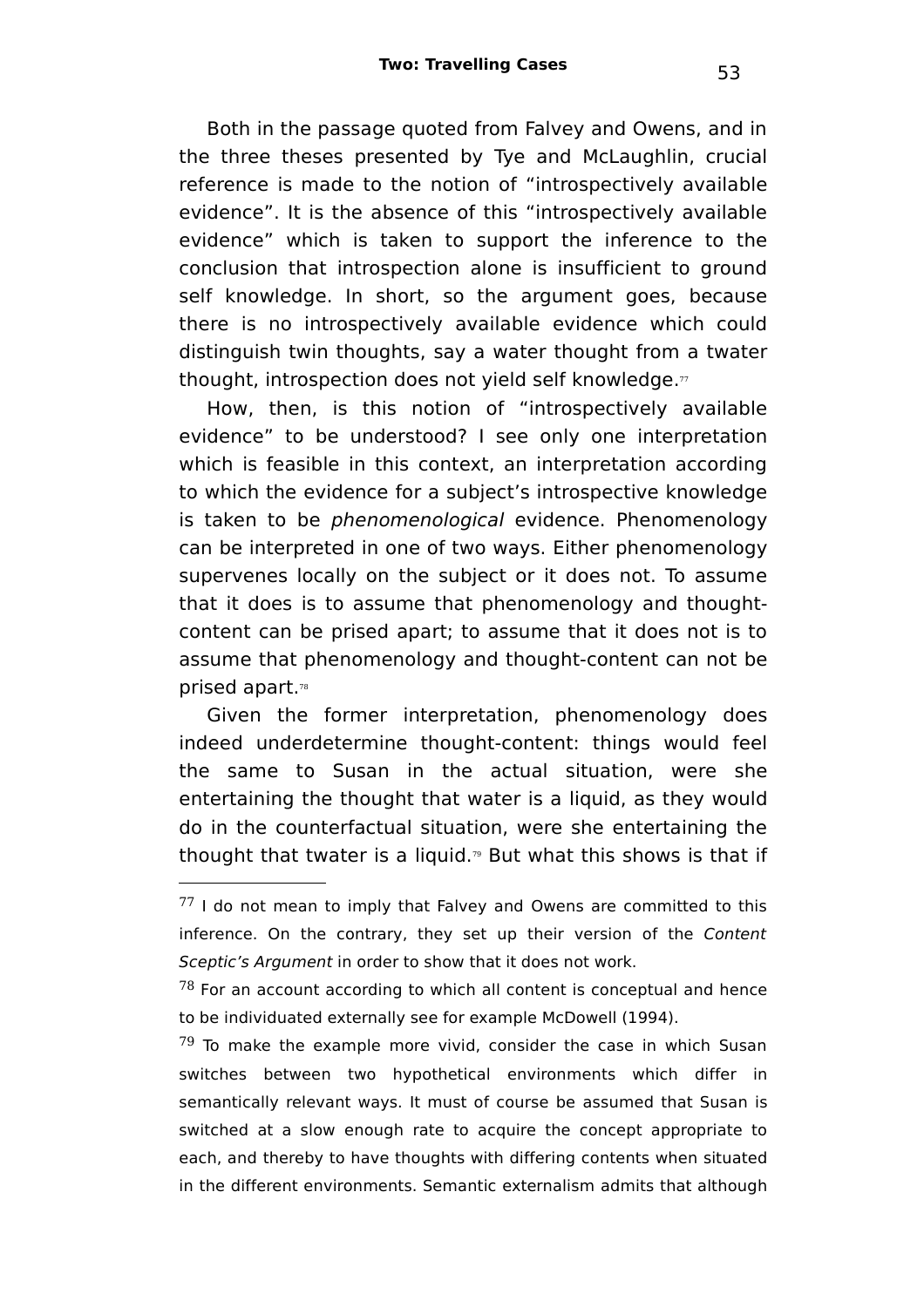Both in the passage quoted from Falvey and Owens, and in the three theses presented by Tye and McLaughlin, crucial reference is made to the notion of "introspectively available evidence". It is the absence of this "introspectively available evidence" which is taken to support the inference to the conclusion that introspection alone is insufficient to ground self knowledge. In short, so the argument goes, because there is no introspectively available evidence which could distinguish twin thoughts, say a water thought from a twater thought, introspection does not yield self knowledge.[77]

How, then, is this notion of "introspectively available evidence" to be understood? I see only one interpretation which is feasible in this context, an interpretation according to which the evidence for a subject's introspective knowledge is taken to be *phenomenological* evidence. Phenomenology can be interpreted in one of two ways. Either phenomenology supervenes locally on the subject or it does not. To assume that it does is to assume that phenomenology and thought-content can be prised apart; to assume that it does not is to assume that phenomenology and thought-content can not be prised apart.[78]

Given the former interpretation, phenomenology does indeed underdetermine thought-content: things would feel the same to Susan in the actual situation, were she entertaining the thought that water is a liquid, as they would do in the counterfactual situation, were she entertaining the thought that twater is a liquid.[79] But what this shows is that if

---

[77] I do not mean to imply that Falvey and Owens are committed to this inference. On the contrary, they set up their version of the *Content Sceptic's Argument* in order to show that it does not work.

[78] For an account according to which all content is conceptual and hence to be individuated externally see for example McDowell (1994).

[79] To make the example more vivid, consider the case in which Susan switches between two hypothetical environments which differ in semantically relevant ways. It must of course be assumed that Susan is switched at a slow enough rate to acquire the concept appropriate to each, and thereby to have thoughts with differing contents when situated in the different environments. Semantic externalism admits that although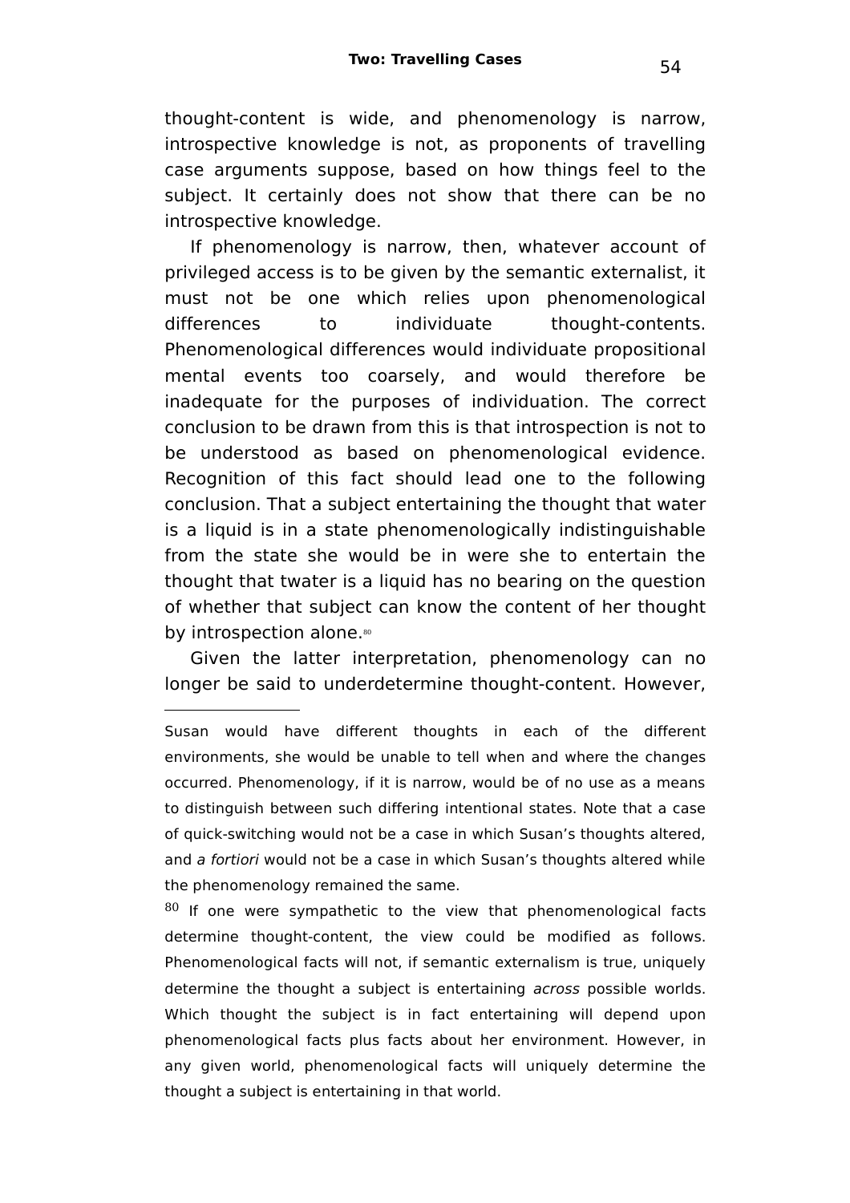thought-content is wide, and phenomenology is narrow, introspective knowledge is not, as proponents of travelling case arguments suppose, based on how things feel to the subject. It certainly does not show that there can be no introspective knowledge.

If phenomenology is narrow, then, whatever account of privileged access is to be given by the semantic externalist, it must not be one which relies upon phenomenological differences to individuate thought-contents. Phenomenological differences would individuate propositional mental events too coarsely, and would therefore be inadequate for the purposes of individuation. The correct conclusion to be drawn from this is that introspection is not to be understood as based on phenomenological evidence. Recognition of this fact should lead one to the following conclusion. That a subject entertaining the thought that water is a liquid is in a state phenomenologically indistinguishable from the state she would be in were she to entertain the thought that twater is a liquid has no bearing on the question of whether that subject can know the content of her thought by introspection alone.[80]

Given the latter interpretation, phenomenology can no longer be said to underdetermine thought-content. However,

---

Susan would have different thoughts in each of the different environments, she would be unable to tell when and where the changes occurred. Phenomenology, if it is narrow, would be of no use as a means to distinguish between such differing intentional states. Note that a case of quick-switching would not be a case in which Susan's thoughts altered, and *a fortiori* would not be a case in which Susan's thoughts altered while the phenomenology remained the same.

[80] If one were sympathetic to the view that phenomenological facts determine thought-content, the view could be modified as follows. Phenomenological facts will not, if semantic externalism is true, uniquely determine the thought a subject is entertaining *across* possible worlds. Which thought the subject is in fact entertaining will depend upon phenomenological facts plus facts about her environment. However, in any given world, phenomenological facts will uniquely determine the thought a subject is entertaining in that world.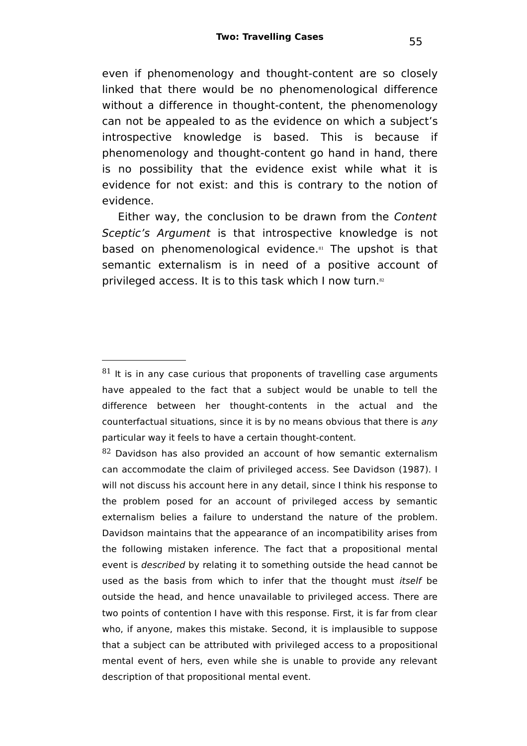even if phenomenology and thought-content are so closely linked that there would be no phenomenological difference without a difference in thought-content, the phenomenology can not be appealed to as the evidence on which a subject's introspective knowledge is based. This is because if phenomenology and thought-content go hand in hand, there is no possibility that the evidence exist while what it is evidence for not exist: and this is contrary to the notion of evidence.

Either way, the conclusion to be drawn from the *Content Sceptic's Argument* is that introspective knowledge is not based on phenomenological evidence.[81] The upshot is that semantic externalism is in need of a positive account of privileged access. It is to this task which I now turn.[82]

---

[81] It is in any case curious that proponents of travelling case arguments have appealed to the fact that a subject would be unable to tell the difference between her thought-contents in the actual and the counterfactual situations, since it is by no means obvious that there is *any* particular way it feels to have a certain thought-content.

[82] Davidson has also provided an account of how semantic externalism can accommodate the claim of privileged access. See Davidson (1987). I will not discuss his account here in any detail, since I think his response to the problem posed for an account of privileged access by semantic externalism belies a failure to understand the nature of the problem. Davidson maintains that the appearance of an incompatibility arises from the following mistaken inference. The fact that a propositional mental event is *described* by relating it to something outside the head cannot be used as the basis from which to infer that the thought must *itself* be outside the head, and hence unavailable to privileged access. There are two points of contention I have with this response. First, it is far from clear who, if anyone, makes this mistake. Second, it is implausible to suppose that a subject can be attributed with privileged access to a propositional mental event of hers, even while she is unable to provide any relevant description of that propositional mental event.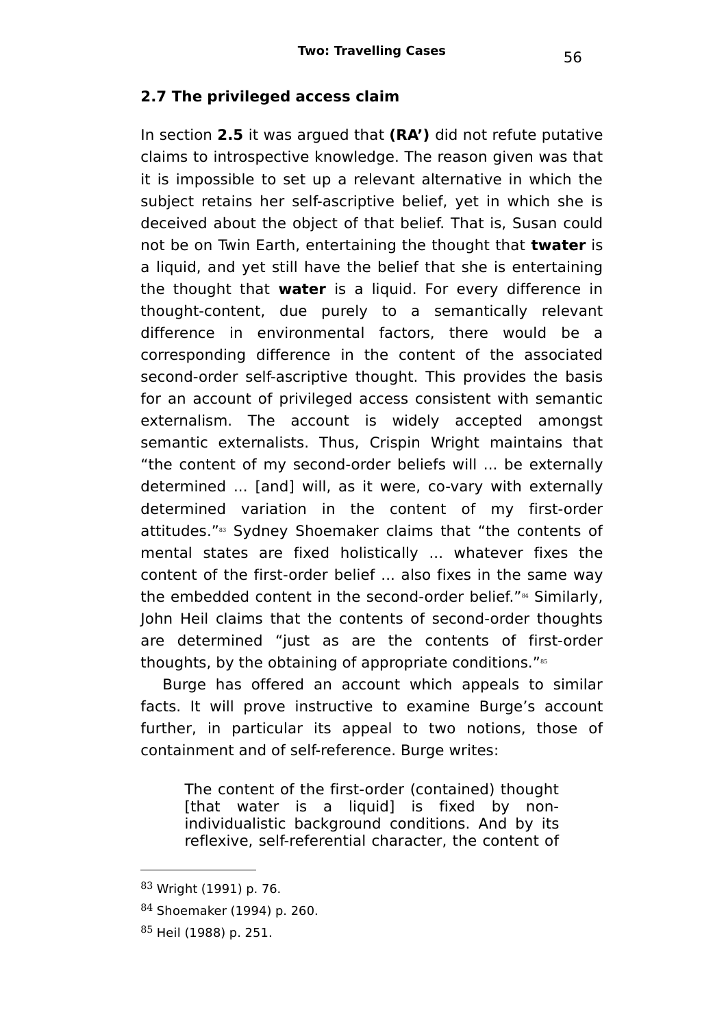## 2.7 The privileged access claim

In section **2.5** it was argued that **(RA')** did not refute putative claims to introspective knowledge. The reason given was that it is impossible to set up a relevant alternative in which the subject retains her self-ascriptive belief, yet in which she is deceived about the object of that belief. That is, Susan could not be on Twin Earth, entertaining the thought that **twater** is a liquid, and yet still have the belief that she is entertaining the thought that **water** is a liquid. For every difference in thought-content, due purely to a semantically relevant difference in environmental factors, there would be a corresponding difference in the content of the associated second-order self-ascriptive thought. This provides the basis for an account of privileged access consistent with semantic externalism. The account is widely accepted amongst semantic externalists. Thus, Crispin Wright maintains that "the content of my second-order beliefs will ... be externally determined ... [and] will, as it were, co-vary with externally determined variation in the content of my first-order attitudes."[83] Sydney Shoemaker claims that "the contents of mental states are fixed holistically ... whatever fixes the content of the first-order belief ... also fixes in the same way the embedded content in the second-order belief."[84] Similarly, John Heil claims that the contents of second-order thoughts are determined "just as are the contents of first-order thoughts, by the obtaining of appropriate conditions."[85]

Burge has offered an account which appeals to similar facts. It will prove instructive to examine Burge's account further, in particular its appeal to two notions, those of containment and of self-reference. Burge writes:

> The content of the first-order (contained) thought [that water is a liquid] is fixed by non-individualistic background conditions. And by its reflexive, self-referential character, the content of

---

83 Wright (1991) p. 76.

84 Shoemaker (1994) p. 260.

85 Heil (1988) p. 251.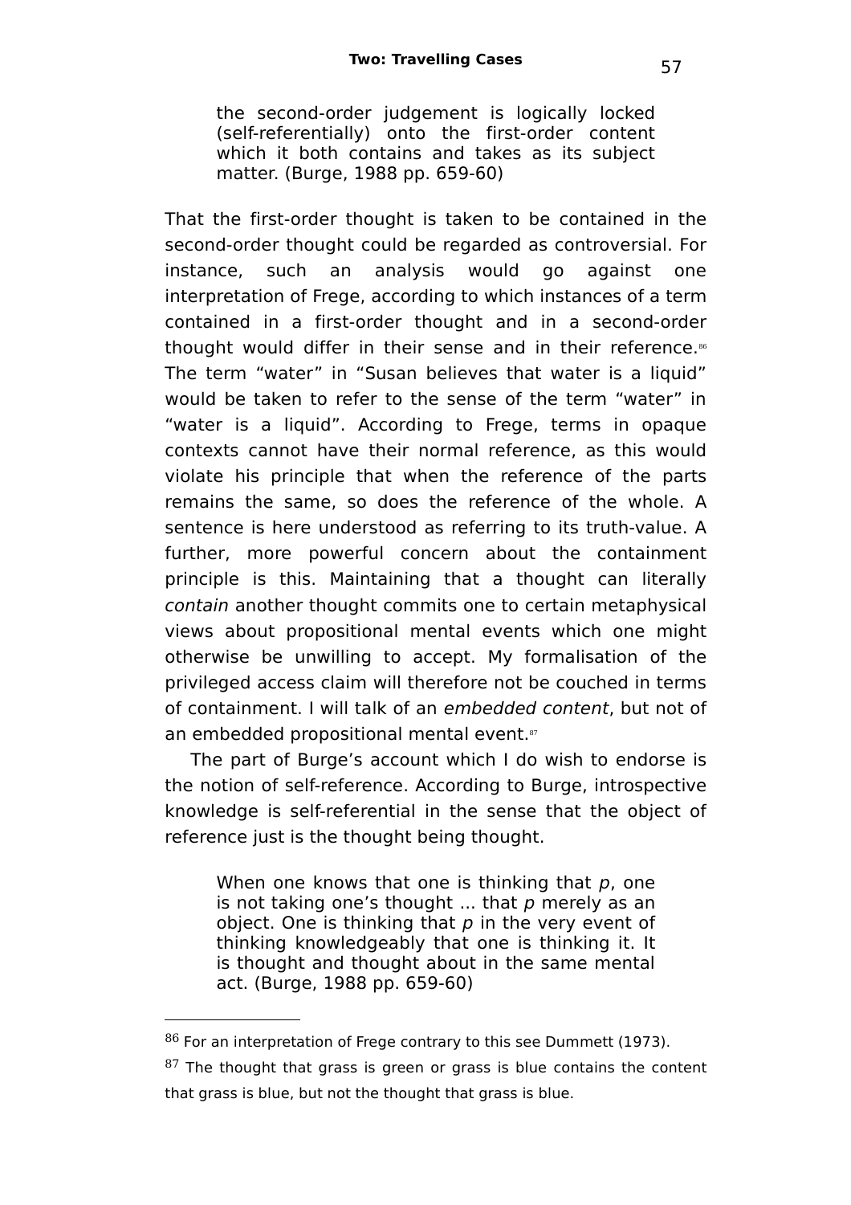> the second-order judgement is logically locked (self-referentially) onto the first-order content which it both contains and takes as its subject matter. (Burge, 1988 pp. 659-60)

That the first-order thought is taken to be contained in the second-order thought could be regarded as controversial. For instance, such an analysis would go against one interpretation of Frege, according to which instances of a term contained in a first-order thought and in a second-order thought would differ in their sense and in their reference.[86] The term "water" in "Susan believes that water is a liquid" would be taken to refer to the sense of the term "water" in "water is a liquid". According to Frege, terms in opaque contexts cannot have their normal reference, as this would violate his principle that when the reference of the parts remains the same, so does the reference of the whole. A sentence is here understood as referring to its truth-value. A further, more powerful concern about the containment principle is this. Maintaining that a thought can literally *contain* another thought commits one to certain metaphysical views about propositional mental events which one might otherwise be unwilling to accept. My formalisation of the privileged access claim will therefore not be couched in terms of containment. I will talk of an *embedded content*, but not of an embedded propositional mental event.[87]

The part of Burge's account which I do wish to endorse is the notion of self-reference. According to Burge, introspective knowledge is self-referential in the sense that the object of reference just is the thought being thought.

> When one knows that one is thinking that *p*, one is not taking one's thought ... that *p* merely as an object. One is thinking that *p* in the very event of thinking knowledgeably that one is thinking it. It is thought and thought about in the same mental act. (Burge, 1988 pp. 659-60)

---

[86] For an interpretation of Frege contrary to this see Dummett (1973).

[87] The thought that grass is green or grass is blue contains the content that grass is blue, but not the thought that grass is blue.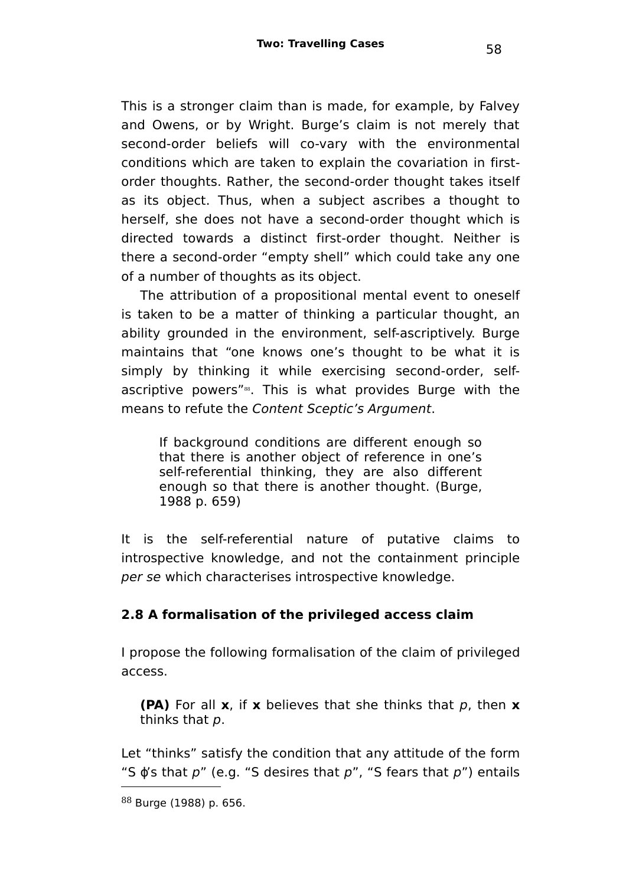This is a stronger claim than is made, for example, by Falvey and Owens, or by Wright. Burge's claim is not merely that second-order beliefs will co-vary with the environmental conditions which are taken to explain the covariation in first-order thoughts. Rather, the second-order thought takes itself as its object. Thus, when a subject ascribes a thought to herself, she does not have a second-order thought which is directed towards a distinct first-order thought. Neither is there a second-order "empty shell" which could take any one of a number of thoughts as its object.

The attribution of a propositional mental event to oneself is taken to be a matter of thinking a particular thought, an ability grounded in the environment, self-ascriptively. Burge maintains that "one knows one's thought to be what it is simply by thinking it while exercising second-order, self-ascriptive powers"[88]. This is what provides Burge with the means to refute the *Content Sceptic's Argument*.

> If background conditions are different enough so that there is another object of reference in one's self-referential thinking, they are also different enough so that there is another thought. (Burge, 1988 p. 659)

It is the self-referential nature of putative claims to introspective knowledge, and not the containment principle *per se* which characterises introspective knowledge.

### 2.8 A formalisation of the privileged access claim

I propose the following formalisation of the claim of privileged access.

> **(PA)** For all **x**, if **x** believes that she thinks that *p*, then **x** thinks that *p*.

Let "thinks" satisfy the condition that any attitude of the form "S $\phi$'s that *p*" (e.g. "S desires that *p*", "S fears that *p*") entails

---

[88] Burge (1988) p. 656.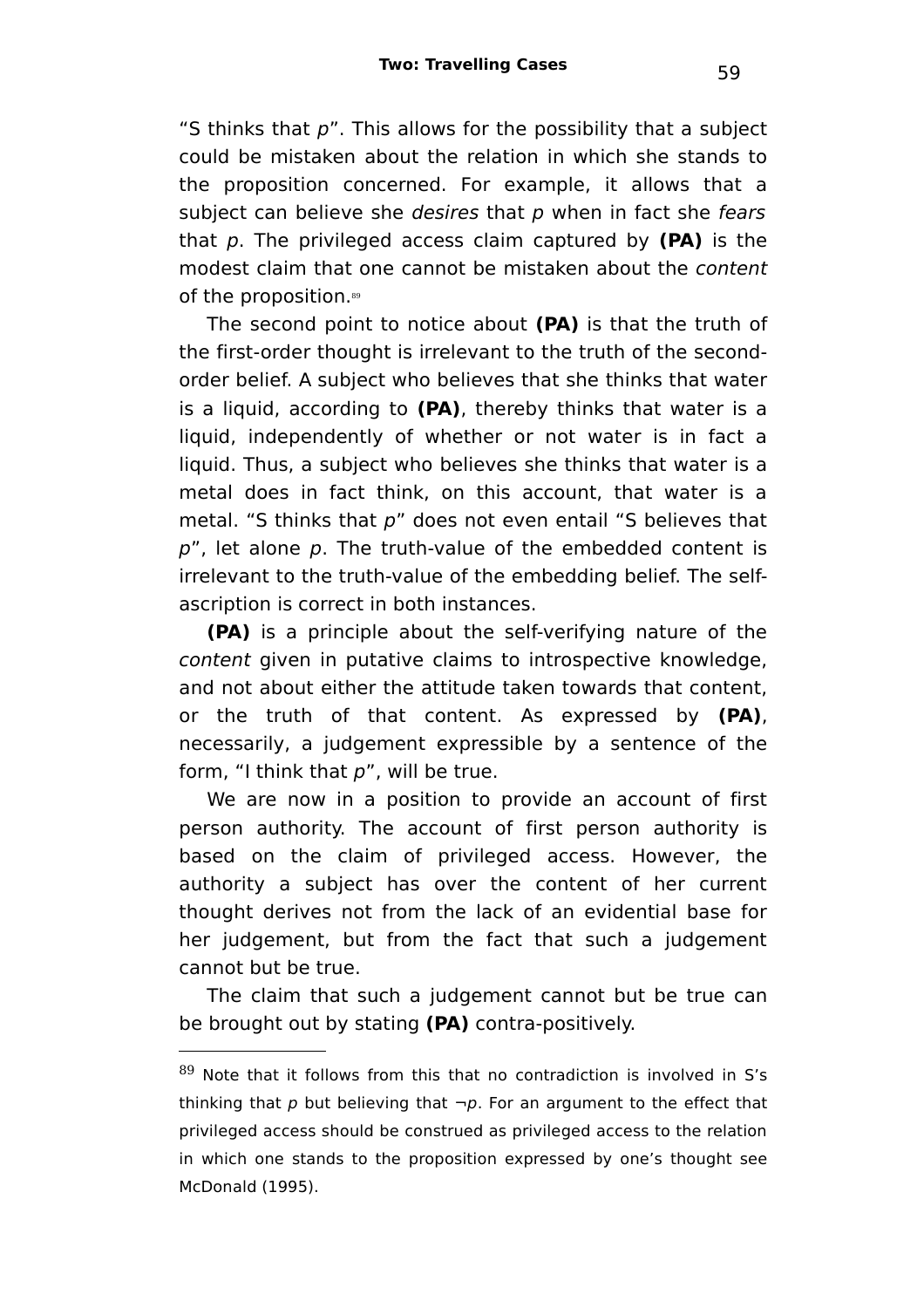"S thinks that *p*". This allows for the possibility that a subject could be mistaken about the relation in which she stands to the proposition concerned. For example, it allows that a subject can believe she *desires* that *p* when in fact she *fears* that *p*. The privileged access claim captured by **(PA)** is the modest claim that one cannot be mistaken about the *content* of the proposition.[89]

The second point to notice about **(PA)** is that the truth of the first-order thought is irrelevant to the truth of the second-order belief. A subject who believes that she thinks that water is a liquid, according to **(PA)**, thereby thinks that water is a liquid, independently of whether or not water is in fact a liquid. Thus, a subject who believes she thinks that water is a metal does in fact think, on this account, that water is a metal. "S thinks that *p*" does not even entail "S believes that *p*", let alone *p*. The truth-value of the embedded content is irrelevant to the truth-value of the embedding belief. The self-ascription is correct in both instances.

**(PA)** is a principle about the self-verifying nature of the *content* given in putative claims to introspective knowledge, and not about either the attitude taken towards that content, or the truth of that content. As expressed by **(PA)**, necessarily, a judgement expressible by a sentence of the form, "I think that *p*", will be true.

We are now in a position to provide an account of first person authority. The account of first person authority is based on the claim of privileged access. However, the authority a subject has over the content of her current thought derives not from the lack of an evidential base for her judgement, but from the fact that such a judgement cannot but be true.

The claim that such a judgement cannot but be true can be brought out by stating **(PA)** contra-positively.

---

[89] Note that it follows from this that no contradiction is involved in S's thinking that *p* but believing that $\neg p$. For an argument to the effect that privileged access should be construed as privileged access to the relation in which one stands to the proposition expressed by one's thought see McDonald (1995).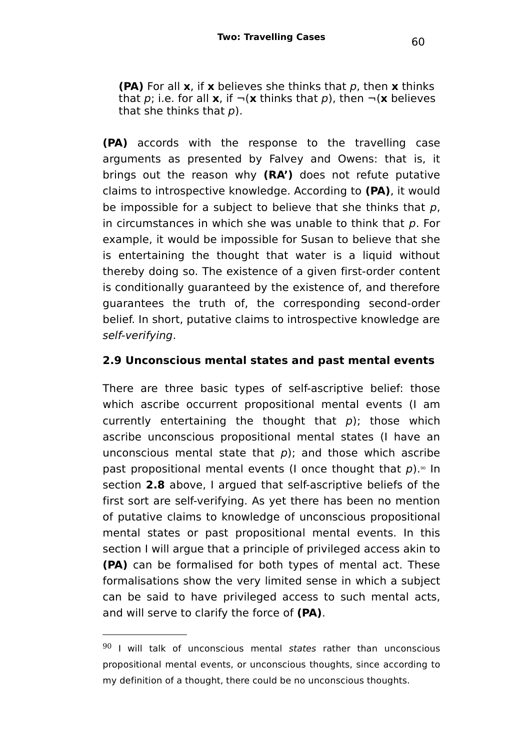**(PA)** For all **x**, if **x** believes she thinks that *p*, then **x** thinks that *p*; i.e. for all **x**, if ¬(**x** thinks that *p*), then ¬(**x** believes that she thinks that *p*).

**(PA)** accords with the response to the travelling case arguments as presented by Falvey and Owens: that is, it brings out the reason why **(RA')** does not refute putative claims to introspective knowledge. According to **(PA)**, it would be impossible for a subject to believe that she thinks that *p*, in circumstances in which she was unable to think that *p*. For example, it would be impossible for Susan to believe that she is entertaining the thought that water is a liquid without thereby doing so. The existence of a given first-order content is conditionally guaranteed by the existence of, and therefore guarantees the truth of, the corresponding second-order belief. In short, putative claims to introspective knowledge are *self-verifying*.

### 2.9 Unconscious mental states and past mental events

There are three basic types of self-ascriptive belief: those which ascribe occurrent propositional mental events (I am currently entertaining the thought that *p*); those which ascribe unconscious propositional mental states (I have an unconscious mental state that *p*); and those which ascribe past propositional mental events (I once thought that *p*).[90] In section **2.8** above, I argued that self-ascriptive beliefs of the first sort are self-verifying. As yet there has been no mention of putative claims to knowledge of unconscious propositional mental states or past propositional mental events. In this section I will argue that a principle of privileged access akin to **(PA)** can be formalised for both types of mental act. These formalisations show the very limited sense in which a subject can be said to have privileged access to such mental acts, and will serve to clarify the force of **(PA)**.

---

[90] I will talk of unconscious mental *states* rather than unconscious propositional mental events, or unconscious thoughts, since according to my definition of a thought, there could be no unconscious thoughts.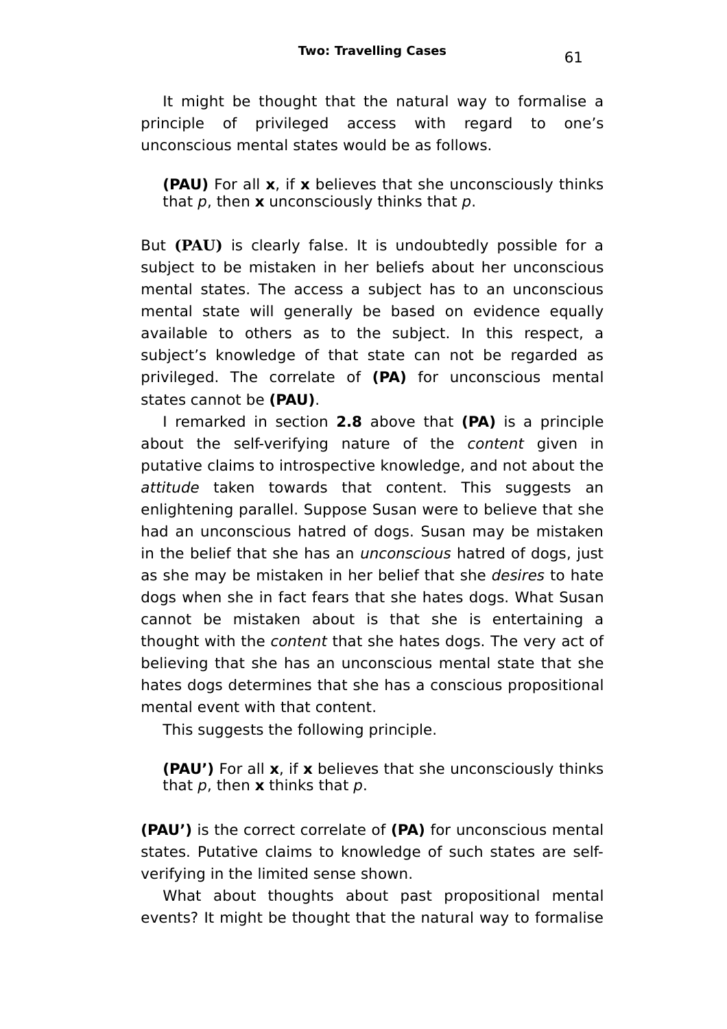It might be thought that the natural way to formalise a principle of privileged access with regard to one's unconscious mental states would be as follows.

> **(PAU)** For all **x**, if **x** believes that she unconsciously thinks that *p*, then **x** unconsciously thinks that *p*.

But **(PAU)** is clearly false. It is undoubtedly possible for a subject to be mistaken in her beliefs about her unconscious mental states. The access a subject has to an unconscious mental state will generally be based on evidence equally available to others as to the subject. In this respect, a subject's knowledge of that state can not be regarded as privileged. The correlate of **(PA)** for unconscious mental states cannot be **(PAU)**.

I remarked in section **2.8** above that **(PA)** is a principle about the self-verifying nature of the *content* given in putative claims to introspective knowledge, and not about the *attitude* taken towards that content. This suggests an enlightening parallel. Suppose Susan were to believe that she had an unconscious hatred of dogs. Susan may be mistaken in the belief that she has an *unconscious* hatred of dogs, just as she may be mistaken in her belief that she *desires* to hate dogs when she in fact fears that she hates dogs. What Susan cannot be mistaken about is that she is entertaining a thought with the *content* that she hates dogs. The very act of believing that she has an unconscious mental state that she hates dogs determines that she has a conscious propositional mental event with that content.

This suggests the following principle.

> **(PAU')** For all **x**, if **x** believes that she unconsciously thinks that *p*, then **x** thinks that *p*.

**(PAU')** is the correct correlate of **(PA)** for unconscious mental states. Putative claims to knowledge of such states are self-verifying in the limited sense shown.

What about thoughts about past propositional mental events? It might be thought that the natural way to formalise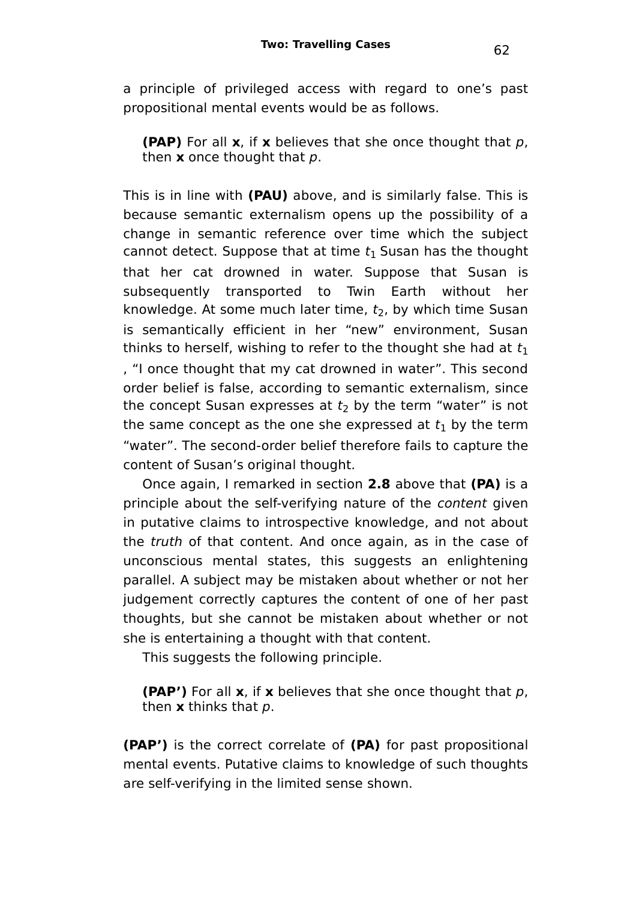a principle of privileged access with regard to one's past propositional mental events would be as follows.

> **(PAP)** For all **x**, if **x** believes that she once thought that *p*, then **x** once thought that *p*.

This is in line with **(PAU)** above, and is similarly false. This is because semantic externalism opens up the possibility of a change in semantic reference over time which the subject cannot detect. Suppose that at time $t_1$ Susan has the thought that her cat drowned in water. Suppose that Susan is subsequently transported to Twin Earth without her knowledge. At some much later time, $t_2$, by which time Susan is semantically efficient in her "new" environment, Susan thinks to herself, wishing to refer to the thought she had at $t_1$, "I once thought that my cat drowned in water". This second order belief is false, according to semantic externalism, since the concept Susan expresses at $t_2$ by the term "water" is not the same concept as the one she expressed at $t_1$ by the term "water". The second-order belief therefore fails to capture the content of Susan's original thought.

Once again, I remarked in section **2.8** above that **(PA)** is a principle about the self-verifying nature of the *content* given in putative claims to introspective knowledge, and not about the *truth* of that content. And once again, as in the case of unconscious mental states, this suggests an enlightening parallel. A subject may be mistaken about whether or not her judgement correctly captures the content of one of her past thoughts, but she cannot be mistaken about whether or not she is entertaining a thought with that content.

This suggests the following principle.

> **(PAP')** For all **x**, if **x** believes that she once thought that *p*, then **x** thinks that *p*.

**(PAP')** is the correct correlate of **(PA)** for past propositional mental events. Putative claims to knowledge of such thoughts are self-verifying in the limited sense shown.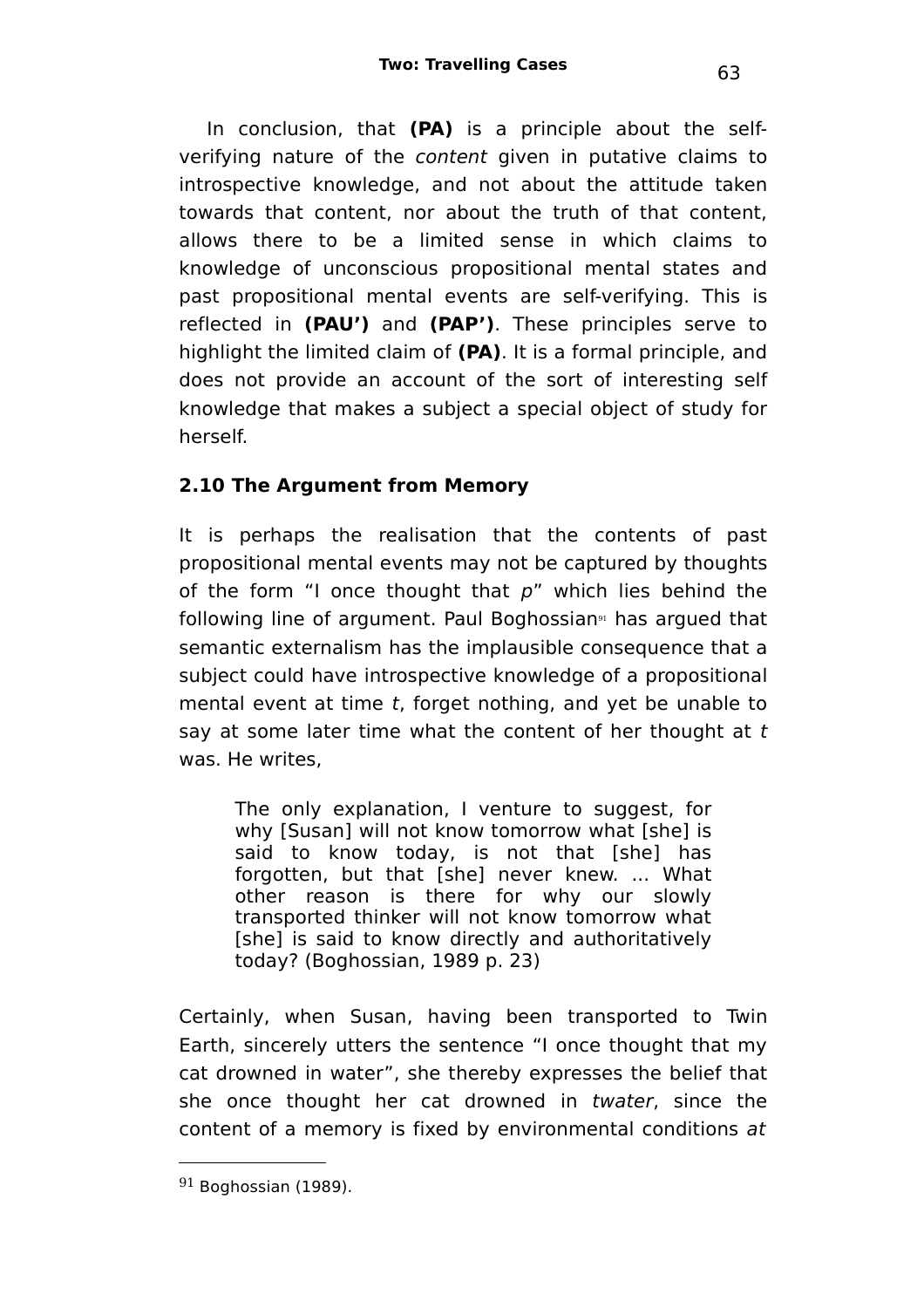In conclusion, that **(PA)** is a principle about the self-verifying nature of the *content* given in putative claims to introspective knowledge, and not about the attitude taken towards that content, nor about the truth of that content, allows there to be a limited sense in which claims to knowledge of unconscious propositional mental states and past propositional mental events are self-verifying. This is reflected in **(PAU')** and **(PAP')**. These principles serve to highlight the limited claim of **(PA)**. It is a formal principle, and does not provide an account of the sort of interesting self knowledge that makes a subject a special object of study for herself.

## 2.10 The Argument from Memory

It is perhaps the realisation that the contents of past propositional mental events may not be captured by thoughts of the form "I once thought that *p*" which lies behind the following line of argument. Paul Boghossian[91] has argued that semantic externalism has the implausible consequence that a subject could have introspective knowledge of a propositional mental event at time *t*, forget nothing, and yet be unable to say at some later time what the content of her thought at *t* was. He writes,

> The only explanation, I venture to suggest, for why [Susan] will not know tomorrow what [she] is said to know today, is not that [she] has forgotten, but that [she] never knew. ... What other reason is there for why our slowly transported thinker will not know tomorrow what [she] is said to know directly and authoritatively today? (Boghossian, 1989 p. 23)

Certainly, when Susan, having been transported to Twin Earth, sincerely utters the sentence "I once thought that my cat drowned in water", she thereby expresses the belief that she once thought her cat drowned in *twater*, since the content of a memory is fixed by environmental conditions *at*

---

[91] Boghossian (1989).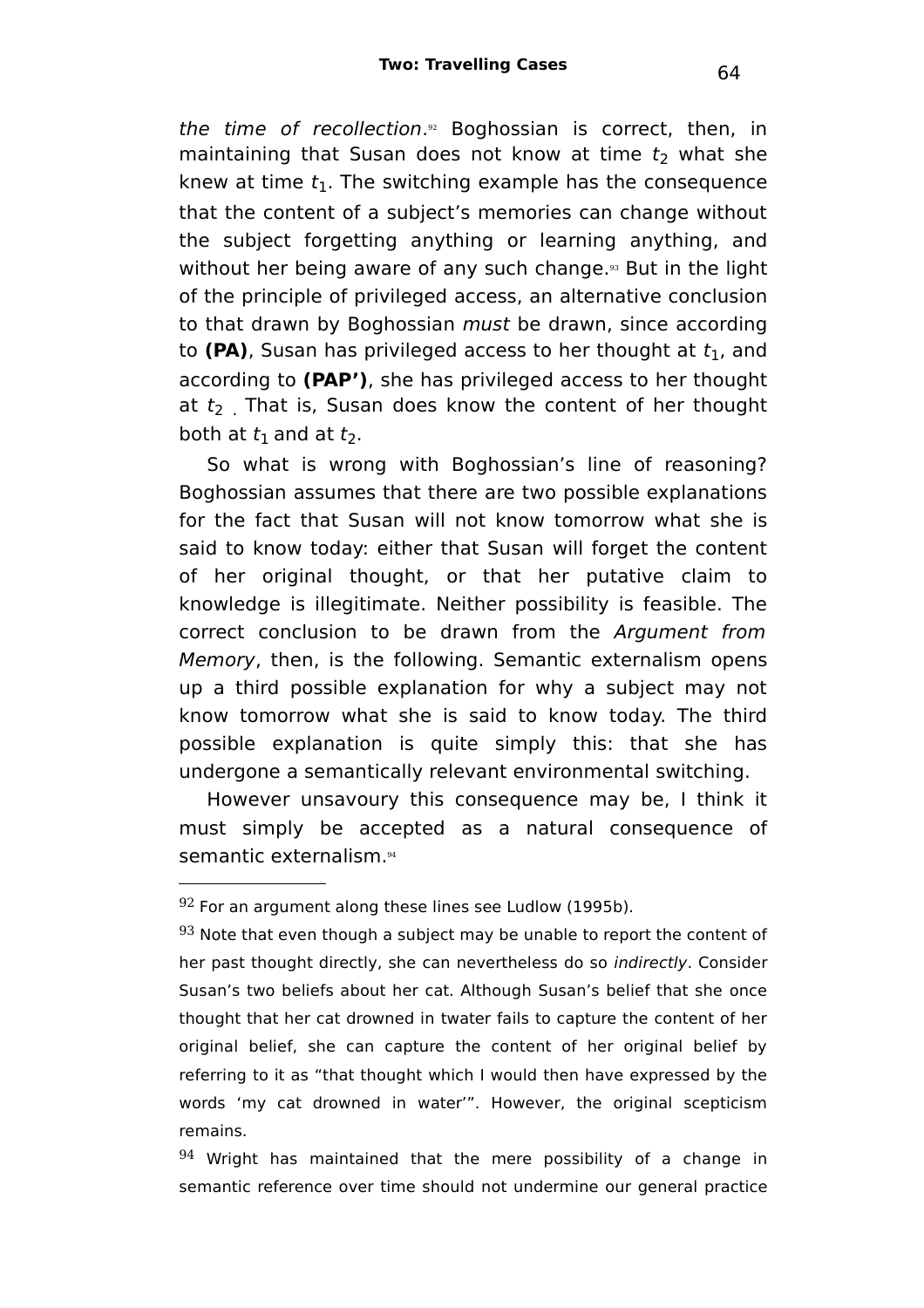*the time of recollection*.[92] Boghossian is correct, then, in maintaining that Susan does not know at time $t_2$ what she knew at time $t_1$. The switching example has the consequence that the content of a subject's memories can change without the subject forgetting anything or learning anything, and without her being aware of any such change.[93] But in the light of the principle of privileged access, an alternative conclusion to that drawn by Boghossian *must* be drawn, since according to **(PA)**, Susan has privileged access to her thought at $t_1$, and according to **(PAP')**, she has privileged access to her thought at $t_2$ . That is, Susan does know the content of her thought both at $t_1$ and at $t_2$.

So what is wrong with Boghossian's line of reasoning? Boghossian assumes that there are two possible explanations for the fact that Susan will not know tomorrow what she is said to know today: either that Susan will forget the content of her original thought, or that her putative claim to knowledge is illegitimate. Neither possibility is feasible. The correct conclusion to be drawn from the *Argument from Memory*, then, is the following. Semantic externalism opens up a third possible explanation for why a subject may not know tomorrow what she is said to know today. The third possible explanation is quite simply this: that she has undergone a semantically relevant environmental switching.

However unsavoury this consequence may be, I think it must simply be accepted as a natural consequence of semantic externalism.[94]

---

[92] For an argument along these lines see Ludlow (1995b).

[93] Note that even though a subject may be unable to report the content of her past thought directly, she can nevertheless do so *indirectly*. Consider Susan's two beliefs about her cat. Although Susan's belief that she once thought that her cat drowned in twater fails to capture the content of her original belief, she can capture the content of her original belief by referring to it as "that thought which I would then have expressed by the words 'my cat drowned in water'". However, the original scepticism remains.

[94] Wright has maintained that the mere possibility of a change in semantic reference over time should not undermine our general practice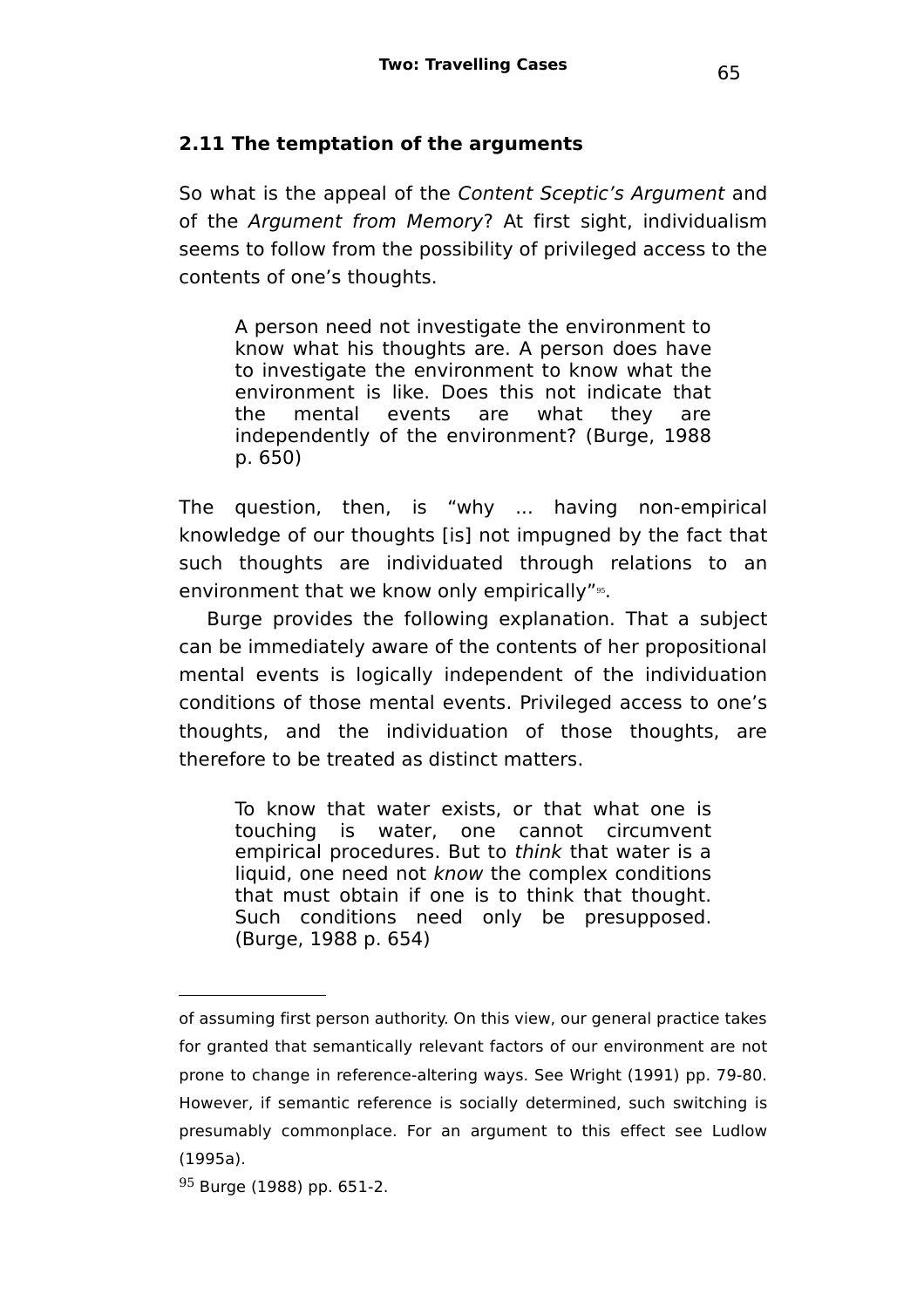### 2.11 The temptation of the arguments

So what is the appeal of the *Content Sceptic's Argument* and of the *Argument from Memory*? At first sight, individualism seems to follow from the possibility of privileged access to the contents of one's thoughts.

> A person need not investigate the environment to know what his thoughts are. A person does have to investigate the environment to know what the environment is like. Does this not indicate that the mental events are what they are independently of the environment? (Burge, 1988 p. 650)

The question, then, is "why ... having non-empirical knowledge of our thoughts [is] not impugned by the fact that such thoughts are individuated through relations to an environment that we know only empirically"[95].

Burge provides the following explanation. That a subject can be immediately aware of the contents of her propositional mental events is logically independent of the individuation conditions of those mental events. Privileged access to one's thoughts, and the individuation of those thoughts, are therefore to be treated as distinct matters.

> To know that water exists, or that what one is touching is water, one cannot circumvent empirical procedures. But to *think* that water is a liquid, one need not *know* the complex conditions that must obtain if one is to think that thought. Such conditions need only be presupposed. (Burge, 1988 p. 654)

---

of assuming first person authority. On this view, our general practice takes for granted that semantically relevant factors of our environment are not prone to change in reference-altering ways. See Wright (1991) pp. 79-80. However, if semantic reference is socially determined, such switching is presumably commonplace. For an argument to this effect see Ludlow (1995a).

[95] Burge (1988) pp. 651-2.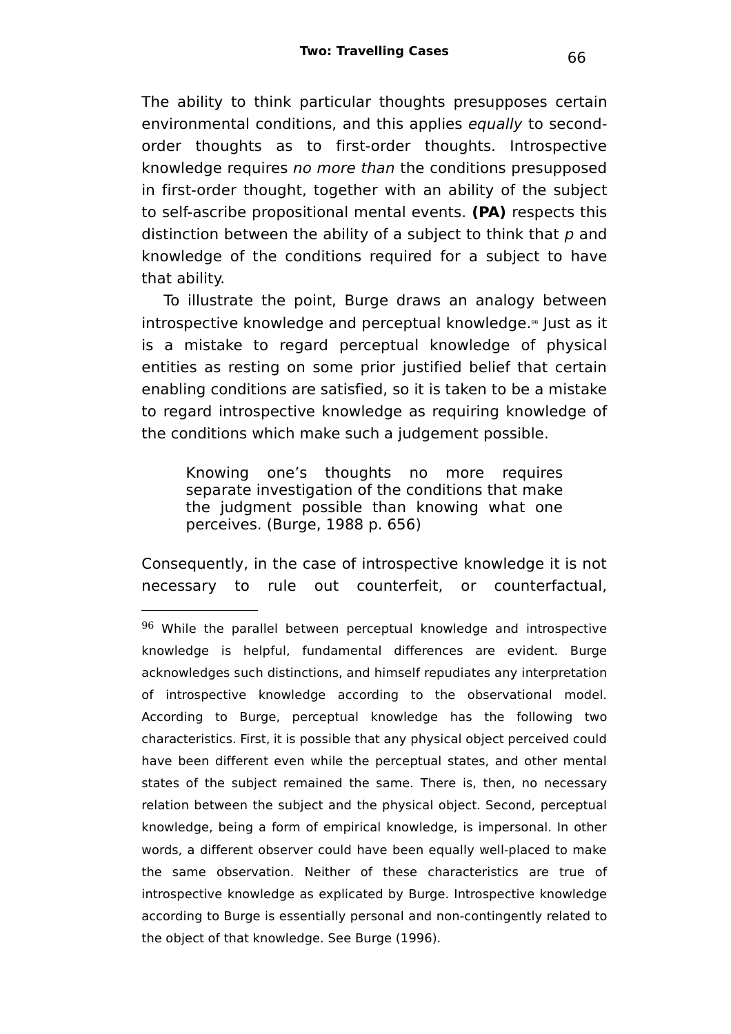The ability to think particular thoughts presupposes certain environmental conditions, and this applies *equally* to second-order thoughts as to first-order thoughts. Introspective knowledge requires *no more than* the conditions presupposed in first-order thought, together with an ability of the subject to self-ascribe propositional mental events. **(PA)** respects this distinction between the ability of a subject to think that *p* and knowledge of the conditions required for a subject to have that ability.

To illustrate the point, Burge draws an analogy between introspective knowledge and perceptual knowledge.[96] Just as it is a mistake to regard perceptual knowledge of physical entities as resting on some prior justified belief that certain enabling conditions are satisfied, so it is taken to be a mistake to regard introspective knowledge as requiring knowledge of the conditions which make such a judgement possible.

> Knowing one's thoughts no more requires separate investigation of the conditions that make the judgment possible than knowing what one perceives. (Burge, 1988 p. 656)

Consequently, in the case of introspective knowledge it is not necessary to rule out counterfeit, or counterfactual,

---

[96] While the parallel between perceptual knowledge and introspective knowledge is helpful, fundamental differences are evident. Burge acknowledges such distinctions, and himself repudiates any interpretation of introspective knowledge according to the observational model. According to Burge, perceptual knowledge has the following two characteristics. First, it is possible that any physical object perceived could have been different even while the perceptual states, and other mental states of the subject remained the same. There is, then, no necessary relation between the subject and the physical object. Second, perceptual knowledge, being a form of empirical knowledge, is impersonal. In other words, a different observer could have been equally well-placed to make the same observation. Neither of these characteristics are true of introspective knowledge as explicated by Burge. Introspective knowledge according to Burge is essentially personal and non-contingently related to the object of that knowledge. See Burge (1996).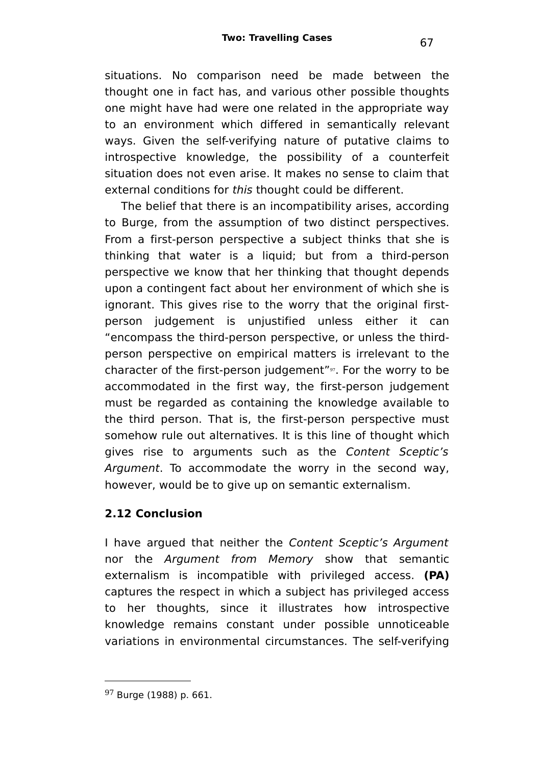situations. No comparison need be made between the thought one in fact has, and various other possible thoughts one might have had were one related in the appropriate way to an environment which differed in semantically relevant ways. Given the self-verifying nature of putative claims to introspective knowledge, the possibility of a counterfeit situation does not even arise. It makes no sense to claim that external conditions for *this* thought could be different.

The belief that there is an incompatibility arises, according to Burge, from the assumption of two distinct perspectives. From a first-person perspective a subject thinks that she is thinking that water is a liquid; but from a third-person perspective we know that her thinking that thought depends upon a contingent fact about her environment of which she is ignorant. This gives rise to the worry that the original first-person judgement is unjustified unless either it can "encompass the third-person perspective, or unless the third-person perspective on empirical matters is irrelevant to the character of the first-person judgement"[97]. For the worry to be accommodated in the first way, the first-person judgement must be regarded as containing the knowledge available to the third person. That is, the first-person perspective must somehow rule out alternatives. It is this line of thought which gives rise to arguments such as the *Content Sceptic's Argument*. To accommodate the worry in the second way, however, would be to give up on semantic externalism.

### 2.12 Conclusion

I have argued that neither the *Content Sceptic's Argument* nor the *Argument from Memory* show that semantic externalism is incompatible with privileged access. **(PA)** captures the respect in which a subject has privileged access to her thoughts, since it illustrates how introspective knowledge remains constant under possible unnoticeable variations in environmental circumstances. The self-verifying

[97] Burge (1988) p. 661.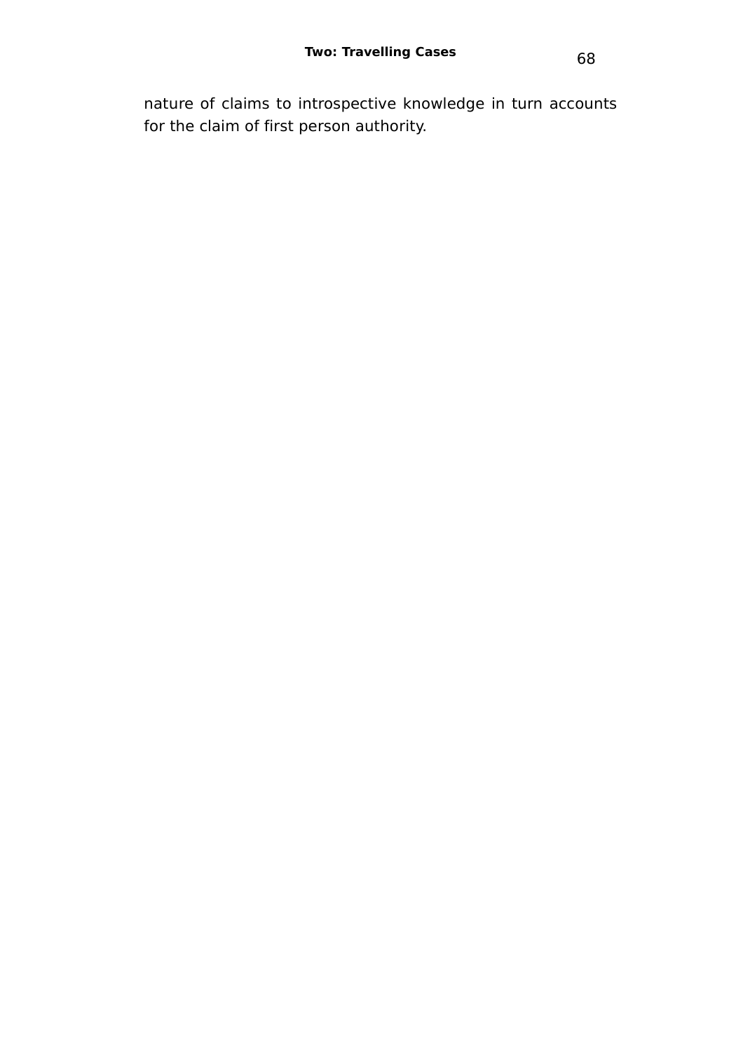nature of claims to introspective knowledge in turn accounts for the claim of first person authority.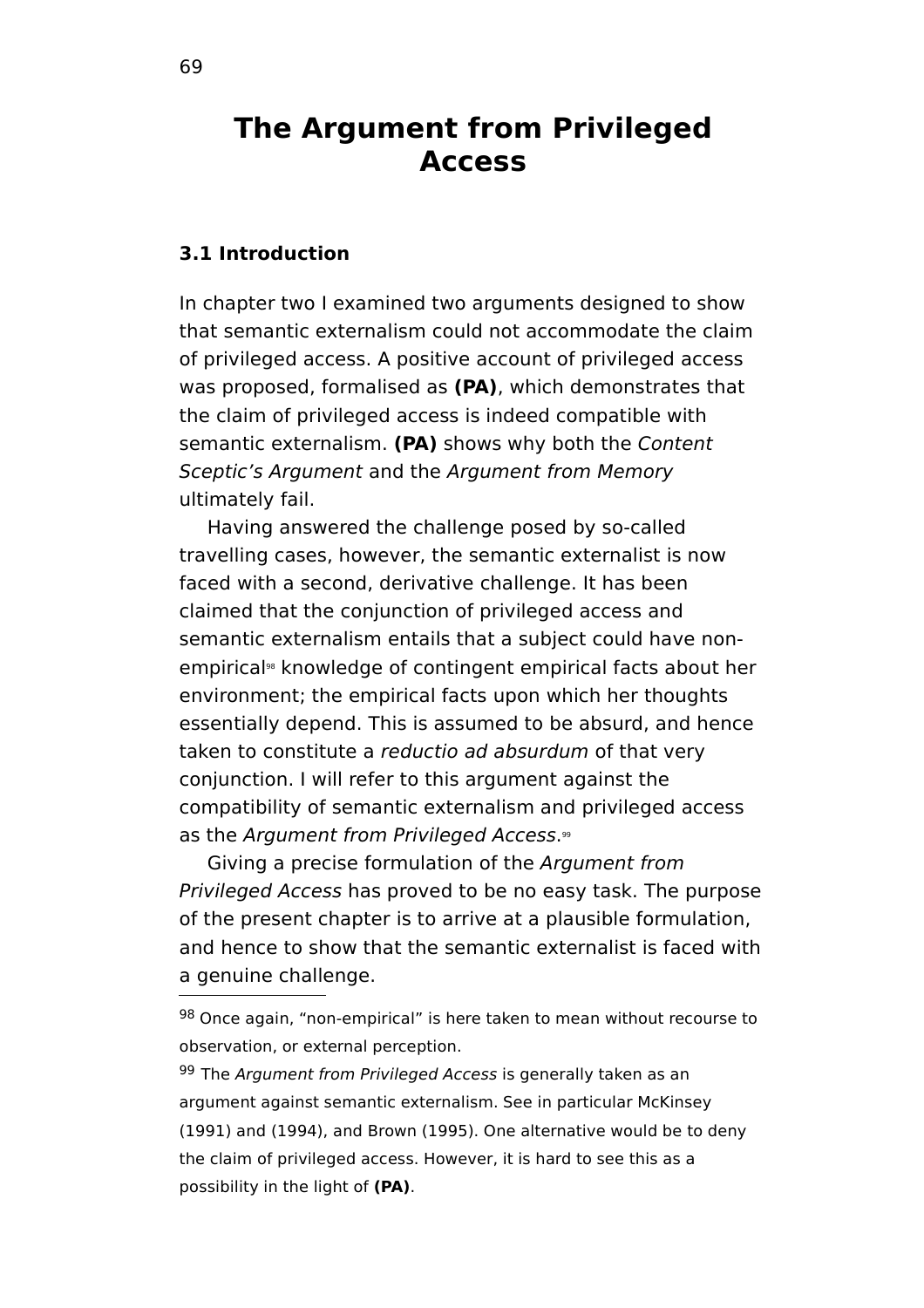# The Argument from Privileged Access

## 3.1 Introduction

In chapter two I examined two arguments designed to show that semantic externalism could not accommodate the claim of privileged access. A positive account of privileged access was proposed, formalised as **(PA)**, which demonstrates that the claim of privileged access is indeed compatible with semantic externalism. **(PA)** shows why both the *Content Sceptic's Argument* and the *Argument from Memory* ultimately fail.

Having answered the challenge posed by so-called travelling cases, however, the semantic externalist is now faced with a second, derivative challenge. It has been claimed that the conjunction of privileged access and semantic externalism entails that a subject could have non-empirical[98] knowledge of contingent empirical facts about her environment; the empirical facts upon which her thoughts essentially depend. This is assumed to be absurd, and hence taken to constitute a *reductio ad absurdum* of that very conjunction. I will refer to this argument against the compatibility of semantic externalism and privileged access as the *Argument from Privileged Access*.[99]

Giving a precise formulation of the *Argument from Privileged Access* has proved to be no easy task. The purpose of the present chapter is to arrive at a plausible formulation, and hence to show that the semantic externalist is faced with a genuine challenge.

---

[98] Once again, "non-empirical" is here taken to mean without recourse to observation, or external perception.

[99] The *Argument from Privileged Access* is generally taken as an argument against semantic externalism. See in particular McKinsey (1991) and (1994), and Brown (1995). One alternative would be to deny the claim of privileged access. However, it is hard to see this as a possibility in the light of **(PA)**.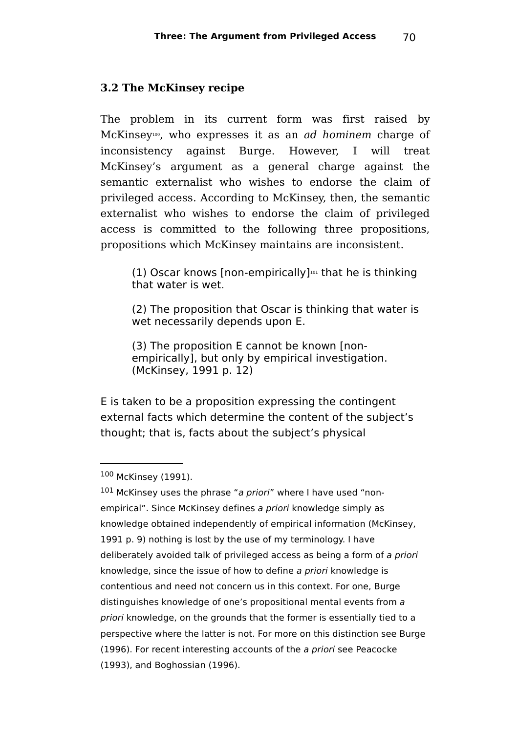### 3.2 The McKinsey recipe

The problem in its current form was first raised by McKinsey[100], who expresses it as an *ad hominem* charge of inconsistency against Burge. However, I will treat McKinsey's argument as a general charge against the semantic externalist who wishes to endorse the claim of privileged access. According to McKinsey, then, the semantic externalist who wishes to endorse the claim of privileged access is committed to the following three propositions, propositions which McKinsey maintains are inconsistent.

> (1) Oscar knows [non-empirically][101] that he is thinking that water is wet.
>
> (2) The proposition that Oscar is thinking that water is wet necessarily depends upon E.
>
> (3) The proposition E cannot be known [non-empirically], but only by empirical investigation. (McKinsey, 1991 p. 12)

E is taken to be a proposition expressing the contingent external facts which determine the content of the subject's thought; that is, facts about the subject's physical

---

[100] McKinsey (1991).

[101] McKinsey uses the phrase "*a priori*" where I have used "non-empirical". Since McKinsey defines *a priori* knowledge simply as knowledge obtained independently of empirical information (McKinsey, 1991 p. 9) nothing is lost by the use of my terminology. I have deliberately avoided talk of privileged access as being a form of *a priori* knowledge, since the issue of how to define *a priori* knowledge is contentious and need not concern us in this context. For one, Burge distinguishes knowledge of one's propositional mental events from *a priori* knowledge, on the grounds that the former is essentially tied to a perspective where the latter is not. For more on this distinction see Burge (1996). For recent interesting accounts of the *a priori* see Peacocke (1993), and Boghossian (1996).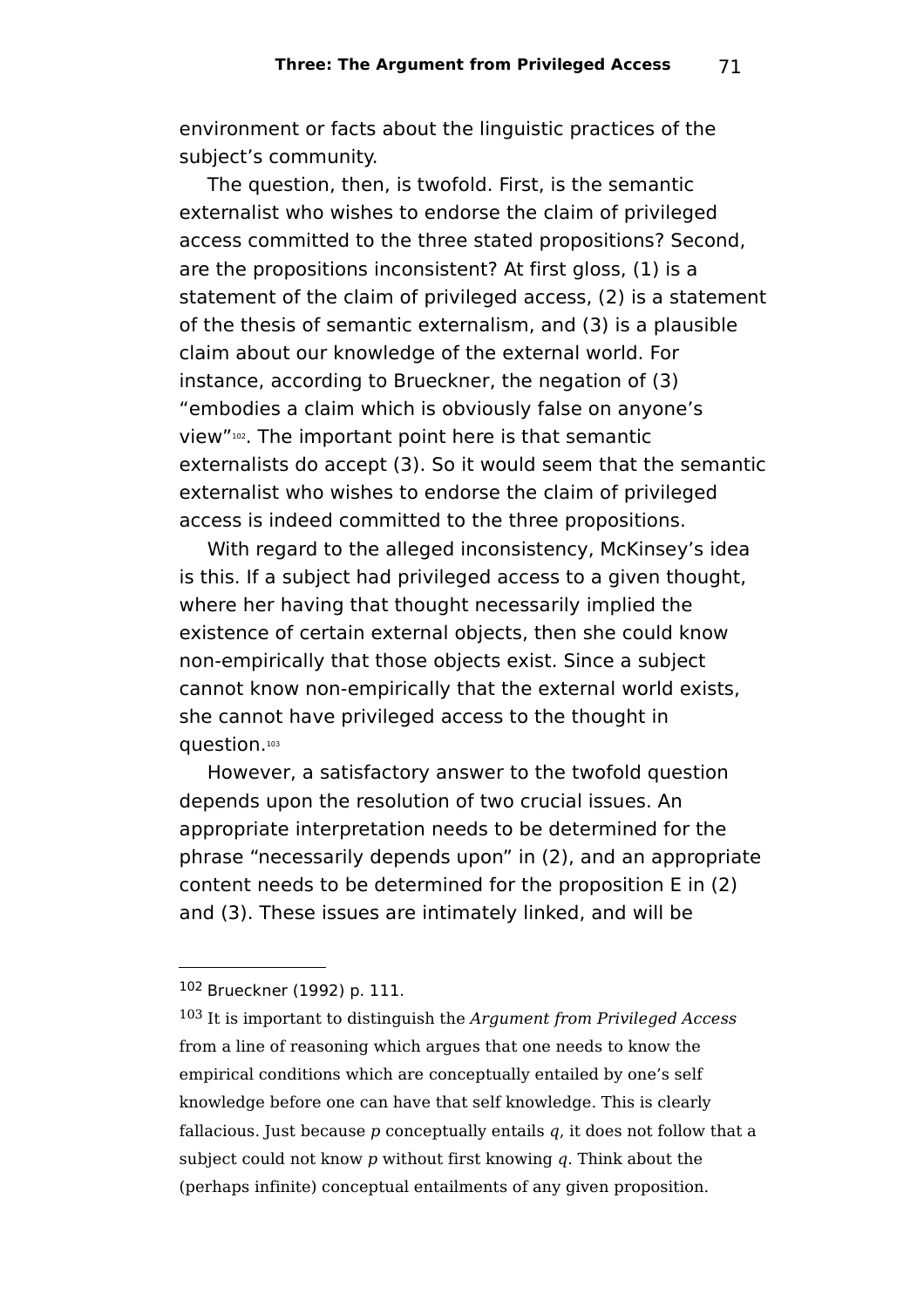environment or facts about the linguistic practices of the subject's community.

The question, then, is twofold. First, is the semantic externalist who wishes to endorse the claim of privileged access committed to the three stated propositions? Second, are the propositions inconsistent? At first gloss, (1) is a statement of the claim of privileged access, (2) is a statement of the thesis of semantic externalism, and (3) is a plausible claim about our knowledge of the external world. For instance, according to Brueckner, the negation of (3) "embodies a claim which is obviously false on anyone's view"[102]. The important point here is that semantic externalists do accept (3). So it would seem that the semantic externalist who wishes to endorse the claim of privileged access is indeed committed to the three propositions.

With regard to the alleged inconsistency, McKinsey's idea is this. If a subject had privileged access to a given thought, where her having that thought necessarily implied the existence of certain external objects, then she could know non-empirically that those objects exist. Since a subject cannot know non-empirically that the external world exists, she cannot have privileged access to the thought in question.[103]

However, a satisfactory answer to the twofold question depends upon the resolution of two crucial issues. An appropriate interpretation needs to be determined for the phrase "necessarily depends upon" in (2), and an appropriate content needs to be determined for the proposition E in (2) and (3). These issues are intimately linked, and will be

---

[102] Brueckner (1992) p. 111.

[103] It is important to distinguish the *Argument from Privileged Access* from a line of reasoning which argues that one needs to know the empirical conditions which are conceptually entailed by one's self knowledge before one can have that self knowledge. This is clearly fallacious. Just because *p* conceptually entails *q*, it does not follow that a subject could not know *p* without first knowing *q*. Think about the (perhaps infinite) conceptual entailments of any given proposition.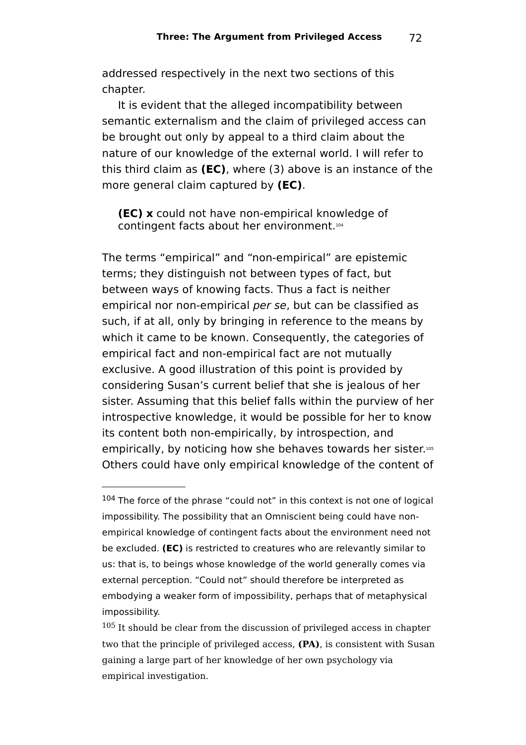addressed respectively in the next two sections of this chapter.

It is evident that the alleged incompatibility between semantic externalism and the claim of privileged access can be brought out only by appeal to a third claim about the nature of our knowledge of the external world. I will refer to this third claim as **(EC)**, where (3) above is an instance of the more general claim captured by **(EC)**.

> **(EC) x** could not have non-empirical knowledge of contingent facts about her environment.[104]

The terms “empirical” and “non-empirical” are epistemic terms; they distinguish not between types of fact, but between ways of knowing facts. Thus a fact is neither empirical nor non-empirical *per se*, but can be classified as such, if at all, only by bringing in reference to the means by which it came to be known. Consequently, the categories of empirical fact and non-empirical fact are not mutually exclusive. A good illustration of this point is provided by considering Susan’s current belief that she is jealous of her sister. Assuming that this belief falls within the purview of her introspective knowledge, it would be possible for her to know its content both non-empirically, by introspection, and empirically, by noticing how she behaves towards her sister.[105] Others could have only empirical knowledge of the content of

---

[104] The force of the phrase “could not” in this context is not one of logical impossibility. The possibility that an Omniscient being could have non-empirical knowledge of contingent facts about the environment need not be excluded. **(EC)** is restricted to creatures who are relevantly similar to us: that is, to beings whose knowledge of the world generally comes via external perception. “Could not” should therefore be interpreted as embodying a weaker form of impossibility, perhaps that of metaphysical impossibility.

[105] It should be clear from the discussion of privileged access in chapter two that the principle of privileged access, **(PA)**, is consistent with Susan gaining a large part of her knowledge of her own psychology via empirical investigation.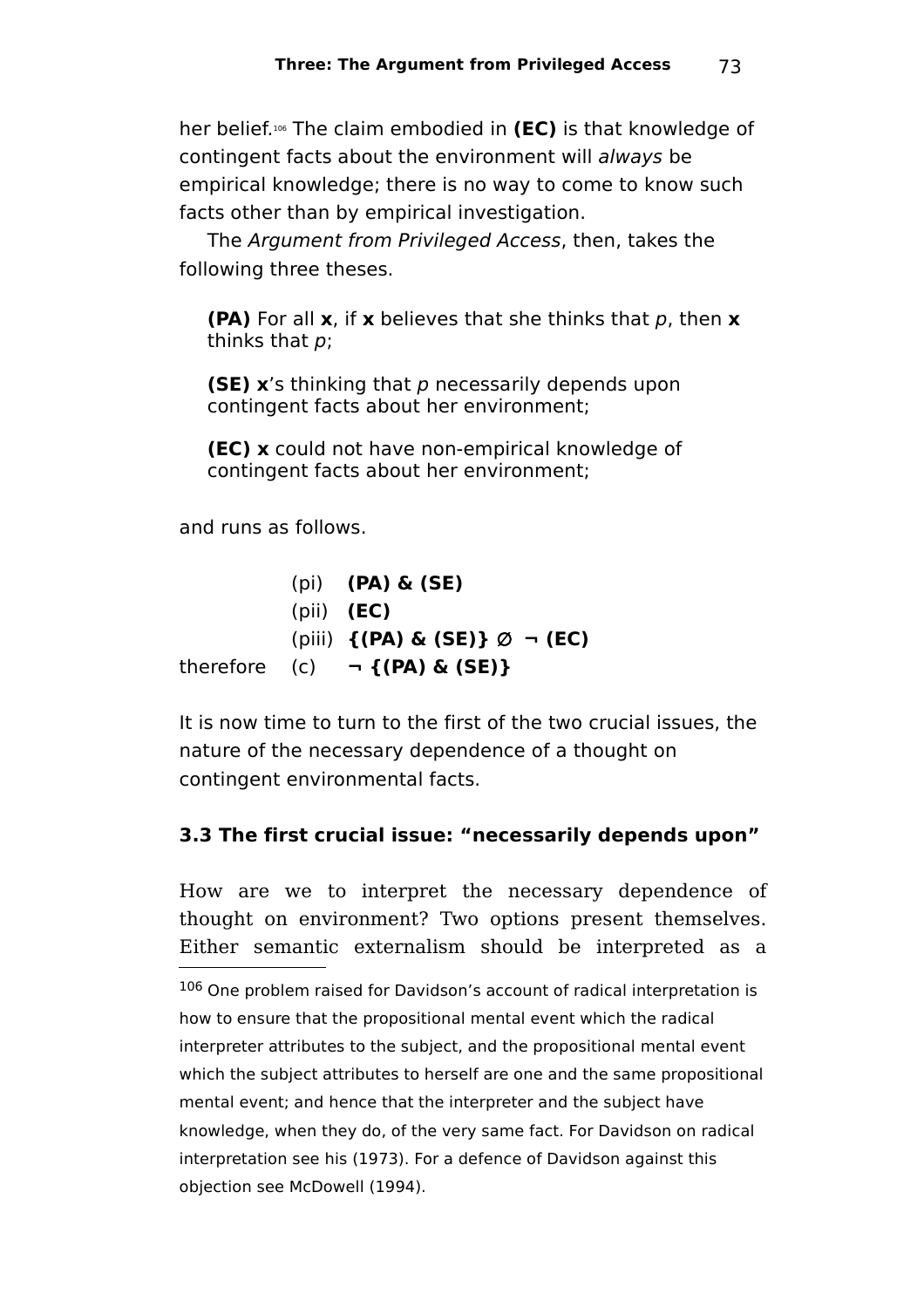her belief.[106] The claim embodied in **(EC)** is that knowledge of contingent facts about the environment will *always* be empirical knowledge; there is no way to come to know such facts other than by empirical investigation.

The *Argument from Privileged Access*, then, takes the following three theses.

> **(PA)** For all **x**, if **x** believes that she thinks that *p*, then **x** thinks that *p*;
>
> **(SE)** **x**'s thinking that *p* necessarily depends upon contingent facts about her environment;
>
> **(EC)** **x** could not have non-empirical knowledge of contingent facts about her environment;

and runs as follows.

| | | |
|---|---|---|
| | (pi) | **(PA) & (SE)** |
| | (pii) | **(EC)** |
| | (piii) | **{(PA) & (SE)}** ∅ **¬ (EC)** |
| therefore | (c) | **¬ {(PA) & (SE)}** |

It is now time to turn to the first of the two crucial issues, the nature of the necessary dependence of a thought on contingent environmental facts.

### 3.3 The first crucial issue: "necessarily depends upon"

How are we to interpret the necessary dependence of thought on environment? Two options present themselves. Either semantic externalism should be interpreted as a

---

[106] One problem raised for Davidson's account of radical interpretation is how to ensure that the propositional mental event which the radical interpreter attributes to the subject, and the propositional mental event which the subject attributes to herself are one and the same propositional mental event; and hence that the interpreter and the subject have knowledge, when they do, of the very same fact. For Davidson on radical interpretation see his (1973). For a defence of Davidson against this objection see McDowell (1994).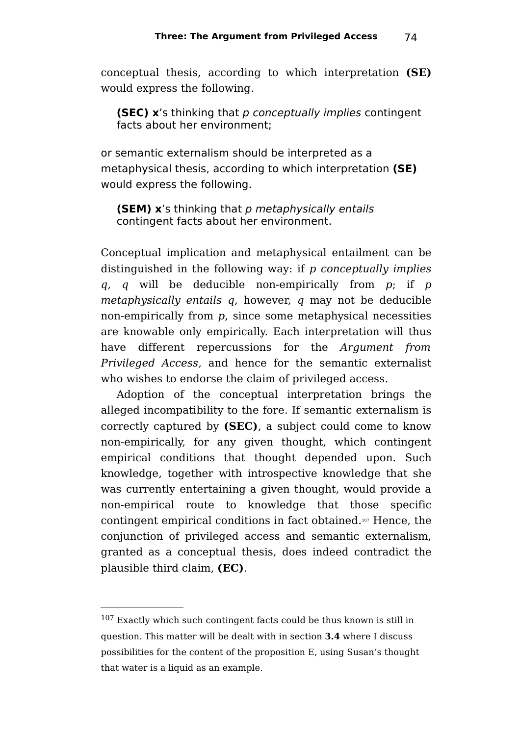conceptual thesis, according to which interpretation **(SE)** would express the following.

> **(SEC) x**'s thinking that *p conceptually implies* contingent facts about her environment;

or semantic externalism should be interpreted as a metaphysical thesis, according to which interpretation **(SE)** would express the following.

> **(SEM) x**'s thinking that *p metaphysically entails* contingent facts about her environment.

Conceptual implication and metaphysical entailment can be distinguished in the following way: if *p conceptually implies q*, *q* will be deducible non-empirically from *p*; if *p metaphysically entails q*, however, *q* may not be deducible non-empirically from *p*, since some metaphysical necessities are knowable only empirically. Each interpretation will thus have different repercussions for the *Argument from Privileged Access*, and hence for the semantic externalist who wishes to endorse the claim of privileged access.

Adoption of the conceptual interpretation brings the alleged incompatibility to the fore. If semantic externalism is correctly captured by **(SEC)**, a subject could come to know non-empirically, for any given thought, which contingent empirical conditions that thought depended upon. Such knowledge, together with introspective knowledge that she was currently entertaining a given thought, would provide a non-empirical route to knowledge that those specific contingent empirical conditions in fact obtained.[107] Hence, the conjunction of privileged access and semantic externalism, granted as a conceptual thesis, does indeed contradict the plausible third claim, **(EC)**.

---

[107] Exactly which such contingent facts could be thus known is still in question. This matter will be dealt with in section **3.4** where I discuss possibilities for the content of the proposition E, using Susan's thought that water is a liquid as an example.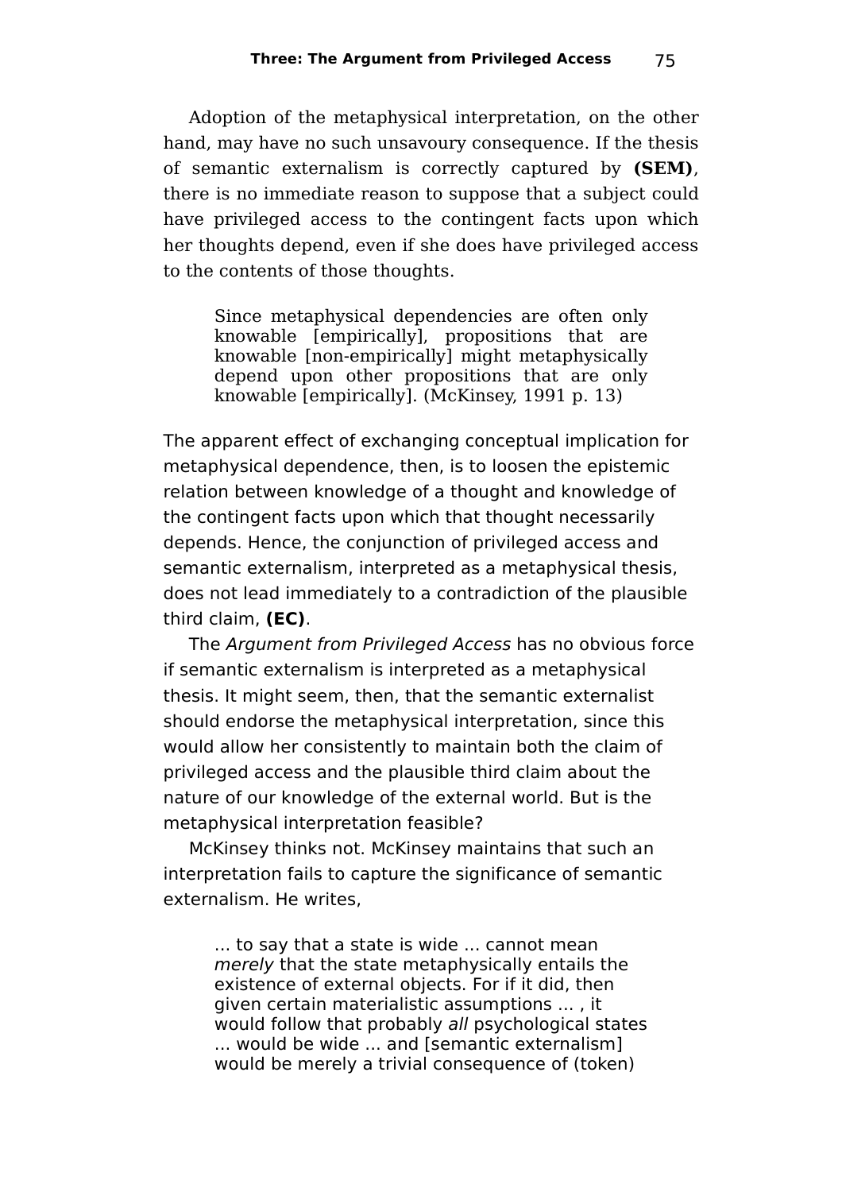Adoption of the metaphysical interpretation, on the other hand, may have no such unsavoury consequence. If the thesis of semantic externalism is correctly captured by **(SEM)**, there is no immediate reason to suppose that a subject could have privileged access to the contingent facts upon which her thoughts depend, even if she does have privileged access to the contents of those thoughts.

> Since metaphysical dependencies are often only knowable [empirically], propositions that are knowable [non-empirically] might metaphysically depend upon other propositions that are only knowable [empirically]. (McKinsey, 1991 p. 13)

The apparent effect of exchanging conceptual implication for metaphysical dependence, then, is to loosen the epistemic relation between knowledge of a thought and knowledge of the contingent facts upon which that thought necessarily depends. Hence, the conjunction of privileged access and semantic externalism, interpreted as a metaphysical thesis, does not lead immediately to a contradiction of the plausible third claim, **(EC)**.

The *Argument from Privileged Access* has no obvious force if semantic externalism is interpreted as a metaphysical thesis. It might seem, then, that the semantic externalist should endorse the metaphysical interpretation, since this would allow her consistently to maintain both the claim of privileged access and the plausible third claim about the nature of our knowledge of the external world. But is the metaphysical interpretation feasible?

McKinsey thinks not. McKinsey maintains that such an interpretation fails to capture the significance of semantic externalism. He writes,

> ... to say that a state is wide ... cannot mean *merely* that the state metaphysically entails the existence of external objects. For if it did, then given certain materialistic assumptions ... , it would follow that probably *all* psychological states ... would be wide ... and [semantic externalism] would be merely a trivial consequence of (token)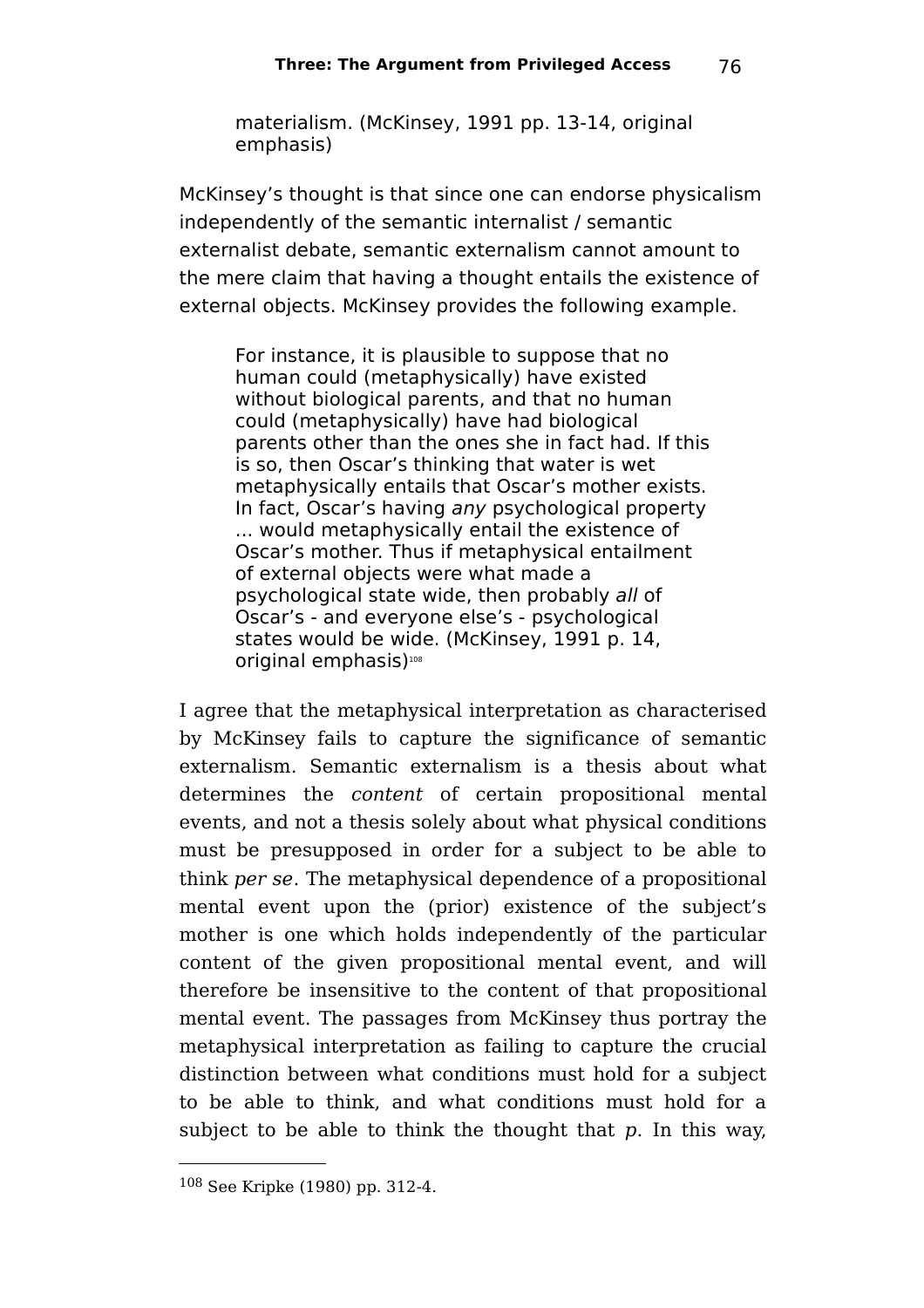> materialism. (McKinsey, 1991 pp. 13-14, original emphasis)

McKinsey's thought is that since one can endorse physicalism independently of the semantic internalist / semantic externalist debate, semantic externalism cannot amount to the mere claim that having a thought entails the existence of external objects. McKinsey provides the following example.

> For instance, it is plausible to suppose that no human could (metaphysically) have existed without biological parents, and that no human could (metaphysically) have had biological parents other than the ones she in fact had. If this is so, then Oscar's thinking that water is wet metaphysically entails that Oscar's mother exists. In fact, Oscar's having *any* psychological property ... would metaphysically entail the existence of Oscar's mother. Thus if metaphysical entailment of external objects were what made a psychological state wide, then probably *all* of Oscar's - and everyone else's - psychological states would be wide. (McKinsey, 1991 p. 14, original emphasis)[108]

I agree that the metaphysical interpretation as characterised by McKinsey fails to capture the significance of semantic externalism. Semantic externalism is a thesis about what determines the *content* of certain propositional mental events, and not a thesis solely about what physical conditions must be presupposed in order for a subject to be able to think *per se*. The metaphysical dependence of a propositional mental event upon the (prior) existence of the subject's mother is one which holds independently of the particular content of the given propositional mental event, and will therefore be insensitive to the content of that propositional mental event. The passages from McKinsey thus portray the metaphysical interpretation as failing to capture the crucial distinction between what conditions must hold for a subject to be able to think, and what conditions must hold for a subject to be able to think the thought that *p*. In this way,

[108] See Kripke (1980) pp. 312-4.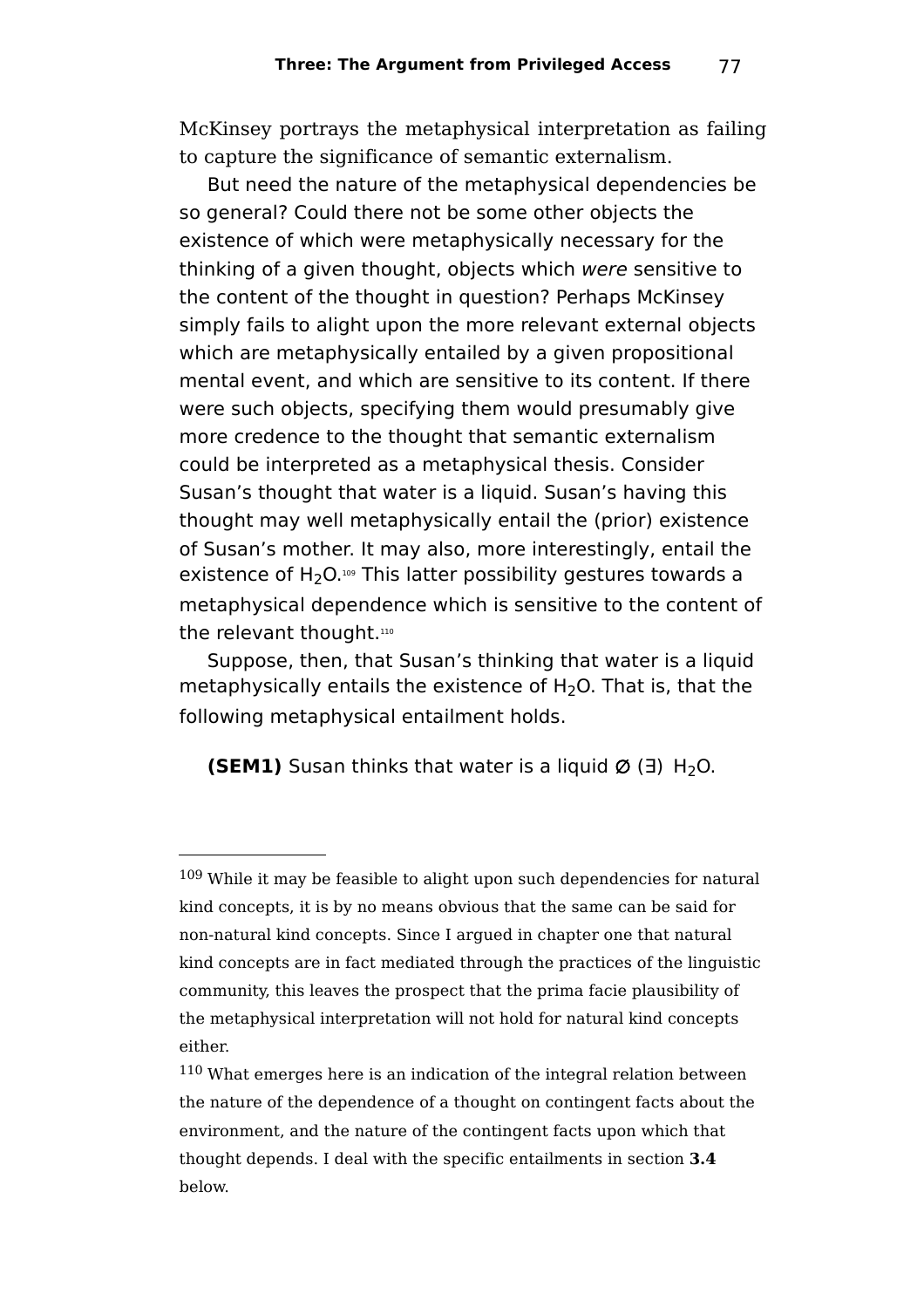McKinsey portrays the metaphysical interpretation as failing to capture the significance of semantic externalism.

But need the nature of the metaphysical dependencies be so general? Could there not be some other objects the existence of which were metaphysically necessary for the thinking of a given thought, objects which *were* sensitive to the content of the thought in question? Perhaps McKinsey simply fails to alight upon the more relevant external objects which are metaphysically entailed by a given propositional mental event, and which are sensitive to its content. If there were such objects, specifying them would presumably give more credence to the thought that semantic externalism could be interpreted as a metaphysical thesis. Consider Susan's thought that water is a liquid. Susan's having this thought may well metaphysically entail the (prior) existence of Susan's mother. It may also, more interestingly, entail the existence of $H_2O$.[109] This latter possibility gestures towards a metaphysical dependence which is sensitive to the content of the relevant thought.[110]

Suppose, then, that Susan's thinking that water is a liquid metaphysically entails the existence of $H_2O$. That is, that the following metaphysical entailment holds.

**(SEM1)** Susan thinks that water is a liquid Ø (∃) $H_2O$.

---

[109] While it may be feasible to alight upon such dependencies for natural kind concepts, it is by no means obvious that the same can be said for non-natural kind concepts. Since I argued in chapter one that natural kind concepts are in fact mediated through the practices of the linguistic community, this leaves the prospect that the prima facie plausibility of the metaphysical interpretation will not hold for natural kind concepts either.

[110] What emerges here is an indication of the integral relation between the nature of the dependence of a thought on contingent facts about the environment, and the nature of the contingent facts upon which that thought depends. I deal with the specific entailments in section **3.4** below.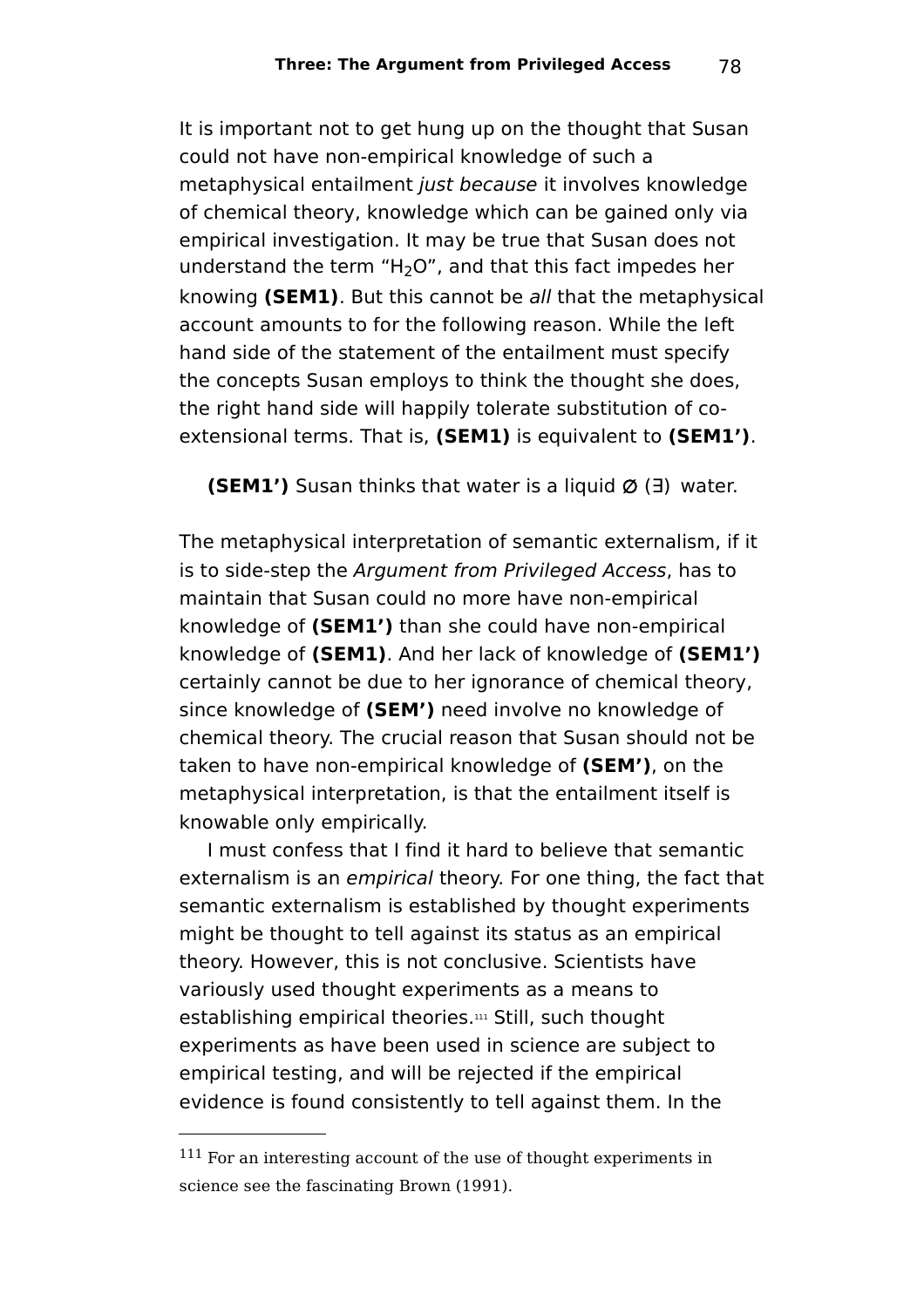It is important not to get hung up on the thought that Susan could not have non-empirical knowledge of such a metaphysical entailment *just because* it involves knowledge of chemical theory, knowledge which can be gained only via empirical investigation. It may be true that Susan does not understand the term "$H_2O$", and that this fact impedes her knowing **(SEM1)**. But this cannot be *all* that the metaphysical account amounts to for the following reason. While the left hand side of the statement of the entailment must specify the concepts Susan employs to think the thought she does, the right hand side will happily tolerate substitution of co-extensional terms. That is, **(SEM1)** is equivalent to **(SEM1')**.

**(SEM1')** Susan thinks that water is a liquid ⌀ (∃) water.

The metaphysical interpretation of semantic externalism, if it is to side-step the *Argument from Privileged Access*, has to maintain that Susan could no more have non-empirical knowledge of **(SEM1')** than she could have non-empirical knowledge of **(SEM1)**. And her lack of knowledge of **(SEM1')** certainly cannot be due to her ignorance of chemical theory, since knowledge of **(SEM')** need involve no knowledge of chemical theory. The crucial reason that Susan should not be taken to have non-empirical knowledge of **(SEM')**, on the metaphysical interpretation, is that the entailment itself is knowable only empirically.

I must confess that I find it hard to believe that semantic externalism is an *empirical* theory. For one thing, the fact that semantic externalism is established by thought experiments might be thought to tell against its status as an empirical theory. However, this is not conclusive. Scientists have variously used thought experiments as a means to establishing empirical theories.[111] Still, such thought experiments as have been used in science are subject to empirical testing, and will be rejected if the empirical evidence is found consistently to tell against them. In the

[111] For an interesting account of the use of thought experiments in science see the fascinating Brown (1991).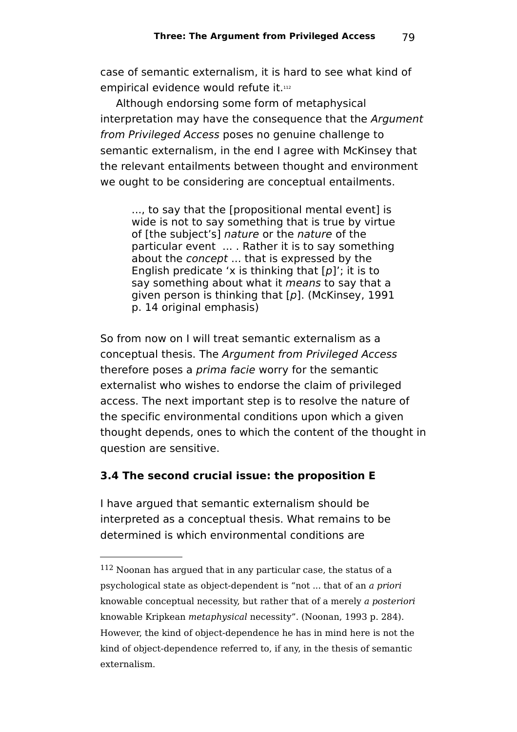case of semantic externalism, it is hard to see what kind of empirical evidence would refute it.[112]

Although endorsing some form of metaphysical interpretation may have the consequence that the *Argument from Privileged Access* poses no genuine challenge to semantic externalism, in the end I agree with McKinsey that the relevant entailments between thought and environment we ought to be considering are conceptual entailments.

> ..., to say that the [propositional mental event] is wide is not to say something that is true by virtue of [the subject's] *nature* or the *nature* of the particular event ... . Rather it is to say something about the *concept* ... that is expressed by the English predicate 'x is thinking that [*p*]'; it is to say something about what it *means* to say that a given person is thinking that [*p*]. (McKinsey, 1991 p. 14 original emphasis)

So from now on I will treat semantic externalism as a conceptual thesis. The *Argument from Privileged Access* therefore poses a *prima facie* worry for the semantic externalist who wishes to endorse the claim of privileged access. The next important step is to resolve the nature of the specific environmental conditions upon which a given thought depends, ones to which the content of the thought in question are sensitive.

### 3.4 The second crucial issue: the proposition E

I have argued that semantic externalism should be interpreted as a conceptual thesis. What remains to be determined is which environmental conditions are

---

[112] Noonan has argued that in any particular case, the status of a psychological state as object-dependent is "not ... that of an *a priori* knowable conceptual necessity, but rather that of a merely *a posteriori* knowable Kripkean *metaphysical* necessity". (Noonan, 1993 p. 284). However, the kind of object-dependence he has in mind here is not the kind of object-dependence referred to, if any, in the thesis of semantic externalism.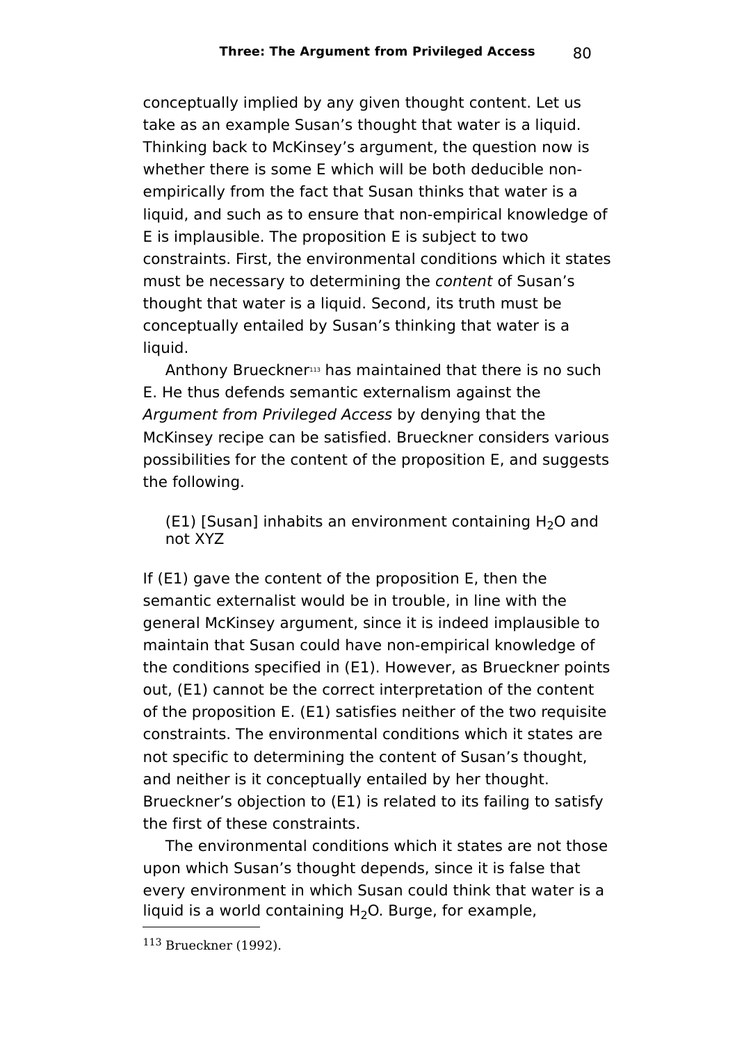conceptually implied by any given thought content. Let us take as an example Susan's thought that water is a liquid. Thinking back to McKinsey's argument, the question now is whether there is some E which will be both deducible non-empirically from the fact that Susan thinks that water is a liquid, and such as to ensure that non-empirical knowledge of E is implausible. The proposition E is subject to two constraints. First, the environmental conditions which it states must be necessary to determining the *content* of Susan's thought that water is a liquid. Second, its truth must be conceptually entailed by Susan's thinking that water is a liquid.

Anthony Brueckner[113] has maintained that there is no such E. He thus defends semantic externalism against the *Argument from Privileged Access* by denying that the McKinsey recipe can be satisfied. Brueckner considers various possibilities for the content of the proposition E, and suggests the following.

> (E1) [Susan] inhabits an environment containing $H_2O$ and not XYZ

If (E1) gave the content of the proposition E, then the semantic externalist would be in trouble, in line with the general McKinsey argument, since it is indeed implausible to maintain that Susan could have non-empirical knowledge of the conditions specified in (E1). However, as Brueckner points out, (E1) cannot be the correct interpretation of the content of the proposition E. (E1) satisfies neither of the two requisite constraints. The environmental conditions which it states are not specific to determining the content of Susan's thought, and neither is it conceptually entailed by her thought. Brueckner's objection to (E1) is related to its failing to satisfy the first of these constraints.

The environmental conditions which it states are not those upon which Susan's thought depends, since it is false that every environment in which Susan could think that water is a liquid is a world containing $H_2O$. Burge, for example,

113 Brueckner (1992).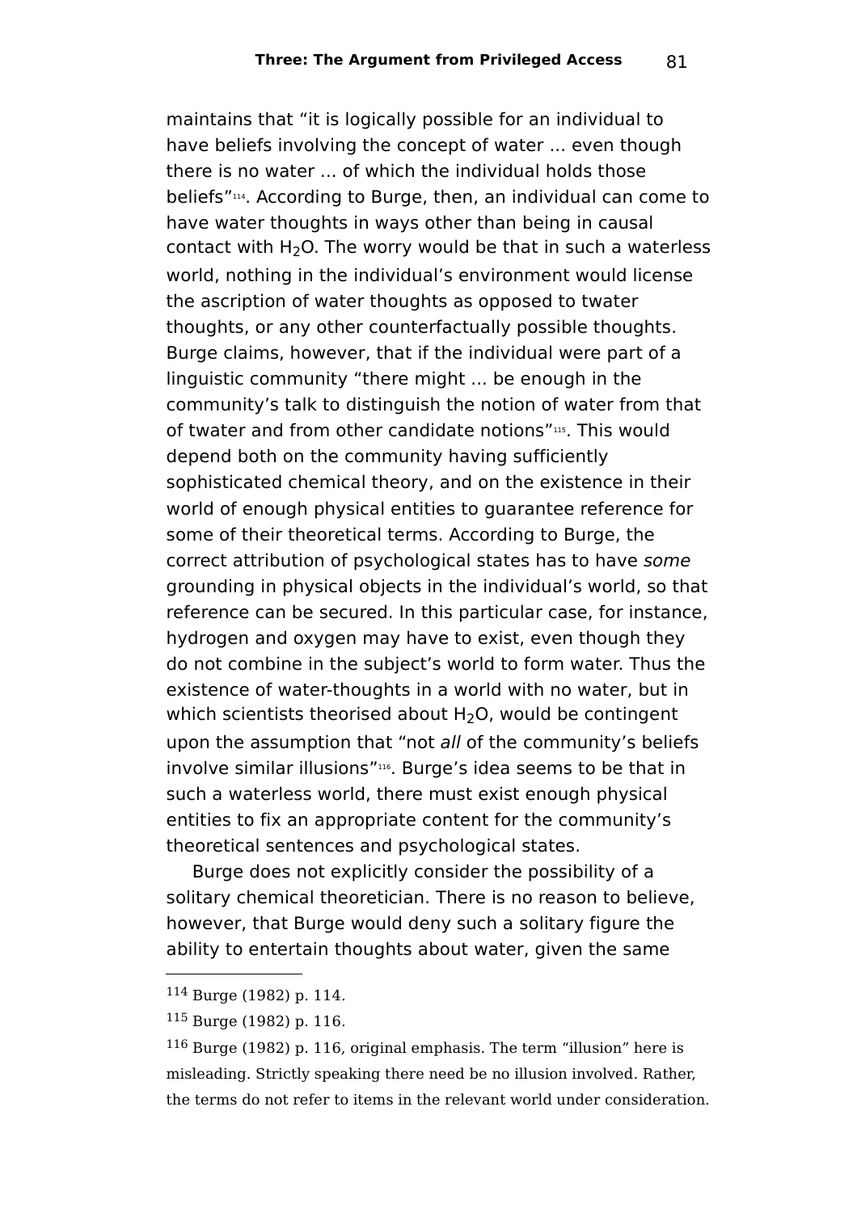maintains that "it is logically possible for an individual to have beliefs involving the concept of water ... even though there is no water ... of which the individual holds those beliefs"[114]. According to Burge, then, an individual can come to have water thoughts in ways other than being in causal contact with $H_2O$. The worry would be that in such a waterless world, nothing in the individual's environment would license the ascription of water thoughts as opposed to twater thoughts, or any other counterfactually possible thoughts. Burge claims, however, that if the individual were part of a linguistic community "there might ... be enough in the community's talk to distinguish the notion of water from that of twater and from other candidate notions"[115]. This would depend both on the community having sufficiently sophisticated chemical theory, and on the existence in their world of enough physical entities to guarantee reference for some of their theoretical terms. According to Burge, the correct attribution of psychological states has to have *some* grounding in physical objects in the individual's world, so that reference can be secured. In this particular case, for instance, hydrogen and oxygen may have to exist, even though they do not combine in the subject's world to form water. Thus the existence of water-thoughts in a world with no water, but in which scientists theorised about $H_2O$, would be contingent upon the assumption that "not *all* of the community's beliefs involve similar illusions"[116]. Burge's idea seems to be that in such a waterless world, there must exist enough physical entities to fix an appropriate content for the community's theoretical sentences and psychological states.

Burge does not explicitly consider the possibility of a solitary chemical theoretician. There is no reason to believe, however, that Burge would deny such a solitary figure the ability to entertain thoughts about water, given the same

---

[114] Burge (1982) p. 114.

[115] Burge (1982) p. 116.

[116] Burge (1982) p. 116, original emphasis. The term "illusion" here is misleading. Strictly speaking there need be no illusion involved. Rather, the terms do not refer to items in the relevant world under consideration.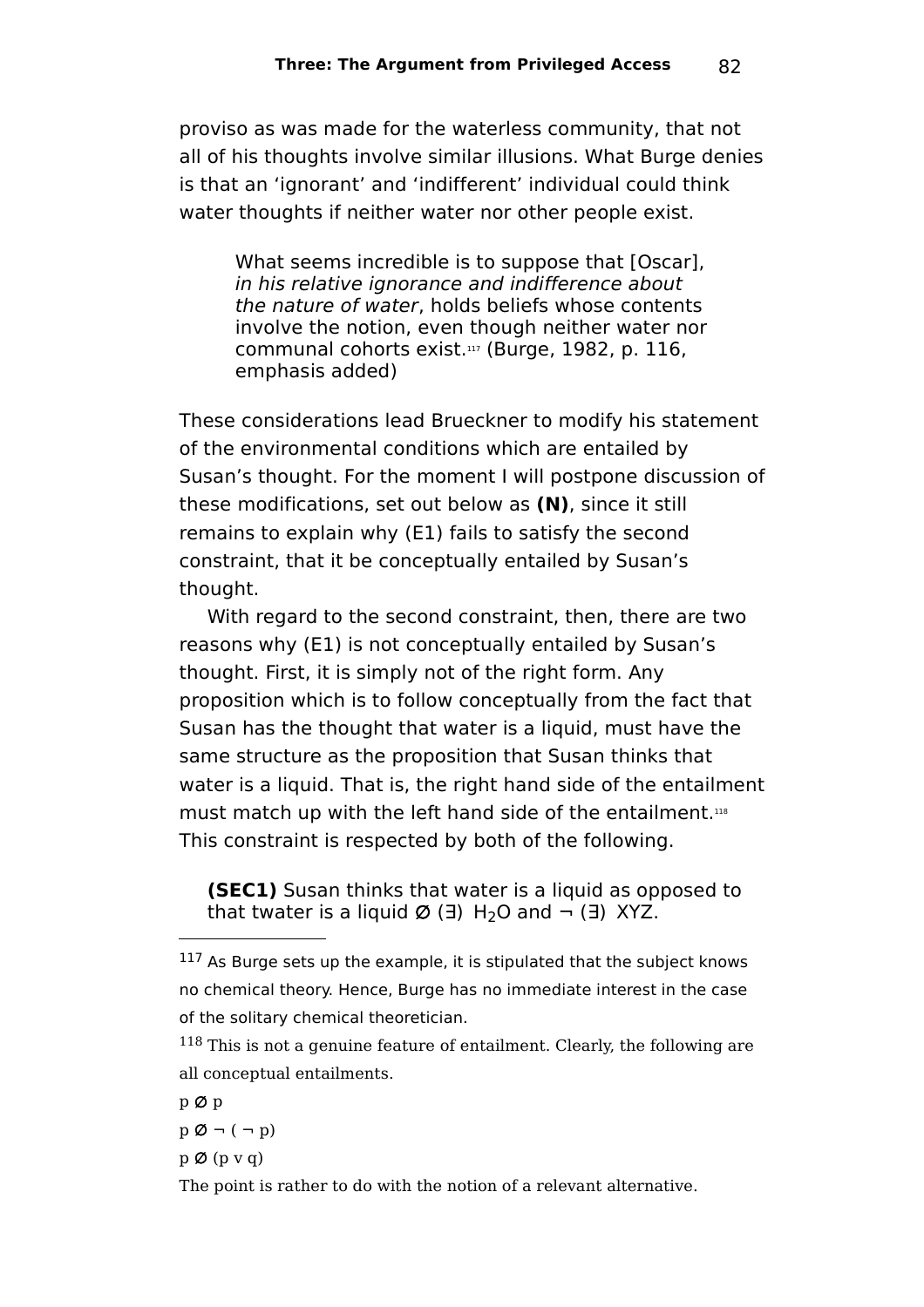proviso as was made for the waterless community, that not all of his thoughts involve similar illusions. What Burge denies is that an 'ignorant' and 'indifferent' individual could think water thoughts if neither water nor other people exist.

> What seems incredible is to suppose that [Oscar], *in his relative ignorance and indifference about the nature of water*, holds beliefs whose contents involve the notion, even though neither water nor communal cohorts exist.[117] (Burge, 1982, p. 116, emphasis added)

These considerations lead Brueckner to modify his statement of the environmental conditions which are entailed by Susan's thought. For the moment I will postpone discussion of these modifications, set out below as **(N)**, since it still remains to explain why (E1) fails to satisfy the second constraint, that it be conceptually entailed by Susan's thought.

With regard to the second constraint, then, there are two reasons why (E1) is not conceptually entailed by Susan's thought. First, it is simply not of the right form. Any proposition which is to follow conceptually from the fact that Susan has the thought that water is a liquid, must have the same structure as the proposition that Susan thinks that water is a liquid. That is, the right hand side of the entailment must match up with the left hand side of the entailment.[118] This constraint is respected by both of the following.

**(SEC1)** Susan thinks that water is a liquid as opposed to that twater is a liquid Ø (∃) $H_2O$ and ¬ (∃) XYZ.

---

[117] As Burge sets up the example, it is stipulated that the subject knows no chemical theory. Hence, Burge has no immediate interest in the case of the solitary chemical theoretician.

[118] This is not a genuine feature of entailment. Clearly, the following are all conceptual entailments.

p Ø p

p Ø ¬ ( ¬ p)

p Ø (p v q)

The point is rather to do with the notion of a relevant alternative.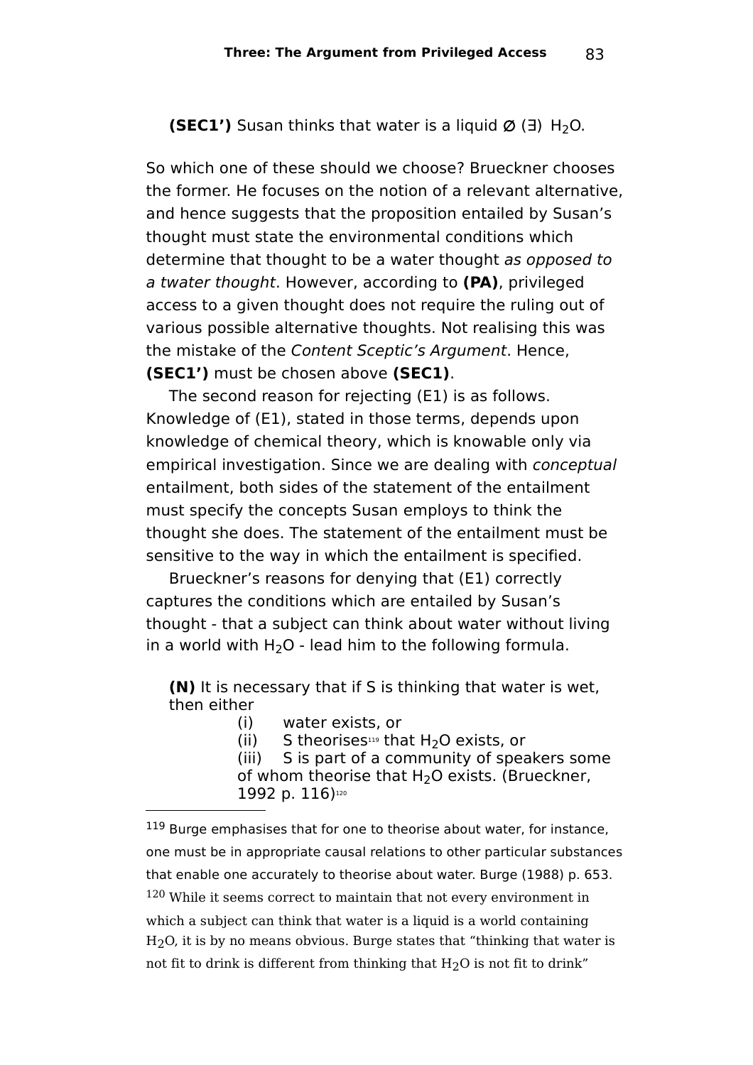**(SEC1')** Susan thinks that water is a liquid Ø (∃) $H_2O$.

So which one of these should we choose? Brueckner chooses the former. He focuses on the notion of a relevant alternative, and hence suggests that the proposition entailed by Susan's thought must state the environmental conditions which determine that thought to be a water thought *as opposed to a twater thought*. However, according to **(PA)**, privileged access to a given thought does not require the ruling out of various possible alternative thoughts. Not realising this was the mistake of the *Content Sceptic's Argument*. Hence, **(SEC1')** must be chosen above **(SEC1)**.

The second reason for rejecting (E1) is as follows. Knowledge of (E1), stated in those terms, depends upon knowledge of chemical theory, which is knowable only via empirical investigation. Since we are dealing with *conceptual* entailment, both sides of the statement of the entailment must specify the concepts Susan employs to think the thought she does. The statement of the entailment must be sensitive to the way in which the entailment is specified.

Brueckner's reasons for denying that (E1) correctly captures the conditions which are entailed by Susan's thought - that a subject can think about water without living in a world with $H_2O$ - lead him to the following formula.

**(N)** It is necessary that if S is thinking that water is wet, then either

(i) water exists, or

(ii) S theorises[119] that $H_2O$ exists, or

(iii) S is part of a community of speakers some of whom theorise that $H_2O$ exists. (Brueckner, 1992 p. 116)[120]

---

[119] Burge emphasises that for one to theorise about water, for instance, one must be in appropriate causal relations to other particular substances that enable one accurately to theorise about water. Burge (1988) p. 653.

[120] While it seems correct to maintain that not every environment in which a subject can think that water is a liquid is a world containing $H_2O$, it is by no means obvious. Burge states that "thinking that water is not fit to drink is different from thinking that $H_2O$ is not fit to drink"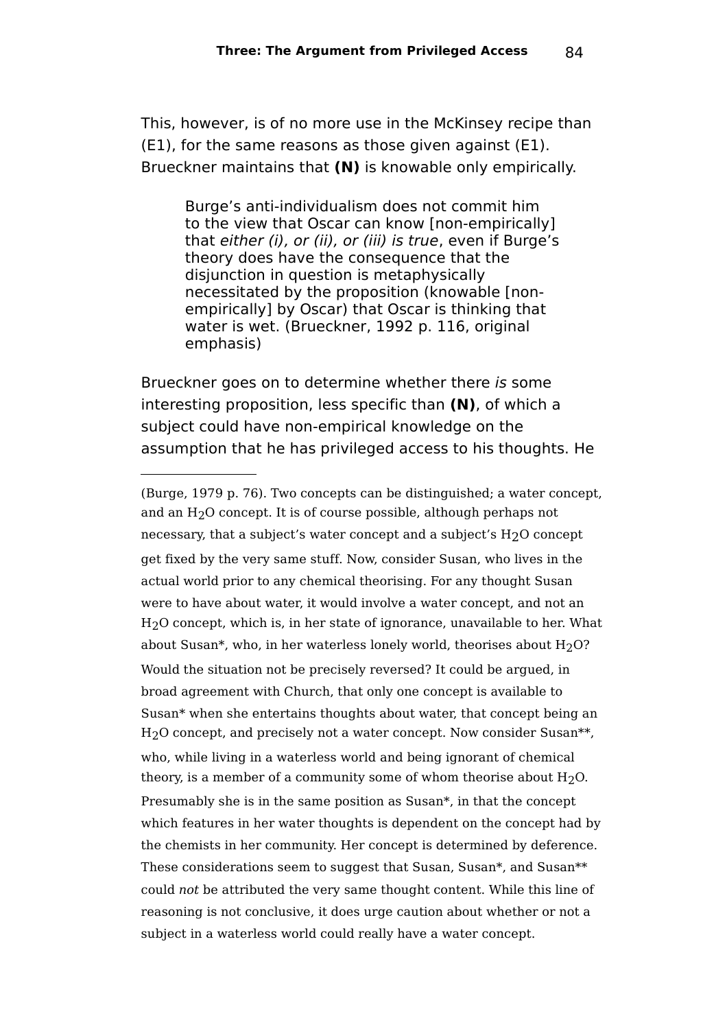This, however, is of no more use in the McKinsey recipe than (E1), for the same reasons as those given against (E1). Brueckner maintains that **(N)** is knowable only empirically.

> Burge's anti-individualism does not commit him to the view that Oscar can know [non-empirically] that *either (i), or (ii), or (iii) is true*, even if Burge's theory does have the consequence that the disjunction in question is metaphysically necessitated by the proposition (knowable [non-empirically] by Oscar) that Oscar is thinking that water is wet. (Brueckner, 1992 p. 116, original emphasis)

Brueckner goes on to determine whether there *is* some interesting proposition, less specific than **(N)**, of which a subject could have non-empirical knowledge on the assumption that he has privileged access to his thoughts. He

---

(Burge, 1979 p. 76). Two concepts can be distinguished; a water concept, and an $H_2O$ concept. It is of course possible, although perhaps not necessary, that a subject's water concept and a subject's $H_2O$ concept get fixed by the very same stuff. Now, consider Susan, who lives in the actual world prior to any chemical theorising. For any thought Susan were to have about water, it would involve a water concept, and not an $H_2O$ concept, which is, in her state of ignorance, unavailable to her. What about Susan*, who, in her waterless lonely world, theorises about $H_2O$? Would the situation not be precisely reversed? It could be argued, in broad agreement with Church, that only one concept is available to Susan* when she entertains thoughts about water, that concept being an $H_2O$ concept, and precisely not a water concept. Now consider Susan**, who, while living in a waterless world and being ignorant of chemical theory, is a member of a community some of whom theorise about $H_2O$. Presumably she is in the same position as Susan*, in that the concept which features in her water thoughts is dependent on the concept had by the chemists in her community. Her concept is determined by deference. These considerations seem to suggest that Susan, Susan*, and Susan** could *not* be attributed the very same thought content. While this line of reasoning is not conclusive, it does urge caution about whether or not a subject in a waterless world could really have a water concept.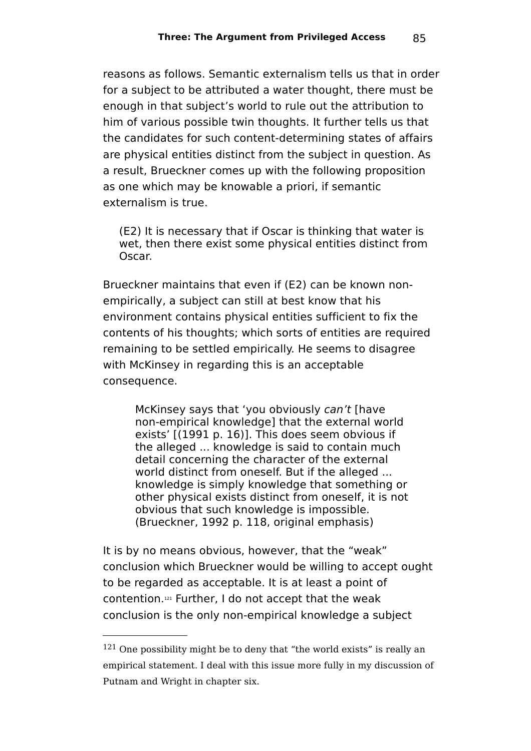reasons as follows. Semantic externalism tells us that in order for a subject to be attributed a water thought, there must be enough in that subject's world to rule out the attribution to him of various possible twin thoughts. It further tells us that the candidates for such content-determining states of affairs are physical entities distinct from the subject in question. As a result, Brueckner comes up with the following proposition as one which may be knowable a priori, if semantic externalism is true.

> (E2) It is necessary that if Oscar is thinking that water is wet, then there exist some physical entities distinct from Oscar.

Brueckner maintains that even if (E2) can be known non-empirically, a subject can still at best know that his environment contains physical entities sufficient to fix the contents of his thoughts; which sorts of entities are required remaining to be settled empirically. He seems to disagree with McKinsey in regarding this is an acceptable consequence.

> McKinsey says that 'you obviously *can't* [have non-empirical knowledge] that the external world exists' [(1991 p. 16)]. This does seem obvious if the alleged ... knowledge is said to contain much detail concerning the character of the external world distinct from oneself. But if the alleged ... knowledge is simply knowledge that something or other physical exists distinct from oneself, it is not obvious that such knowledge is impossible. (Brueckner, 1992 p. 118, original emphasis)

It is by no means obvious, however, that the "weak" conclusion which Brueckner would be willing to accept ought to be regarded as acceptable. It is at least a point of contention.[121] Further, I do not accept that the weak conclusion is the only non-empirical knowledge a subject

---

[121] One possibility might be to deny that "the world exists" is really an empirical statement. I deal with this issue more fully in my discussion of Putnam and Wright in chapter six.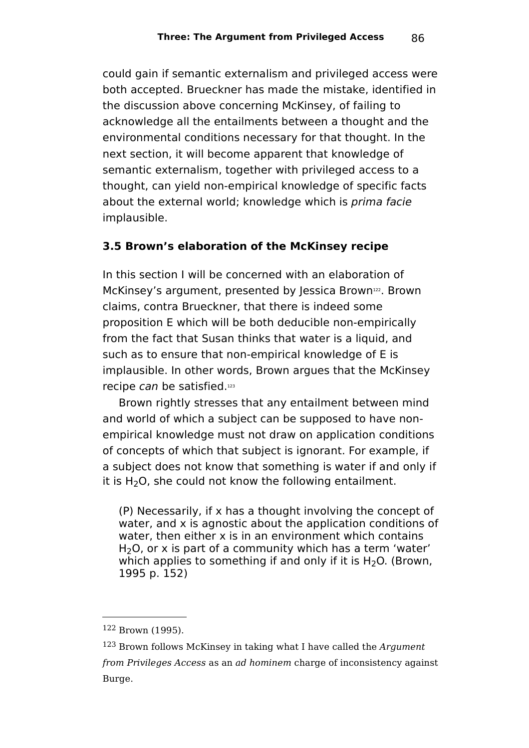could gain if semantic externalism and privileged access were both accepted. Brueckner has made the mistake, identified in the discussion above concerning McKinsey, of failing to acknowledge all the entailments between a thought and the environmental conditions necessary for that thought. In the next section, it will become apparent that knowledge of semantic externalism, together with privileged access to a thought, can yield non-empirical knowledge of specific facts about the external world; knowledge which is *prima facie* implausible.

### 3.5 Brown's elaboration of the McKinsey recipe

In this section I will be concerned with an elaboration of McKinsey's argument, presented by Jessica Brown[122]. Brown claims, contra Brueckner, that there is indeed some proposition E which will be both deducible non-empirically from the fact that Susan thinks that water is a liquid, and such as to ensure that non-empirical knowledge of E is implausible. In other words, Brown argues that the McKinsey recipe *can* be satisfied.[123]

Brown rightly stresses that any entailment between mind and world of which a subject can be supposed to have non-empirical knowledge must not draw on application conditions of concepts of which that subject is ignorant. For example, if a subject does not know that something is water if and only if it is $H_2O$, she could not know the following entailment.

> (P) Necessarily, if x has a thought involving the concept of water, and x is agnostic about the application conditions of water, then either x is in an environment which contains $H_2O$, or x is part of a community which has a term 'water' which applies to something if and only if it is $H_2O$. (Brown, 1995 p. 152)

---

[122] Brown (1995).

[123] Brown follows McKinsey in taking what I have called the *Argument from Privileges Access* as an *ad hominem* charge of inconsistency against Burge.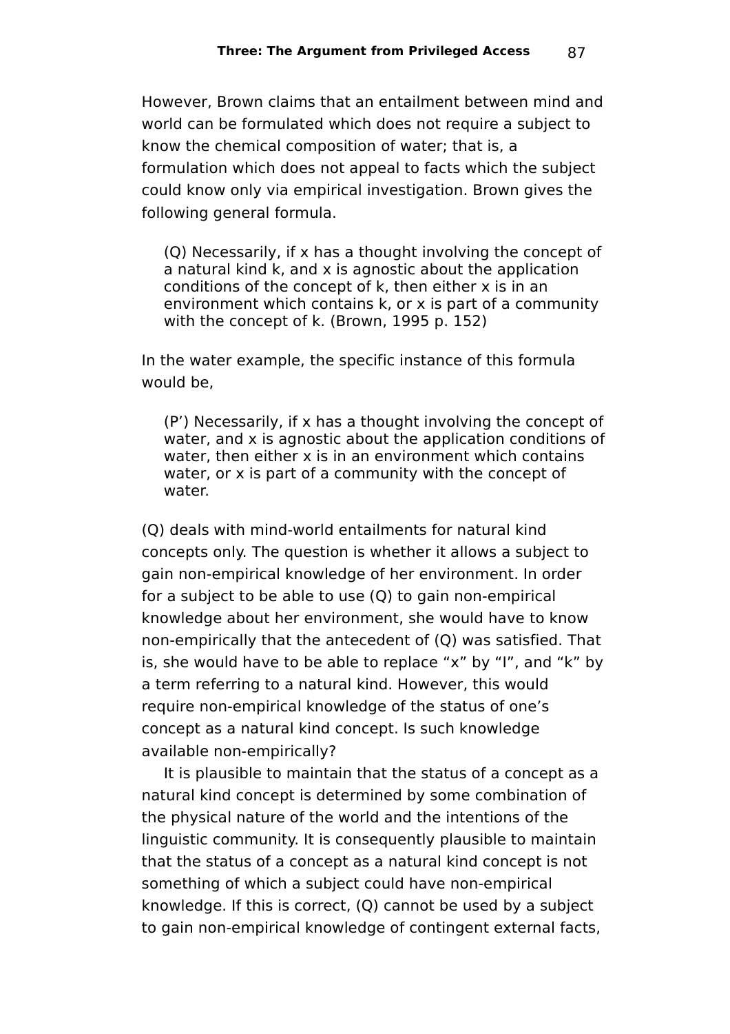However, Brown claims that an entailment between mind and world can be formulated which does not require a subject to know the chemical composition of water; that is, a formulation which does not appeal to facts which the subject could know only via empirical investigation. Brown gives the following general formula.

> (Q) Necessarily, if x has a thought involving the concept of a natural kind k, and x is agnostic about the application conditions of the concept of k, then either x is in an environment which contains k, or x is part of a community with the concept of k. (Brown, 1995 p. 152)

In the water example, the specific instance of this formula would be,

> (P’) Necessarily, if x has a thought involving the concept of water, and x is agnostic about the application conditions of water, then either x is in an environment which contains water, or x is part of a community with the concept of water.

(Q) deals with mind-world entailments for natural kind concepts only. The question is whether it allows a subject to gain non-empirical knowledge of her environment. In order for a subject to be able to use (Q) to gain non-empirical knowledge about her environment, she would have to know non-empirically that the antecedent of (Q) was satisfied. That is, she would have to be able to replace “x” by “I”, and “k” by a term referring to a natural kind. However, this would require non-empirical knowledge of the status of one’s concept as a natural kind concept. Is such knowledge available non-empirically?

It is plausible to maintain that the status of a concept as a natural kind concept is determined by some combination of the physical nature of the world and the intentions of the linguistic community. It is consequently plausible to maintain that the status of a concept as a natural kind concept is not something of which a subject could have non-empirical knowledge. If this is correct, (Q) cannot be used by a subject to gain non-empirical knowledge of contingent external facts,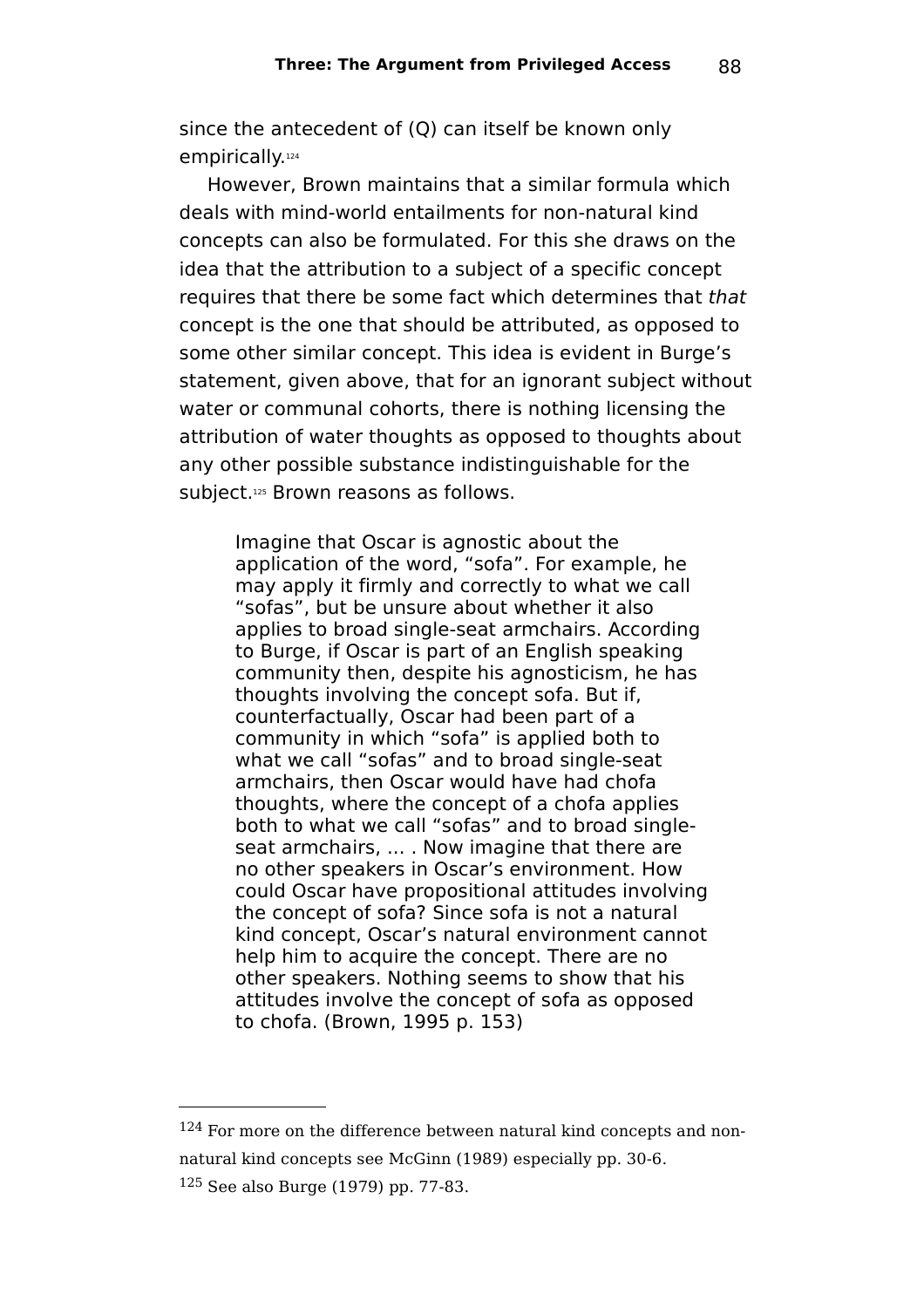since the antecedent of (Q) can itself be known only empirically.[124]

However, Brown maintains that a similar formula which deals with mind-world entailments for non-natural kind concepts can also be formulated. For this she draws on the idea that the attribution to a subject of a specific concept requires that there be some fact which determines that *that* concept is the one that should be attributed, as opposed to some other similar concept. This idea is evident in Burge's statement, given above, that for an ignorant subject without water or communal cohorts, there is nothing licensing the attribution of water thoughts as opposed to thoughts about any other possible substance indistinguishable for the subject.[125] Brown reasons as follows.

> Imagine that Oscar is agnostic about the application of the word, "sofa". For example, he may apply it firmly and correctly to what we call "sofas", but be unsure about whether it also applies to broad single-seat armchairs. According to Burge, if Oscar is part of an English speaking community then, despite his agnosticism, he has thoughts involving the concept sofa. But if, counterfactually, Oscar had been part of a community in which "sofa" is applied both to what we call "sofas" and to broad single-seat armchairs, then Oscar would have had chofa thoughts, where the concept of a chofa applies both to what we call "sofas" and to broad single-seat armchairs, ... . Now imagine that there are no other speakers in Oscar's environment. How could Oscar have propositional attitudes involving the concept of sofa? Since sofa is not a natural kind concept, Oscar's natural environment cannot help him to acquire the concept. There are no other speakers. Nothing seems to show that his attitudes involve the concept of sofa as opposed to chofa. (Brown, 1995 p. 153)

---

[124] For more on the difference between natural kind concepts and non-natural kind concepts see McGinn (1989) especially pp. 30-6.

[125] See also Burge (1979) pp. 77-83.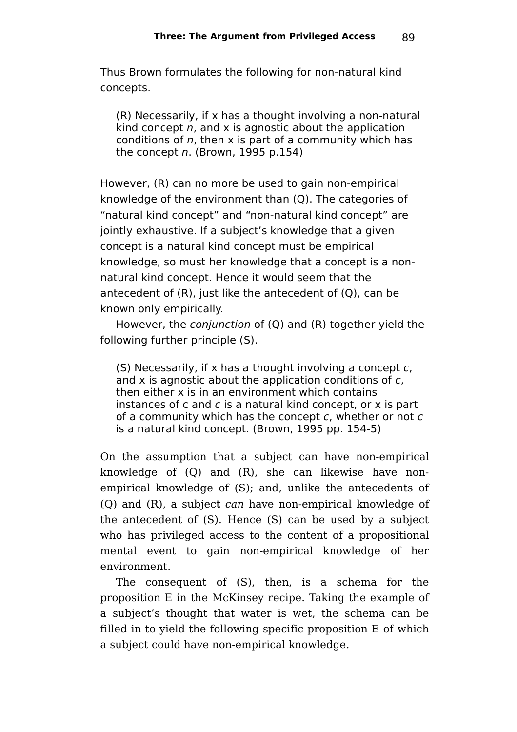Thus Brown formulates the following for non-natural kind concepts.

> (R) Necessarily, if x has a thought involving a non-natural kind concept *n*, and x is agnostic about the application conditions of *n*, then x is part of a community which has the concept *n*. (Brown, 1995 p.154)

However, (R) can no more be used to gain non-empirical knowledge of the environment than (Q). The categories of "natural kind concept" and "non-natural kind concept" are jointly exhaustive. If a subject's knowledge that a given concept is a natural kind concept must be empirical knowledge, so must her knowledge that a concept is a non-natural kind concept. Hence it would seem that the antecedent of (R), just like the antecedent of (Q), can be known only empirically.

However, the *conjunction* of (Q) and (R) together yield the following further principle (S).

> (S) Necessarily, if x has a thought involving a concept *c*, and x is agnostic about the application conditions of *c*, then either x is in an environment which contains instances of c and *c* is a natural kind concept, or x is part of a community which has the concept *c*, whether or not *c* is a natural kind concept. (Brown, 1995 pp. 154-5)

On the assumption that a subject can have non-empirical knowledge of (Q) and (R), she can likewise have non-empirical knowledge of (S); and, unlike the antecedents of (Q) and (R), a subject *can* have non-empirical knowledge of the antecedent of (S). Hence (S) can be used by a subject who has privileged access to the content of a propositional mental event to gain non-empirical knowledge of her environment.

The consequent of (S), then, is a schema for the proposition E in the McKinsey recipe. Taking the example of a subject's thought that water is wet, the schema can be filled in to yield the following specific proposition E of which a subject could have non-empirical knowledge.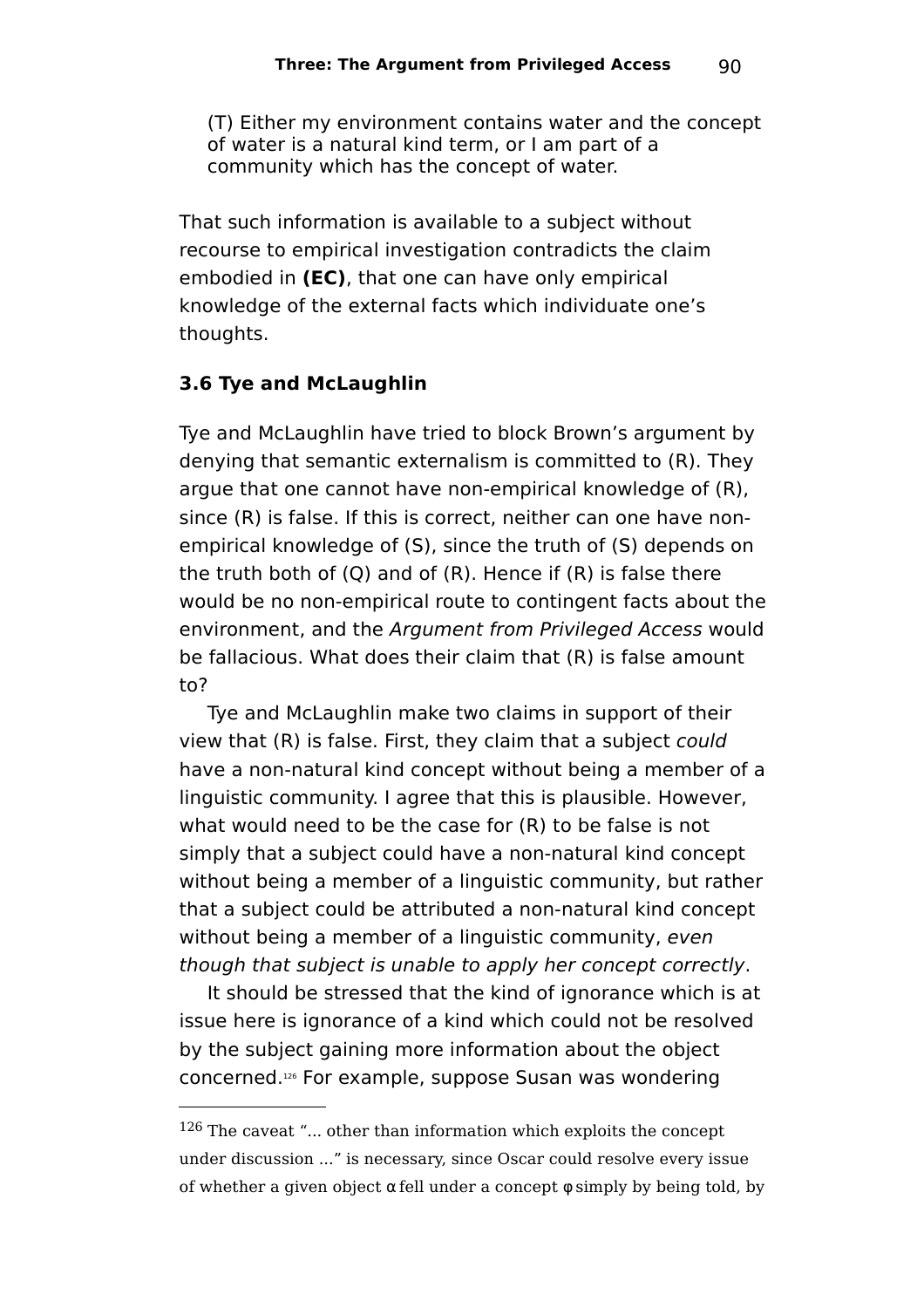(T) Either my environment contains water and the concept of water is a natural kind term, or I am part of a community which has the concept of water.

That such information is available to a subject without recourse to empirical investigation contradicts the claim embodied in **(EC)**, that one can have only empirical knowledge of the external facts which individuate one's thoughts.

### 3.6 Tye and McLaughlin

Tye and McLaughlin have tried to block Brown's argument by denying that semantic externalism is committed to (R). They argue that one cannot have non-empirical knowledge of (R), since (R) is false. If this is correct, neither can one have non-empirical knowledge of (S), since the truth of (S) depends on the truth both of (Q) and of (R). Hence if (R) is false there would be no non-empirical route to contingent facts about the environment, and the *Argument from Privileged Access* would be fallacious. What does their claim that (R) is false amount to?

Tye and McLaughlin make two claims in support of their view that (R) is false. First, they claim that a subject *could* have a non-natural kind concept without being a member of a linguistic community. I agree that this is plausible. However, what would need to be the case for (R) to be false is not simply that a subject could have a non-natural kind concept without being a member of a linguistic community, but rather that a subject could be attributed a non-natural kind concept without being a member of a linguistic community, *even though that subject is unable to apply her concept correctly*.

It should be stressed that the kind of ignorance which is at issue here is ignorance of a kind which could not be resolved by the subject gaining more information about the object concerned.[126] For example, suppose Susan was wondering

[126] The caveat "... other than information which exploits the concept under discussion ..." is necessary, since Oscar could resolve every issue of whether a given object $\alpha$ fell under a concept $\varphi$ simply by being told, by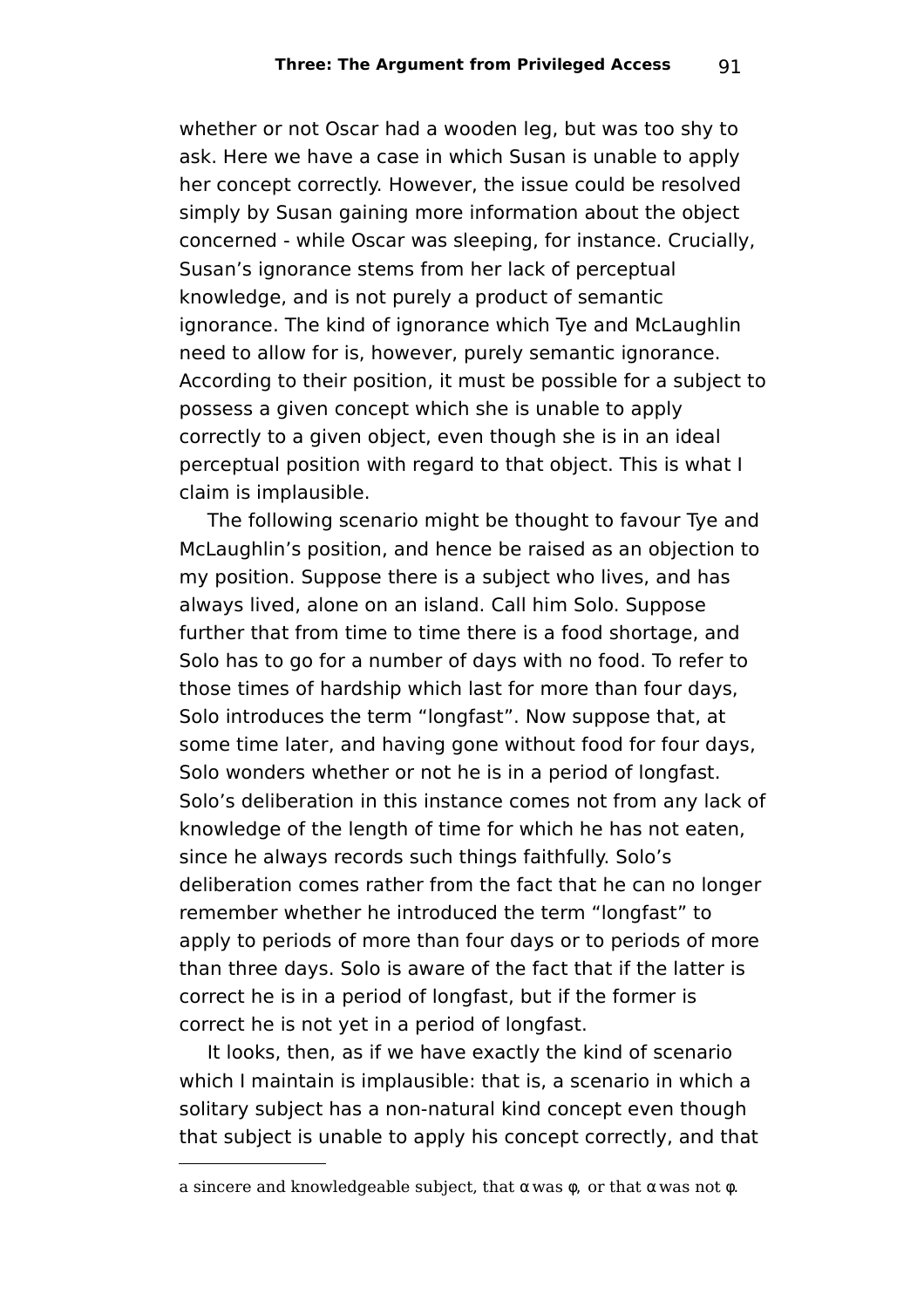whether or not Oscar had a wooden leg, but was too shy to ask. Here we have a case in which Susan is unable to apply her concept correctly. However, the issue could be resolved simply by Susan gaining more information about the object concerned - while Oscar was sleeping, for instance. Crucially, Susan's ignorance stems from her lack of perceptual knowledge, and is not purely a product of semantic ignorance. The kind of ignorance which Tye and McLaughlin need to allow for is, however, purely semantic ignorance. According to their position, it must be possible for a subject to possess a given concept which she is unable to apply correctly to a given object, even though she is in an ideal perceptual position with regard to that object. This is what I claim is implausible.

The following scenario might be thought to favour Tye and McLaughlin's position, and hence be raised as an objection to my position. Suppose there is a subject who lives, and has always lived, alone on an island. Call him Solo. Suppose further that from time to time there is a food shortage, and Solo has to go for a number of days with no food. To refer to those times of hardship which last for more than four days, Solo introduces the term "longfast". Now suppose that, at some time later, and having gone without food for four days, Solo wonders whether or not he is in a period of longfast. Solo's deliberation in this instance comes not from any lack of knowledge of the length of time for which he has not eaten, since he always records such things faithfully. Solo's deliberation comes rather from the fact that he can no longer remember whether he introduced the term "longfast" to apply to periods of more than four days or to periods of more than three days. Solo is aware of the fact that if the latter is correct he is in a period of longfast, but if the former is correct he is not yet in a period of longfast.

It looks, then, as if we have exactly the kind of scenario which I maintain is implausible: that is, a scenario in which a solitary subject has a non-natural kind concept even though that subject is unable to apply his concept correctly, and that

---

a sincere and knowledgeable subject, that α was φ, or that α was not φ.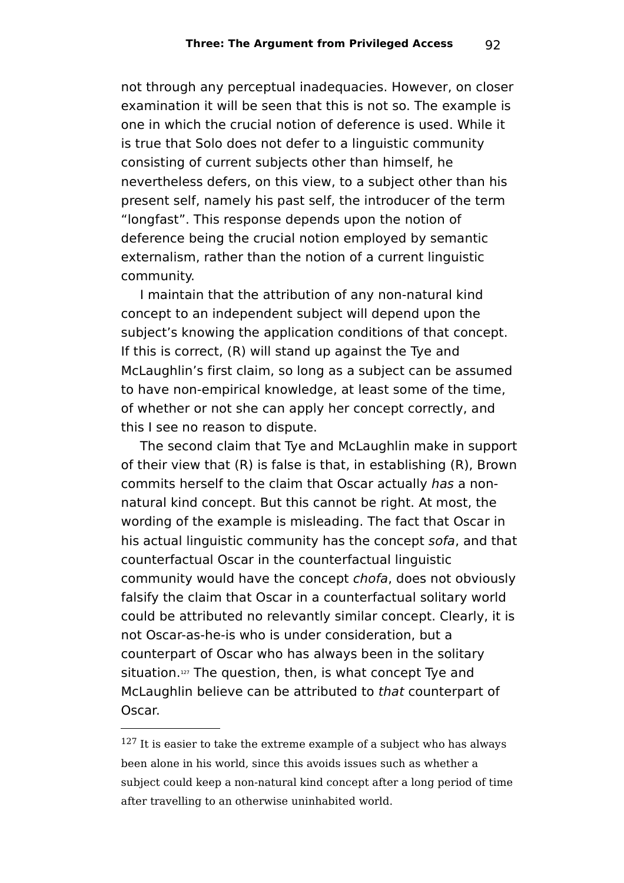not through any perceptual inadequacies. However, on closer examination it will be seen that this is not so. The example is one in which the crucial notion of deference is used. While it is true that Solo does not defer to a linguistic community consisting of current subjects other than himself, he nevertheless defers, on this view, to a subject other than his present self, namely his past self, the introducer of the term "longfast". This response depends upon the notion of deference being the crucial notion employed by semantic externalism, rather than the notion of a current linguistic community.

I maintain that the attribution of any non-natural kind concept to an independent subject will depend upon the subject's knowing the application conditions of that concept. If this is correct, (R) will stand up against the Tye and McLaughlin's first claim, so long as a subject can be assumed to have non-empirical knowledge, at least some of the time, of whether or not she can apply her concept correctly, and this I see no reason to dispute.

The second claim that Tye and McLaughlin make in support of their view that (R) is false is that, in establishing (R), Brown commits herself to the claim that Oscar actually *has* a non-natural kind concept. But this cannot be right. At most, the wording of the example is misleading. The fact that Oscar in his actual linguistic community has the concept *sofa*, and that counterfactual Oscar in the counterfactual linguistic community would have the concept *chofa*, does not obviously falsify the claim that Oscar in a counterfactual solitary world could be attributed no relevantly similar concept. Clearly, it is not Oscar-as-he-is who is under consideration, but a counterpart of Oscar who has always been in the solitary situation.[127] The question, then, is what concept Tye and McLaughlin believe can be attributed to *that* counterpart of Oscar.

---

[127] It is easier to take the extreme example of a subject who has always been alone in his world, since this avoids issues such as whether a subject could keep a non-natural kind concept after a long period of time after travelling to an otherwise uninhabited world.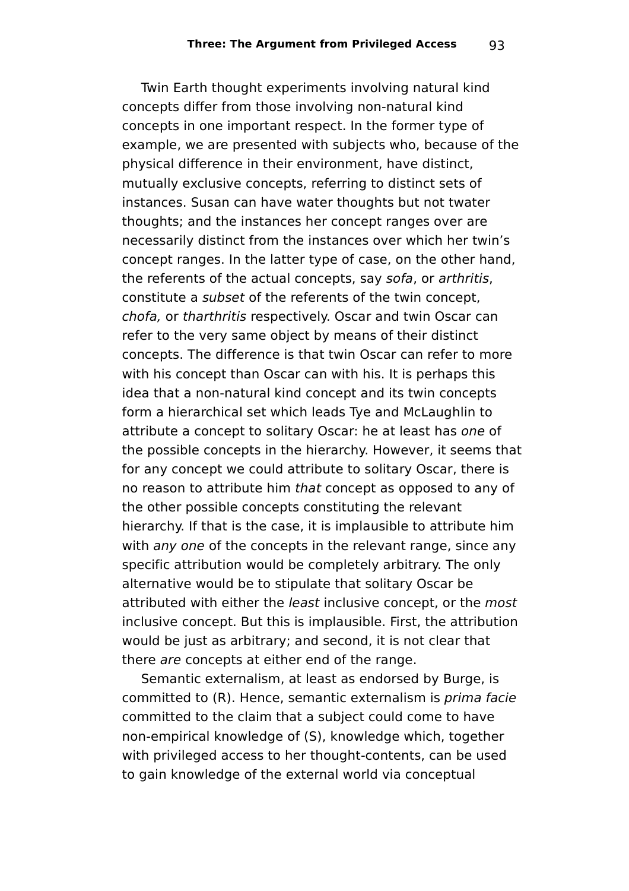Twin Earth thought experiments involving natural kind concepts differ from those involving non-natural kind concepts in one important respect. In the former type of example, we are presented with subjects who, because of the physical difference in their environment, have distinct, mutually exclusive concepts, referring to distinct sets of instances. Susan can have water thoughts but not twater thoughts; and the instances her concept ranges over are necessarily distinct from the instances over which her twin's concept ranges. In the latter type of case, on the other hand, the referents of the actual concepts, say *sofa*, or *arthritis*, constitute a *subset* of the referents of the twin concept, *chofa,* or *tharthritis* respectively. Oscar and twin Oscar can refer to the very same object by means of their distinct concepts. The difference is that twin Oscar can refer to more with his concept than Oscar can with his. It is perhaps this idea that a non-natural kind concept and its twin concepts form a hierarchical set which leads Tye and McLaughlin to attribute a concept to solitary Oscar: he at least has *one* of the possible concepts in the hierarchy. However, it seems that for any concept we could attribute to solitary Oscar, there is no reason to attribute him *that* concept as opposed to any of the other possible concepts constituting the relevant hierarchy. If that is the case, it is implausible to attribute him with *any one* of the concepts in the relevant range, since any specific attribution would be completely arbitrary. The only alternative would be to stipulate that solitary Oscar be attributed with either the *least* inclusive concept, or the *most* inclusive concept. But this is implausible. First, the attribution would be just as arbitrary; and second, it is not clear that there *are* concepts at either end of the range.

Semantic externalism, at least as endorsed by Burge, is committed to (R). Hence, semantic externalism is *prima facie* committed to the claim that a subject could come to have non-empirical knowledge of (S), knowledge which, together with privileged access to her thought-contents, can be used to gain knowledge of the external world via conceptual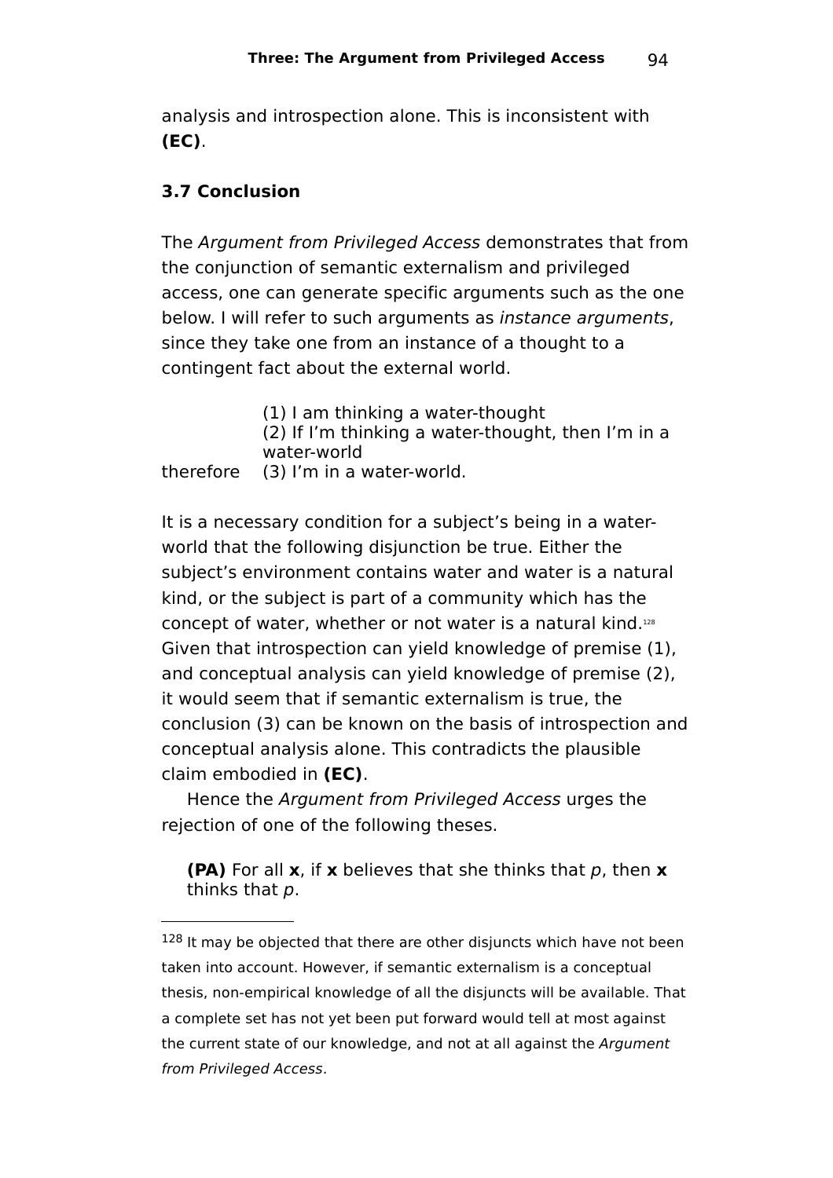analysis and introspection alone. This is inconsistent with **(EC)**.

### 3.7 Conclusion

The *Argument from Privileged Access* demonstrates that from the conjunction of semantic externalism and privileged access, one can generate specific arguments such as the one below. I will refer to such arguments as *instance arguments*, since they take one from an instance of a thought to a contingent fact about the external world.

(1) I am thinking a water-thought
(2) If I'm thinking a water-thought, then I'm in a water-world
therefore (3) I'm in a water-world.

It is a necessary condition for a subject's being in a water-world that the following disjunction be true. Either the subject's environment contains water and water is a natural kind, or the subject is part of a community which has the concept of water, whether or not water is a natural kind.[128] Given that introspection can yield knowledge of premise (1), and conceptual analysis can yield knowledge of premise (2), it would seem that if semantic externalism is true, the conclusion (3) can be known on the basis of introspection and conceptual analysis alone. This contradicts the plausible claim embodied in **(EC)**.

Hence the *Argument from Privileged Access* urges the rejection of one of the following theses.

**(PA)** For all **x**, if **x** believes that she thinks that *p*, then **x** thinks that *p*.

---

[128] It may be objected that there are other disjuncts which have not been taken into account. However, if semantic externalism is a conceptual thesis, non-empirical knowledge of all the disjuncts will be available. That a complete set has not yet been put forward would tell at most against the current state of our knowledge, and not at all against the *Argument from Privileged Access*.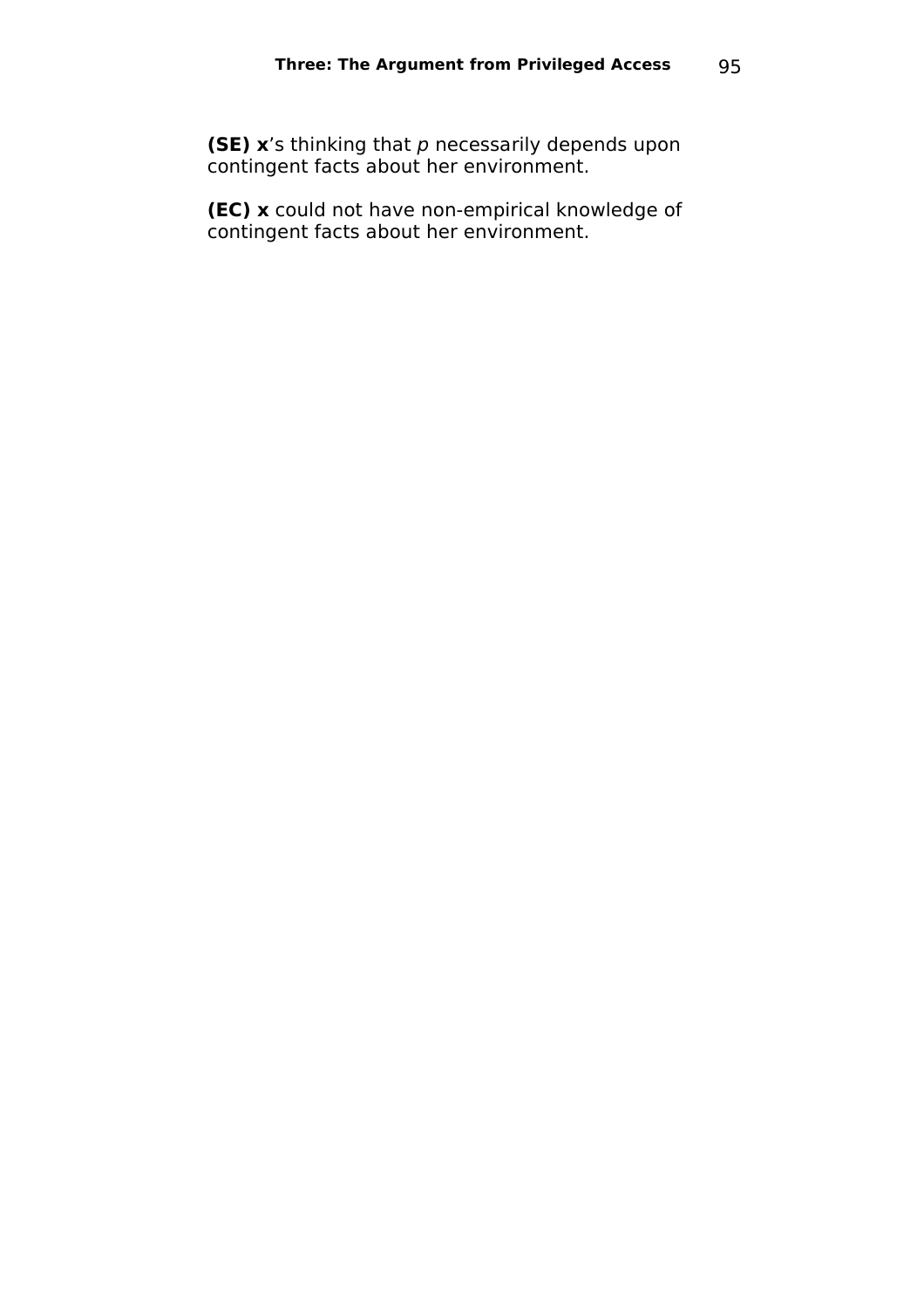**(SE) x**’s thinking that *p* necessarily depends upon contingent facts about her environment.

**(EC) x** could not have non-empirical knowledge of contingent facts about her environment.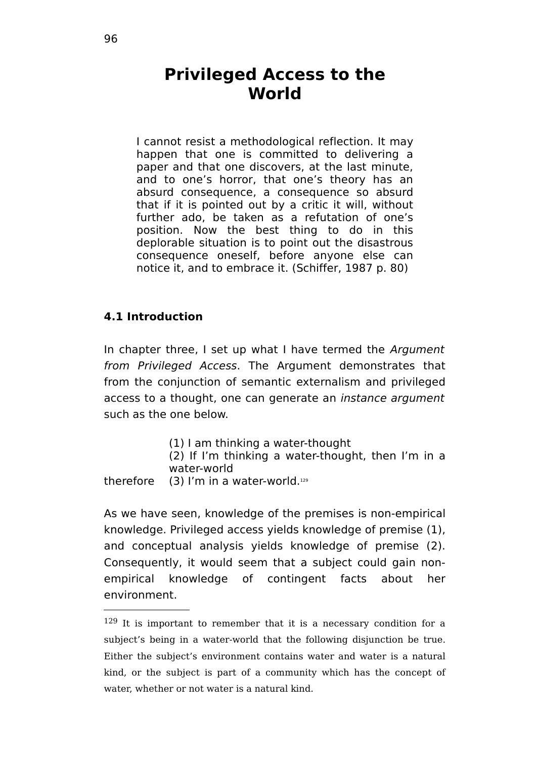# Privileged Access to the World

> I cannot resist a methodological reflection. It may happen that one is committed to delivering a paper and that one discovers, at the last minute, and to one's horror, that one's theory has an absurd consequence, a consequence so absurd that if it is pointed out by a critic it will, without further ado, be taken as a refutation of one's position. Now the best thing to do in this deplorable situation is to point out the disastrous consequence oneself, before anyone else can notice it, and to embrace it. (Schiffer, 1987 p. 80)

### 4.1 Introduction

In chapter three, I set up what I have termed the *Argument from Privileged Access*. The Argument demonstrates that from the conjunction of semantic externalism and privileged access to a thought, one can generate an *instance argument* such as the one below.

(1) I am thinking a water-thought
(2) If I'm thinking a water-thought, then I'm in a water-world
therefore (3) I'm in a water-world.[129]

As we have seen, knowledge of the premises is non-empirical knowledge. Privileged access yields knowledge of premise (1), and conceptual analysis yields knowledge of premise (2). Consequently, it would seem that a subject could gain non-empirical knowledge of contingent facts about her environment.

---

[129] It is important to remember that it is a necessary condition for a subject's being in a water-world that the following disjunction be true. Either the subject's environment contains water and water is a natural kind, or the subject is part of a community which has the concept of water, whether or not water is a natural kind.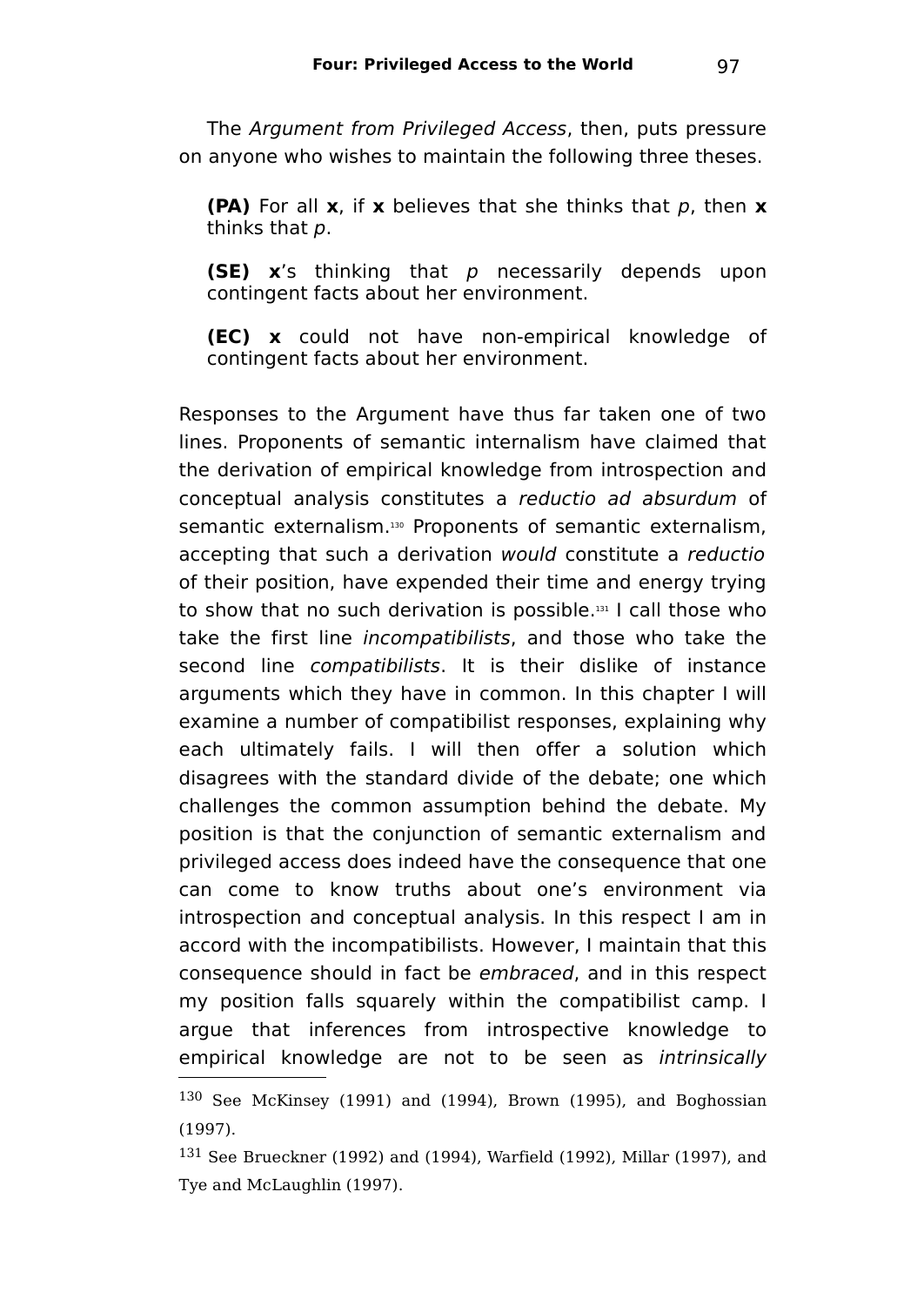The *Argument from Privileged Access*, then, puts pressure on anyone who wishes to maintain the following three theses.

> **(PA)** For all **x**, if **x** believes that she thinks that *p*, then **x** thinks that *p*.
>
> **(SE)** **x**'s thinking that *p* necessarily depends upon contingent facts about her environment.
>
> **(EC)** **x** could not have non-empirical knowledge of contingent facts about her environment.

Responses to the Argument have thus far taken one of two lines. Proponents of semantic internalism have claimed that the derivation of empirical knowledge from introspection and conceptual analysis constitutes a *reductio ad absurdum* of semantic externalism.[130] Proponents of semantic externalism, accepting that such a derivation *would* constitute a *reductio* of their position, have expended their time and energy trying to show that no such derivation is possible.[131] I call those who take the first line *incompatibilists*, and those who take the second line *compatibilists*. It is their dislike of instance arguments which they have in common. In this chapter I will examine a number of compatibilist responses, explaining why each ultimately fails. I will then offer a solution which disagrees with the standard divide of the debate; one which challenges the common assumption behind the debate. My position is that the conjunction of semantic externalism and privileged access does indeed have the consequence that one can come to know truths about one's environment via introspection and conceptual analysis. In this respect I am in accord with the incompatibilists. However, I maintain that this consequence should in fact be *embraced*, and in this respect my position falls squarely within the compatibilist camp. I argue that inferences from introspective knowledge to empirical knowledge are not to be seen as *intrinsically*

---

[130] See McKinsey (1991) and (1994), Brown (1995), and Boghossian (1997).

[131] See Brueckner (1992) and (1994), Warfield (1992), Millar (1997), and Tye and McLaughlin (1997).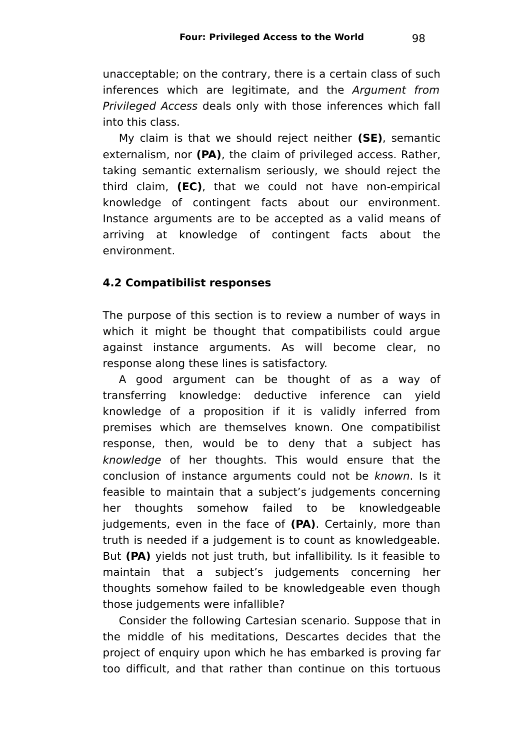unacceptable; on the contrary, there is a certain class of such inferences which are legitimate, and the *Argument from Privileged Access* deals only with those inferences which fall into this class.

My claim is that we should reject neither **(SE)**, semantic externalism, nor **(PA)**, the claim of privileged access. Rather, taking semantic externalism seriously, we should reject the third claim, **(EC)**, that we could not have non-empirical knowledge of contingent facts about our environment. Instance arguments are to be accepted as a valid means of arriving at knowledge of contingent facts about the environment.

### 4.2 Compatibilist responses

The purpose of this section is to review a number of ways in which it might be thought that compatibilists could argue against instance arguments. As will become clear, no response along these lines is satisfactory.

A good argument can be thought of as a way of transferring knowledge: deductive inference can yield knowledge of a proposition if it is validly inferred from premises which are themselves known. One compatibilist response, then, would be to deny that a subject has *knowledge* of her thoughts. This would ensure that the conclusion of instance arguments could not be *known*. Is it feasible to maintain that a subject's judgements concerning her thoughts somehow failed to be knowledgeable judgements, even in the face of **(PA)**. Certainly, more than truth is needed if a judgement is to count as knowledgeable. But **(PA)** yields not just truth, but infallibility. Is it feasible to maintain that a subject's judgements concerning her thoughts somehow failed to be knowledgeable even though those judgements were infallible?

Consider the following Cartesian scenario. Suppose that in the middle of his meditations, Descartes decides that the project of enquiry upon which he has embarked is proving far too difficult, and that rather than continue on this tortuous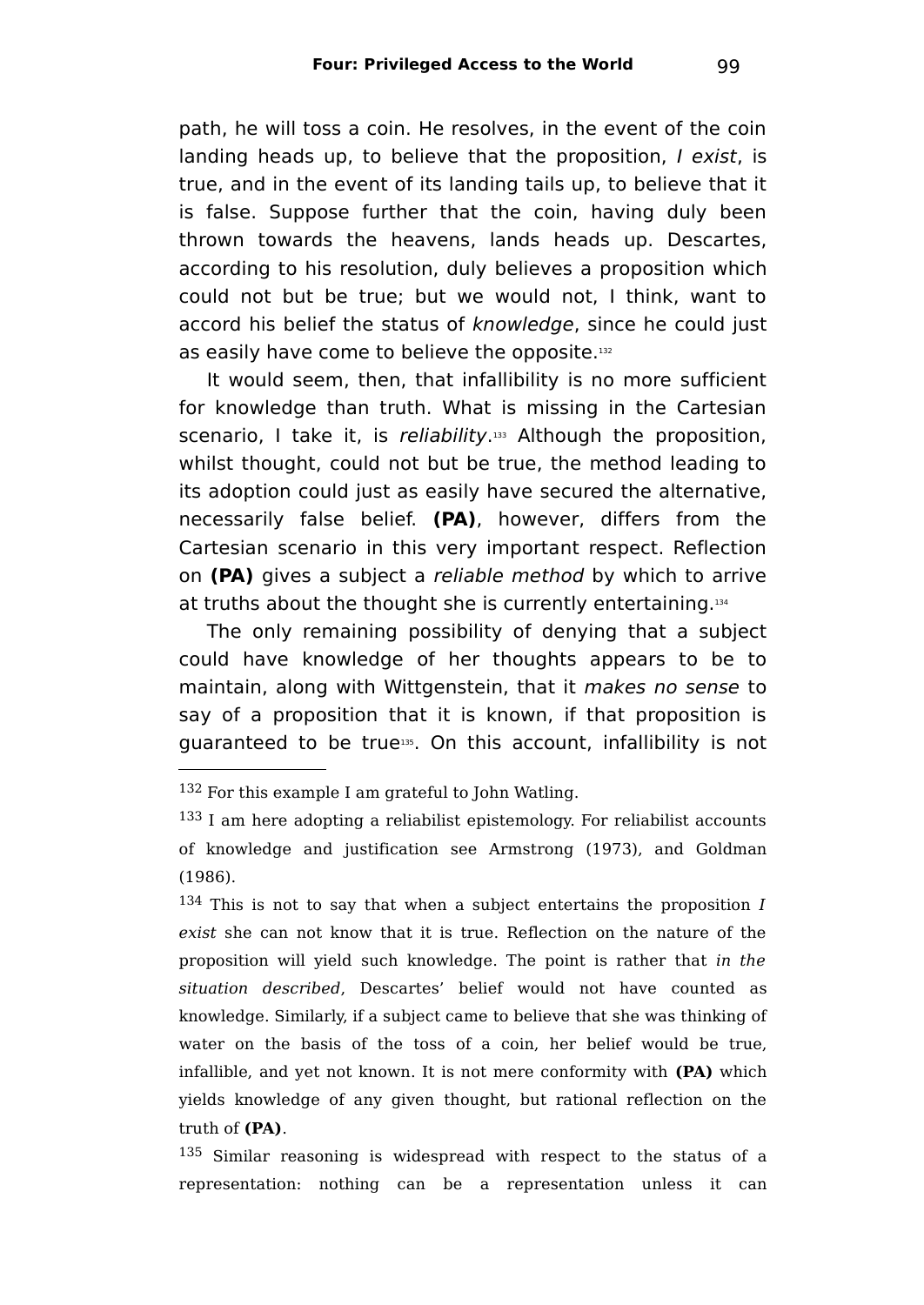path, he will toss a coin. He resolves, in the event of the coin landing heads up, to believe that the proposition, *I exist*, is true, and in the event of its landing tails up, to believe that it is false. Suppose further that the coin, having duly been thrown towards the heavens, lands heads up. Descartes, according to his resolution, duly believes a proposition which could not but be true; but we would not, I think, want to accord his belief the status of *knowledge*, since he could just as easily have come to believe the opposite.[132]

It would seem, then, that infallibility is no more sufficient for knowledge than truth. What is missing in the Cartesian scenario, I take it, is *reliability*.[133] Although the proposition, whilst thought, could not but be true, the method leading to its adoption could just as easily have secured the alternative, necessarily false belief. **(PA)**, however, differs from the Cartesian scenario in this very important respect. Reflection on **(PA)** gives a subject a *reliable method* by which to arrive at truths about the thought she is currently entertaining.[134]

The only remaining possibility of denying that a subject could have knowledge of her thoughts appears to be to maintain, along with Wittgenstein, that it *makes no sense* to say of a proposition that it is known, if that proposition is guaranteed to be true[135]. On this account, infallibility is not

---

[132] For this example I am grateful to John Watling.

[133] I am here adopting a reliabilist epistemology. For reliabilist accounts of knowledge and justification see Armstrong (1973), and Goldman (1986).

[134] This is not to say that when a subject entertains the proposition *I exist* she can not know that it is true. Reflection on the nature of the proposition will yield such knowledge. The point is rather that *in the situation described*, Descartes' belief would not have counted as knowledge. Similarly, if a subject came to believe that she was thinking of water on the basis of the toss of a coin, her belief would be true, infallible, and yet not known. It is not mere conformity with **(PA)** which yields knowledge of any given thought, but rational reflection on the truth of **(PA)**.

[135] Similar reasoning is widespread with respect to the status of a representation: nothing can be a representation unless it can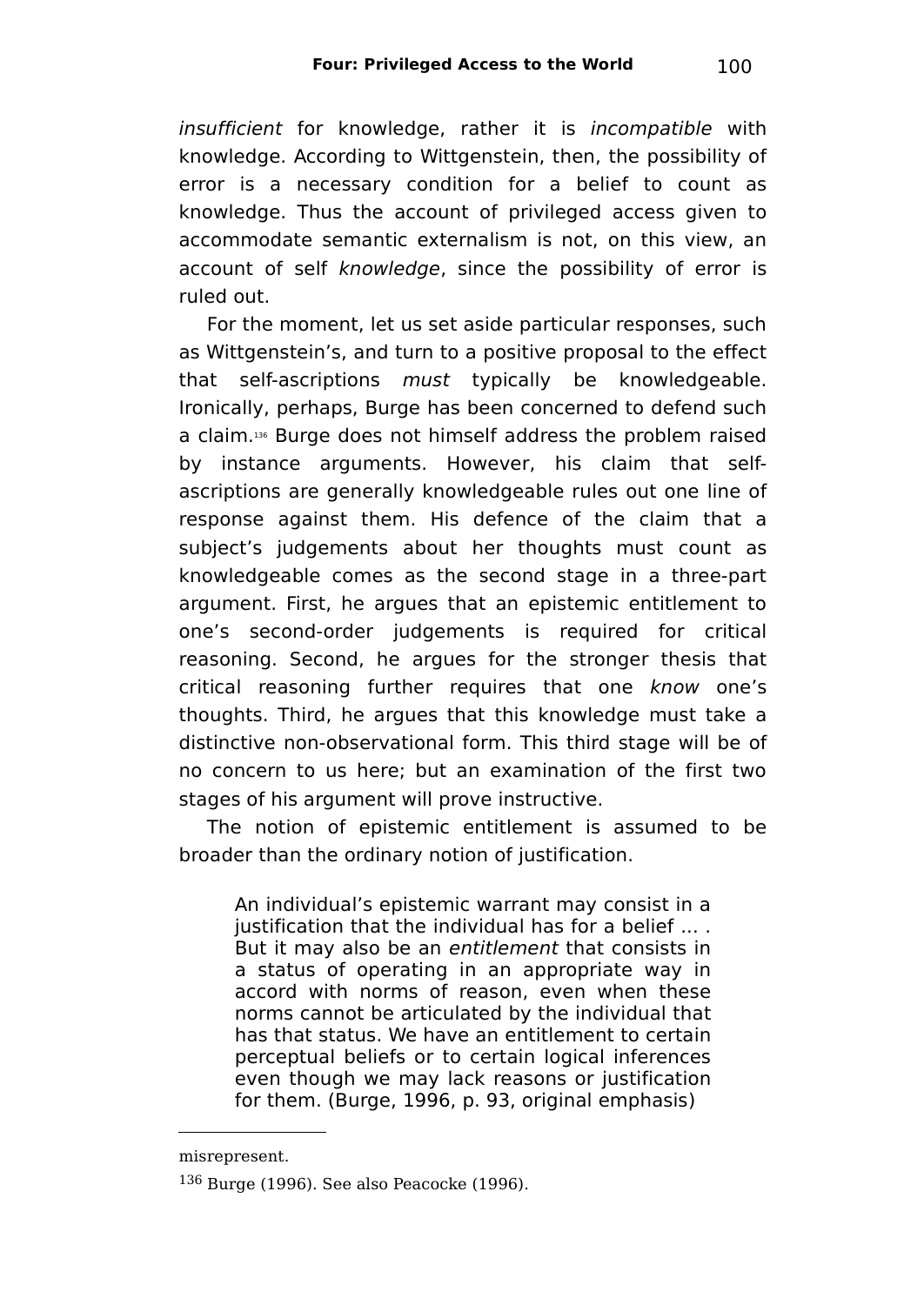*insufficient* for knowledge, rather it is *incompatible* with knowledge. According to Wittgenstein, then, the possibility of error is a necessary condition for a belief to count as knowledge. Thus the account of privileged access given to accommodate semantic externalism is not, on this view, an account of self *knowledge*, since the possibility of error is ruled out.

For the moment, let us set aside particular responses, such as Wittgenstein's, and turn to a positive proposal to the effect that self-ascriptions *must* typically be knowledgeable. Ironically, perhaps, Burge has been concerned to defend such a claim.[136] Burge does not himself address the problem raised by instance arguments. However, his claim that self-ascriptions are generally knowledgeable rules out one line of response against them. His defence of the claim that a subject's judgements about her thoughts must count as knowledgeable comes as the second stage in a three-part argument. First, he argues that an epistemic entitlement to one's second-order judgements is required for critical reasoning. Second, he argues for the stronger thesis that critical reasoning further requires that one *know* one's thoughts. Third, he argues that this knowledge must take a distinctive non-observational form. This third stage will be of no concern to us here; but an examination of the first two stages of his argument will prove instructive.

The notion of epistemic entitlement is assumed to be broader than the ordinary notion of justification.

> An individual's epistemic warrant may consist in a justification that the individual has for a belief ... . But it may also be an *entitlement* that consists in a status of operating in an appropriate way in accord with norms of reason, even when these norms cannot be articulated by the individual that has that status. We have an entitlement to certain perceptual beliefs or to certain logical inferences even though we may lack reasons or justification for them. (Burge, 1996, p. 93, original emphasis)

---

misrepresent.

[136] Burge (1996). See also Peacocke (1996).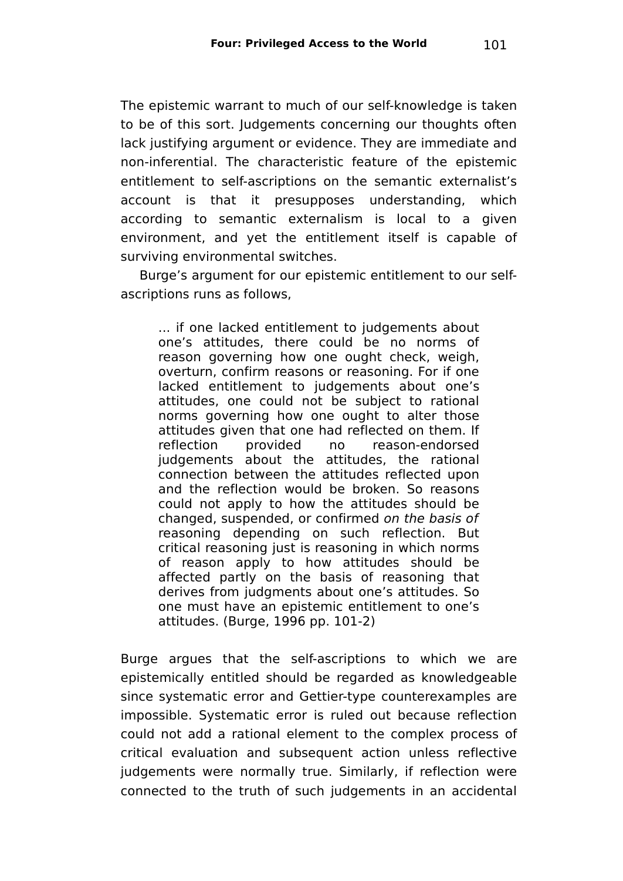The epistemic warrant to much of our self-knowledge is taken to be of this sort. Judgements concerning our thoughts often lack justifying argument or evidence. They are immediate and non-inferential. The characteristic feature of the epistemic entitlement to self-ascriptions on the semantic externalist's account is that it presupposes understanding, which according to semantic externalism is local to a given environment, and yet the entitlement itself is capable of surviving environmental switches.

Burge's argument for our epistemic entitlement to our self-ascriptions runs as follows,

> … if one lacked entitlement to judgements about one's attitudes, there could be no norms of reason governing how one ought check, weigh, overturn, confirm reasons or reasoning. For if one lacked entitlement to judgements about one's attitudes, one could not be subject to rational norms governing how one ought to alter those attitudes given that one had reflected on them. If reflection provided no reason-endorsed judgements about the attitudes, the rational connection between the attitudes reflected upon and the reflection would be broken. So reasons could not apply to how the attitudes should be changed, suspended, or confirmed *on the basis of* reasoning depending on such reflection. But critical reasoning just is reasoning in which norms of reason apply to how attitudes should be affected partly on the basis of reasoning that derives from judgments about one's attitudes. So one must have an epistemic entitlement to one's attitudes. (Burge, 1996 pp. 101-2)

Burge argues that the self-ascriptions to which we are epistemically entitled should be regarded as knowledgeable since systematic error and Gettier-type counterexamples are impossible. Systematic error is ruled out because reflection could not add a rational element to the complex process of critical evaluation and subsequent action unless reflective judgements were normally true. Similarly, if reflection were connected to the truth of such judgements in an accidental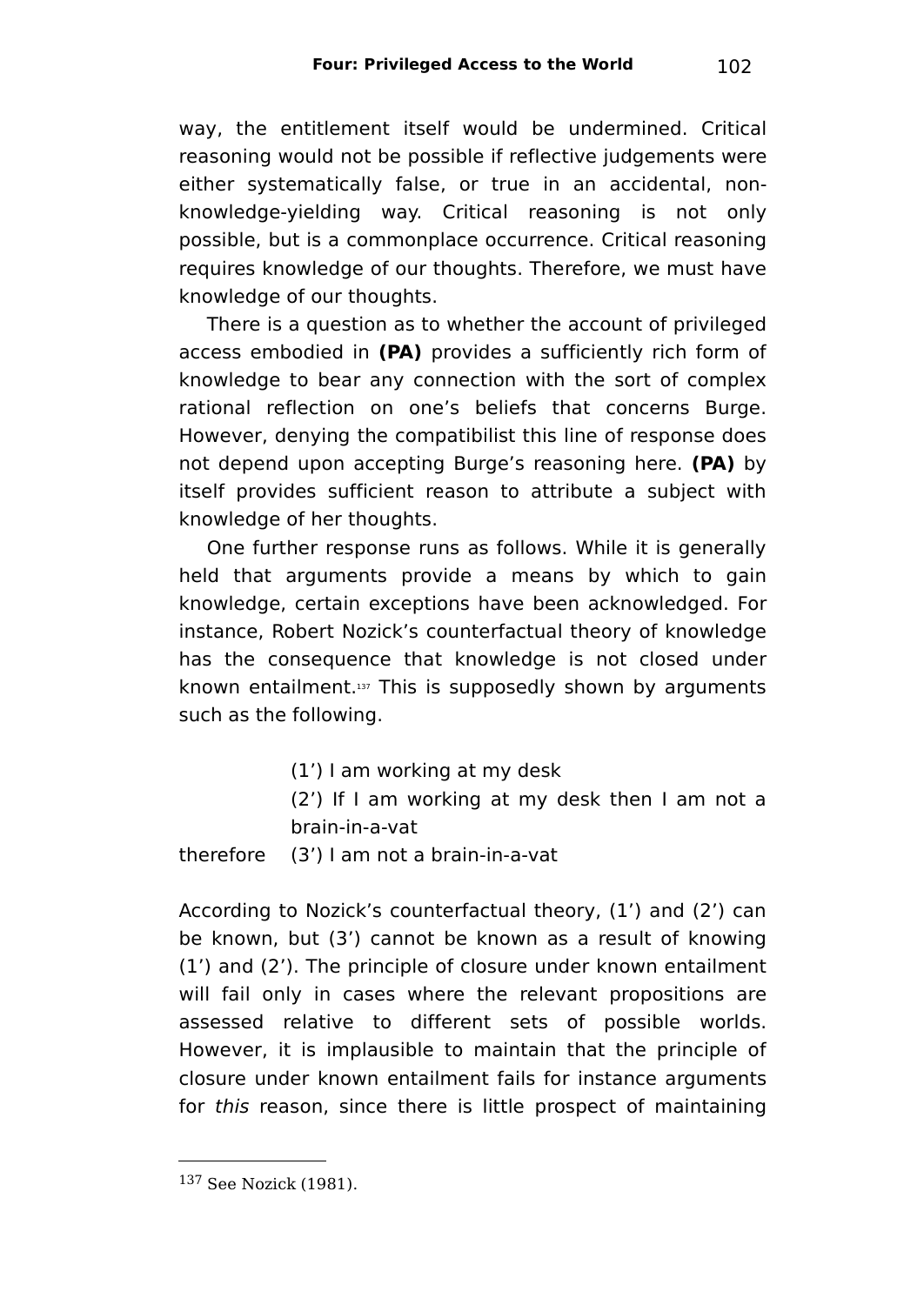way, the entitlement itself would be undermined. Critical reasoning would not be possible if reflective judgements were either systematically false, or true in an accidental, non-knowledge-yielding way. Critical reasoning is not only possible, but is a commonplace occurrence. Critical reasoning requires knowledge of our thoughts. Therefore, we must have knowledge of our thoughts.

There is a question as to whether the account of privileged access embodied in **(PA)** provides a sufficiently rich form of knowledge to bear any connection with the sort of complex rational reflection on one's beliefs that concerns Burge. However, denying the compatibilist this line of response does not depend upon accepting Burge's reasoning here. **(PA)** by itself provides sufficient reason to attribute a subject with knowledge of her thoughts.

One further response runs as follows. While it is generally held that arguments provide a means by which to gain knowledge, certain exceptions have been acknowledged. For instance, Robert Nozick's counterfactual theory of knowledge has the consequence that knowledge is not closed under known entailment.[137] This is supposedly shown by arguments such as the following.

(1') I am working at my desk

(2') If I am working at my desk then I am not a brain-in-a-vat

therefore (3') I am not a brain-in-a-vat

According to Nozick's counterfactual theory, (1') and (2') can be known, but (3') cannot be known as a result of knowing (1') and (2'). The principle of closure under known entailment will fail only in cases where the relevant propositions are assessed relative to different sets of possible worlds. However, it is implausible to maintain that the principle of closure under known entailment fails for instance arguments for *this* reason, since there is little prospect of maintaining

---

[137] See Nozick (1981).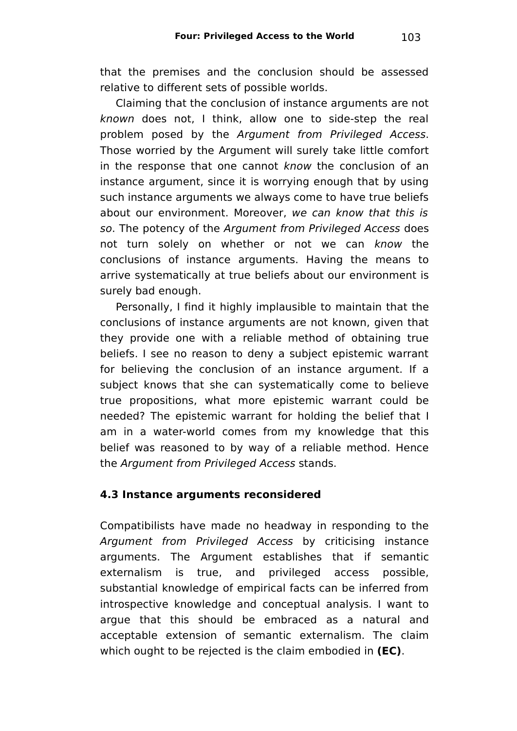that the premises and the conclusion should be assessed relative to different sets of possible worlds.

Claiming that the conclusion of instance arguments are not *known* does not, I think, allow one to side-step the real problem posed by the *Argument from Privileged Access*. Those worried by the Argument will surely take little comfort in the response that one cannot *know* the conclusion of an instance argument, since it is worrying enough that by using such instance arguments we always come to have true beliefs about our environment. Moreover, *we can know that this is so*. The potency of the *Argument from Privileged Access* does not turn solely on whether or not we can *know* the conclusions of instance arguments. Having the means to arrive systematically at true beliefs about our environment is surely bad enough.

Personally, I find it highly implausible to maintain that the conclusions of instance arguments are not known, given that they provide one with a reliable method of obtaining true beliefs. I see no reason to deny a subject epistemic warrant for believing the conclusion of an instance argument. If a subject knows that she can systematically come to believe true propositions, what more epistemic warrant could be needed? The epistemic warrant for holding the belief that I am in a water-world comes from my knowledge that this belief was reasoned to by way of a reliable method. Hence the *Argument from Privileged Access* stands.

### 4.3 Instance arguments reconsidered

Compatibilists have made no headway in responding to the *Argument from Privileged Access* by criticising instance arguments. The Argument establishes that if semantic externalism is true, and privileged access possible, substantial knowledge of empirical facts can be inferred from introspective knowledge and conceptual analysis. I want to argue that this should be embraced as a natural and acceptable extension of semantic externalism. The claim which ought to be rejected is the claim embodied in **(EC)**.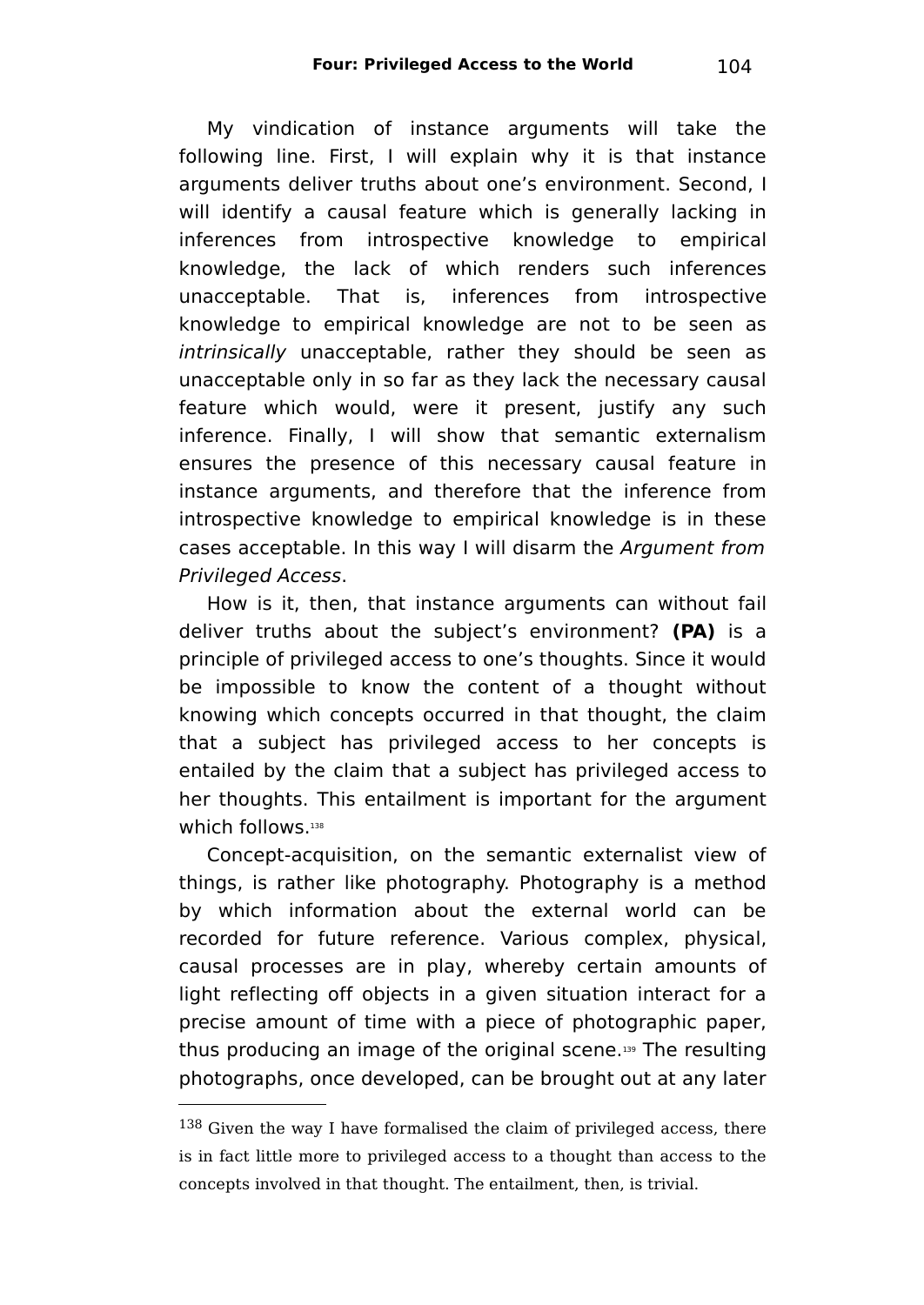My vindication of instance arguments will take the following line. First, I will explain why it is that instance arguments deliver truths about one's environment. Second, I will identify a causal feature which is generally lacking in inferences from introspective knowledge to empirical knowledge, the lack of which renders such inferences unacceptable. That is, inferences from introspective knowledge to empirical knowledge are not to be seen as *intrinsically* unacceptable, rather they should be seen as unacceptable only in so far as they lack the necessary causal feature which would, were it present, justify any such inference. Finally, I will show that semantic externalism ensures the presence of this necessary causal feature in instance arguments, and therefore that the inference from introspective knowledge to empirical knowledge is in these cases acceptable. In this way I will disarm the *Argument from Privileged Access*.

How is it, then, that instance arguments can without fail deliver truths about the subject's environment? **(PA)** is a principle of privileged access to one's thoughts. Since it would be impossible to know the content of a thought without knowing which concepts occurred in that thought, the claim that a subject has privileged access to her concepts is entailed by the claim that a subject has privileged access to her thoughts. This entailment is important for the argument which follows.[138]

Concept-acquisition, on the semantic externalist view of things, is rather like photography. Photography is a method by which information about the external world can be recorded for future reference. Various complex, physical, causal processes are in play, whereby certain amounts of light reflecting off objects in a given situation interact for a precise amount of time with a piece of photographic paper, thus producing an image of the original scene.[139] The resulting photographs, once developed, can be brought out at any later

---

[138] Given the way I have formalised the claim of privileged access, there is in fact little more to privileged access to a thought than access to the concepts involved in that thought. The entailment, then, is trivial.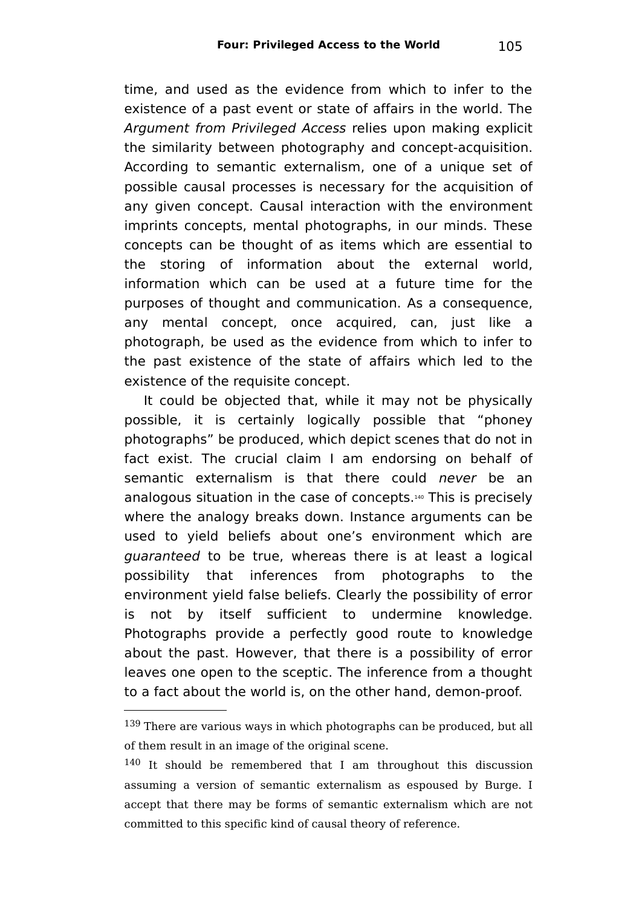time, and used as the evidence from which to infer to the existence of a past event or state of affairs in the world. The *Argument from Privileged Access* relies upon making explicit the similarity between photography and concept-acquisition. According to semantic externalism, one of a unique set of possible causal processes is necessary for the acquisition of any given concept. Causal interaction with the environment imprints concepts, mental photographs, in our minds. These concepts can be thought of as items which are essential to the storing of information about the external world, information which can be used at a future time for the purposes of thought and communication. As a consequence, any mental concept, once acquired, can, just like a photograph, be used as the evidence from which to infer to the past existence of the state of affairs which led to the existence of the requisite concept.

It could be objected that, while it may not be physically possible, it is certainly logically possible that "phoney photographs" be produced, which depict scenes that do not in fact exist. The crucial claim I am endorsing on behalf of semantic externalism is that there could *never* be an analogous situation in the case of concepts.[140] This is precisely where the analogy breaks down. Instance arguments can be used to yield beliefs about one's environment which are *guaranteed* to be true, whereas there is at least a logical possibility that inferences from photographs to the environment yield false beliefs. Clearly the possibility of error is not by itself sufficient to undermine knowledge. Photographs provide a perfectly good route to knowledge about the past. However, that there is a possibility of error leaves one open to the sceptic. The inference from a thought to a fact about the world is, on the other hand, demon-proof.

---

[139] There are various ways in which photographs can be produced, but all of them result in an image of the original scene.

[140] It should be remembered that I am throughout this discussion assuming a version of semantic externalism as espoused by Burge. I accept that there may be forms of semantic externalism which are not committed to this specific kind of causal theory of reference.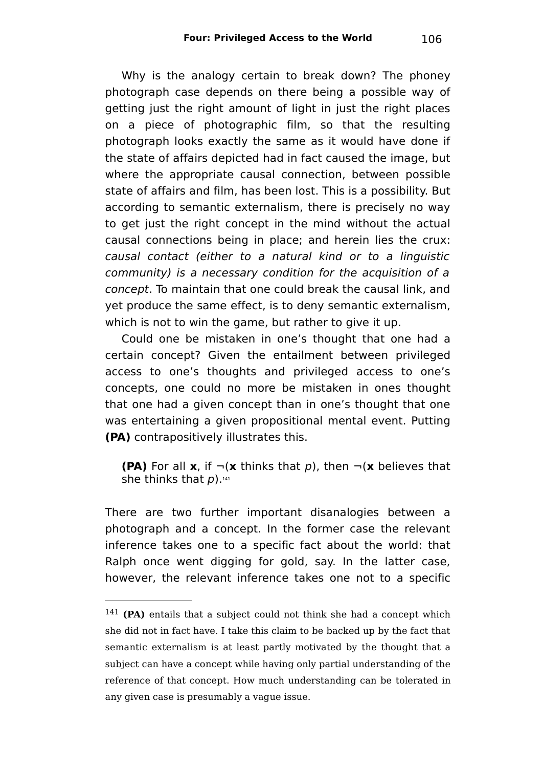Why is the analogy certain to break down? The phoney photograph case depends on there being a possible way of getting just the right amount of light in just the right places on a piece of photographic film, so that the resulting photograph looks exactly the same as it would have done if the state of affairs depicted had in fact caused the image, but where the appropriate causal connection, between possible state of affairs and film, has been lost. This is a possibility. But according to semantic externalism, there is precisely no way to get just the right concept in the mind without the actual causal connections being in place; and herein lies the crux: *causal contact (either to a natural kind or to a linguistic community) is a necessary condition for the acquisition of a concept*. To maintain that one could break the causal link, and yet produce the same effect, is to deny semantic externalism, which is not to win the game, but rather to give it up.

Could one be mistaken in one's thought that one had a certain concept? Given the entailment between privileged access to one's thoughts and privileged access to one's concepts, one could no more be mistaken in ones thought that one had a given concept than in one's thought that one was entertaining a given propositional mental event. Putting **(PA)** contrapositively illustrates this.

> **(PA)** For all **x**, if ¬(**x** thinks that *p*), then ¬(**x** believes that she thinks that *p*).[141]

There are two further important disanalogies between a photograph and a concept. In the former case the relevant inference takes one to a specific fact about the world: that Ralph once went digging for gold, say. In the latter case, however, the relevant inference takes one not to a specific

---

[141] **(PA)** entails that a subject could not think she had a concept which she did not in fact have. I take this claim to be backed up by the fact that semantic externalism is at least partly motivated by the thought that a subject can have a concept while having only partial understanding of the reference of that concept. How much understanding can be tolerated in any given case is presumably a vague issue.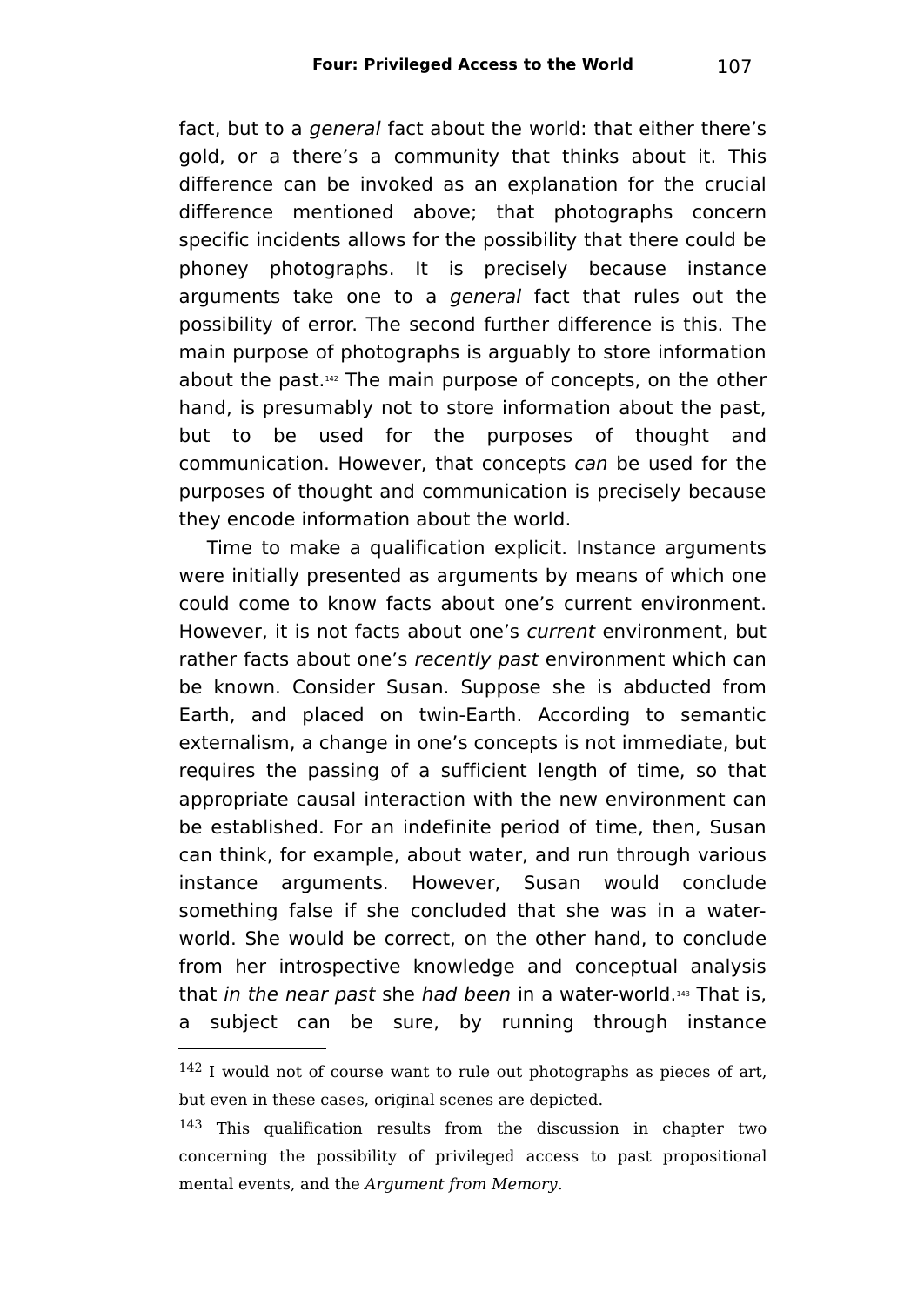fact, but to a *general* fact about the world: that either there's gold, or a there's a community that thinks about it. This difference can be invoked as an explanation for the crucial difference mentioned above; that photographs concern specific incidents allows for the possibility that there could be phoney photographs. It is precisely because instance arguments take one to a *general* fact that rules out the possibility of error. The second further difference is this. The main purpose of photographs is arguably to store information about the past.[142] The main purpose of concepts, on the other hand, is presumably not to store information about the past, but to be used for the purposes of thought and communication. However, that concepts *can* be used for the purposes of thought and communication is precisely because they encode information about the world.

Time to make a qualification explicit. Instance arguments were initially presented as arguments by means of which one could come to know facts about one's current environment. However, it is not facts about one's *current* environment, but rather facts about one's *recently past* environment which can be known. Consider Susan. Suppose she is abducted from Earth, and placed on twin-Earth. According to semantic externalism, a change in one's concepts is not immediate, but requires the passing of a sufficient length of time, so that appropriate causal interaction with the new environment can be established. For an indefinite period of time, then, Susan can think, for example, about water, and run through various instance arguments. However, Susan would conclude something false if she concluded that she was in a water-world. She would be correct, on the other hand, to conclude from her introspective knowledge and conceptual analysis that *in the near past* she *had been* in a water-world.[143] That is, a subject can be sure, by running through instance

---

[142] I would not of course want to rule out photographs as pieces of art, but even in these cases, original scenes are depicted.

[143] This qualification results from the discussion in chapter two concerning the possibility of privileged access to past propositional mental events, and the *Argument from Memory*.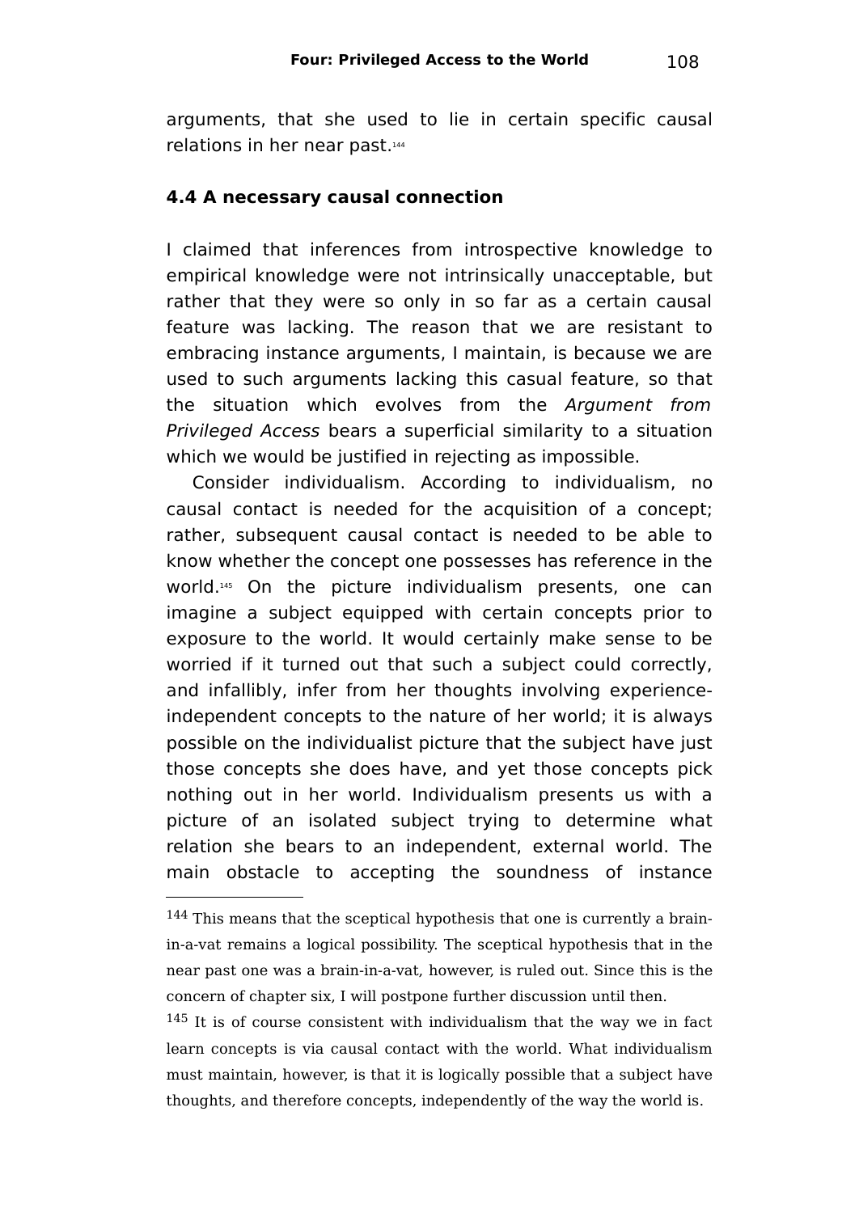arguments, that she used to lie in certain specific causal relations in her near past.[144]

### 4.4 A necessary causal connection

I claimed that inferences from introspective knowledge to empirical knowledge were not intrinsically unacceptable, but rather that they were so only in so far as a certain causal feature was lacking. The reason that we are resistant to embracing instance arguments, I maintain, is because we are used to such arguments lacking this casual feature, so that the situation which evolves from the *Argument from Privileged Access* bears a superficial similarity to a situation which we would be justified in rejecting as impossible.

Consider individualism. According to individualism, no causal contact is needed for the acquisition of a concept; rather, subsequent causal contact is needed to be able to know whether the concept one possesses has reference in the world.[145] On the picture individualism presents, one can imagine a subject equipped with certain concepts prior to exposure to the world. It would certainly make sense to be worried if it turned out that such a subject could correctly, and infallibly, infer from her thoughts involving experience-independent concepts to the nature of her world; it is always possible on the individualist picture that the subject have just those concepts she does have, and yet those concepts pick nothing out in her world. Individualism presents us with a picture of an isolated subject trying to determine what relation she bears to an independent, external world. The main obstacle to accepting the soundness of instance

---

[144] This means that the sceptical hypothesis that one is currently a brain-in-a-vat remains a logical possibility. The sceptical hypothesis that in the near past one was a brain-in-a-vat, however, is ruled out. Since this is the concern of chapter six, I will postpone further discussion until then.

[145] It is of course consistent with individualism that the way we in fact learn concepts is via causal contact with the world. What individualism must maintain, however, is that it is logically possible that a subject have thoughts, and therefore concepts, independently of the way the world is.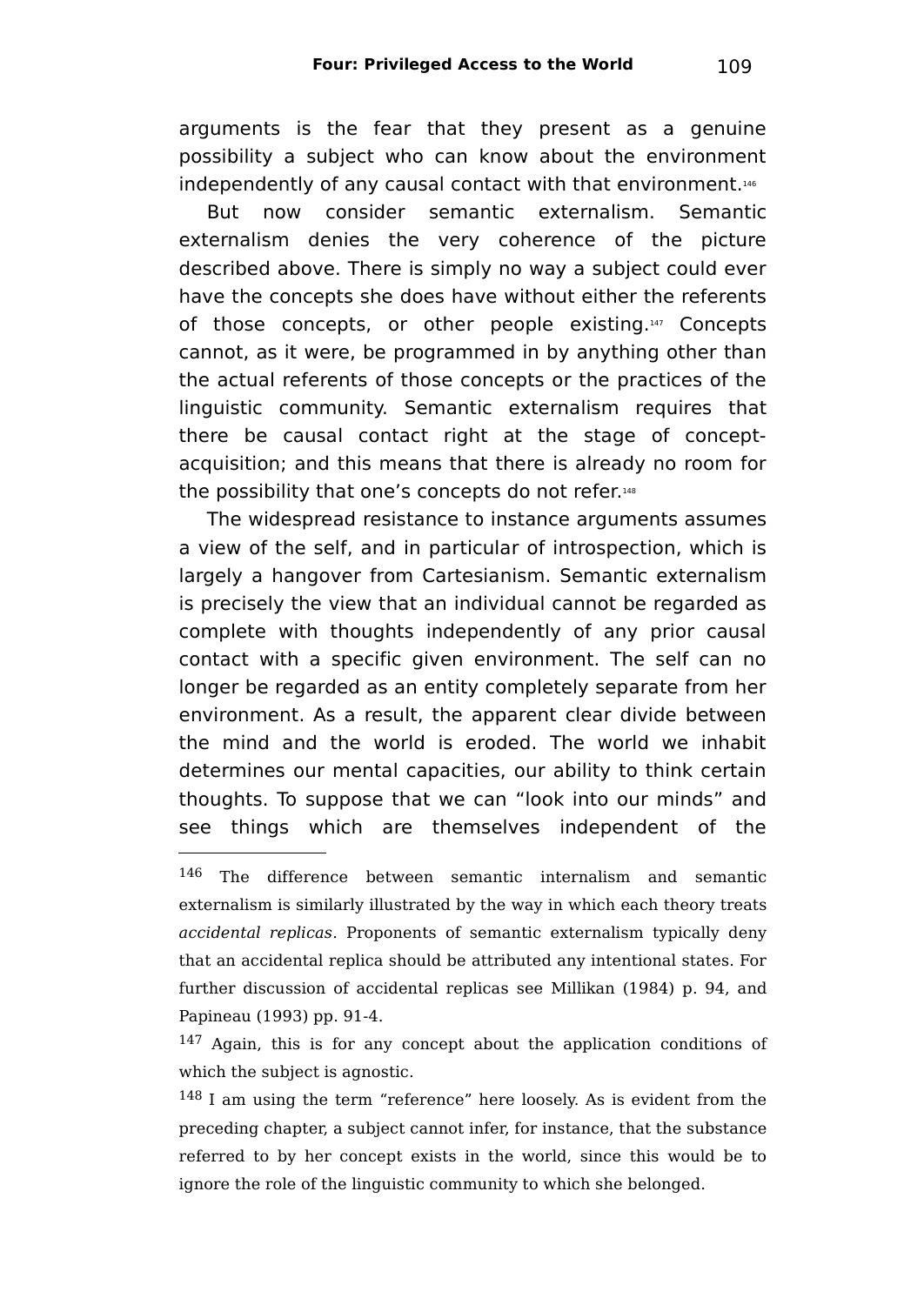arguments is the fear that they present as a genuine possibility a subject who can know about the environment independently of any causal contact with that environment.[146]

But now consider semantic externalism. Semantic externalism denies the very coherence of the picture described above. There is simply no way a subject could ever have the concepts she does have without either the referents of those concepts, or other people existing.[147] Concepts cannot, as it were, be programmed in by anything other than the actual referents of those concepts or the practices of the linguistic community. Semantic externalism requires that there be causal contact right at the stage of concept-acquisition; and this means that there is already no room for the possibility that one's concepts do not refer.[148]

The widespread resistance to instance arguments assumes a view of the self, and in particular of introspection, which is largely a hangover from Cartesianism. Semantic externalism is precisely the view that an individual cannot be regarded as complete with thoughts independently of any prior causal contact with a specific given environment. The self can no longer be regarded as an entity completely separate from her environment. As a result, the apparent clear divide between the mind and the world is eroded. The world we inhabit determines our mental capacities, our ability to think certain thoughts. To suppose that we can "look into our minds" and see things which are themselves independent of the

---

[146] The difference between semantic internalism and semantic externalism is similarly illustrated by the way in which each theory treats *accidental replicas*. Proponents of semantic externalism typically deny that an accidental replica should be attributed any intentional states. For further discussion of accidental replicas see Millikan (1984) p. 94, and Papineau (1993) pp. 91-4.

[147] Again, this is for any concept about the application conditions of which the subject is agnostic.

[148] I am using the term "reference" here loosely. As is evident from the preceding chapter, a subject cannot infer, for instance, that the substance referred to by her concept exists in the world, since this would be to ignore the role of the linguistic community to which she belonged.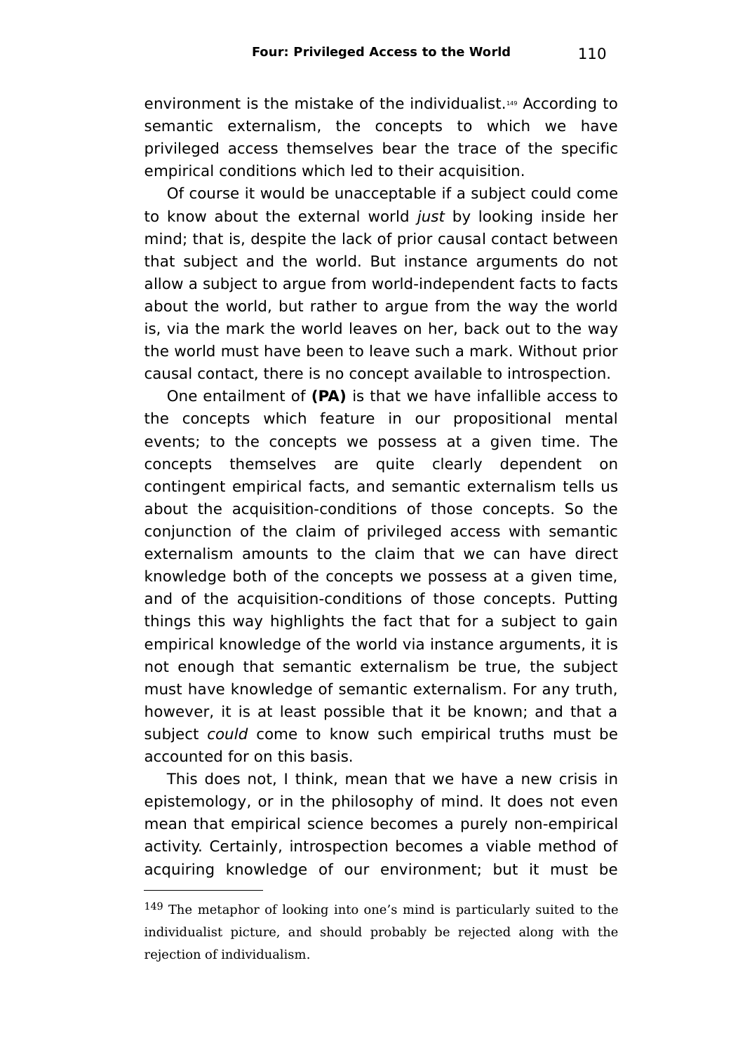environment is the mistake of the individualist.[149] According to semantic externalism, the concepts to which we have privileged access themselves bear the trace of the specific empirical conditions which led to their acquisition.

Of course it would be unacceptable if a subject could come to know about the external world *just* by looking inside her mind; that is, despite the lack of prior causal contact between that subject and the world. But instance arguments do not allow a subject to argue from world-independent facts to facts about the world, but rather to argue from the way the world is, via the mark the world leaves on her, back out to the way the world must have been to leave such a mark. Without prior causal contact, there is no concept available to introspection.

One entailment of **(PA)** is that we have infallible access to the concepts which feature in our propositional mental events; to the concepts we possess at a given time. The concepts themselves are quite clearly dependent on contingent empirical facts, and semantic externalism tells us about the acquisition-conditions of those concepts. So the conjunction of the claim of privileged access with semantic externalism amounts to the claim that we can have direct knowledge both of the concepts we possess at a given time, and of the acquisition-conditions of those concepts. Putting things this way highlights the fact that for a subject to gain empirical knowledge of the world via instance arguments, it is not enough that semantic externalism be true, the subject must have knowledge of semantic externalism. For any truth, however, it is at least possible that it be known; and that a subject *could* come to know such empirical truths must be accounted for on this basis.

This does not, I think, mean that we have a new crisis in epistemology, or in the philosophy of mind. It does not even mean that empirical science becomes a purely non-empirical activity. Certainly, introspection becomes a viable method of acquiring knowledge of our environment; but it must be

---

[149] The metaphor of looking into one's mind is particularly suited to the individualist picture, and should probably be rejected along with the rejection of individualism.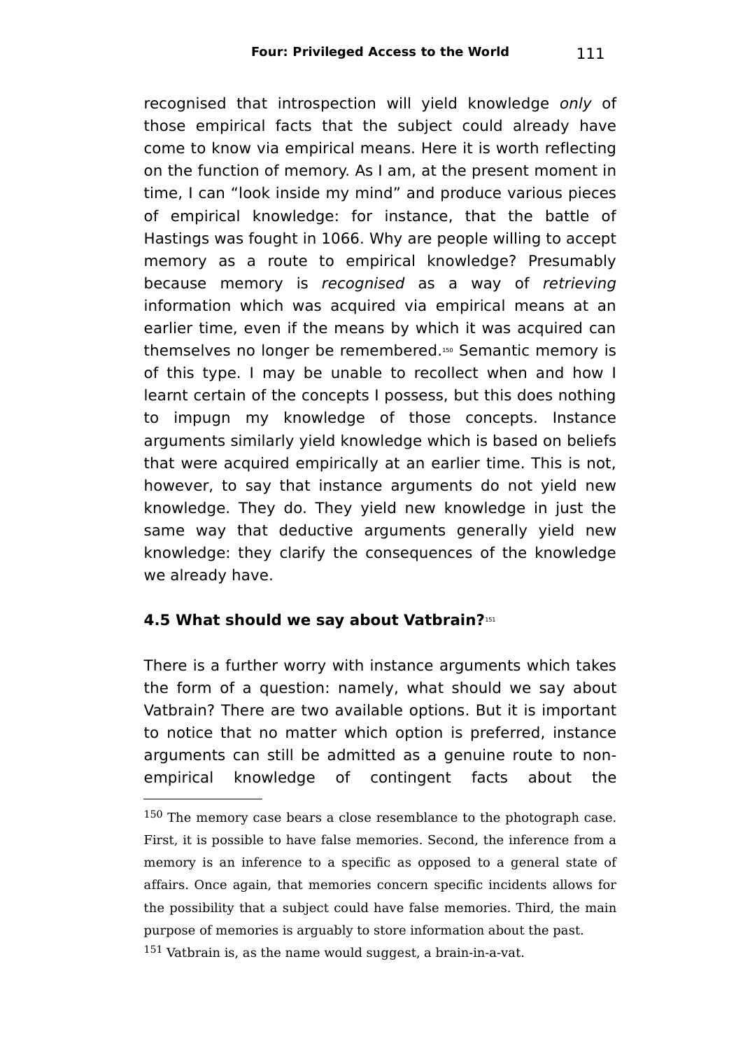recognised that introspection will yield knowledge *only* of those empirical facts that the subject could already have come to know via empirical means. Here it is worth reflecting on the function of memory. As I am, at the present moment in time, I can “look inside my mind” and produce various pieces of empirical knowledge: for instance, that the battle of Hastings was fought in 1066. Why are people willing to accept memory as a route to empirical knowledge? Presumably because memory is *recognised* as a way of *retrieving* information which was acquired via empirical means at an earlier time, even if the means by which it was acquired can themselves no longer be remembered.[150] Semantic memory is of this type. I may be unable to recollect when and how I learnt certain of the concepts I possess, but this does nothing to impugn my knowledge of those concepts. Instance arguments similarly yield knowledge which is based on beliefs that were acquired empirically at an earlier time. This is not, however, to say that instance arguments do not yield new knowledge. They do. They yield new knowledge in just the same way that deductive arguments generally yield new knowledge: they clarify the consequences of the knowledge we already have.

### 4.5 What should we say about Vatbrain?[151]

There is a further worry with instance arguments which takes the form of a question: namely, what should we say about Vatbrain? There are two available options. But it is important to notice that no matter which option is preferred, instance arguments can still be admitted as a genuine route to non-empirical knowledge of contingent facts about the

---

[150] The memory case bears a close resemblance to the photograph case. First, it is possible to have false memories. Second, the inference from a memory is an inference to a specific as opposed to a general state of affairs. Once again, that memories concern specific incidents allows for the possibility that a subject could have false memories. Third, the main purpose of memories is arguably to store information about the past.

[151] Vatbrain is, as the name would suggest, a brain-in-a-vat.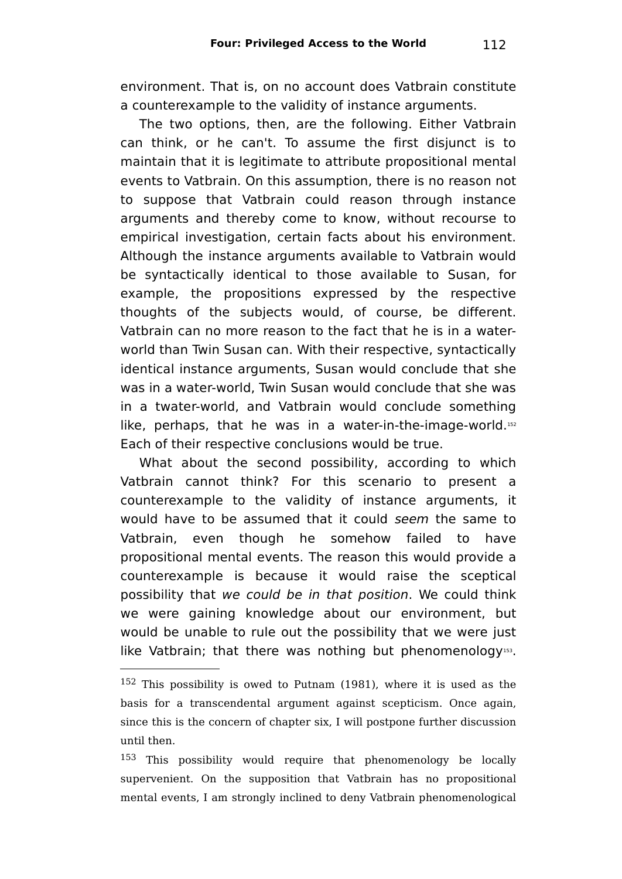environment. That is, on no account does Vatbrain constitute a counterexample to the validity of instance arguments.

The two options, then, are the following. Either Vatbrain can think, or he can't. To assume the first disjunct is to maintain that it is legitimate to attribute propositional mental events to Vatbrain. On this assumption, there is no reason not to suppose that Vatbrain could reason through instance arguments and thereby come to know, without recourse to empirical investigation, certain facts about his environment. Although the instance arguments available to Vatbrain would be syntactically identical to those available to Susan, for example, the propositions expressed by the respective thoughts of the subjects would, of course, be different. Vatbrain can no more reason to the fact that he is in a water-world than Twin Susan can. With their respective, syntactically identical instance arguments, Susan would conclude that she was in a water-world, Twin Susan would conclude that she was in a twater-world, and Vatbrain would conclude something like, perhaps, that he was in a water-in-the-image-world.[152] Each of their respective conclusions would be true.

What about the second possibility, according to which Vatbrain cannot think? For this scenario to present a counterexample to the validity of instance arguments, it would have to be assumed that it could *seem* the same to Vatbrain, even though he somehow failed to have propositional mental events. The reason this would provide a counterexample is because it would raise the sceptical possibility that *we could be in that position*. We could think we were gaining knowledge about our environment, but would be unable to rule out the possibility that we were just like Vatbrain; that there was nothing but phenomenology[153].

---

[152] This possibility is owed to Putnam (1981), where it is used as the basis for a transcendental argument against scepticism. Once again, since this is the concern of chapter six, I will postpone further discussion until then.

[153] This possibility would require that phenomenology be locally supervenient. On the supposition that Vatbrain has no propositional mental events, I am strongly inclined to deny Vatbrain phenomenological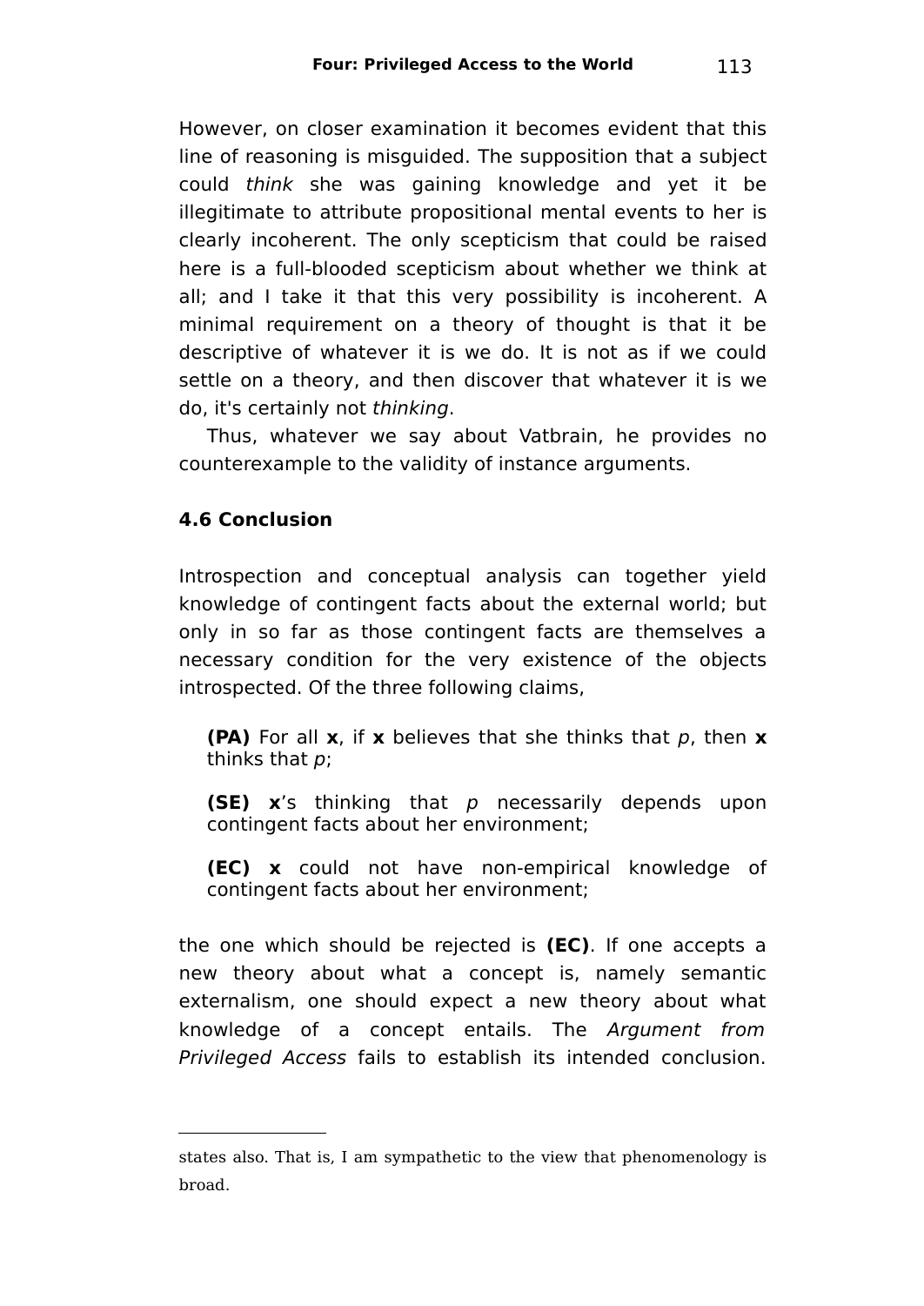However, on closer examination it becomes evident that this line of reasoning is misguided. The supposition that a subject could *think* she was gaining knowledge and yet it be illegitimate to attribute propositional mental events to her is clearly incoherent. The only scepticism that could be raised here is a full-blooded scepticism about whether we think at all; and I take it that this very possibility is incoherent. A minimal requirement on a theory of thought is that it be descriptive of whatever it is we do. It is not as if we could settle on a theory, and then discover that whatever it is we do, it's certainly not *thinking*.

Thus, whatever we say about Vatbrain, he provides no counterexample to the validity of instance arguments.

### 4.6 Conclusion

Introspection and conceptual analysis can together yield knowledge of contingent facts about the external world; but only in so far as those contingent facts are themselves a necessary condition for the very existence of the objects introspected. Of the three following claims,

> **(PA)** For all **x**, if **x** believes that she thinks that *p*, then **x** thinks that *p*;
>
> **(SE)** **x**'s thinking that *p* necessarily depends upon contingent facts about her environment;
>
> **(EC)** **x** could not have non-empirical knowledge of contingent facts about her environment;

the one which should be rejected is **(EC)**. If one accepts a new theory about what a concept is, namely semantic externalism, one should expect a new theory about what knowledge of a concept entails. The *Argument from Privileged Access* fails to establish its intended conclusion.

---

states also. That is, I am sympathetic to the view that phenomenology is broad.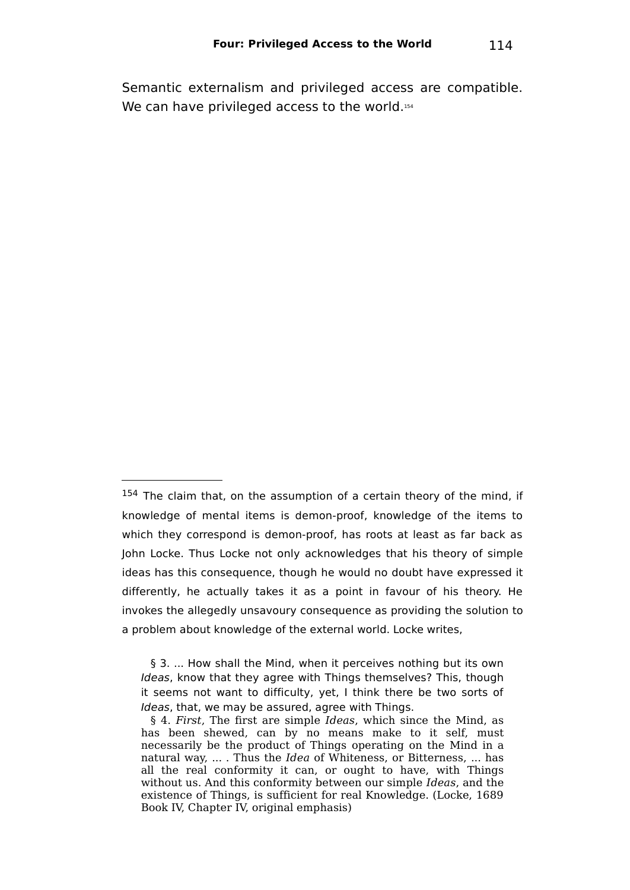Semantic externalism and privileged access are compatible. We can have privileged access to the world.[154]

---

[154] The claim that, on the assumption of a certain theory of the mind, if knowledge of mental items is demon-proof, knowledge of the items to which they correspond is demon-proof, has roots at least as far back as John Locke. Thus Locke not only acknowledges that his theory of simple ideas has this consequence, though he would no doubt have expressed it differently, he actually takes it as a point in favour of his theory. He invokes the allegedly unsavoury consequence as providing the solution to a problem about knowledge of the external world. Locke writes,

> § 3. ... How shall the Mind, when it perceives nothing but its own *Ideas*, know that they agree with Things themselves? This, though it seems not want to difficulty, yet, I think there be two sorts of *Ideas*, that, we may be assured, agree with Things.
>
> § 4. *First,* The first are simple *Ideas,* which since the Mind, as has been shewed, can by no means make to it self, must necessarily be the product of Things operating on the Mind in a natural way, ... . Thus the *Idea* of Whiteness, or Bitterness, ... has all the real conformity it can, or ought to have, with Things without us. And this conformity between our simple *Ideas,* and the existence of Things, is sufficient for real Knowledge. (Locke, 1689 Book IV, Chapter IV, original emphasis)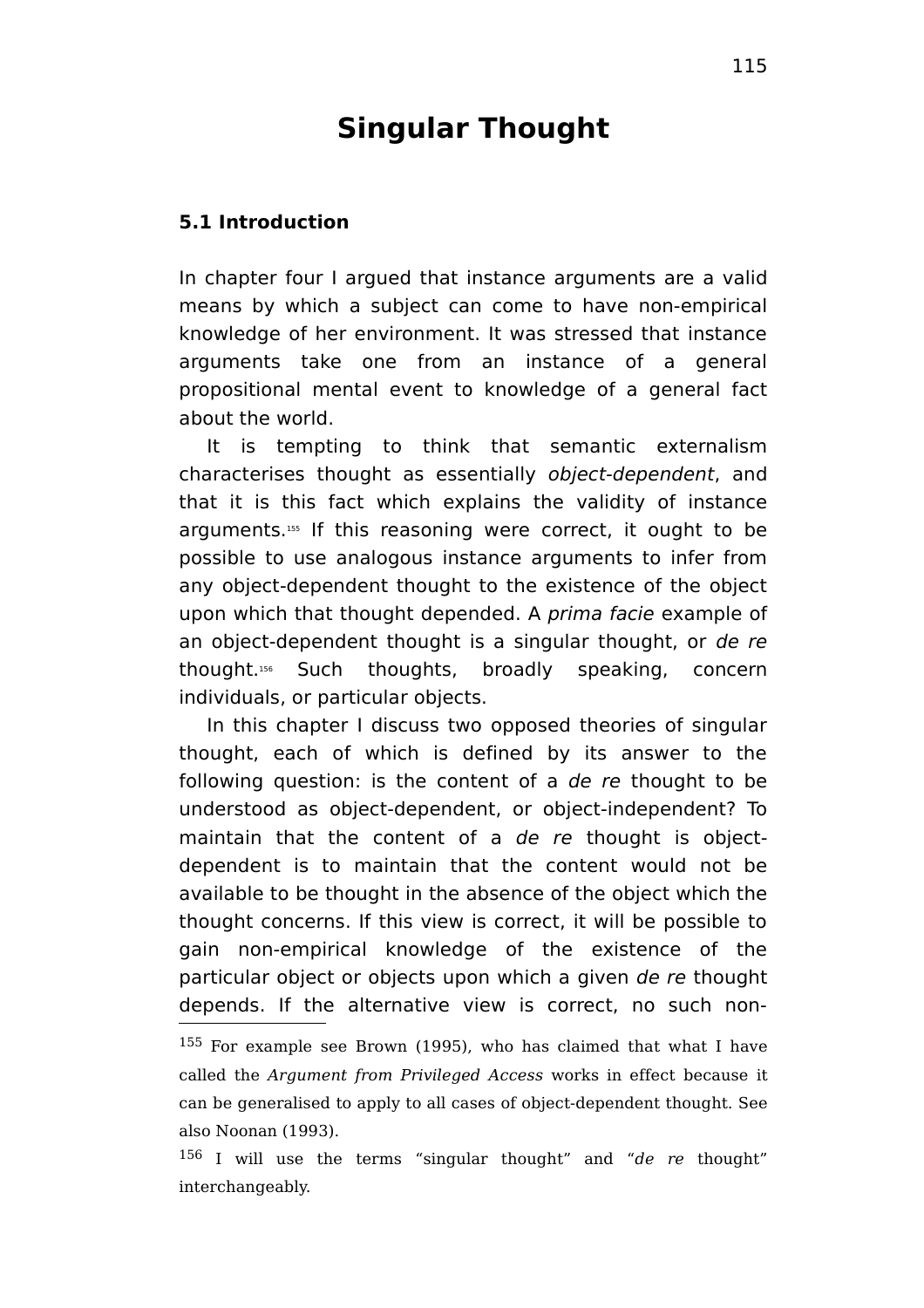# Singular Thought

### 5.1 Introduction

In chapter four I argued that instance arguments are a valid means by which a subject can come to have non-empirical knowledge of her environment. It was stressed that instance arguments take one from an instance of a general propositional mental event to knowledge of a general fact about the world.

It is tempting to think that semantic externalism characterises thought as essentially *object-dependent*, and that it is this fact which explains the validity of instance arguments.[155] If this reasoning were correct, it ought to be possible to use analogous instance arguments to infer from any object-dependent thought to the existence of the object upon which that thought depended. A *prima facie* example of an object-dependent thought is a singular thought, or *de re* thought.[156] Such thoughts, broadly speaking, concern individuals, or particular objects.

In this chapter I discuss two opposed theories of singular thought, each of which is defined by its answer to the following question: is the content of a *de re* thought to be understood as object-dependent, or object-independent? To maintain that the content of a *de re* thought is object-dependent is to maintain that the content would not be available to be thought in the absence of the object which the thought concerns. If this view is correct, it will be possible to gain non-empirical knowledge of the existence of the particular object or objects upon which a given *de re* thought depends. If the alternative view is correct, no such non-

[155] For example see Brown (1995), who has claimed that what I have called the *Argument from Privileged Access* works in effect because it can be generalised to apply to all cases of object-dependent thought. See also Noonan (1993).

[156] I will use the terms "singular thought" and "*de re* thought" interchangeably.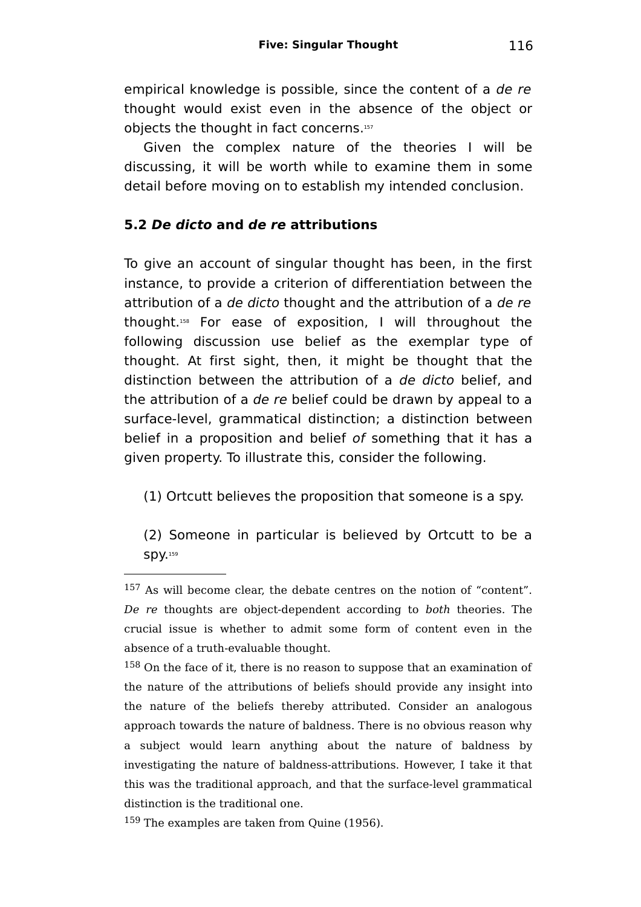empirical knowledge is possible, since the content of a *de re* thought would exist even in the absence of the object or objects the thought in fact concerns.[157]

Given the complex nature of the theories I will be discussing, it will be worth while to examine them in some detail before moving on to establish my intended conclusion.

### 5.2 *De dicto* and *de re* attributions

To give an account of singular thought has been, in the first instance, to provide a criterion of differentiation between the attribution of a *de dicto* thought and the attribution of a *de re* thought.[158] For ease of exposition, I will throughout the following discussion use belief as the exemplar type of thought. At first sight, then, it might be thought that the distinction between the attribution of a *de dicto* belief, and the attribution of a *de re* belief could be drawn by appeal to a surface-level, grammatical distinction; a distinction between belief in a proposition and belief *of* something that it has a given property. To illustrate this, consider the following.

(1) Ortcutt believes the proposition that someone is a spy.

(2) Someone in particular is believed by Ortcutt to be a spy.[159]

---

[157] As will become clear, the debate centres on the notion of "content". *De re* thoughts are object-dependent according to *both* theories. The crucial issue is whether to admit some form of content even in the absence of a truth-evaluable thought.

[158] On the face of it, there is no reason to suppose that an examination of the nature of the attributions of beliefs should provide any insight into the nature of the beliefs thereby attributed. Consider an analogous approach towards the nature of baldness. There is no obvious reason why a subject would learn anything about the nature of baldness by investigating the nature of baldness-attributions. However, I take it that this was the traditional approach, and that the surface-level grammatical distinction is the traditional one.

[159] The examples are taken from Quine (1956).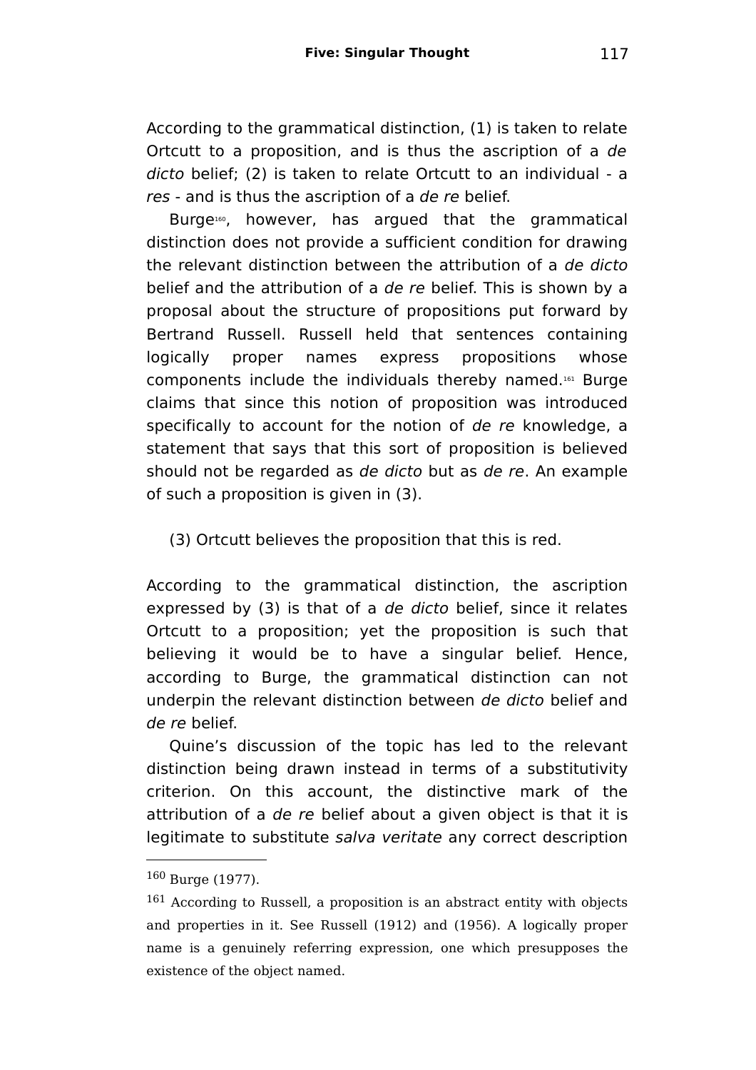According to the grammatical distinction, (1) is taken to relate Ortcutt to a proposition, and is thus the ascription of a *de dicto* belief; (2) is taken to relate Ortcutt to an individual - a *res* - and is thus the ascription of a *de re* belief.

Burge[160], however, has argued that the grammatical distinction does not provide a sufficient condition for drawing the relevant distinction between the attribution of a *de dicto* belief and the attribution of a *de re* belief. This is shown by a proposal about the structure of propositions put forward by Bertrand Russell. Russell held that sentences containing logically proper names express propositions whose components include the individuals thereby named.[161] Burge claims that since this notion of proposition was introduced specifically to account for the notion of *de re* knowledge, a statement that says that this sort of proposition is believed should not be regarded as *de dicto* but as *de re*. An example of such a proposition is given in (3).

(3) Ortcutt believes the proposition that this is red.

According to the grammatical distinction, the ascription expressed by (3) is that of a *de dicto* belief, since it relates Ortcutt to a proposition; yet the proposition is such that believing it would be to have a singular belief. Hence, according to Burge, the grammatical distinction can not underpin the relevant distinction between *de dicto* belief and *de re* belief.

Quine's discussion of the topic has led to the relevant distinction being drawn instead in terms of a substitutivity criterion. On this account, the distinctive mark of the attribution of a *de re* belief about a given object is that it is legitimate to substitute *salva veritate* any correct description

---

[160] Burge (1977).

[161] According to Russell, a proposition is an abstract entity with objects and properties in it. See Russell (1912) and (1956). A logically proper name is a genuinely referring expression, one which presupposes the existence of the object named.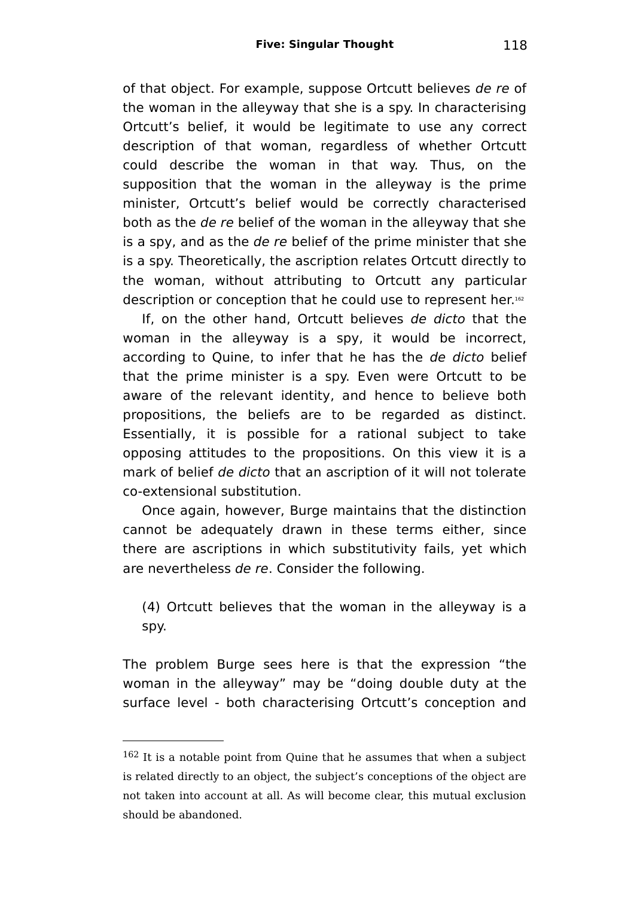of that object. For example, suppose Ortcutt believes *de re* of the woman in the alleyway that she is a spy. In characterising Ortcutt's belief, it would be legitimate to use any correct description of that woman, regardless of whether Ortcutt could describe the woman in that way. Thus, on the supposition that the woman in the alleyway is the prime minister, Ortcutt's belief would be correctly characterised both as the *de re* belief of the woman in the alleyway that she is a spy, and as the *de re* belief of the prime minister that she is a spy. Theoretically, the ascription relates Ortcutt directly to the woman, without attributing to Ortcutt any particular description or conception that he could use to represent her.[162]

If, on the other hand, Ortcutt believes *de dicto* that the woman in the alleyway is a spy, it would be incorrect, according to Quine, to infer that he has the *de dicto* belief that the prime minister is a spy. Even were Ortcutt to be aware of the relevant identity, and hence to believe both propositions, the beliefs are to be regarded as distinct. Essentially, it is possible for a rational subject to take opposing attitudes to the propositions. On this view it is a mark of belief *de dicto* that an ascription of it will not tolerate co-extensional substitution.

Once again, however, Burge maintains that the distinction cannot be adequately drawn in these terms either, since there are ascriptions in which substitutivity fails, yet which are nevertheless *de re*. Consider the following.

(4) Ortcutt believes that the woman in the alleyway is a spy.

The problem Burge sees here is that the expression "the woman in the alleyway" may be "doing double duty at the surface level - both characterising Ortcutt's conception and

---

[162] It is a notable point from Quine that he assumes that when a subject is related directly to an object, the subject's conceptions of the object are not taken into account at all. As will become clear, this mutual exclusion should be abandoned.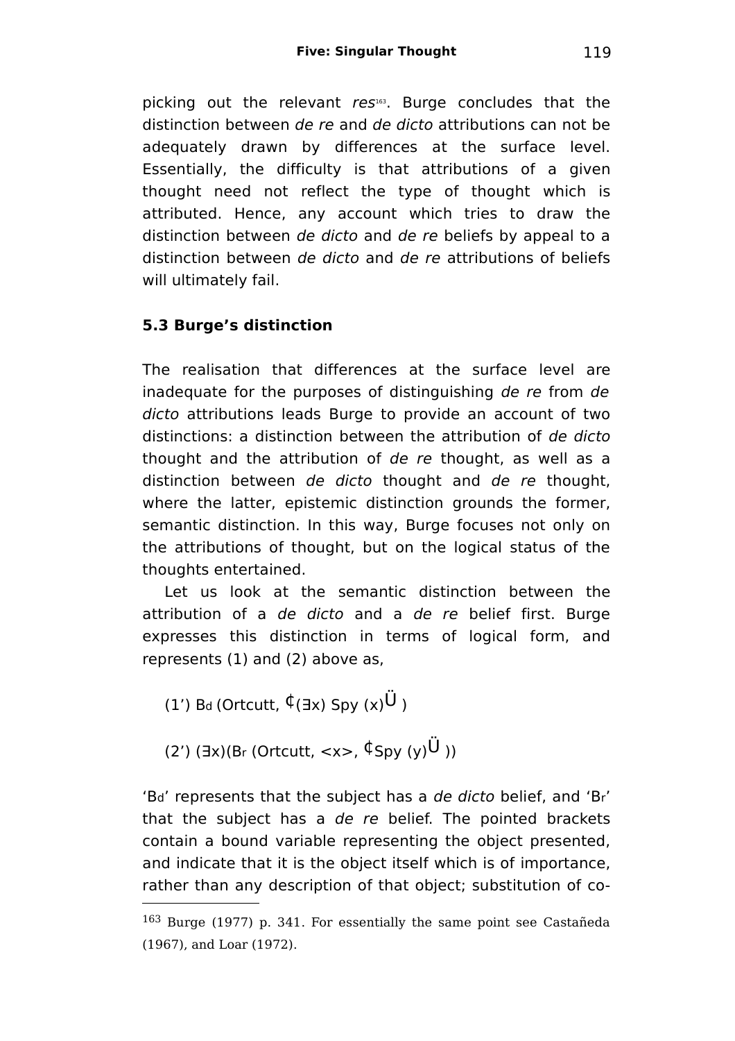picking out the relevant *res*[163]. Burge concludes that the distinction between *de re* and *de dicto* attributions can not be adequately drawn by differences at the surface level. Essentially, the difficulty is that attributions of a given thought need not reflect the type of thought which is attributed. Hence, any account which tries to draw the distinction between *de dicto* and *de re* beliefs by appeal to a distinction between *de dicto* and *de re* attributions of beliefs will ultimately fail.

### 5.3 Burge's distinction

The realisation that differences at the surface level are inadequate for the purposes of distinguishing *de re* from *de dicto* attributions leads Burge to provide an account of two distinctions: a distinction between the attribution of *de dicto* thought and the attribution of *de re* thought, as well as a distinction between *de dicto* thought and *de re* thought, where the latter, epistemic distinction grounds the former, semantic distinction. In this way, Burge focuses not only on the attributions of thought, but on the logical status of the thoughts entertained.

Let us look at the semantic distinction between the attribution of a *de dicto* and a *de re* belief first. Burge expresses this distinction in terms of logical form, and represents (1) and (2) above as,

(1') $B_d$ (Ortcutt, ¢(∃x) Spy (x)Ü )

(2') (∃x)($B_r$ (Ortcutt, <x>, ¢Spy (y)Ü ))

'$B_d$' represents that the subject has a *de dicto* belief, and '$B_r$' that the subject has a *de re* belief. The pointed brackets contain a bound variable representing the object presented, and indicate that it is the object itself which is of importance, rather than any description of that object; substitution of co-

---

[163] Burge (1977) p. 341. For essentially the same point see Castañeda (1967), and Loar (1972).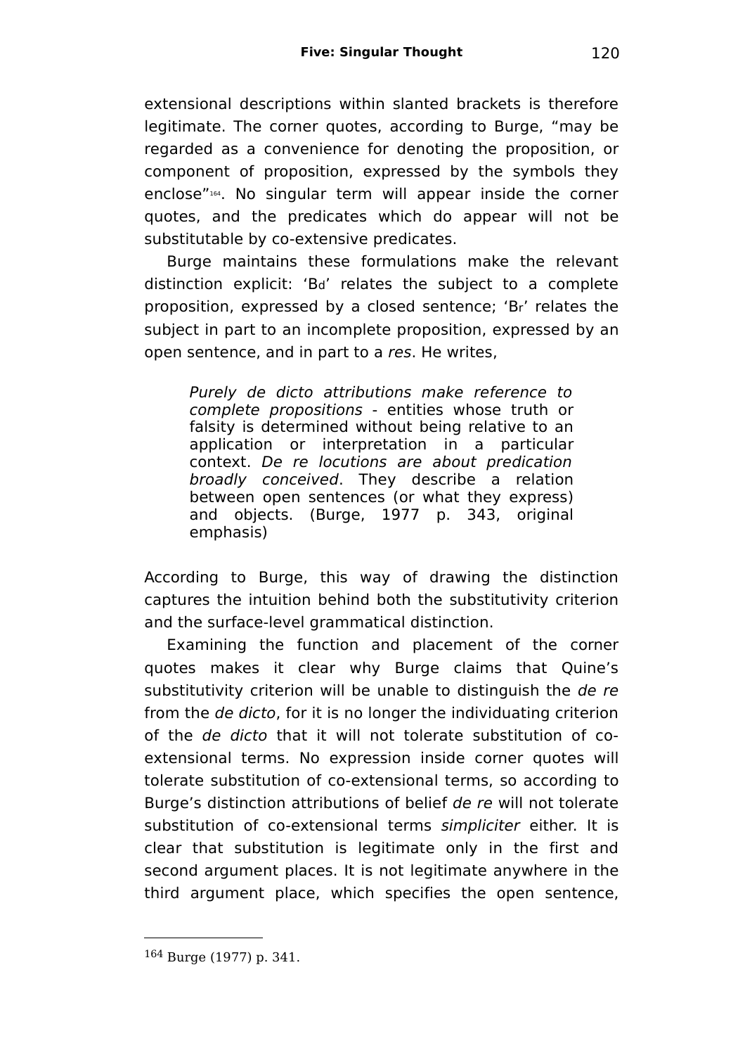extensional descriptions within slanted brackets is therefore legitimate. The corner quotes, according to Burge, "may be regarded as a convenience for denoting the proposition, or component of proposition, expressed by the symbols they enclose"[164]. No singular term will appear inside the corner quotes, and the predicates which do appear will not be substitutable by co-extensive predicates.

Burge maintains these formulations make the relevant distinction explicit: '$B_d$' relates the subject to a complete proposition, expressed by a closed sentence; '$B_r$' relates the subject in part to an incomplete proposition, expressed by an open sentence, and in part to a *res*. He writes,

> *Purely de dicto attributions make reference to complete propositions* - entities whose truth or falsity is determined without being relative to an application or interpretation in a particular context. *De re locutions are about predication broadly conceived*. They describe a relation between open sentences (or what they express) and objects. (Burge, 1977 p. 343, original emphasis)

According to Burge, this way of drawing the distinction captures the intuition behind both the substitutivity criterion and the surface-level grammatical distinction.

Examining the function and placement of the corner quotes makes it clear why Burge claims that Quine's substitutivity criterion will be unable to distinguish the *de re* from the *de dicto*, for it is no longer the individuating criterion of the *de dicto* that it will not tolerate substitution of co-extensional terms. No expression inside corner quotes will tolerate substitution of co-extensional terms, so according to Burge's distinction attributions of belief *de re* will not tolerate substitution of co-extensional terms *simpliciter* either. It is clear that substitution is legitimate only in the first and second argument places. It is not legitimate anywhere in the third argument place, which specifies the open sentence,

---

[164] Burge (1977) p. 341.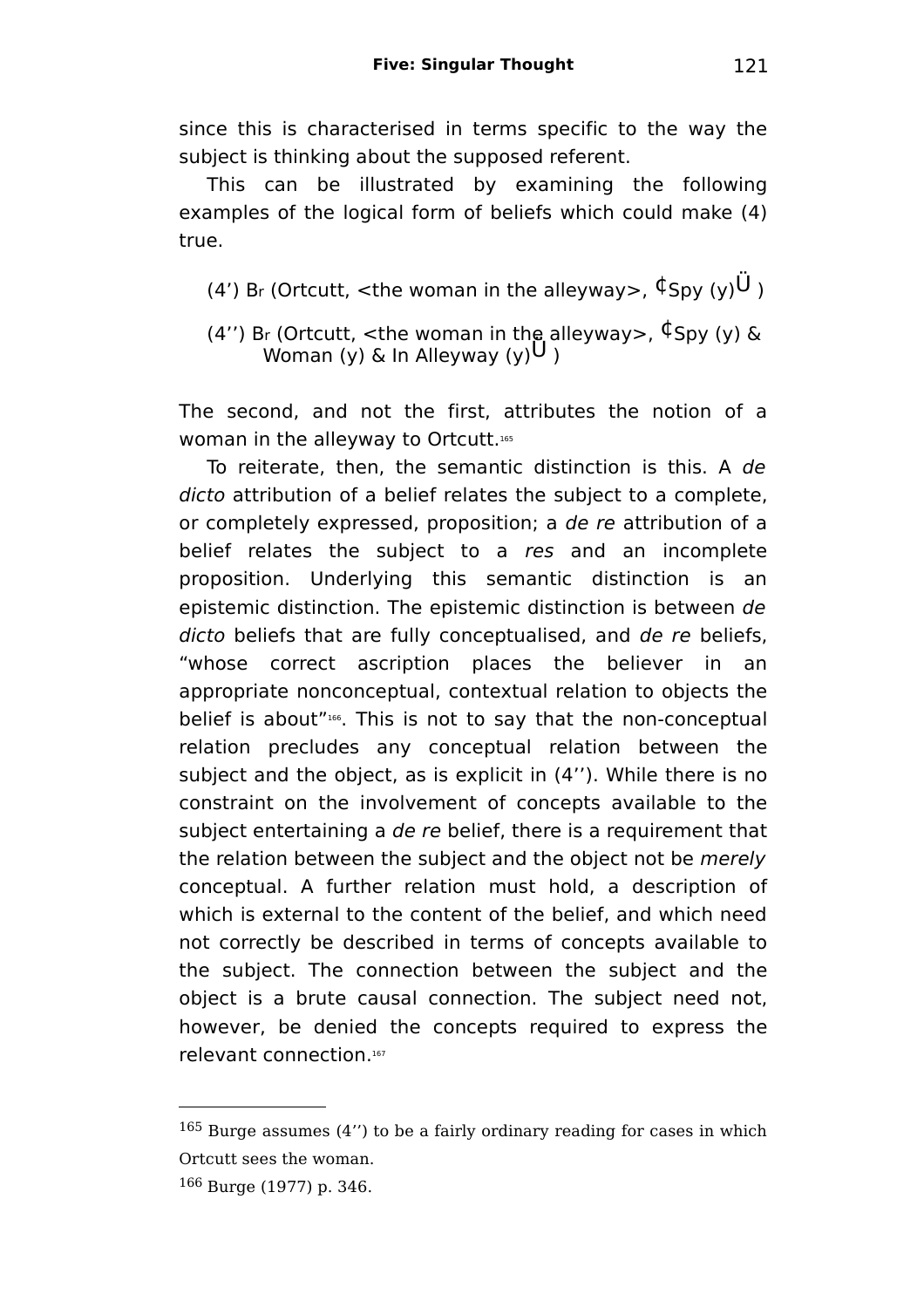since this is characterised in terms specific to the way the subject is thinking about the supposed referent.

This can be illustrated by examining the following examples of the logical form of beliefs which could make (4) true.

(4’) $B_r$ (Ortcutt, <the woman in the alleyway>, ¢Spy (y)Ü )

(4’’) $B_r$ (Ortcutt, <the woman in the alleyway>, ¢Spy (y) & Woman (y) & In Alleyway (y)Ü )

The second, and not the first, attributes the notion of a woman in the alleyway to Ortcutt.[165]

To reiterate, then, the semantic distinction is this. A *de dicto* attribution of a belief relates the subject to a complete, or completely expressed, proposition; a *de re* attribution of a belief relates the subject to a *res* and an incomplete proposition. Underlying this semantic distinction is an epistemic distinction. The epistemic distinction is between *de dicto* beliefs that are fully conceptualised, and *de re* beliefs, “whose correct ascription places the believer in an appropriate nonconceptual, contextual relation to objects the belief is about”[166]. This is not to say that the non-conceptual relation precludes any conceptual relation between the subject and the object, as is explicit in (4’’). While there is no constraint on the involvement of concepts available to the subject entertaining a *de re* belief, there is a requirement that the relation between the subject and the object not be *merely* conceptual. A further relation must hold, a description of which is external to the content of the belief, and which need not correctly be described in terms of concepts available to the subject. The connection between the subject and the object is a brute causal connection. The subject need not, however, be denied the concepts required to express the relevant connection.[167]

---

[165] Burge assumes (4’’) to be a fairly ordinary reading for cases in which Ortcutt sees the woman.

[166] Burge (1977) p. 346.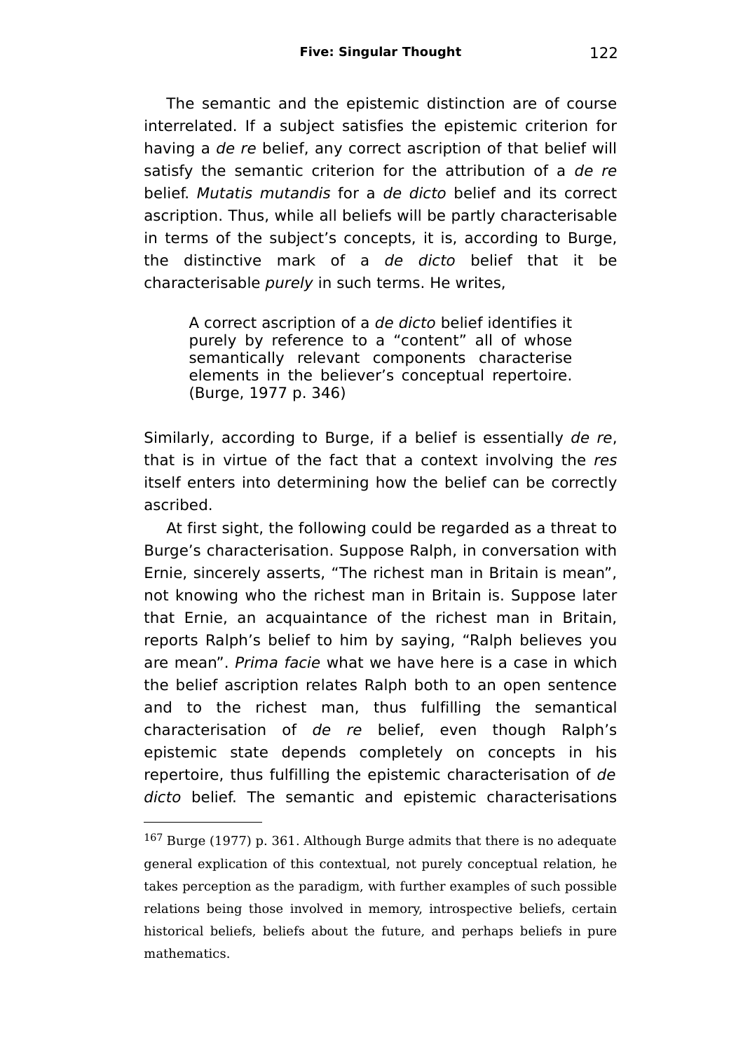The semantic and the epistemic distinction are of course interrelated. If a subject satisfies the epistemic criterion for having a *de re* belief, any correct ascription of that belief will satisfy the semantic criterion for the attribution of a *de re* belief. *Mutatis mutandis* for a *de dicto* belief and its correct ascription. Thus, while all beliefs will be partly characterisable in terms of the subject's concepts, it is, according to Burge, the distinctive mark of a *de dicto* belief that it be characterisable *purely* in such terms. He writes,

> A correct ascription of a *de dicto* belief identifies it purely by reference to a "content" all of whose semantically relevant components characterise elements in the believer's conceptual repertoire. (Burge, 1977 p. 346)

Similarly, according to Burge, if a belief is essentially *de re*, that is in virtue of the fact that a context involving the *res* itself enters into determining how the belief can be correctly ascribed.

At first sight, the following could be regarded as a threat to Burge's characterisation. Suppose Ralph, in conversation with Ernie, sincerely asserts, "The richest man in Britain is mean", not knowing who the richest man in Britain is. Suppose later that Ernie, an acquaintance of the richest man in Britain, reports Ralph's belief to him by saying, "Ralph believes you are mean". *Prima facie* what we have here is a case in which the belief ascription relates Ralph both to an open sentence and to the richest man, thus fulfilling the semantical characterisation of *de re* belief, even though Ralph's epistemic state depends completely on concepts in his repertoire, thus fulfilling the epistemic characterisation of *de dicto* belief. The semantic and epistemic characterisations

---

[167] Burge (1977) p. 361. Although Burge admits that there is no adequate general explication of this contextual, not purely conceptual relation, he takes perception as the paradigm, with further examples of such possible relations being those involved in memory, introspective beliefs, certain historical beliefs, beliefs about the future, and perhaps beliefs in pure mathematics.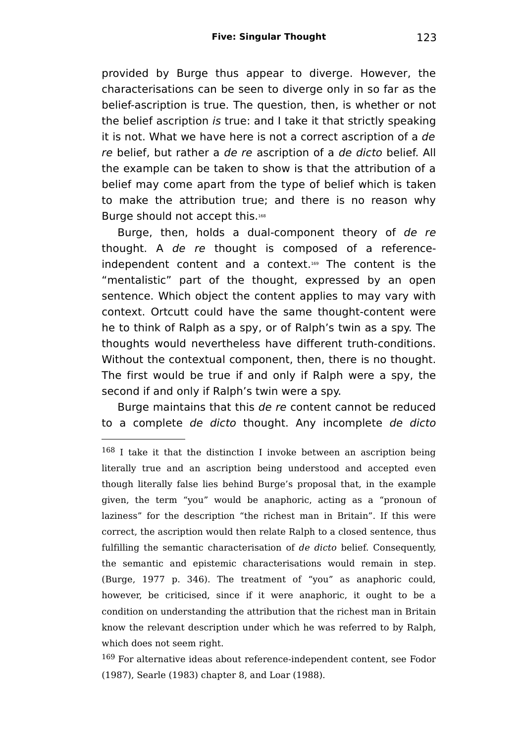provided by Burge thus appear to diverge. However, the characterisations can be seen to diverge only in so far as the belief-ascription is true. The question, then, is whether or not the belief ascription *is* true: and I take it that strictly speaking it is not. What we have here is not a correct ascription of a *de re* belief, but rather a *de re* ascription of a *de dicto* belief. All the example can be taken to show is that the attribution of a belief may come apart from the type of belief which is taken to make the attribution true; and there is no reason why Burge should not accept this.[168]

Burge, then, holds a dual-component theory of *de re* thought. A *de re* thought is composed of a reference-independent content and a context.[169] The content is the "mentalistic" part of the thought, expressed by an open sentence. Which object the content applies to may vary with context. Ortcutt could have the same thought-content were he to think of Ralph as a spy, or of Ralph's twin as a spy. The thoughts would nevertheless have different truth-conditions. Without the contextual component, then, there is no thought. The first would be true if and only if Ralph were a spy, the second if and only if Ralph's twin were a spy.

Burge maintains that this *de re* content cannot be reduced to a complete *de dicto* thought. Any incomplete *de dicto*

---

[168] I take it that the distinction I invoke between an ascription being literally true and an ascription being understood and accepted even though literally false lies behind Burge's proposal that, in the example given, the term "you" would be anaphoric, acting as a "pronoun of laziness" for the description "the richest man in Britain". If this were correct, the ascription would then relate Ralph to a closed sentence, thus fulfilling the semantic characterisation of *de dicto* belief. Consequently, the semantic and epistemic characterisations would remain in step. (Burge, 1977 p. 346). The treatment of "you" as anaphoric could, however, be criticised, since if it were anaphoric, it ought to be a condition on understanding the attribution that the richest man in Britain know the relevant description under which he was referred to by Ralph, which does not seem right.

[169] For alternative ideas about reference-independent content, see Fodor (1987), Searle (1983) chapter 8, and Loar (1988).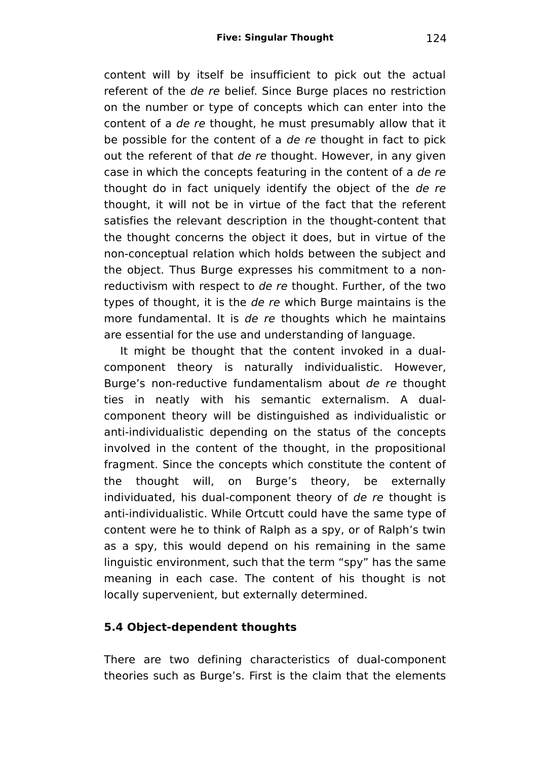content will by itself be insufficient to pick out the actual referent of the *de re* belief. Since Burge places no restriction on the number or type of concepts which can enter into the content of a *de re* thought, he must presumably allow that it be possible for the content of a *de re* thought in fact to pick out the referent of that *de re* thought. However, in any given case in which the concepts featuring in the content of a *de re* thought do in fact uniquely identify the object of the *de re* thought, it will not be in virtue of the fact that the referent satisfies the relevant description in the thought-content that the thought concerns the object it does, but in virtue of the non-conceptual relation which holds between the subject and the object. Thus Burge expresses his commitment to a non-reductivism with respect to *de re* thought. Further, of the two types of thought, it is the *de re* which Burge maintains is the more fundamental. It is *de re* thoughts which he maintains are essential for the use and understanding of language.

It might be thought that the content invoked in a dual-component theory is naturally individualistic. However, Burge's non-reductive fundamentalism about *de re* thought ties in neatly with his semantic externalism. A dual-component theory will be distinguished as individualistic or anti-individualistic depending on the status of the concepts involved in the content of the thought, in the propositional fragment. Since the concepts which constitute the content of the thought will, on Burge's theory, be externally individuated, his dual-component theory of *de re* thought is anti-individualistic. While Ortcutt could have the same type of content were he to think of Ralph as a spy, or of Ralph's twin as a spy, this would depend on his remaining in the same linguistic environment, such that the term "spy" has the same meaning in each case. The content of his thought is not locally supervenient, but externally determined.

### 5.4 Object-dependent thoughts

There are two defining characteristics of dual-component theories such as Burge's. First is the claim that the elements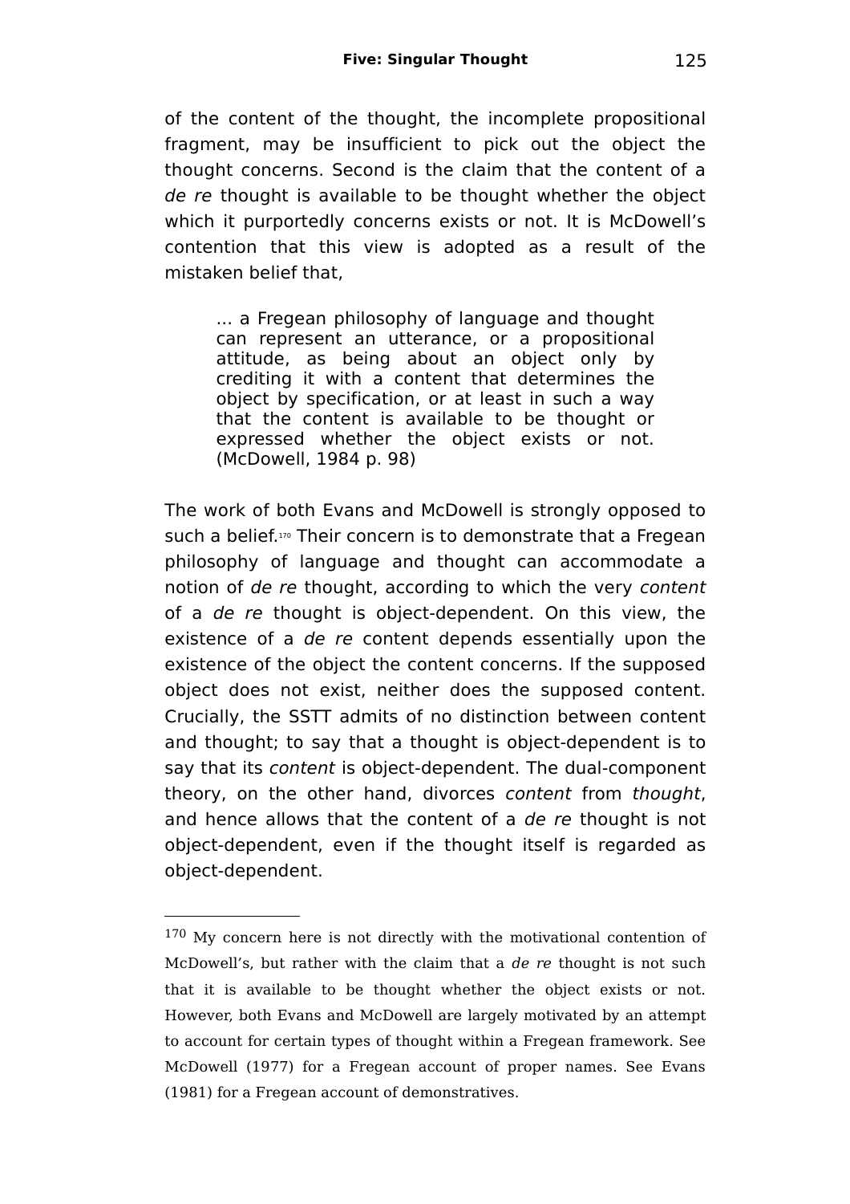of the content of the thought, the incomplete propositional fragment, may be insufficient to pick out the object the thought concerns. Second is the claim that the content of a *de re* thought is available to be thought whether the object which it purportedly concerns exists or not. It is McDowell's contention that this view is adopted as a result of the mistaken belief that,

> ... a Fregean philosophy of language and thought can represent an utterance, or a propositional attitude, as being about an object only by crediting it with a content that determines the object by specification, or at least in such a way that the content is available to be thought or expressed whether the object exists or not. (McDowell, 1984 p. 98)

The work of both Evans and McDowell is strongly opposed to such a belief.[170] Their concern is to demonstrate that a Fregean philosophy of language and thought can accommodate a notion of *de re* thought, according to which the very *content* of a *de re* thought is object-dependent. On this view, the existence of a *de re* content depends essentially upon the existence of the object the content concerns. If the supposed object does not exist, neither does the supposed content. Crucially, the SSTT admits of no distinction between content and thought; to say that a thought is object-dependent is to say that its *content* is object-dependent. The dual-component theory, on the other hand, divorces *content* from *thought*, and hence allows that the content of a *de re* thought is not object-dependent, even if the thought itself is regarded as object-dependent.

---

[170] My concern here is not directly with the motivational contention of McDowell's, but rather with the claim that a *de re* thought is not such that it is available to be thought whether the object exists or not. However, both Evans and McDowell are largely motivated by an attempt to account for certain types of thought within a Fregean framework. See McDowell (1977) for a Fregean account of proper names. See Evans (1981) for a Fregean account of demonstratives.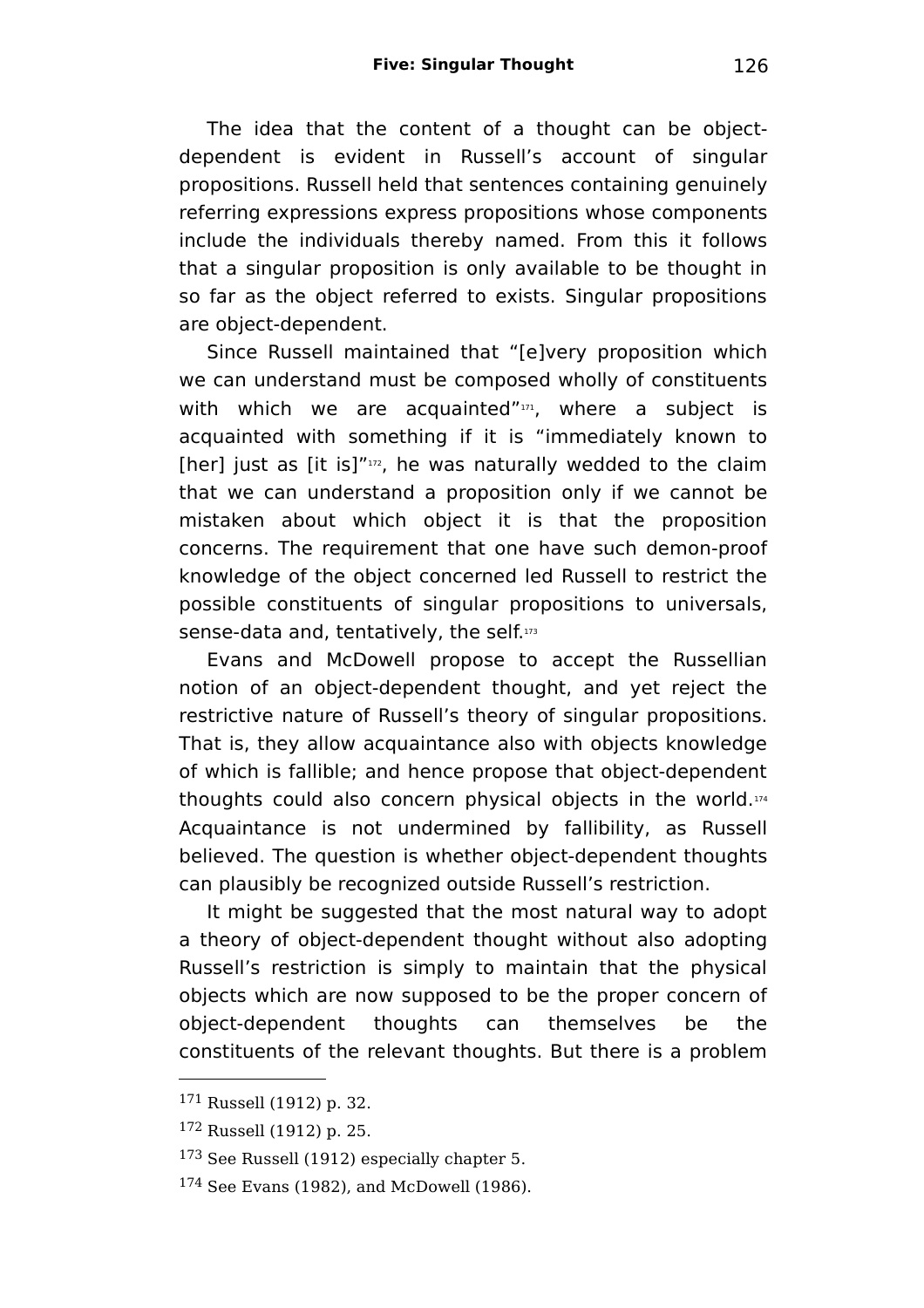The idea that the content of a thought can be object-dependent is evident in Russell's account of singular propositions. Russell held that sentences containing genuinely referring expressions express propositions whose components include the individuals thereby named. From this it follows that a singular proposition is only available to be thought in so far as the object referred to exists. Singular propositions are object-dependent.

Since Russell maintained that "[e]very proposition which we can understand must be composed wholly of constituents with which we are acquainted"[171], where a subject is acquainted with something if it is "immediately known to [her] just as [it is]"[172], he was naturally wedded to the claim that we can understand a proposition only if we cannot be mistaken about which object it is that the proposition concerns. The requirement that one have such demon-proof knowledge of the object concerned led Russell to restrict the possible constituents of singular propositions to universals, sense-data and, tentatively, the self.[173]

Evans and McDowell propose to accept the Russellian notion of an object-dependent thought, and yet reject the restrictive nature of Russell's theory of singular propositions. That is, they allow acquaintance also with objects knowledge of which is fallible; and hence propose that object-dependent thoughts could also concern physical objects in the world.[174] Acquaintance is not undermined by fallibility, as Russell believed. The question is whether object-dependent thoughts can plausibly be recognized outside Russell's restriction.

It might be suggested that the most natural way to adopt a theory of object-dependent thought without also adopting Russell's restriction is simply to maintain that the physical objects which are now supposed to be the proper concern of object-dependent thoughts can themselves be the constituents of the relevant thoughts. But there is a problem

---

171 Russell (1912) p. 32.

172 Russell (1912) p. 25.

173 See Russell (1912) especially chapter 5.

174 See Evans (1982), and McDowell (1986).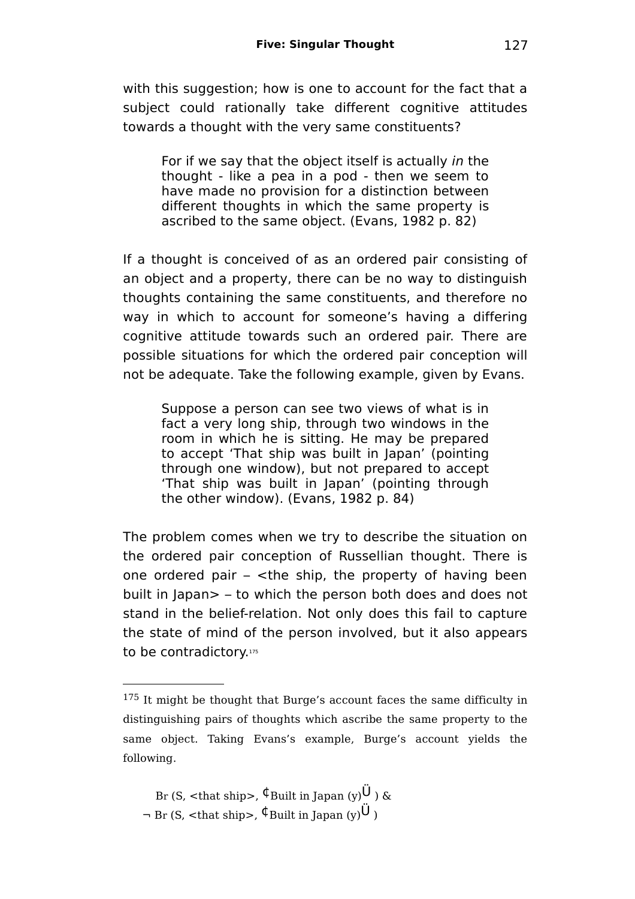with this suggestion; how is one to account for the fact that a subject could rationally take different cognitive attitudes towards a thought with the very same constituents?

> For if we say that the object itself is actually *in* the thought - like a pea in a pod - then we seem to have made no provision for a distinction between different thoughts in which the same property is ascribed to the same object. (Evans, 1982 p. 82)

If a thought is conceived of as an ordered pair consisting of an object and a property, there can be no way to distinguish thoughts containing the same constituents, and therefore no way in which to account for someone's having a differing cognitive attitude towards such an ordered pair. There are possible situations for which the ordered pair conception will not be adequate. Take the following example, given by Evans.

> Suppose a person can see two views of what is in fact a very long ship, through two windows in the room in which he is sitting. He may be prepared to accept 'That ship was built in Japan' (pointing through one window), but not prepared to accept 'That ship was built in Japan' (pointing through the other window). (Evans, 1982 p. 84)

The problem comes when we try to describe the situation on the ordered pair conception of Russellian thought. There is one ordered pair – <the ship, the property of having been built in Japan> – to which the person both does and does not stand in the belief-relation. Not only does this fail to capture the state of mind of the person involved, but it also appears to be contradictory.[175]

---

[175] It might be thought that Burge's account faces the same difficulty in distinguishing pairs of thoughts which ascribe the same property to the same object. Taking Evans's example, Burge's account yields the following.

Br (S, <that ship>, ¢Built in Japan (y)Ü ) &
¬ Br (S, <that ship>, ¢Built in Japan (y)Ü )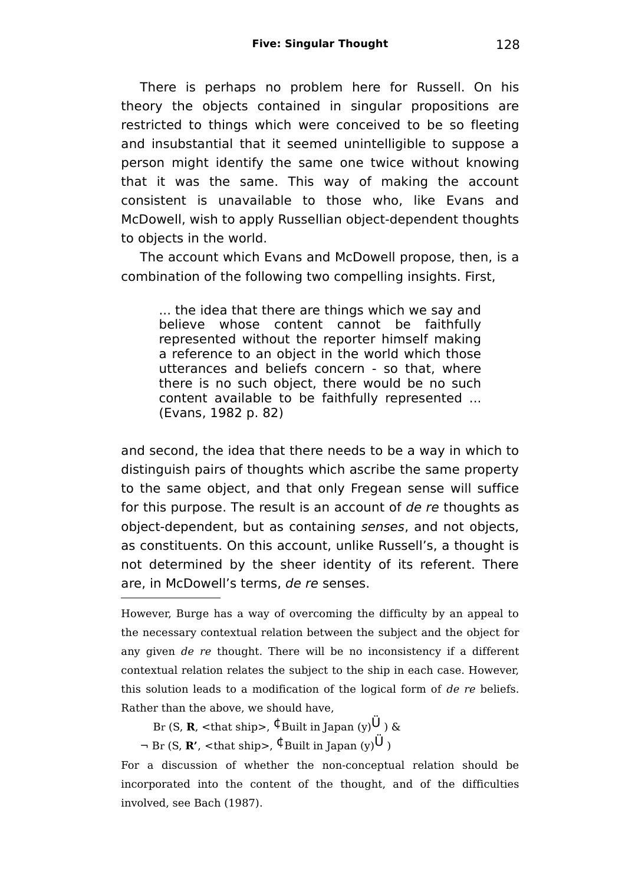There is perhaps no problem here for Russell. On his theory the objects contained in singular propositions are restricted to things which were conceived to be so fleeting and insubstantial that it seemed unintelligible to suppose a person might identify the same one twice without knowing that it was the same. This way of making the account consistent is unavailable to those who, like Evans and McDowell, wish to apply Russellian object-dependent thoughts to objects in the world.

The account which Evans and McDowell propose, then, is a combination of the following two compelling insights. First,

> ... the idea that there are things which we say and believe whose content cannot be faithfully represented without the reporter himself making a reference to an object in the world which those utterances and beliefs concern - so that, where there is no such object, there would be no such content available to be faithfully represented ... (Evans, 1982 p. 82)

and second, the idea that there needs to be a way in which to distinguish pairs of thoughts which ascribe the same property to the same object, and that only Fregean sense will suffice for this purpose. The result is an account of *de re* thoughts as object-dependent, but as containing *senses*, and not objects, as constituents. On this account, unlike Russell's, a thought is not determined by the sheer identity of its referent. There are, in McDowell's terms, *de re* senses.

---

However, Burge has a way of overcoming the difficulty by an appeal to the necessary contextual relation between the subject and the object for any given *de re* thought. There will be no inconsistency if a different contextual relation relates the subject to the ship in each case. However, this solution leads to a modification of the logical form of *de re* beliefs. Rather than the above, we should have,

Br (S, **R**, <that ship>, ¢Built in Japan (y)Ü ) &

¬ Br (S, **R'**, <that ship>, ¢Built in Japan (y)Ü )

For a discussion of whether the non-conceptual relation should be incorporated into the content of the thought, and of the difficulties involved, see Bach (1987).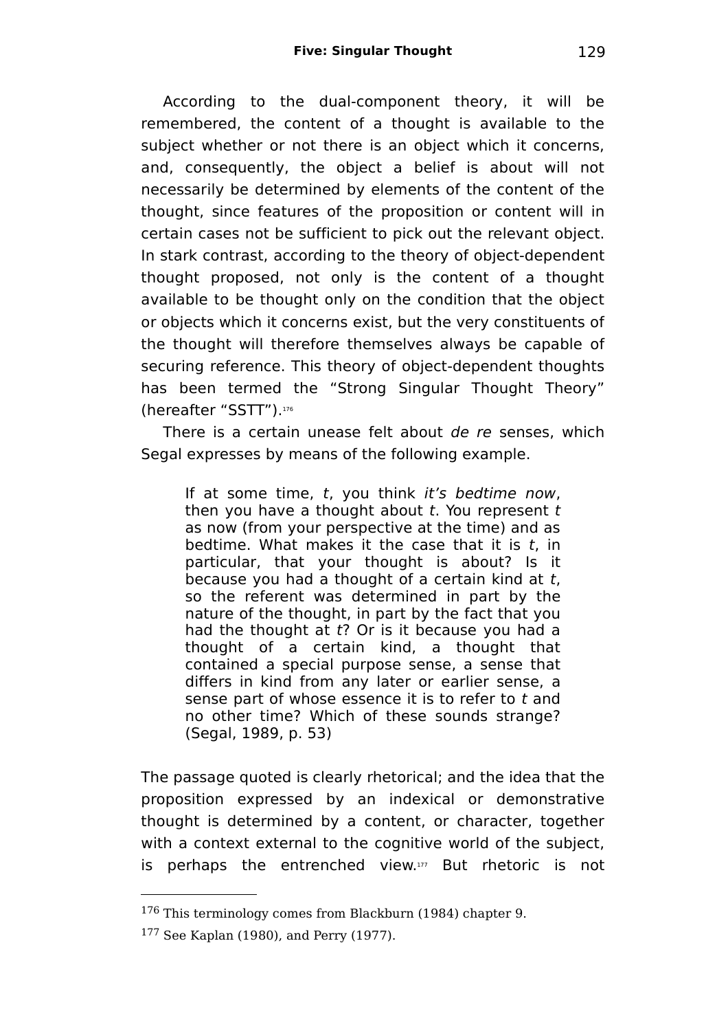According to the dual-component theory, it will be remembered, the content of a thought is available to the subject whether or not there is an object which it concerns, and, consequently, the object a belief is about will not necessarily be determined by elements of the content of the thought, since features of the proposition or content will in certain cases not be sufficient to pick out the relevant object. In stark contrast, according to the theory of object-dependent thought proposed, not only is the content of a thought available to be thought only on the condition that the object or objects which it concerns exist, but the very constituents of the thought will therefore themselves always be capable of securing reference. This theory of object-dependent thoughts has been termed the “Strong Singular Thought Theory” (hereafter “SSTT”).[176]

There is a certain unease felt about *de re* senses, which Segal expresses by means of the following example.

> If at some time, *t*, you think *it’s bedtime now*, then you have a thought about *t*. You represent *t* as now (from your perspective at the time) and as bedtime. What makes it the case that it is *t*, in particular, that your thought is about? Is it because you had a thought of a certain kind at *t*, so the referent was determined in part by the nature of the thought, in part by the fact that you had the thought at *t*? Or is it because you had a thought of a certain kind, a thought that contained a special purpose sense, a sense that differs in kind from any later or earlier sense, a sense part of whose essence it is to refer to *t* and no other time? Which of these sounds strange? (Segal, 1989, p. 53)

The passage quoted is clearly rhetorical; and the idea that the proposition expressed by an indexical or demonstrative thought is determined by a content, or character, together with a context external to the cognitive world of the subject, is perhaps the entrenched view.[177] But rhetoric is not

---

[176] This terminology comes from Blackburn (1984) chapter 9.

[177] See Kaplan (1980), and Perry (1977).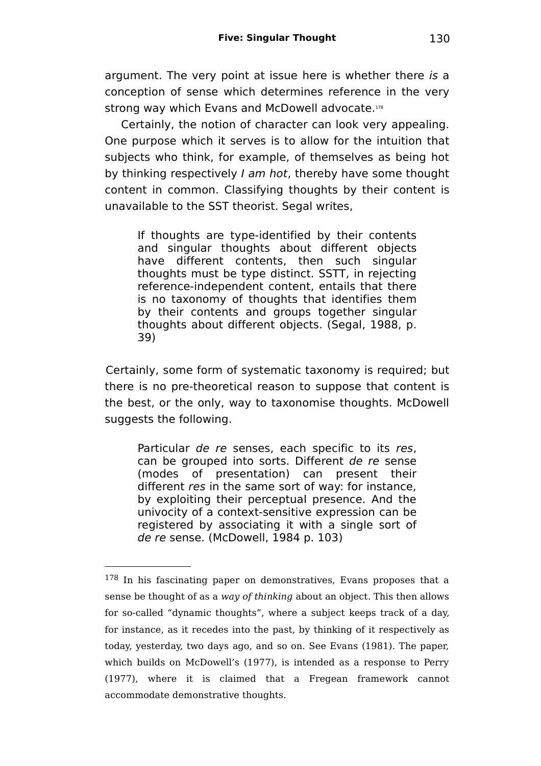argument. The very point at issue here is whether there *is* a conception of sense which determines reference in the very strong way which Evans and McDowell advocate.[178]

Certainly, the notion of character can look very appealing. One purpose which it serves is to allow for the intuition that subjects who think, for example, of themselves as being hot by thinking respectively *I am hot*, thereby have some thought content in common. Classifying thoughts by their content is unavailable to the SST theorist. Segal writes,

> If thoughts are type-identified by their contents and singular thoughts about different objects have different contents, then such singular thoughts must be type distinct. SSTT, in rejecting reference-independent content, entails that there is no taxonomy of thoughts that identifies them by their contents and groups together singular thoughts about different objects. (Segal, 1988, p. 39)

Certainly, some form of systematic taxonomy is required; but there is no pre-theoretical reason to suppose that content is the best, or the only, way to taxonomise thoughts. McDowell suggests the following.

> Particular *de re* senses, each specific to its *res*, can be grouped into sorts. Different *de re* sense (modes of presentation) can present their different *res* in the same sort of way: for instance, by exploiting their perceptual presence. And the univocity of a context-sensitive expression can be registered by associating it with a single sort of *de re* sense. (McDowell, 1984 p. 103)

---

[178] In his fascinating paper on demonstratives, Evans proposes that a sense be thought of as a *way of thinking* about an object. This then allows for so-called "dynamic thoughts", where a subject keeps track of a day, for instance, as it recedes into the past, by thinking of it respectively as today, yesterday, two days ago, and so on. See Evans (1981). The paper, which builds on McDowell's (1977), is intended as a response to Perry (1977), where it is claimed that a Fregean framework cannot accommodate demonstrative thoughts.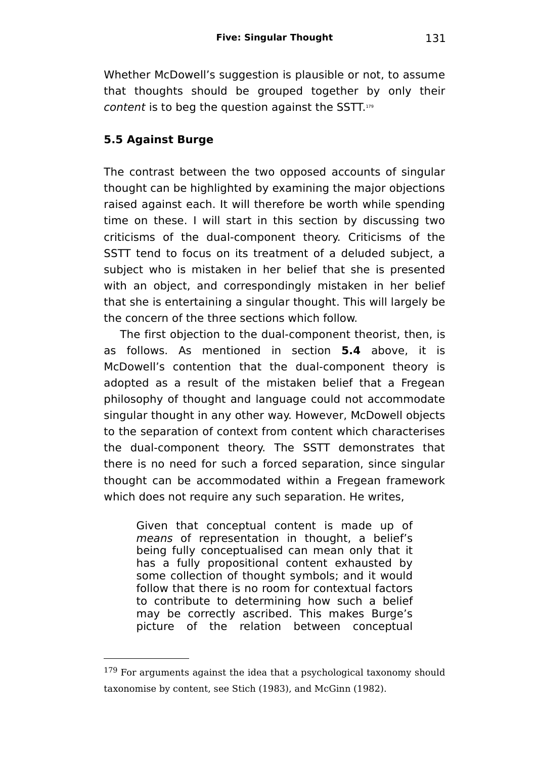Whether McDowell's suggestion is plausible or not, to assume that thoughts should be grouped together by only their *content* is to beg the question against the SSTT.[179]

### 5.5 Against Burge

The contrast between the two opposed accounts of singular thought can be highlighted by examining the major objections raised against each. It will therefore be worth while spending time on these. I will start in this section by discussing two criticisms of the dual-component theory. Criticisms of the SSTT tend to focus on its treatment of a deluded subject, a subject who is mistaken in her belief that she is presented with an object, and correspondingly mistaken in her belief that she is entertaining a singular thought. This will largely be the concern of the three sections which follow.

The first objection to the dual-component theorist, then, is as follows. As mentioned in section **5.4** above, it is McDowell's contention that the dual-component theory is adopted as a result of the mistaken belief that a Fregean philosophy of thought and language could not accommodate singular thought in any other way. However, McDowell objects to the separation of context from content which characterises the dual-component theory. The SSTT demonstrates that there is no need for such a forced separation, since singular thought can be accommodated within a Fregean framework which does not require any such separation. He writes,

> Given that conceptual content is made up of *means* of representation in thought, a belief's being fully conceptualised can mean only that it has a fully propositional content exhausted by some collection of thought symbols; and it would follow that there is no room for contextual factors to contribute to determining how such a belief may be correctly ascribed. This makes Burge's picture of the relation between conceptual

---

[179] For arguments against the idea that a psychological taxonomy should taxonomise by content, see Stich (1983), and McGinn (1982).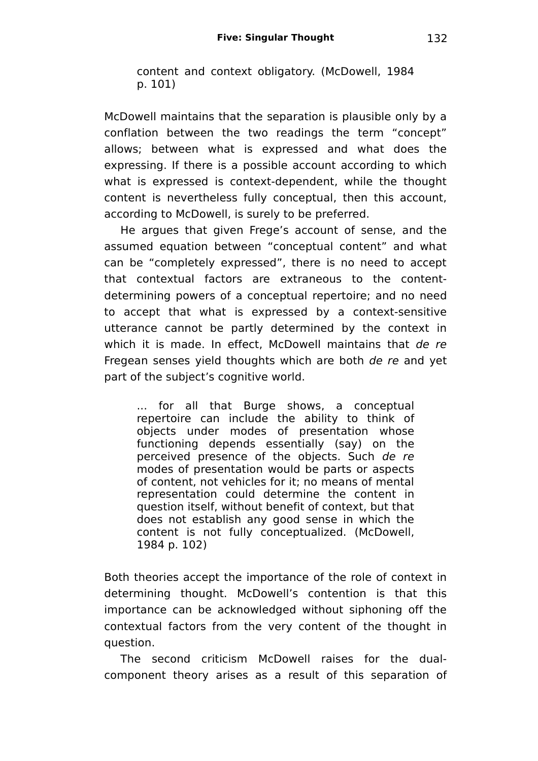> content and context obligatory. (McDowell, 1984 p. 101)

McDowell maintains that the separation is plausible only by a conflation between the two readings the term "concept" allows; between what is expressed and what does the expressing. If there is a possible account according to which what is expressed is context-dependent, while the thought content is nevertheless fully conceptual, then this account, according to McDowell, is surely to be preferred.

He argues that given Frege's account of sense, and the assumed equation between "conceptual content" and what can be "completely expressed", there is no need to accept that contextual factors are extraneous to the content-determining powers of a conceptual repertoire; and no need to accept that what is expressed by a context-sensitive utterance cannot be partly determined by the context in which it is made. In effect, McDowell maintains that *de re* Fregean senses yield thoughts which are both *de re* and yet part of the subject's cognitive world.

> ... for all that Burge shows, a conceptual repertoire can include the ability to think of objects under modes of presentation whose functioning depends essentially (say) on the perceived presence of the objects. Such *de re* modes of presentation would be parts or aspects of content, not vehicles for it; no means of mental representation could determine the content in question itself, without benefit of context, but that does not establish any good sense in which the content is not fully conceptualized. (McDowell, 1984 p. 102)

Both theories accept the importance of the role of context in determining thought. McDowell's contention is that this importance can be acknowledged without siphoning off the contextual factors from the very content of the thought in question.

The second criticism McDowell raises for the dual-component theory arises as a result of this separation of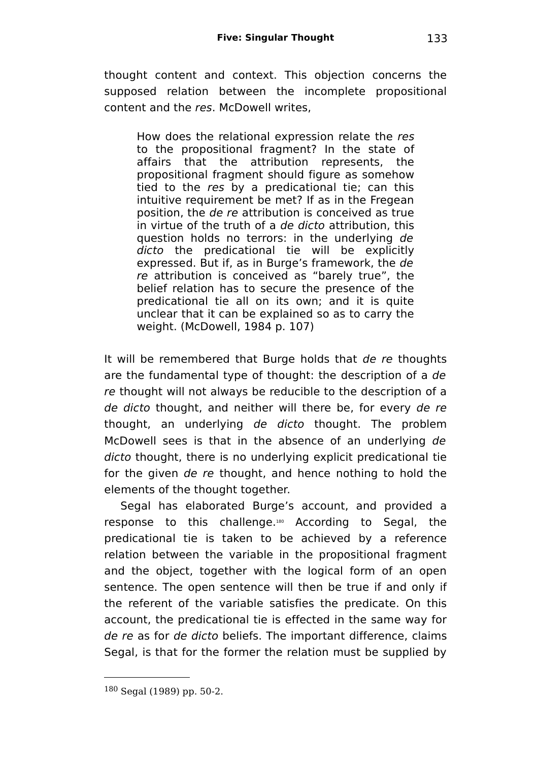thought content and context. This objection concerns the supposed relation between the incomplete propositional content and the *res*. McDowell writes,

> How does the relational expression relate the *res* to the propositional fragment? In the state of affairs that the attribution represents, the propositional fragment should figure as somehow tied to the *res* by a predicational tie; can this intuitive requirement be met? If as in the Fregean position, the *de re* attribution is conceived as true in virtue of the truth of a *de dicto* attribution, this question holds no terrors: in the underlying *de dicto* the predicational tie will be explicitly expressed. But if, as in Burge's framework, the *de re* attribution is conceived as "barely true", the belief relation has to secure the presence of the predicational tie all on its own; and it is quite unclear that it can be explained so as to carry the weight. (McDowell, 1984 p. 107)

It will be remembered that Burge holds that *de re* thoughts are the fundamental type of thought: the description of a *de re* thought will not always be reducible to the description of a *de dicto* thought, and neither will there be, for every *de re* thought, an underlying *de dicto* thought. The problem McDowell sees is that in the absence of an underlying *de dicto* thought, there is no underlying explicit predicational tie for the given *de re* thought, and hence nothing to hold the elements of the thought together.

Segal has elaborated Burge's account, and provided a response to this challenge.[180] According to Segal, the predicational tie is taken to be achieved by a reference relation between the variable in the propositional fragment and the object, together with the logical form of an open sentence. The open sentence will then be true if and only if the referent of the variable satisfies the predicate. On this account, the predicational tie is effected in the same way for *de re* as for *de dicto* beliefs. The important difference, claims Segal, is that for the former the relation must be supplied by

---

[180] Segal (1989) pp. 50-2.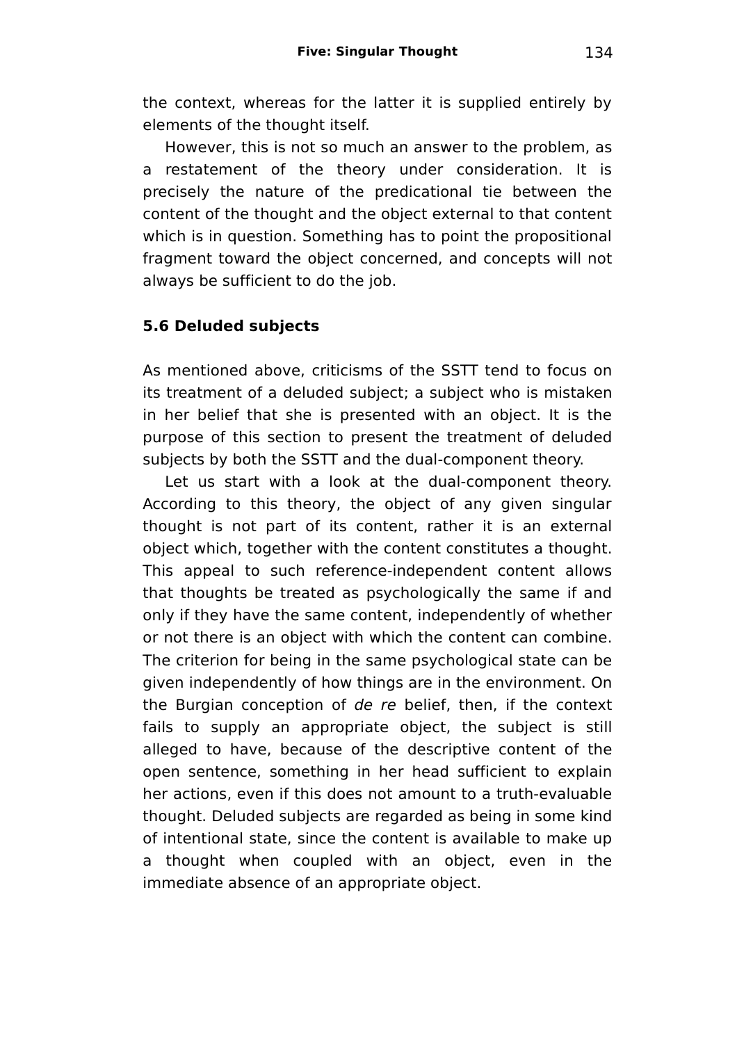the context, whereas for the latter it is supplied entirely by elements of the thought itself.

However, this is not so much an answer to the problem, as a restatement of the theory under consideration. It is precisely the nature of the predicational tie between the content of the thought and the object external to that content which is in question. Something has to point the propositional fragment toward the object concerned, and concepts will not always be sufficient to do the job.

### 5.6 Deluded subjects

As mentioned above, criticisms of the SSTT tend to focus on its treatment of a deluded subject; a subject who is mistaken in her belief that she is presented with an object. It is the purpose of this section to present the treatment of deluded subjects by both the SSTT and the dual-component theory.

Let us start with a look at the dual-component theory. According to this theory, the object of any given singular thought is not part of its content, rather it is an external object which, together with the content constitutes a thought. This appeal to such reference-independent content allows that thoughts be treated as psychologically the same if and only if they have the same content, independently of whether or not there is an object with which the content can combine. The criterion for being in the same psychological state can be given independently of how things are in the environment. On the Burgian conception of *de re* belief, then, if the context fails to supply an appropriate object, the subject is still alleged to have, because of the descriptive content of the open sentence, something in her head sufficient to explain her actions, even if this does not amount to a truth-evaluable thought. Deluded subjects are regarded as being in some kind of intentional state, since the content is available to make up a thought when coupled with an object, even in the immediate absence of an appropriate object.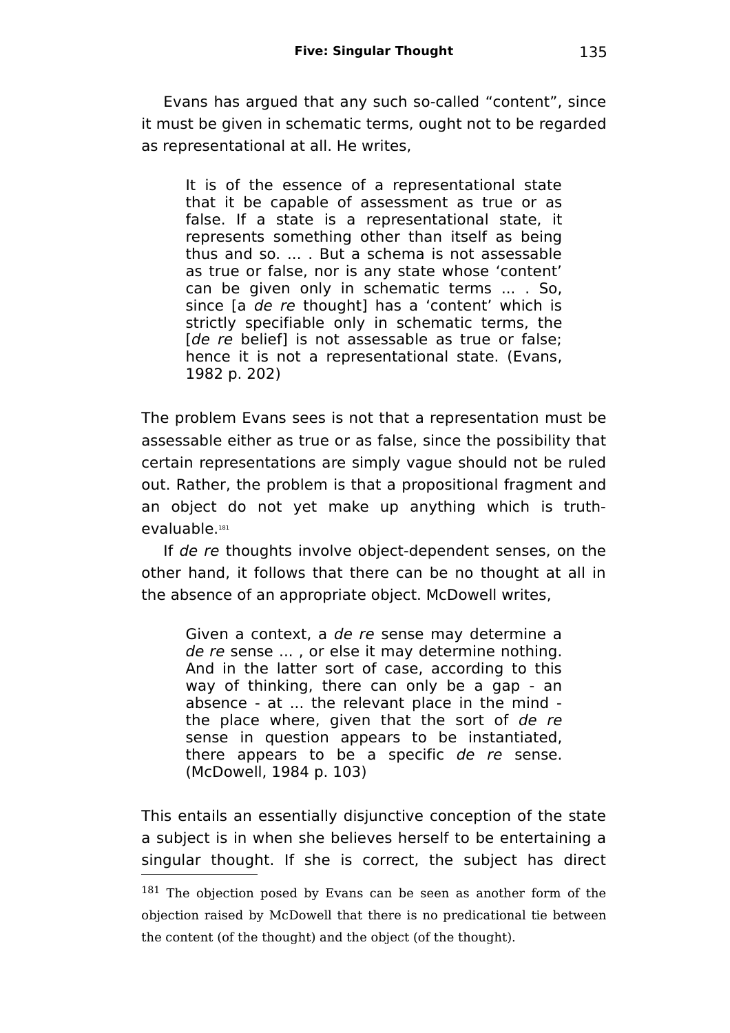Evans has argued that any such so-called "content", since it must be given in schematic terms, ought not to be regarded as representational at all. He writes,

> It is of the essence of a representational state that it be capable of assessment as true or as false. If a state is a representational state, it represents something other than itself as being thus and so. ... . But a schema is not assessable as true or false, nor is any state whose 'content' can be given only in schematic terms ... . So, since [a *de re* thought] has a 'content' which is strictly specifiable only in schematic terms, the [*de re* belief] is not assessable as true or false; hence it is not a representational state. (Evans, 1982 p. 202)

The problem Evans sees is not that a representation must be assessable either as true or as false, since the possibility that certain representations are simply vague should not be ruled out. Rather, the problem is that a propositional fragment and an object do not yet make up anything which is truth-evaluable.[181]

If *de re* thoughts involve object-dependent senses, on the other hand, it follows that there can be no thought at all in the absence of an appropriate object. McDowell writes,

> Given a context, a *de re* sense may determine a *de re* sense ... , or else it may determine nothing. And in the latter sort of case, according to this way of thinking, there can only be a gap - an absence - at ... the relevant place in the mind - the place where, given that the sort of *de re* sense in question appears to be instantiated, there appears to be a specific *de re* sense. (McDowell, 1984 p. 103)

This entails an essentially disjunctive conception of the state a subject is in when she believes herself to be entertaining a singular thought. If she is correct, the subject has direct

---

[181] The objection posed by Evans can be seen as another form of the objection raised by McDowell that there is no predicational tie between the content (of the thought) and the object (of the thought).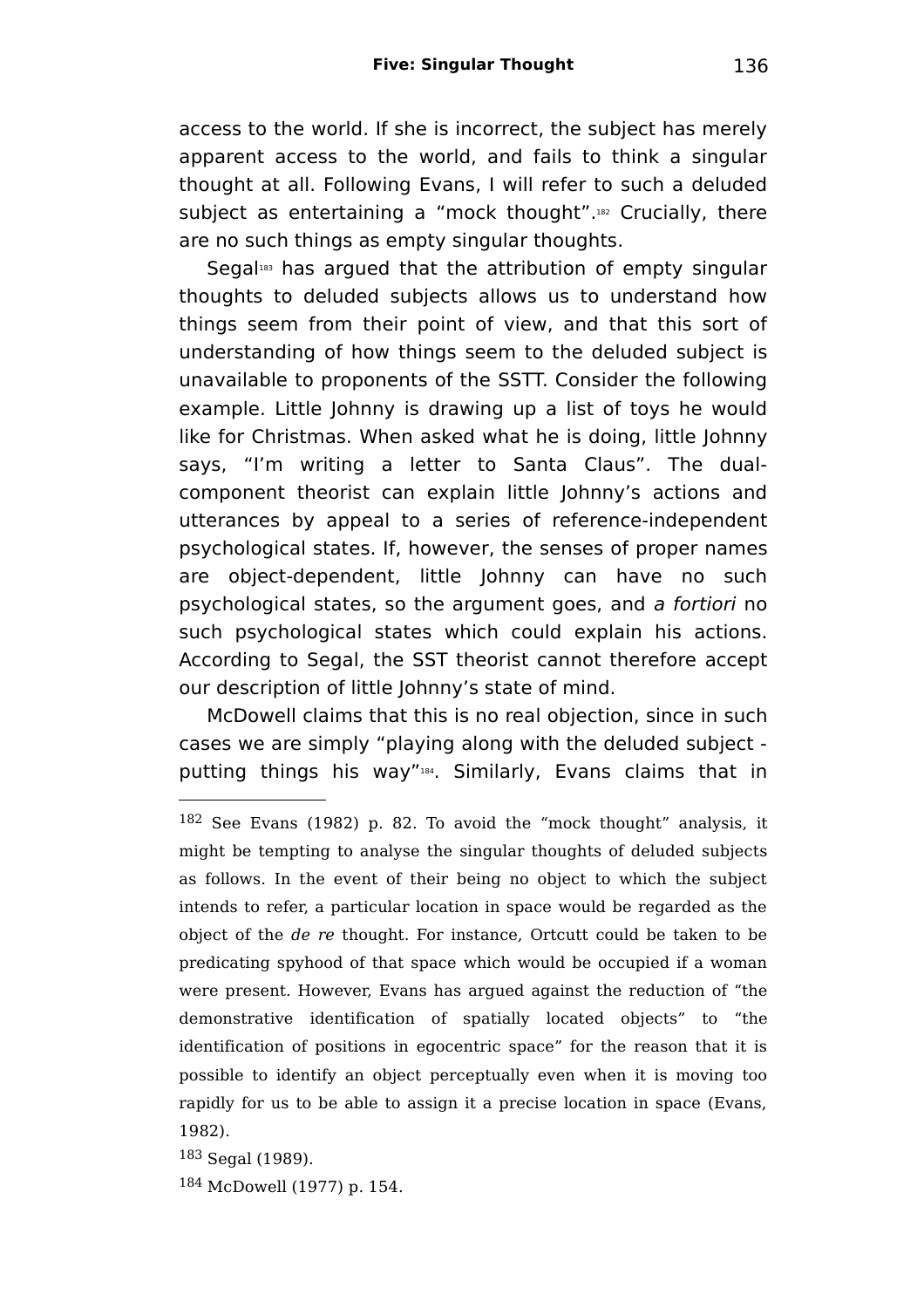access to the world. If she is incorrect, the subject has merely apparent access to the world, and fails to think a singular thought at all. Following Evans, I will refer to such a deluded subject as entertaining a "mock thought".[182] Crucially, there are no such things as empty singular thoughts.

Segal[183] has argued that the attribution of empty singular thoughts to deluded subjects allows us to understand how things seem from their point of view, and that this sort of understanding of how things seem to the deluded subject is unavailable to proponents of the SSTT. Consider the following example. Little Johnny is drawing up a list of toys he would like for Christmas. When asked what he is doing, little Johnny says, "I'm writing a letter to Santa Claus". The dual-component theorist can explain little Johnny's actions and utterances by appeal to a series of reference-independent psychological states. If, however, the senses of proper names are object-dependent, little Johnny can have no such psychological states, so the argument goes, and *a fortiori* no such psychological states which could explain his actions. According to Segal, the SST theorist cannot therefore accept our description of little Johnny's state of mind.

McDowell claims that this is no real objection, since in such cases we are simply "playing along with the deluded subject - putting things his way"[184]. Similarly, Evans claims that in

---

[182] See Evans (1982) p. 82. To avoid the "mock thought" analysis, it might be tempting to analyse the singular thoughts of deluded subjects as follows. In the event of their being no object to which the subject intends to refer, a particular location in space would be regarded as the object of the *de re* thought. For instance, Ortcutt could be taken to be predicating spyhood of that space which would be occupied if a woman were present. However, Evans has argued against the reduction of "the demonstrative identification of spatially located objects" to "the identification of positions in egocentric space" for the reason that it is possible to identify an object perceptually even when it is moving too rapidly for us to be able to assign it a precise location in space (Evans, 1982).

[183] Segal (1989).

[184] McDowell (1977) p. 154.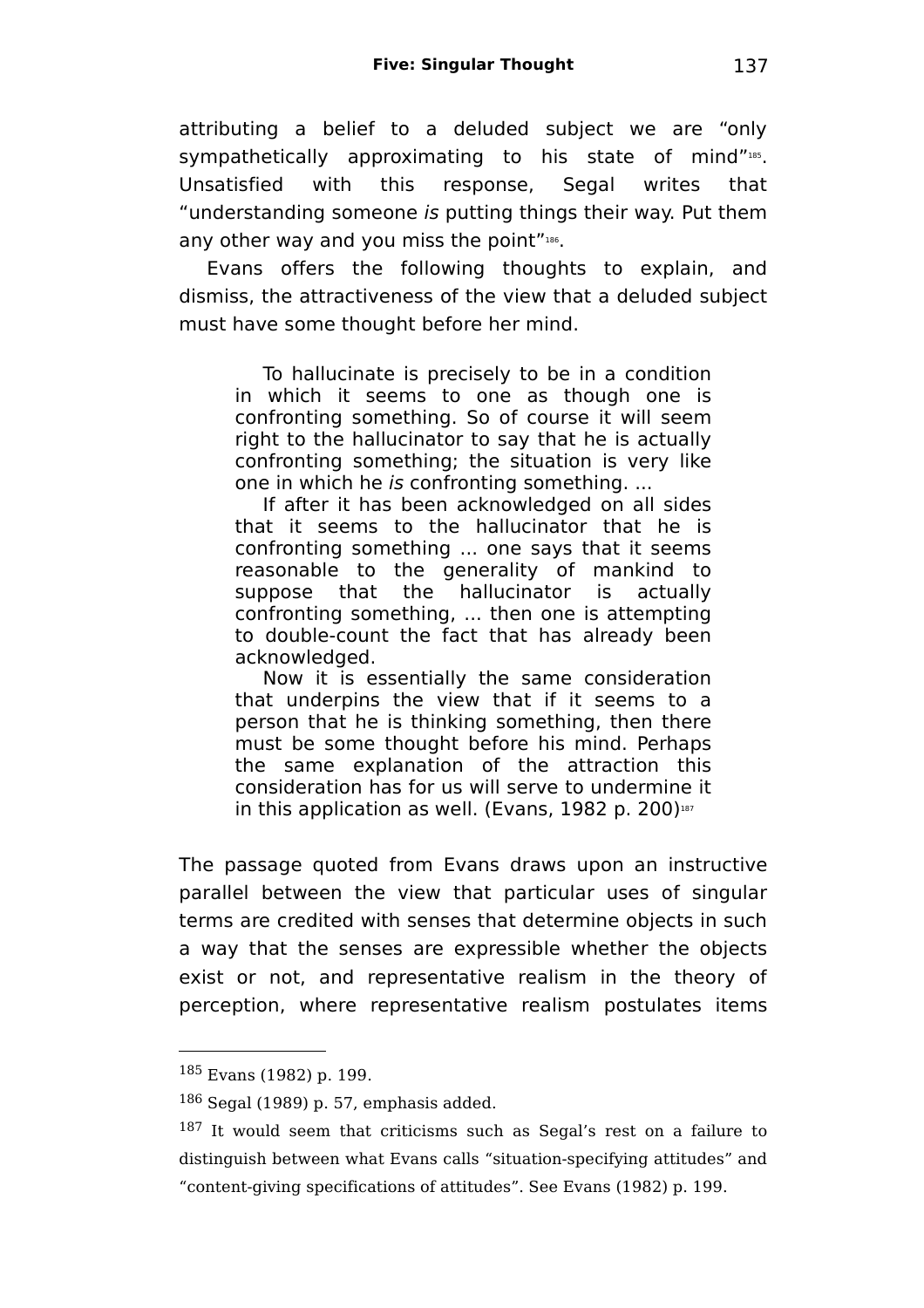attributing a belief to a deluded subject we are “only sympathetically approximating to his state of mind”[185]. Unsatisfied with this response, Segal writes that “understanding someone *is* putting things their way. Put them any other way and you miss the point”[186].

Evans offers the following thoughts to explain, and dismiss, the attractiveness of the view that a deluded subject must have some thought before her mind.

> To hallucinate is precisely to be in a condition in which it seems to one as though one is confronting something. So of course it will seem right to the hallucinator to say that he is actually confronting something; the situation is very like one in which he *is* confronting something. ...
>
> If after it has been acknowledged on all sides that it seems to the hallucinator that he is confronting something ... one says that it seems reasonable to the generality of mankind to suppose that the hallucinator is actually confronting something, ... then one is attempting to double-count the fact that has already been acknowledged.
>
> Now it is essentially the same consideration that underpins the view that if it seems to a person that he is thinking something, then there must be some thought before his mind. Perhaps the same explanation of the attraction this consideration has for us will serve to undermine it in this application as well. (Evans, 1982 p. 200)[187]

The passage quoted from Evans draws upon an instructive parallel between the view that particular uses of singular terms are credited with senses that determine objects in such a way that the senses are expressible whether the objects exist or not, and representative realism in the theory of perception, where representative realism postulates items

---

[185] Evans (1982) p. 199.

[186] Segal (1989) p. 57, emphasis added.

[187] It would seem that criticisms such as Segal’s rest on a failure to distinguish between what Evans calls “situation-specifying attitudes” and “content-giving specifications of attitudes”. See Evans (1982) p. 199.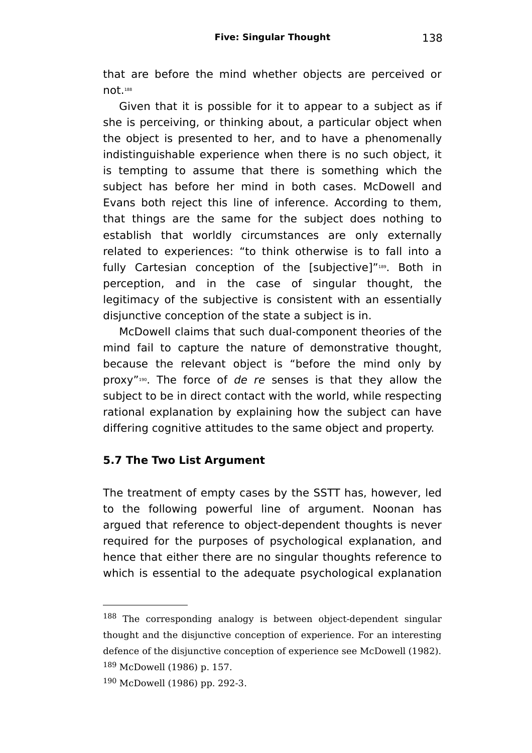that are before the mind whether objects are perceived or not.[188]

Given that it is possible for it to appear to a subject as if she is perceiving, or thinking about, a particular object when the object is presented to her, and to have a phenomenally indistinguishable experience when there is no such object, it is tempting to assume that there is something which the subject has before her mind in both cases. McDowell and Evans both reject this line of inference. According to them, that things are the same for the subject does nothing to establish that worldly circumstances are only externally related to experiences: "to think otherwise is to fall into a fully Cartesian conception of the [subjective]"[189]. Both in perception, and in the case of singular thought, the legitimacy of the subjective is consistent with an essentially disjunctive conception of the state a subject is in.

McDowell claims that such dual-component theories of the mind fail to capture the nature of demonstrative thought, because the relevant object is "before the mind only by proxy"[190]. The force of *de re* senses is that they allow the subject to be in direct contact with the world, while respecting rational explanation by explaining how the subject can have differing cognitive attitudes to the same object and property.

### 5.7 The Two List Argument

The treatment of empty cases by the SSTT has, however, led to the following powerful line of argument. Noonan has argued that reference to object-dependent thoughts is never required for the purposes of psychological explanation, and hence that either there are no singular thoughts reference to which is essential to the adequate psychological explanation

---

[188] The corresponding analogy is between object-dependent singular thought and the disjunctive conception of experience. For an interesting defence of the disjunctive conception of experience see McDowell (1982).

[189] McDowell (1986) p. 157.

[190] McDowell (1986) pp. 292-3.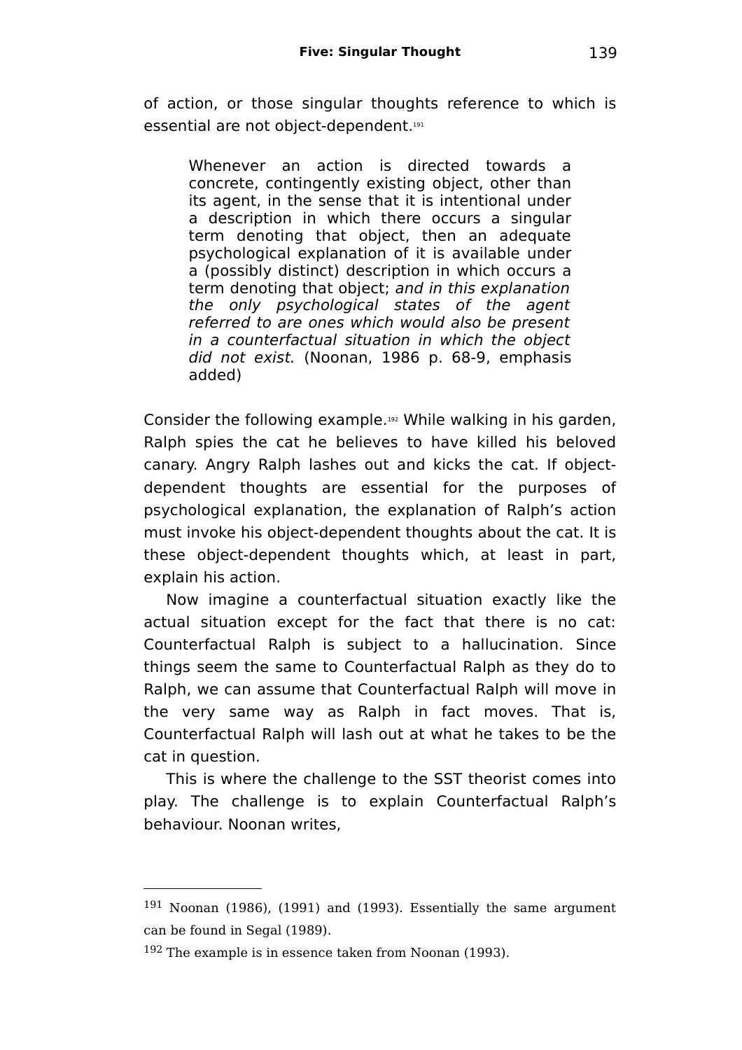of action, or those singular thoughts reference to which is essential are not object-dependent.[191]

> Whenever an action is directed towards a concrete, contingently existing object, other than its agent, in the sense that it is intentional under a description in which there occurs a singular term denoting that object, then an adequate psychological explanation of it is available under a (possibly distinct) description in which occurs a term denoting that object; *and in this explanation the only psychological states of the agent referred to are ones which would also be present in a counterfactual situation in which the object did not exist.* (Noonan, 1986 p. 68-9, emphasis added)

Consider the following example.[192] While walking in his garden, Ralph spies the cat he believes to have killed his beloved canary. Angry Ralph lashes out and kicks the cat. If object-dependent thoughts are essential for the purposes of psychological explanation, the explanation of Ralph's action must invoke his object-dependent thoughts about the cat. It is these object-dependent thoughts which, at least in part, explain his action.

Now imagine a counterfactual situation exactly like the actual situation except for the fact that there is no cat: Counterfactual Ralph is subject to a hallucination. Since things seem the same to Counterfactual Ralph as they do to Ralph, we can assume that Counterfactual Ralph will move in the very same way as Ralph in fact moves. That is, Counterfactual Ralph will lash out at what he takes to be the cat in question.

This is where the challenge to the SST theorist comes into play. The challenge is to explain Counterfactual Ralph's behaviour. Noonan writes,

---

[191] Noonan (1986), (1991) and (1993). Essentially the same argument can be found in Segal (1989).

[192] The example is in essence taken from Noonan (1993).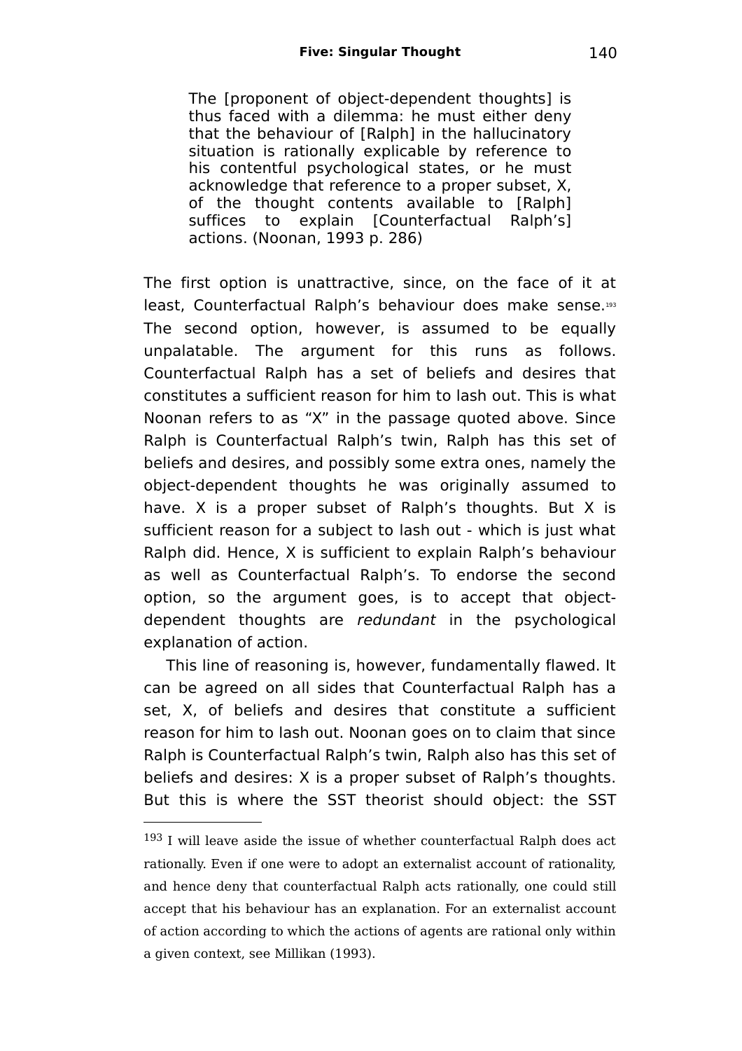> The [proponent of object-dependent thoughts] is thus faced with a dilemma: he must either deny that the behaviour of [Ralph] in the hallucinatory situation is rationally explicable by reference to his contentful psychological states, or he must acknowledge that reference to a proper subset, X, of the thought contents available to [Ralph] suffices to explain [Counterfactual Ralph's] actions. (Noonan, 1993 p. 286)

The first option is unattractive, since, on the face of it at least, Counterfactual Ralph's behaviour does make sense.[193] The second option, however, is assumed to be equally unpalatable. The argument for this runs as follows. Counterfactual Ralph has a set of beliefs and desires that constitutes a sufficient reason for him to lash out. This is what Noonan refers to as "X" in the passage quoted above. Since Ralph is Counterfactual Ralph's twin, Ralph has this set of beliefs and desires, and possibly some extra ones, namely the object-dependent thoughts he was originally assumed to have. X is a proper subset of Ralph's thoughts. But X is sufficient reason for a subject to lash out - which is just what Ralph did. Hence, X is sufficient to explain Ralph's behaviour as well as Counterfactual Ralph's. To endorse the second option, so the argument goes, is to accept that object-dependent thoughts are *redundant* in the psychological explanation of action.

This line of reasoning is, however, fundamentally flawed. It can be agreed on all sides that Counterfactual Ralph has a set, X, of beliefs and desires that constitute a sufficient reason for him to lash out. Noonan goes on to claim that since Ralph is Counterfactual Ralph's twin, Ralph also has this set of beliefs and desires: X is a proper subset of Ralph's thoughts. But this is where the SST theorist should object: the SST

---

[193] I will leave aside the issue of whether counterfactual Ralph does act rationally. Even if one were to adopt an externalist account of rationality, and hence deny that counterfactual Ralph acts rationally, one could still accept that his behaviour has an explanation. For an externalist account of action according to which the actions of agents are rational only within a given context, see Millikan (1993).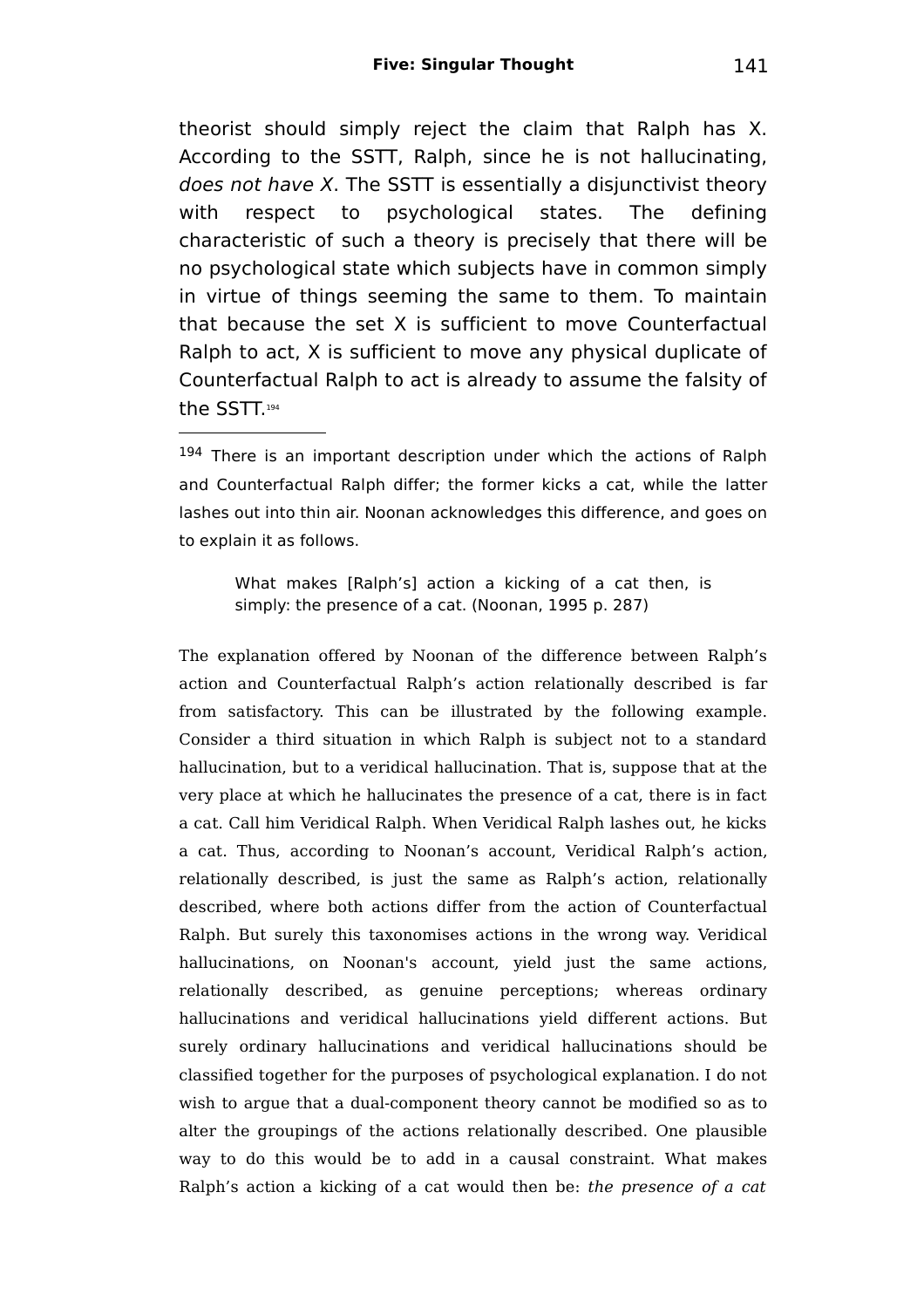theorist should simply reject the claim that Ralph has X. According to the SSTT, Ralph, since he is not hallucinating, *does not have X*. The SSTT is essentially a disjunctivist theory with respect to psychological states. The defining characteristic of such a theory is precisely that there will be no psychological state which subjects have in common simply in virtue of things seeming the same to them. To maintain that because the set X is sufficient to move Counterfactual Ralph to act, X is sufficient to move any physical duplicate of Counterfactual Ralph to act is already to assume the falsity of the SSTT.[194]

---

[194] There is an important description under which the actions of Ralph and Counterfactual Ralph differ; the former kicks a cat, while the latter lashes out into thin air. Noonan acknowledges this difference, and goes on to explain it as follows.

> What makes [Ralph's] action a kicking of a cat then, is simply: the presence of a cat. (Noonan, 1995 p. 287)

The explanation offered by Noonan of the difference between Ralph's action and Counterfactual Ralph's action relationally described is far from satisfactory. This can be illustrated by the following example. Consider a third situation in which Ralph is subject not to a standard hallucination, but to a veridical hallucination. That is, suppose that at the very place at which he hallucinates the presence of a cat, there is in fact a cat. Call him Veridical Ralph. When Veridical Ralph lashes out, he kicks a cat. Thus, according to Noonan's account, Veridical Ralph's action, relationally described, is just the same as Ralph's action, relationally described, where both actions differ from the action of Counterfactual Ralph. But surely this taxonomises actions in the wrong way. Veridical hallucinations, on Noonan's account, yield just the same actions, relationally described, as genuine perceptions; whereas ordinary hallucinations and veridical hallucinations yield different actions. But surely ordinary hallucinations and veridical hallucinations should be classified together for the purposes of psychological explanation. I do not wish to argue that a dual-component theory cannot be modified so as to alter the groupings of the actions relationally described. One plausible way to do this would be to add in a causal constraint. What makes Ralph's action a kicking of a cat would then be: *the presence of a cat*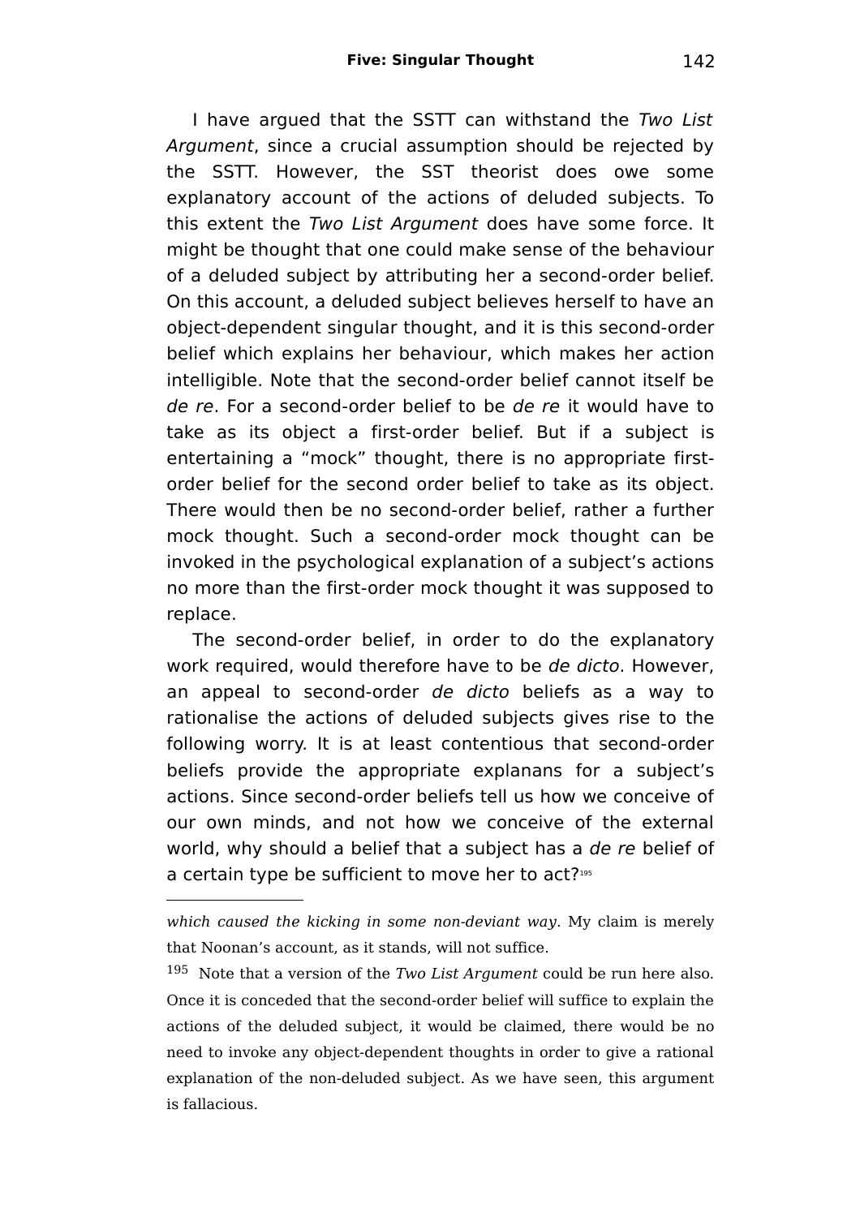I have argued that the SSTT can withstand the *Two List Argument*, since a crucial assumption should be rejected by the SSTT. However, the SST theorist does owe some explanatory account of the actions of deluded subjects. To this extent the *Two List Argument* does have some force. It might be thought that one could make sense of the behaviour of a deluded subject by attributing her a second-order belief. On this account, a deluded subject believes herself to have an object-dependent singular thought, and it is this second-order belief which explains her behaviour, which makes her action intelligible. Note that the second-order belief cannot itself be *de re*. For a second-order belief to be *de re* it would have to take as its object a first-order belief. But if a subject is entertaining a "mock" thought, there is no appropriate first-order belief for the second order belief to take as its object. There would then be no second-order belief, rather a further mock thought. Such a second-order mock thought can be invoked in the psychological explanation of a subject's actions no more than the first-order mock thought it was supposed to replace.

The second-order belief, in order to do the explanatory work required, would therefore have to be *de dicto*. However, an appeal to second-order *de dicto* beliefs as a way to rationalise the actions of deluded subjects gives rise to the following worry. It is at least contentious that second-order beliefs provide the appropriate explanans for a subject's actions. Since second-order beliefs tell us how we conceive of our own minds, and not how we conceive of the external world, why should a belief that a subject has a *de re* belief of a certain type be sufficient to move her to act?[195]

---

*which caused the kicking in some non-deviant way*. My claim is merely that Noonan's account, as it stands, will not suffice.

[195] Note that a version of the *Two List Argument* could be run here also. Once it is conceded that the second-order belief will suffice to explain the actions of the deluded subject, it would be claimed, there would be no need to invoke any object-dependent thoughts in order to give a rational explanation of the non-deluded subject. As we have seen, this argument is fallacious.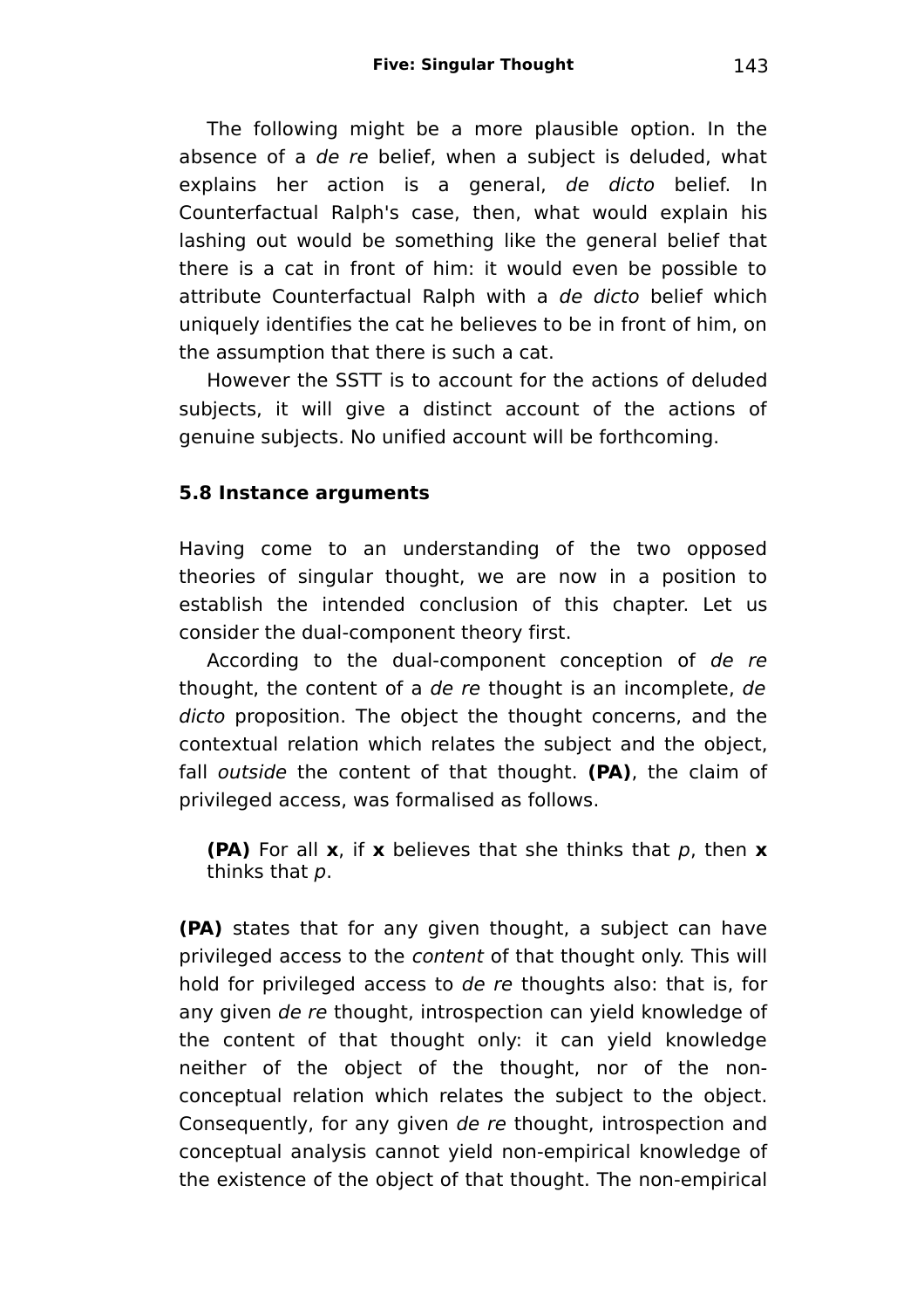The following might be a more plausible option. In the absence of a *de re* belief, when a subject is deluded, what explains her action is a general, *de dicto* belief. In Counterfactual Ralph's case, then, what would explain his lashing out would be something like the general belief that there is a cat in front of him: it would even be possible to attribute Counterfactual Ralph with a *de dicto* belief which uniquely identifies the cat he believes to be in front of him, on the assumption that there is such a cat.

However the SSTT is to account for the actions of deluded subjects, it will give a distinct account of the actions of genuine subjects. No unified account will be forthcoming.

### 5.8 Instance arguments

Having come to an understanding of the two opposed theories of singular thought, we are now in a position to establish the intended conclusion of this chapter. Let us consider the dual-component theory first.

According to the dual-component conception of *de re* thought, the content of a *de re* thought is an incomplete, *de dicto* proposition. The object the thought concerns, and the contextual relation which relates the subject and the object, fall *outside* the content of that thought. **(PA)**, the claim of privileged access, was formalised as follows.

> **(PA)** For all **x**, if **x** believes that she thinks that *p*, then **x** thinks that *p*.

**(PA)** states that for any given thought, a subject can have privileged access to the *content* of that thought only. This will hold for privileged access to *de re* thoughts also: that is, for any given *de re* thought, introspection can yield knowledge of the content of that thought only: it can yield knowledge neither of the object of the thought, nor of the non-conceptual relation which relates the subject to the object. Consequently, for any given *de re* thought, introspection and conceptual analysis cannot yield non-empirical knowledge of the existence of the object of that thought. The non-empirical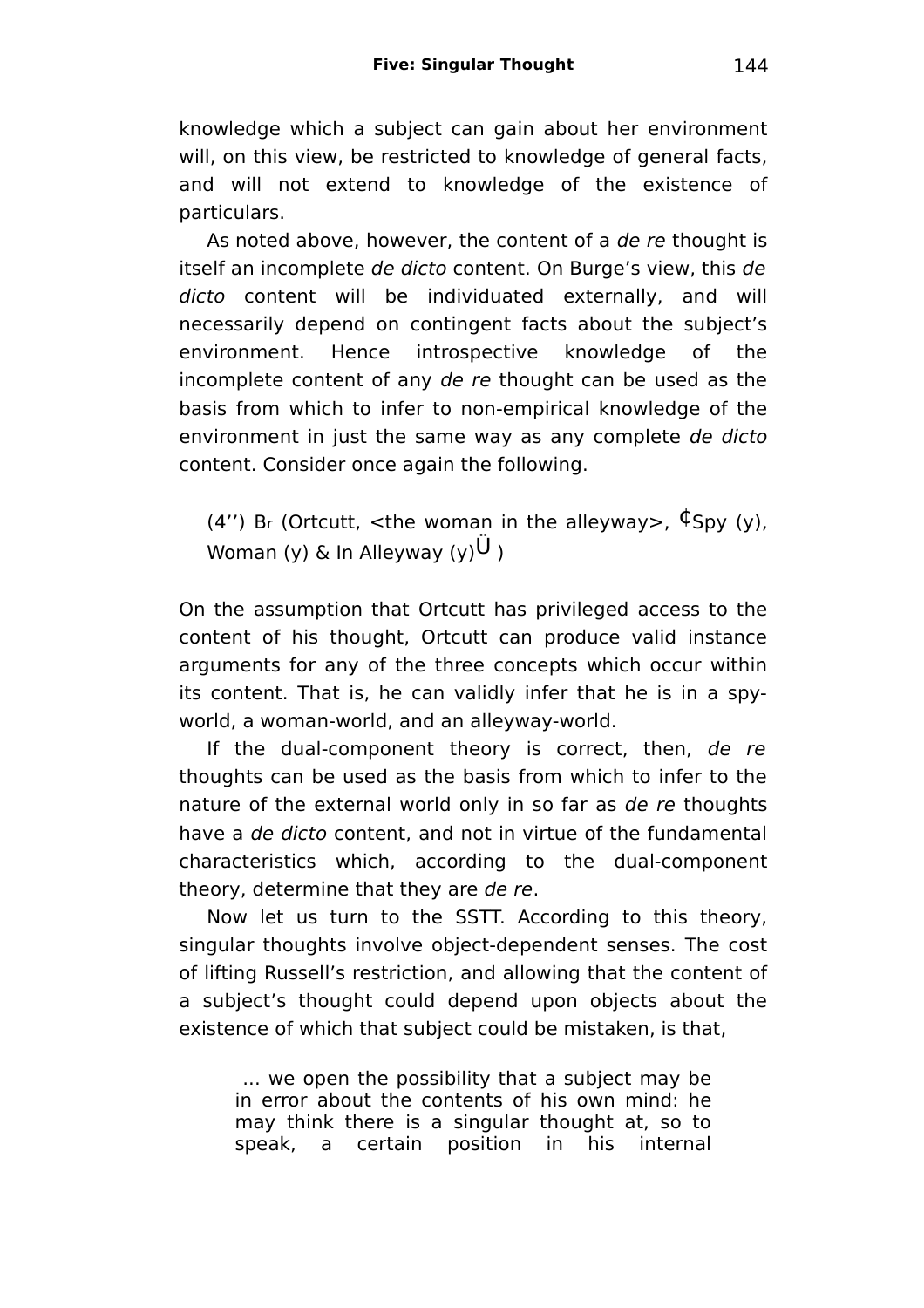knowledge which a subject can gain about her environment will, on this view, be restricted to knowledge of general facts, and will not extend to knowledge of the existence of particulars.

As noted above, however, the content of a *de re* thought is itself an incomplete *de dicto* content. On Burge's view, this *de dicto* content will be individuated externally, and will necessarily depend on contingent facts about the subject's environment. Hence introspective knowledge of the incomplete content of any *de re* thought can be used as the basis from which to infer to non-empirical knowledge of the environment in just the same way as any complete *de dicto* content. Consider once again the following.

> (4'') $B_r$ (Ortcutt, <the woman in the alleyway>, ¢Spy (y), Woman (y) & In Alleyway (y)Ü )

On the assumption that Ortcutt has privileged access to the content of his thought, Ortcutt can produce valid instance arguments for any of the three concepts which occur within its content. That is, he can validly infer that he is in a spy-world, a woman-world, and an alleyway-world.

If the dual-component theory is correct, then, *de re* thoughts can be used as the basis from which to infer to the nature of the external world only in so far as *de re* thoughts have a *de dicto* content, and not in virtue of the fundamental characteristics which, according to the dual-component theory, determine that they are *de re*.

Now let us turn to the SSTT. According to this theory, singular thoughts involve object-dependent senses. The cost of lifting Russell's restriction, and allowing that the content of a subject's thought could depend upon objects about the existence of which that subject could be mistaken, is that,

> ... we open the possibility that a subject may be in error about the contents of his own mind: he may think there is a singular thought at, so to speak, a certain position in his internal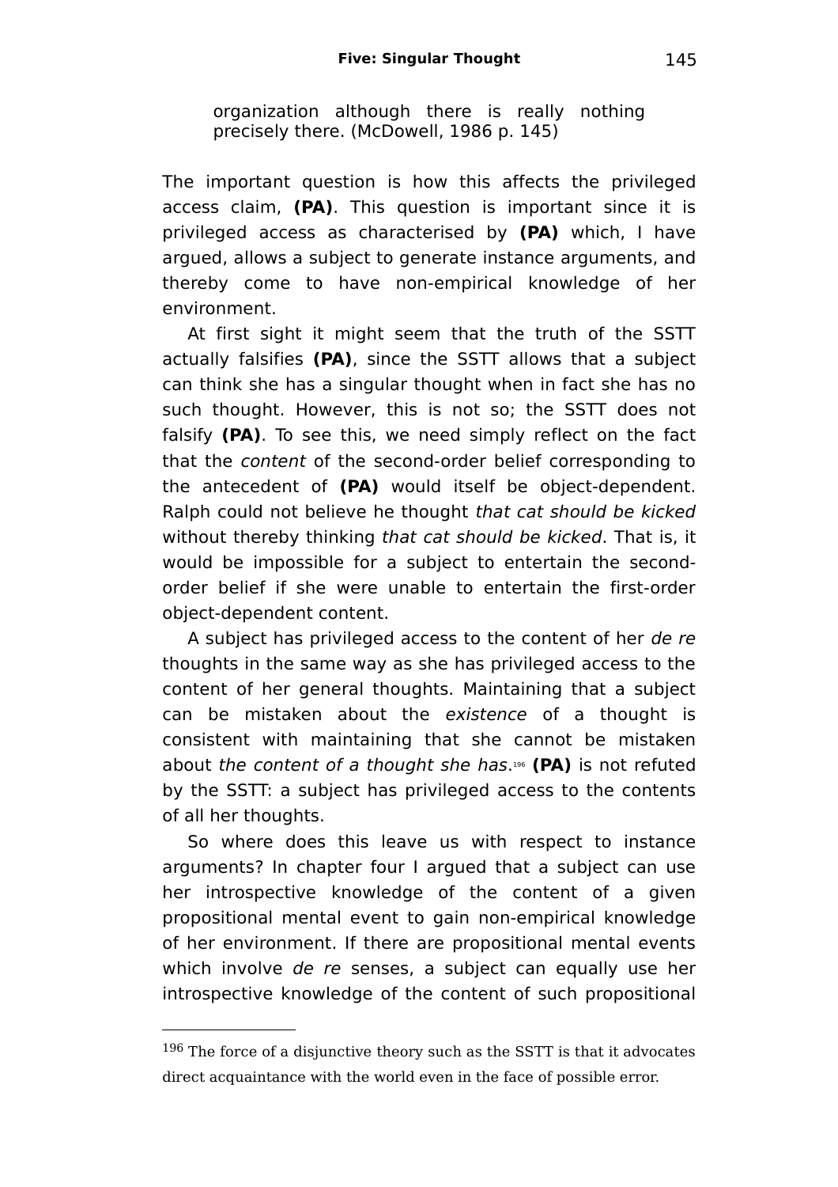> organization although there is really nothing precisely there. (McDowell, 1986 p. 145)

The important question is how this affects the privileged access claim, **(PA)**. This question is important since it is privileged access as characterised by **(PA)** which, I have argued, allows a subject to generate instance arguments, and thereby come to have non-empirical knowledge of her environment.

At first sight it might seem that the truth of the SSTT actually falsifies **(PA)**, since the SSTT allows that a subject can think she has a singular thought when in fact she has no such thought. However, this is not so; the SSTT does not falsify **(PA)**. To see this, we need simply reflect on the fact that the *content* of the second-order belief corresponding to the antecedent of **(PA)** would itself be object-dependent. Ralph could not believe he thought *that cat should be kicked* without thereby thinking *that cat should be kicked*. That is, it would be impossible for a subject to entertain the second-order belief if she were unable to entertain the first-order object-dependent content.

A subject has privileged access to the content of her *de re* thoughts in the same way as she has privileged access to the content of her general thoughts. Maintaining that a subject can be mistaken about the *existence* of a thought is consistent with maintaining that she cannot be mistaken about *the content of a thought she has*.[196] **(PA)** is not refuted by the SSTT: a subject has privileged access to the contents of all her thoughts.

So where does this leave us with respect to instance arguments? In chapter four I argued that a subject can use her introspective knowledge of the content of a given propositional mental event to gain non-empirical knowledge of her environment. If there are propositional mental events which involve *de re* senses, a subject can equally use her introspective knowledge of the content of such propositional

---

[196] The force of a disjunctive theory such as the SSTT is that it advocates direct acquaintance with the world even in the face of possible error.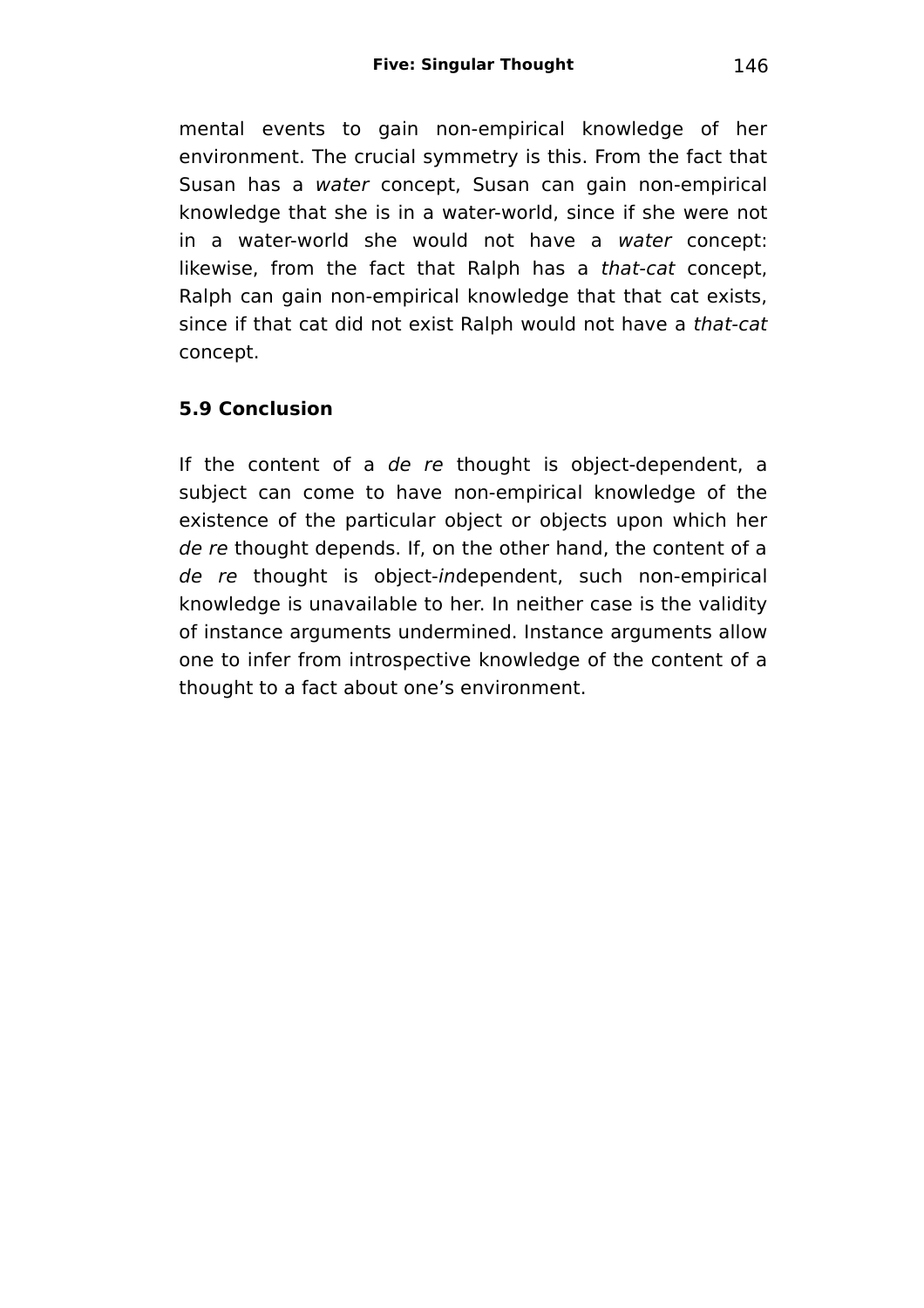mental events to gain non-empirical knowledge of her environment. The crucial symmetry is this. From the fact that Susan has a *water* concept, Susan can gain non-empirical knowledge that she is in a water-world, since if she were not in a water-world she would not have a *water* concept: likewise, from the fact that Ralph has a *that-cat* concept, Ralph can gain non-empirical knowledge that that cat exists, since if that cat did not exist Ralph would not have a *that-cat* concept.

### 5.9 Conclusion

If the content of a *de re* thought is object-dependent, a subject can come to have non-empirical knowledge of the existence of the particular object or objects upon which her *de re* thought depends. If, on the other hand, the content of a *de re* thought is object-*in*dependent, such non-empirical knowledge is unavailable to her. In neither case is the validity of instance arguments undermined. Instance arguments allow one to infer from introspective knowledge of the content of a thought to a fact about one's environment.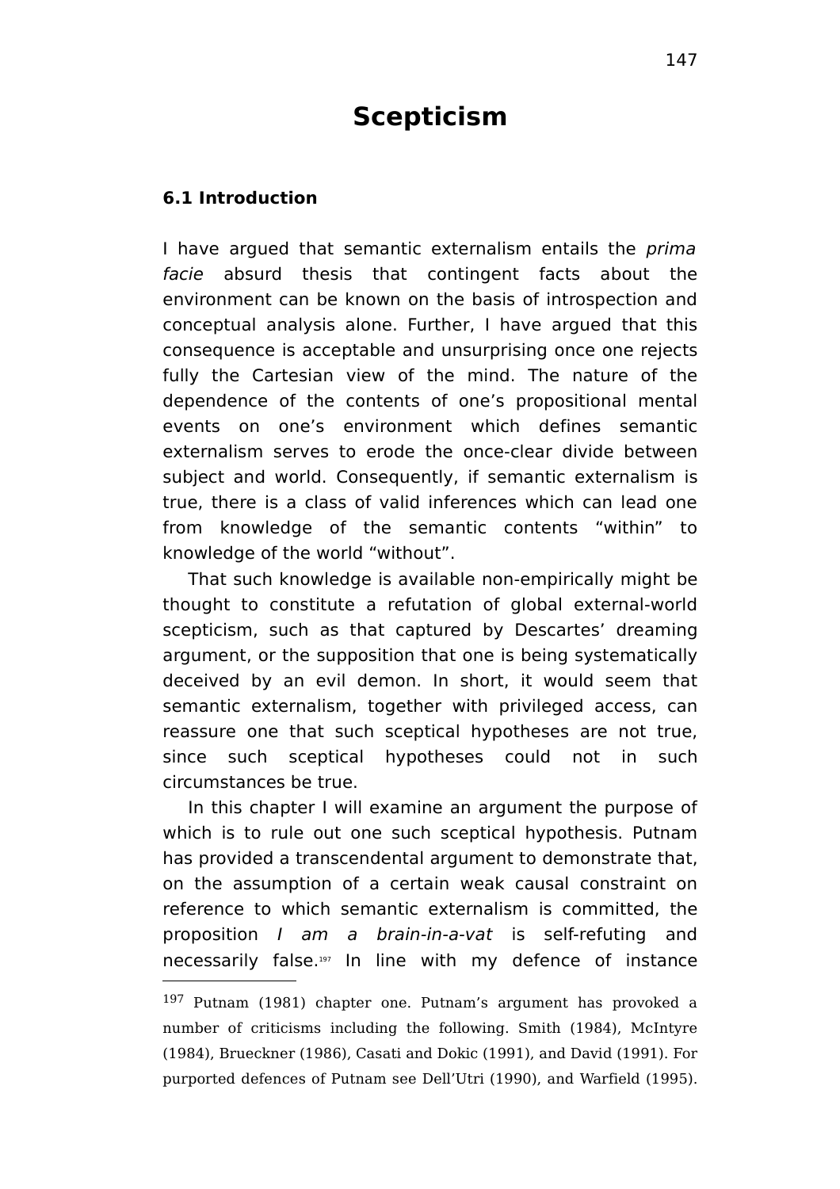# Scepticism

### 6.1 Introduction

I have argued that semantic externalism entails the *prima facie* absurd thesis that contingent facts about the environment can be known on the basis of introspection and conceptual analysis alone. Further, I have argued that this consequence is acceptable and unsurprising once one rejects fully the Cartesian view of the mind. The nature of the dependence of the contents of one's propositional mental events on one's environment which defines semantic externalism serves to erode the once-clear divide between subject and world. Consequently, if semantic externalism is true, there is a class of valid inferences which can lead one from knowledge of the semantic contents "within" to knowledge of the world "without".

That such knowledge is available non-empirically might be thought to constitute a refutation of global external-world scepticism, such as that captured by Descartes' dreaming argument, or the supposition that one is being systematically deceived by an evil demon. In short, it would seem that semantic externalism, together with privileged access, can reassure one that such sceptical hypotheses are not true, since such sceptical hypotheses could not in such circumstances be true.

In this chapter I will examine an argument the purpose of which is to rule out one such sceptical hypothesis. Putnam has provided a transcendental argument to demonstrate that, on the assumption of a certain weak causal constraint on reference to which semantic externalism is committed, the proposition *I am a brain-in-a-vat* is self-refuting and necessarily false.[197] In line with my defence of instance

---

[197] Putnam (1981) chapter one. Putnam's argument has provoked a number of criticisms including the following. Smith (1984), McIntyre (1984), Brueckner (1986), Casati and Dokic (1991), and David (1991). For purported defences of Putnam see Dell'Utri (1990), and Warfield (1995).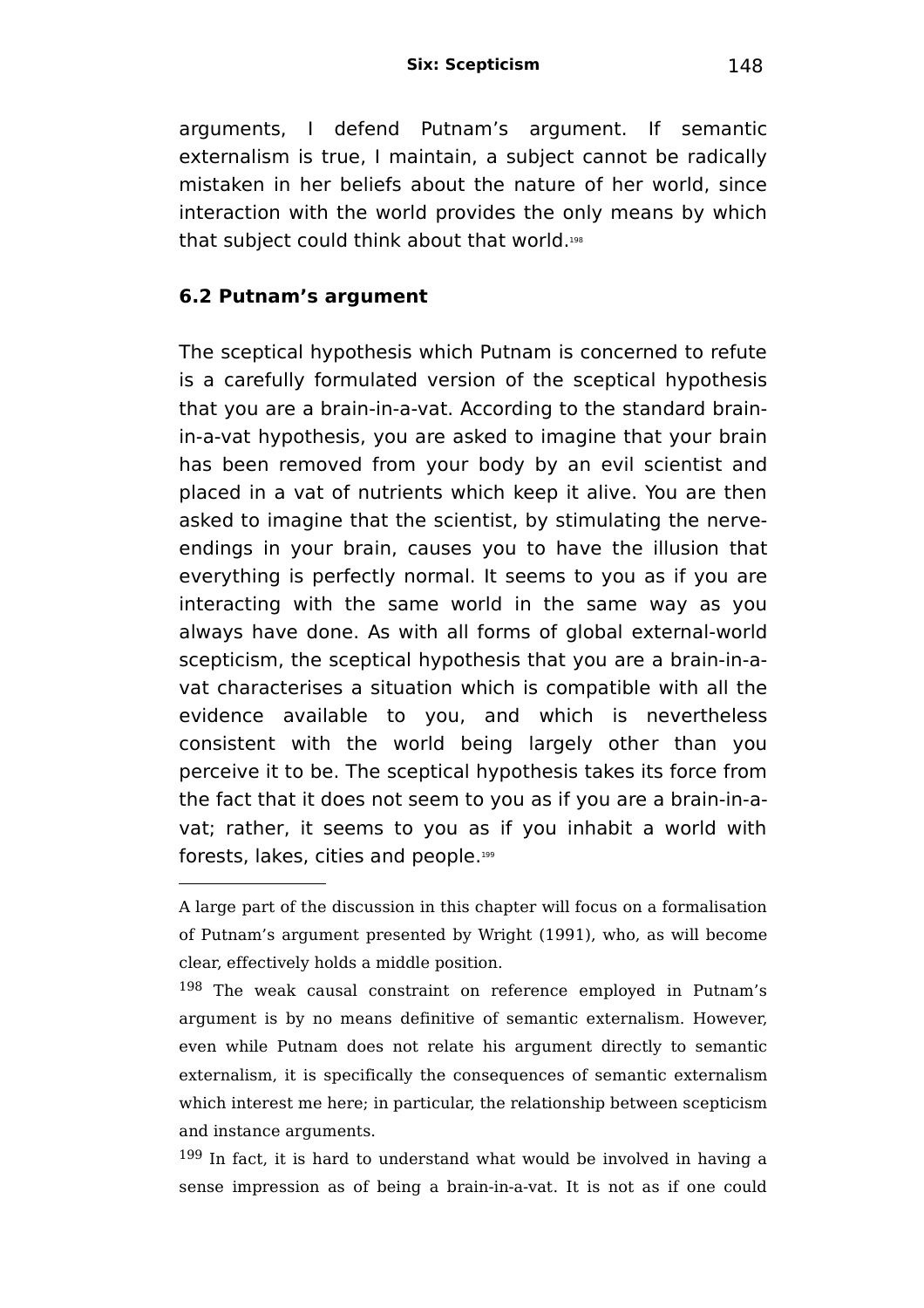arguments, I defend Putnam's argument. If semantic externalism is true, I maintain, a subject cannot be radically mistaken in her beliefs about the nature of her world, since interaction with the world provides the only means by which that subject could think about that world.[198]

## 6.2 Putnam's argument

The sceptical hypothesis which Putnam is concerned to refute is a carefully formulated version of the sceptical hypothesis that you are a brain-in-a-vat. According to the standard brain-in-a-vat hypothesis, you are asked to imagine that your brain has been removed from your body by an evil scientist and placed in a vat of nutrients which keep it alive. You are then asked to imagine that the scientist, by stimulating the nerve-endings in your brain, causes you to have the illusion that everything is perfectly normal. It seems to you as if you are interacting with the same world in the same way as you always have done. As with all forms of global external-world scepticism, the sceptical hypothesis that you are a brain-in-a-vat characterises a situation which is compatible with all the evidence available to you, and which is nevertheless consistent with the world being largely other than you perceive it to be. The sceptical hypothesis takes its force from the fact that it does not seem to you as if you are a brain-in-a-vat; rather, it seems to you as if you inhabit a world with forests, lakes, cities and people.[199]

---

A large part of the discussion in this chapter will focus on a formalisation of Putnam's argument presented by Wright (1991), who, as will become clear, effectively holds a middle position.

[198] The weak causal constraint on reference employed in Putnam's argument is by no means definitive of semantic externalism. However, even while Putnam does not relate his argument directly to semantic externalism, it is specifically the consequences of semantic externalism which interest me here; in particular, the relationship between scepticism and instance arguments.

[199] In fact, it is hard to understand what would be involved in having a sense impression as of being a brain-in-a-vat. It is not as if one could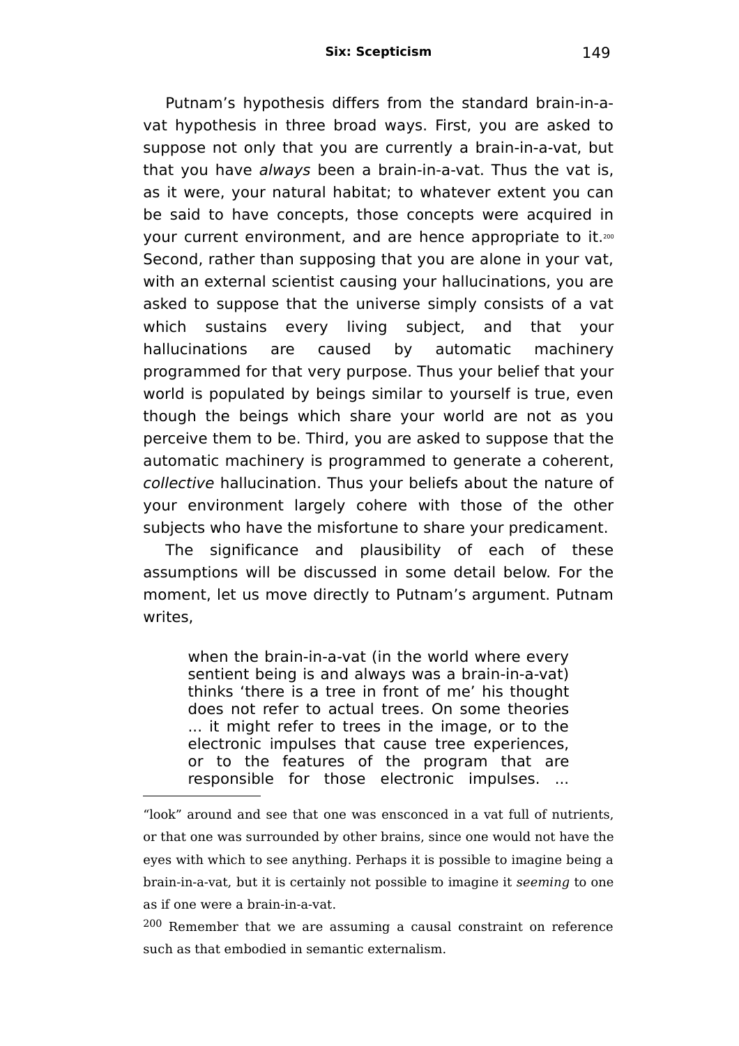Putnam's hypothesis differs from the standard brain-in-a-vat hypothesis in three broad ways. First, you are asked to suppose not only that you are currently a brain-in-a-vat, but that you have *always* been a brain-in-a-vat. Thus the vat is, as it were, your natural habitat; to whatever extent you can be said to have concepts, those concepts were acquired in your current environment, and are hence appropriate to it.[200] Second, rather than supposing that you are alone in your vat, with an external scientist causing your hallucinations, you are asked to suppose that the universe simply consists of a vat which sustains every living subject, and that your hallucinations are caused by automatic machinery programmed for that very purpose. Thus your belief that your world is populated by beings similar to yourself is true, even though the beings which share your world are not as you perceive them to be. Third, you are asked to suppose that the automatic machinery is programmed to generate a coherent, *collective* hallucination. Thus your beliefs about the nature of your environment largely cohere with those of the other subjects who have the misfortune to share your predicament.

The significance and plausibility of each of these assumptions will be discussed in some detail below. For the moment, let us move directly to Putnam's argument. Putnam writes,

> when the brain-in-a-vat (in the world where every sentient being is and always was a brain-in-a-vat) thinks 'there is a tree in front of me' his thought does not refer to actual trees. On some theories ... it might refer to trees in the image, or to the electronic impulses that cause tree experiences, or to the features of the program that are responsible for those electronic impulses. ...

"look" around and see that one was ensconced in a vat full of nutrients, or that one was surrounded by other brains, since one would not have the eyes with which to see anything. Perhaps it is possible to imagine being a brain-in-a-vat, but it is certainly not possible to imagine it *seeming* to one as if one were a brain-in-a-vat.

[200] Remember that we are assuming a causal constraint on reference such as that embodied in semantic externalism.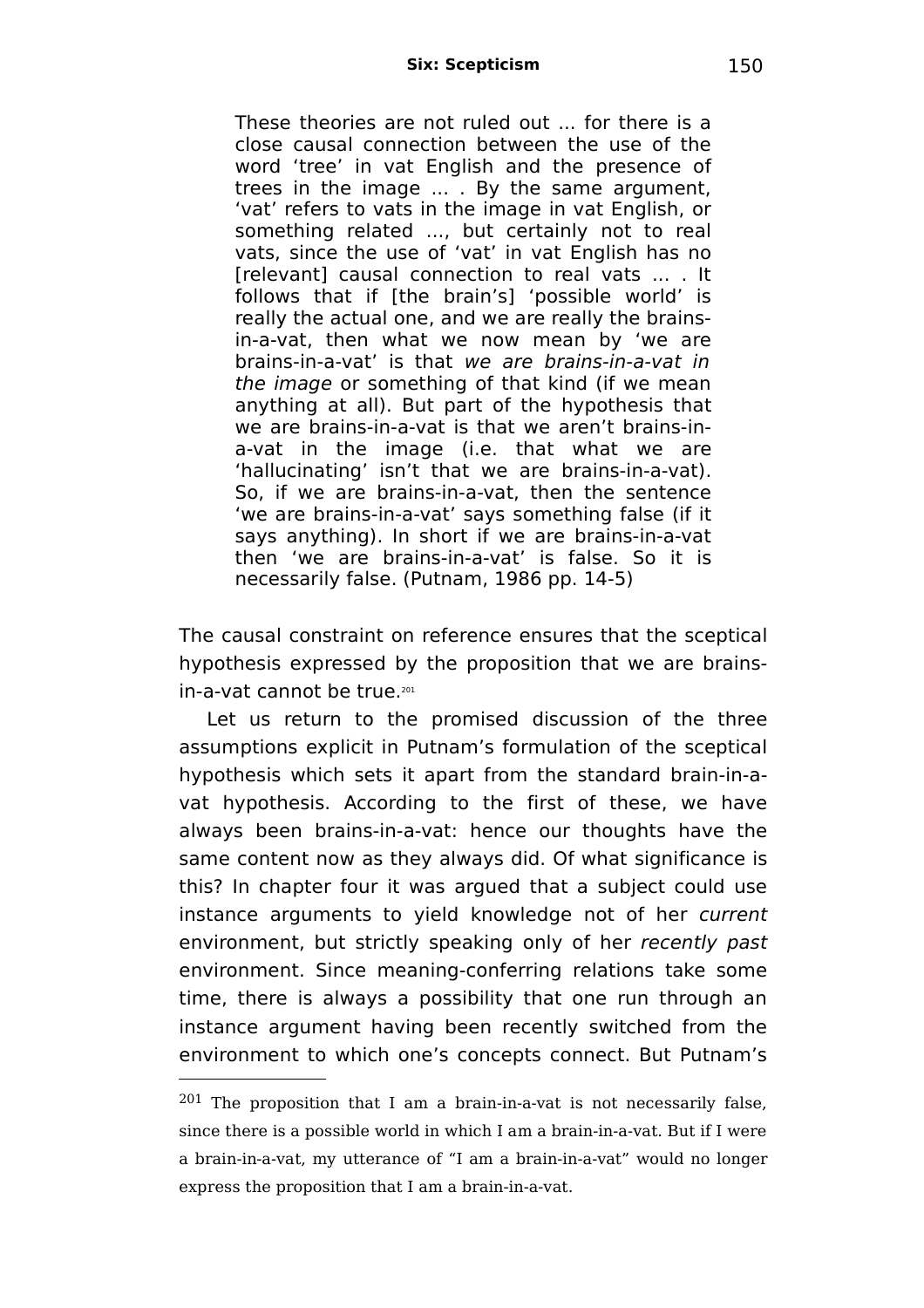> These theories are not ruled out ... for there is a close causal connection between the use of the word 'tree' in vat English and the presence of trees in the image ... . By the same argument, 'vat' refers to vats in the image in vat English, or something related ..., but certainly not to real vats, since the use of 'vat' in vat English has no [relevant] causal connection to real vats ... . It follows that if [the brain's] 'possible world' is really the actual one, and we are really the brains-in-a-vat, then what we now mean by 'we are brains-in-a-vat' is that *we are brains-in-a-vat in the image* or something of that kind (if we mean anything at all). But part of the hypothesis that we are brains-in-a-vat is that we aren't brains-in-a-vat in the image (i.e. that what we are 'hallucinating' isn't that we are brains-in-a-vat). So, if we are brains-in-a-vat, then the sentence 'we are brains-in-a-vat' says something false (if it says anything). In short if we are brains-in-a-vat then 'we are brains-in-a-vat' is false. So it is necessarily false. (Putnam, 1986 pp. 14-5)

The causal constraint on reference ensures that the sceptical hypothesis expressed by the proposition that we are brains-in-a-vat cannot be true.[201]

Let us return to the promised discussion of the three assumptions explicit in Putnam's formulation of the sceptical hypothesis which sets it apart from the standard brain-in-a-vat hypothesis. According to the first of these, we have always been brains-in-a-vat: hence our thoughts have the same content now as they always did. Of what significance is this? In chapter four it was argued that a subject could use instance arguments to yield knowledge not of her *current* environment, but strictly speaking only of her *recently past* environment. Since meaning-conferring relations take some time, there is always a possibility that one run through an instance argument having been recently switched from the environment to which one's concepts connect. But Putnam's

---

[201] The proposition that I am a brain-in-a-vat is not necessarily false, since there is a possible world in which I am a brain-in-a-vat. But if I were a brain-in-a-vat, my utterance of "I am a brain-in-a-vat" would no longer express the proposition that I am a brain-in-a-vat.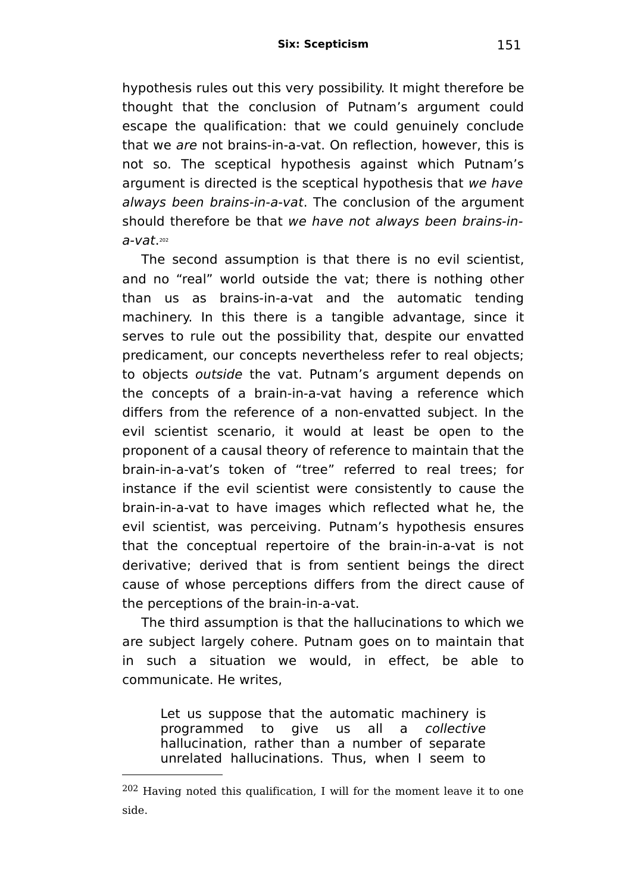hypothesis rules out this very possibility. It might therefore be thought that the conclusion of Putnam's argument could escape the qualification: that we could genuinely conclude that we *are* not brains-in-a-vat. On reflection, however, this is not so. The sceptical hypothesis against which Putnam's argument is directed is the sceptical hypothesis that *we have always been brains-in-a-vat*. The conclusion of the argument should therefore be that *we have not always been brains-in-a-vat*.[202]

The second assumption is that there is no evil scientist, and no "real" world outside the vat; there is nothing other than us as brains-in-a-vat and the automatic tending machinery. In this there is a tangible advantage, since it serves to rule out the possibility that, despite our envatted predicament, our concepts nevertheless refer to real objects; to objects *outside* the vat. Putnam's argument depends on the concepts of a brain-in-a-vat having a reference which differs from the reference of a non-envatted subject. In the evil scientist scenario, it would at least be open to the proponent of a causal theory of reference to maintain that the brain-in-a-vat's token of "tree" referred to real trees; for instance if the evil scientist were consistently to cause the brain-in-a-vat to have images which reflected what he, the evil scientist, was perceiving. Putnam's hypothesis ensures that the conceptual repertoire of the brain-in-a-vat is not derivative; derived that is from sentient beings the direct cause of whose perceptions differs from the direct cause of the perceptions of the brain-in-a-vat.

The third assumption is that the hallucinations to which we are subject largely cohere. Putnam goes on to maintain that in such a situation we would, in effect, be able to communicate. He writes,

> Let us suppose that the automatic machinery is programmed to give us all a *collective* hallucination, rather than a number of separate unrelated hallucinations. Thus, when I seem to

---

[202] Having noted this qualification, I will for the moment leave it to one side.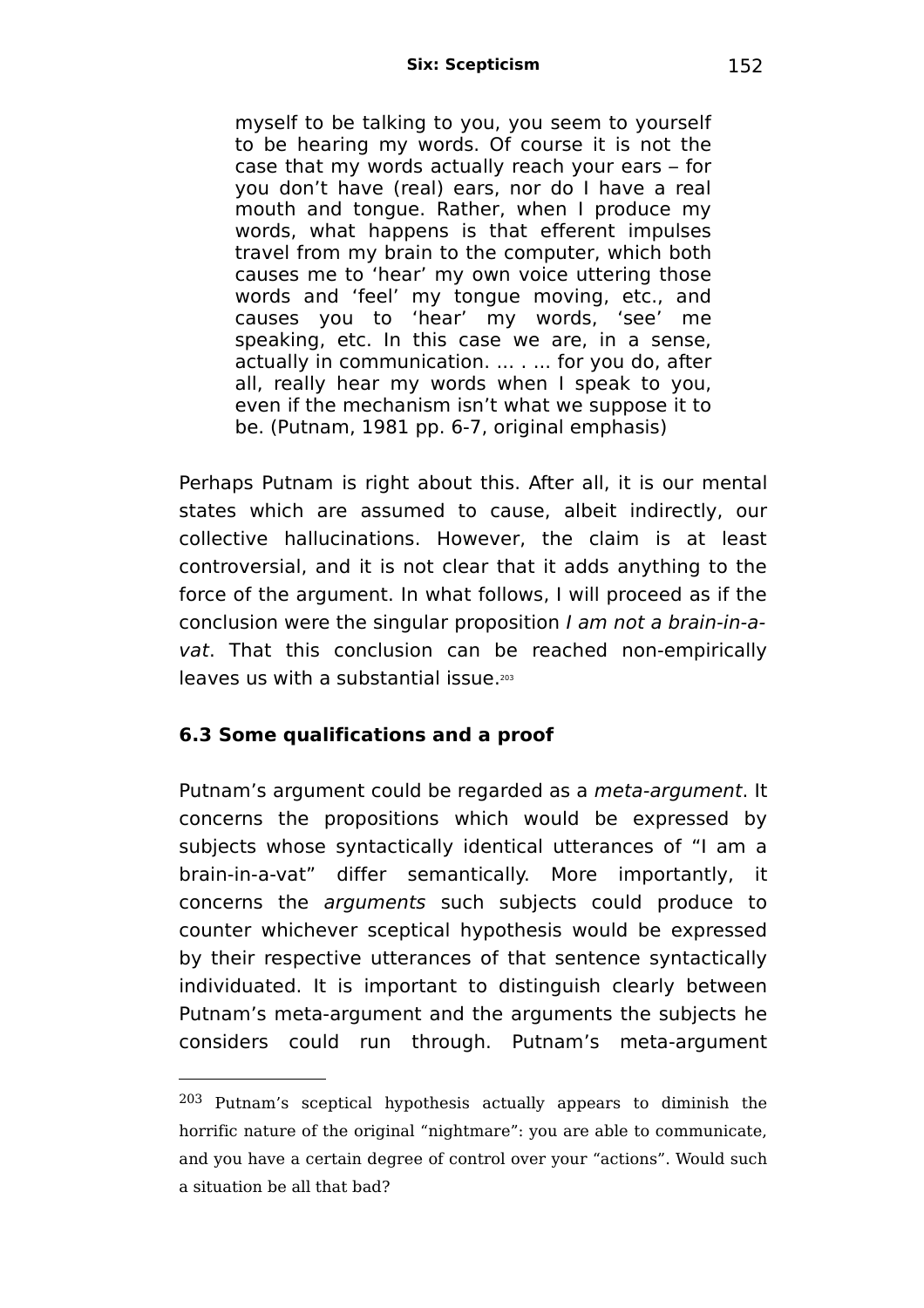> myself to be talking to you, you seem to yourself to be hearing my words. Of course it is not the case that my words actually reach your ears – for you don't have (real) ears, nor do I have a real mouth and tongue. Rather, when I produce my words, what happens is that efferent impulses travel from my brain to the computer, which both causes me to 'hear' my own voice uttering those words and 'feel' my tongue moving, etc., and causes you to 'hear' my words, 'see' me speaking, etc. In this case we are, in a sense, actually in communication. ... . ... for you do, after all, really hear my words when I speak to you, even if the mechanism isn't what we suppose it to be. (Putnam, 1981 pp. 6-7, original emphasis)

Perhaps Putnam is right about this. After all, it is our mental states which are assumed to cause, albeit indirectly, our collective hallucinations. However, the claim is at least controversial, and it is not clear that it adds anything to the force of the argument. In what follows, I will proceed as if the conclusion were the singular proposition *I am not a brain-in-a-vat*. That this conclusion can be reached non-empirically leaves us with a substantial issue.[203]

### 6.3 Some qualifications and a proof

Putnam's argument could be regarded as a *meta-argument*. It concerns the propositions which would be expressed by subjects whose syntactically identical utterances of "I am a brain-in-a-vat" differ semantically. More importantly, it concerns the *arguments* such subjects could produce to counter whichever sceptical hypothesis would be expressed by their respective utterances of that sentence syntactically individuated. It is important to distinguish clearly between Putnam's meta-argument and the arguments the subjects he considers could run through. Putnam's meta-argument

---

[203] Putnam's sceptical hypothesis actually appears to diminish the horrific nature of the original "nightmare": you are able to communicate, and you have a certain degree of control over your "actions". Would such a situation be all that bad?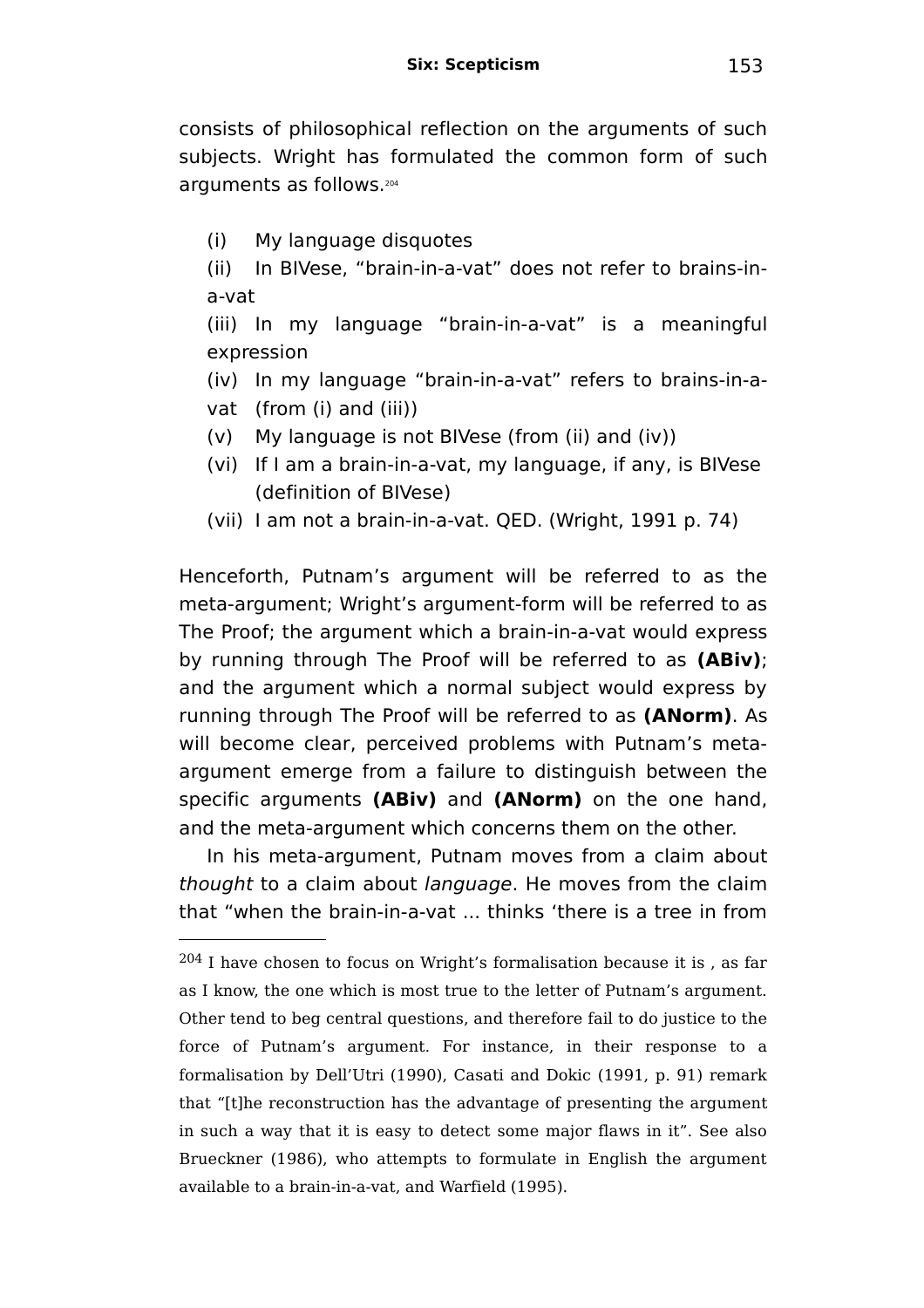consists of philosophical reflection on the arguments of such subjects. Wright has formulated the common form of such arguments as follows.[204]

(i) My language disquotes

(ii) In BIVese, "brain-in-a-vat" does not refer to brains-in-a-vat

(iii) In my language "brain-in-a-vat" is a meaningful expression

(iv) In my language "brain-in-a-vat" refers to brains-in-a-vat (from (i) and (iii))

(v) My language is not BIVese (from (ii) and (iv))

(vi) If I am a brain-in-a-vat, my language, if any, is BIVese (definition of BIVese)

(vii) I am not a brain-in-a-vat. QED. (Wright, 1991 p. 74)

Henceforth, Putnam's argument will be referred to as the meta-argument; Wright's argument-form will be referred to as The Proof; the argument which a brain-in-a-vat would express by running through The Proof will be referred to as **(ABiv)**; and the argument which a normal subject would express by running through The Proof will be referred to as **(ANorm)**. As will become clear, perceived problems with Putnam's meta-argument emerge from a failure to distinguish between the specific arguments **(ABiv)** and **(ANorm)** on the one hand, and the meta-argument which concerns them on the other.

In his meta-argument, Putnam moves from a claim about *thought* to a claim about *language*. He moves from the claim that "when the brain-in-a-vat ... thinks 'there is a tree in from

---

[204] I have chosen to focus on Wright's formalisation because it is , as far as I know, the one which is most true to the letter of Putnam's argument. Other tend to beg central questions, and therefore fail to do justice to the force of Putnam's argument. For instance, in their response to a formalisation by Dell'Utri (1990), Casati and Dokic (1991, p. 91) remark that "[t]he reconstruction has the advantage of presenting the argument in such a way that it is easy to detect some major flaws in it". See also Brueckner (1986), who attempts to formulate in English the argument available to a brain-in-a-vat, and Warfield (1995).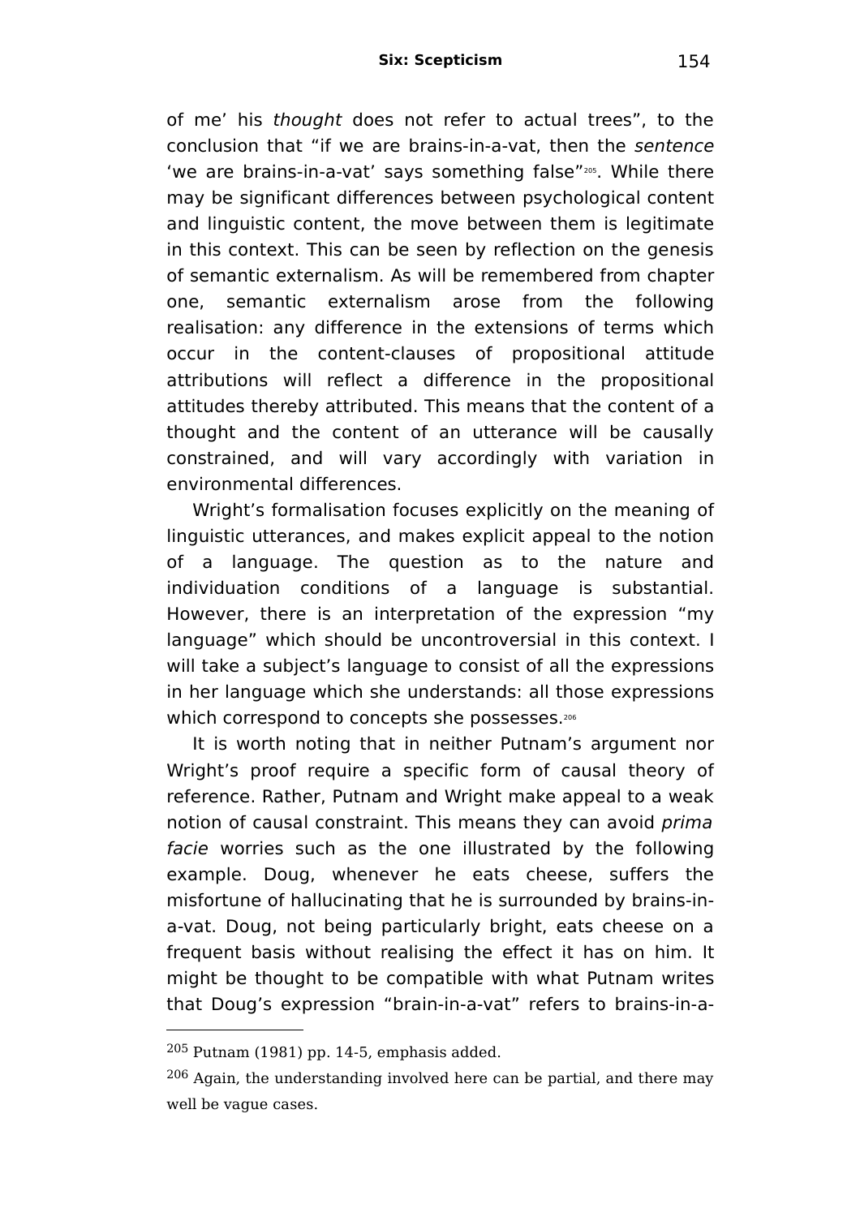of me' his *thought* does not refer to actual trees", to the conclusion that "if we are brains-in-a-vat, then the *sentence* 'we are brains-in-a-vat' says something false"[205]. While there may be significant differences between psychological content and linguistic content, the move between them is legitimate in this context. This can be seen by reflection on the genesis of semantic externalism. As will be remembered from chapter one, semantic externalism arose from the following realisation: any difference in the extensions of terms which occur in the content-clauses of propositional attitude attributions will reflect a difference in the propositional attitudes thereby attributed. This means that the content of a thought and the content of an utterance will be causally constrained, and will vary accordingly with variation in environmental differences.

Wright's formalisation focuses explicitly on the meaning of linguistic utterances, and makes explicit appeal to the notion of a language. The question as to the nature and individuation conditions of a language is substantial. However, there is an interpretation of the expression "my language" which should be uncontroversial in this context. I will take a subject's language to consist of all the expressions in her language which she understands: all those expressions which correspond to concepts she possesses.[206]

It is worth noting that in neither Putnam's argument nor Wright's proof require a specific form of causal theory of reference. Rather, Putnam and Wright make appeal to a weak notion of causal constraint. This means they can avoid *prima facie* worries such as the one illustrated by the following example. Doug, whenever he eats cheese, suffers the misfortune of hallucinating that he is surrounded by brains-in-a-vat. Doug, not being particularly bright, eats cheese on a frequent basis without realising the effect it has on him. It might be thought to be compatible with what Putnam writes that Doug's expression "brain-in-a-vat" refers to brains-in-a-

---

[205] Putnam (1981) pp. 14-5, emphasis added.

[206] Again, the understanding involved here can be partial, and there may well be vague cases.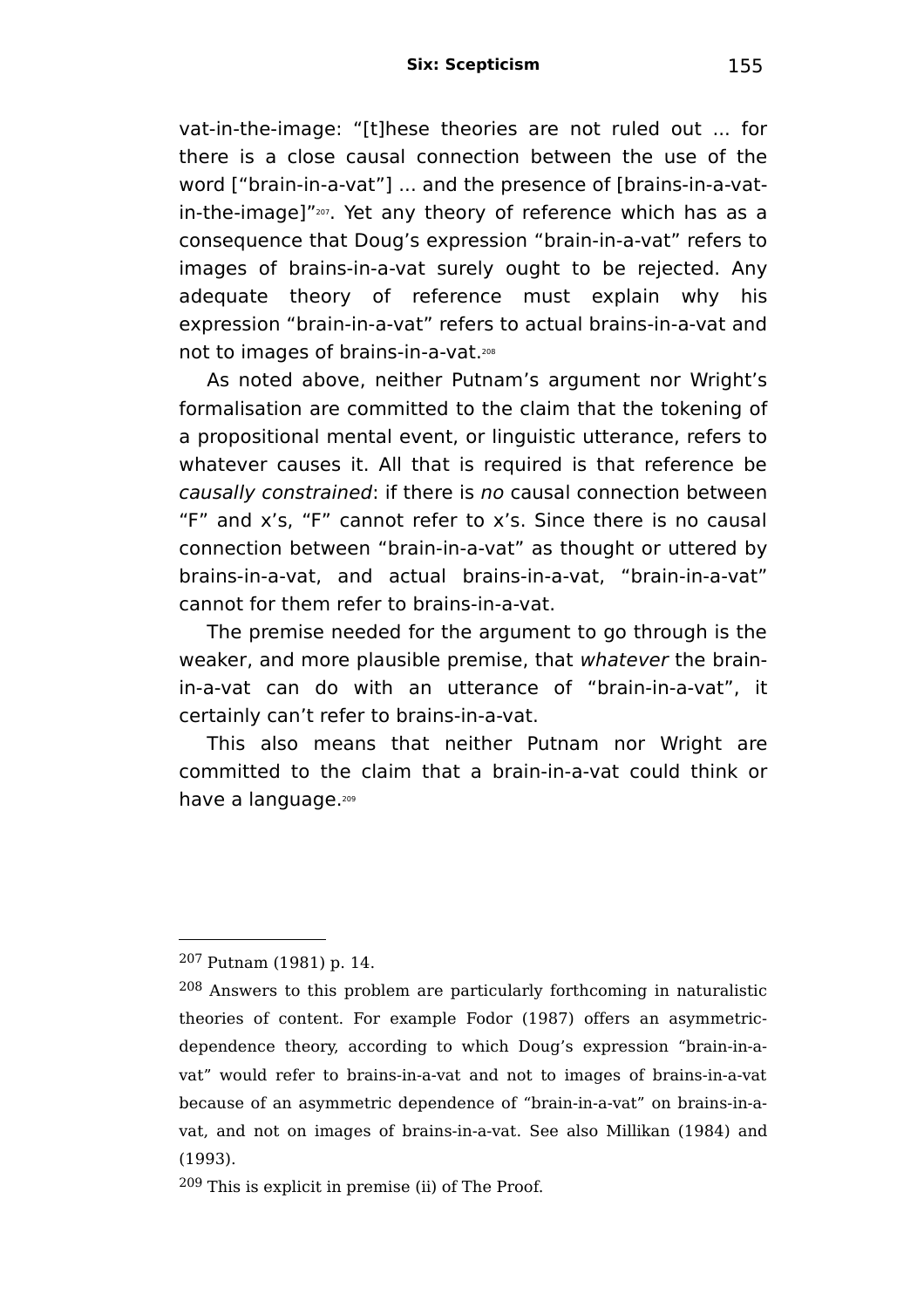vat-in-the-image: “[t]hese theories are not ruled out ... for there is a close causal connection between the use of the word [“brain-in-a-vat”] ... and the presence of [brains-in-a-vat-in-the-image]”[207]. Yet any theory of reference which has as a consequence that Doug’s expression “brain-in-a-vat” refers to images of brains-in-a-vat surely ought to be rejected. Any adequate theory of reference must explain why his expression “brain-in-a-vat” refers to actual brains-in-a-vat and not to images of brains-in-a-vat.[208]

As noted above, neither Putnam’s argument nor Wright’s formalisation are committed to the claim that the tokening of a propositional mental event, or linguistic utterance, refers to whatever causes it. All that is required is that reference be *causally constrained*: if there is *no* causal connection between “F” and x’s, “F” cannot refer to x’s. Since there is no causal connection between “brain-in-a-vat” as thought or uttered by brains-in-a-vat, and actual brains-in-a-vat, “brain-in-a-vat” cannot for them refer to brains-in-a-vat.

The premise needed for the argument to go through is the weaker, and more plausible premise, that *whatever* the brain-in-a-vat can do with an utterance of “brain-in-a-vat”, it certainly can’t refer to brains-in-a-vat.

This also means that neither Putnam nor Wright are committed to the claim that a brain-in-a-vat could think or have a language.[209]

---

[207] Putnam (1981) p. 14.

[208] Answers to this problem are particularly forthcoming in naturalistic theories of content. For example Fodor (1987) offers an asymmetric-dependence theory, according to which Doug’s expression “brain-in-a-vat” would refer to brains-in-a-vat and not to images of brains-in-a-vat because of an asymmetric dependence of “brain-in-a-vat” on brains-in-a-vat, and not on images of brains-in-a-vat. See also Millikan (1984) and (1993).

[209] This is explicit in premise (ii) of The Proof.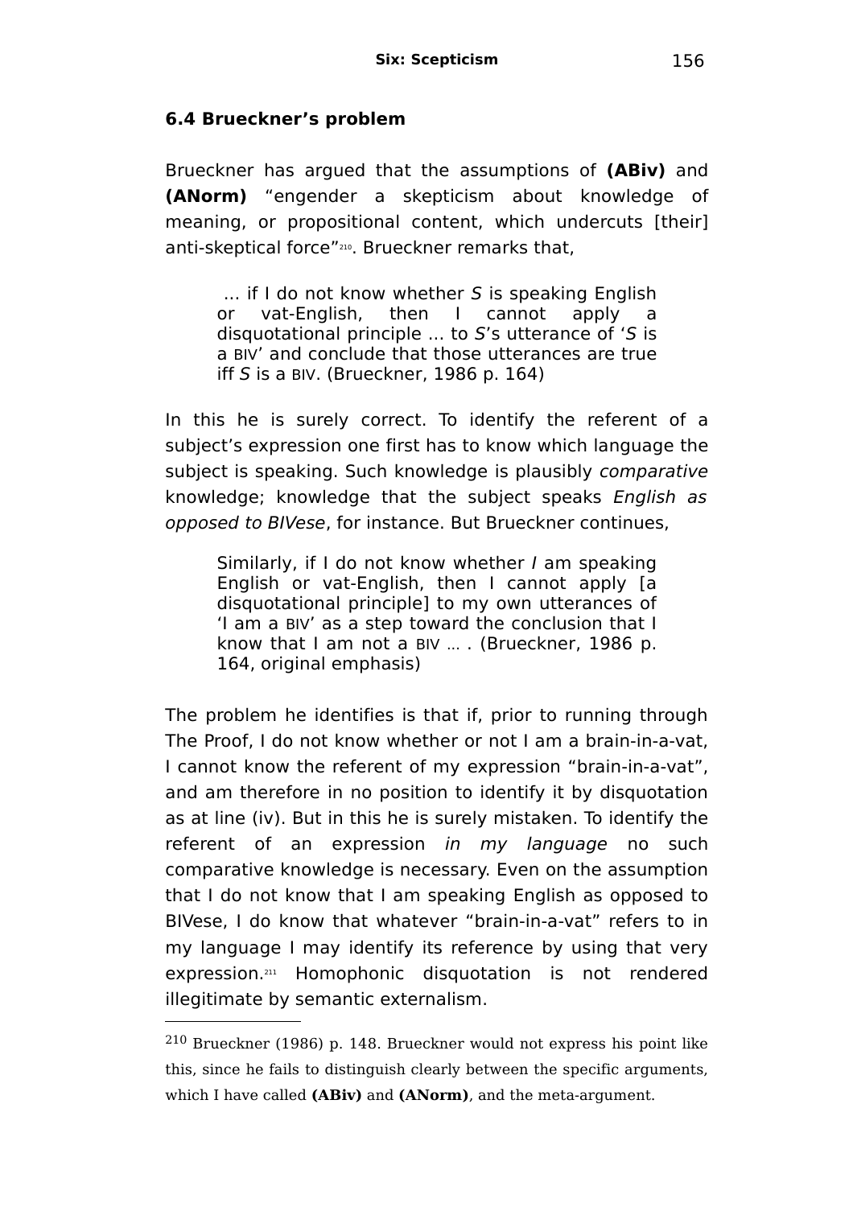### 6.4 Brueckner's problem

Brueckner has argued that the assumptions of **(ABiv)** and **(ANorm)** "engender a skepticism about knowledge of meaning, or propositional content, which undercuts [their] anti-skeptical force"[210]. Brueckner remarks that,

> ... if I do not know whether *S* is speaking English or vat-English, then I cannot apply a disquotational principle ... to *S*'s utterance of '*S* is a BIV' and conclude that those utterances are true iff *S* is a BIV. (Brueckner, 1986 p. 164)

In this he is surely correct. To identify the referent of a subject's expression one first has to know which language the subject is speaking. Such knowledge is plausibly *comparative* knowledge; knowledge that the subject speaks *English as opposed to BIVese*, for instance. But Brueckner continues,

> Similarly, if I do not know whether *I* am speaking English or vat-English, then I cannot apply [a disquotational principle] to my own utterances of 'I am a BIV' as a step toward the conclusion that I know that I am not a BIV ... . (Brueckner, 1986 p. 164, original emphasis)

The problem he identifies is that if, prior to running through The Proof, I do not know whether or not I am a brain-in-a-vat, I cannot know the referent of my expression "brain-in-a-vat", and am therefore in no position to identify it by disquotation as at line (iv). But in this he is surely mistaken. To identify the referent of an expression *in my language* no such comparative knowledge is necessary. Even on the assumption that I do not know that I am speaking English as opposed to BIVese, I do know that whatever "brain-in-a-vat" refers to in my language I may identify its reference by using that very expression.[211] Homophonic disquotation is not rendered illegitimate by semantic externalism.

---

[210] Brueckner (1986) p. 148. Brueckner would not express his point like this, since he fails to distinguish clearly between the specific arguments, which I have called **(ABiv)** and **(ANorm)**, and the meta-argument.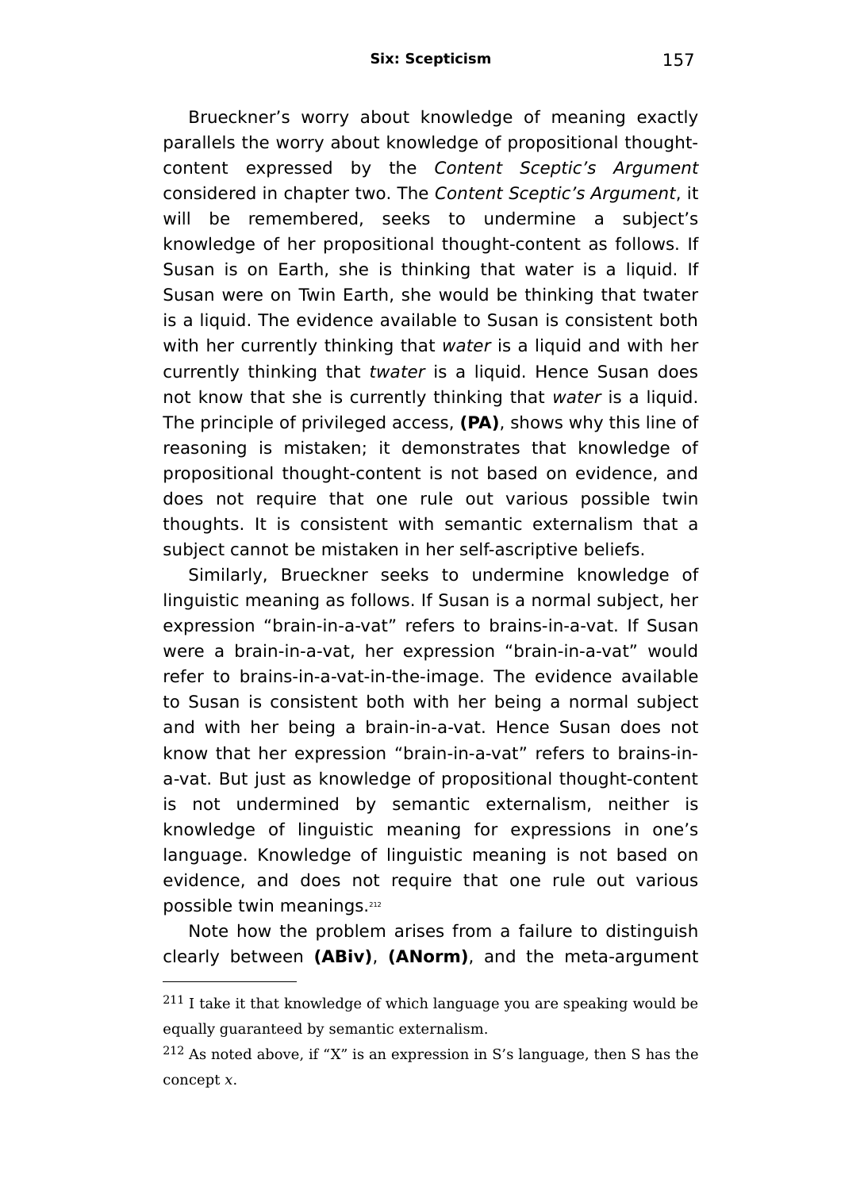Brueckner's worry about knowledge of meaning exactly parallels the worry about knowledge of propositional thought-content expressed by the *Content Sceptic's Argument* considered in chapter two. The *Content Sceptic's Argument*, it will be remembered, seeks to undermine a subject's knowledge of her propositional thought-content as follows. If Susan is on Earth, she is thinking that water is a liquid. If Susan were on Twin Earth, she would be thinking that twater is a liquid. The evidence available to Susan is consistent both with her currently thinking that *water* is a liquid and with her currently thinking that *twater* is a liquid. Hence Susan does not know that she is currently thinking that *water* is a liquid. The principle of privileged access, **(PA)**, shows why this line of reasoning is mistaken; it demonstrates that knowledge of propositional thought-content is not based on evidence, and does not require that one rule out various possible twin thoughts. It is consistent with semantic externalism that a subject cannot be mistaken in her self-ascriptive beliefs.

Similarly, Brueckner seeks to undermine knowledge of linguistic meaning as follows. If Susan is a normal subject, her expression "brain-in-a-vat" refers to brains-in-a-vat. If Susan were a brain-in-a-vat, her expression "brain-in-a-vat" would refer to brains-in-a-vat-in-the-image. The evidence available to Susan is consistent both with her being a normal subject and with her being a brain-in-a-vat. Hence Susan does not know that her expression "brain-in-a-vat" refers to brains-in-a-vat. But just as knowledge of propositional thought-content is not undermined by semantic externalism, neither is knowledge of linguistic meaning for expressions in one's language. Knowledge of linguistic meaning is not based on evidence, and does not require that one rule out various possible twin meanings.[212]

Note how the problem arises from a failure to distinguish clearly between **(ABiv)**, **(ANorm)**, and the meta-argument

---

[211] I take it that knowledge of which language you are speaking would be equally guaranteed by semantic externalism.

[212] As noted above, if "X" is an expression in S's language, then S has the concept *x*.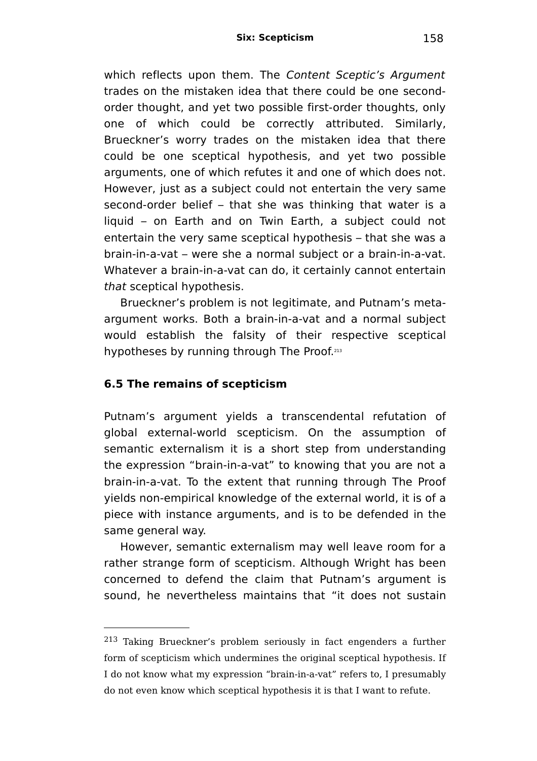which reflects upon them. The *Content Sceptic's Argument* trades on the mistaken idea that there could be one second-order thought, and yet two possible first-order thoughts, only one of which could be correctly attributed. Similarly, Brueckner's worry trades on the mistaken idea that there could be one sceptical hypothesis, and yet two possible arguments, one of which refutes it and one of which does not. However, just as a subject could not entertain the very same second-order belief – that she was thinking that water is a liquid – on Earth and on Twin Earth, a subject could not entertain the very same sceptical hypothesis – that she was a brain-in-a-vat – were she a normal subject or a brain-in-a-vat. Whatever a brain-in-a-vat can do, it certainly cannot entertain *that* sceptical hypothesis.

Brueckner's problem is not legitimate, and Putnam's meta-argument works. Both a brain-in-a-vat and a normal subject would establish the falsity of their respective sceptical hypotheses by running through The Proof.[213]

### 6.5 The remains of scepticism

Putnam's argument yields a transcendental refutation of global external-world scepticism. On the assumption of semantic externalism it is a short step from understanding the expression "brain-in-a-vat" to knowing that you are not a brain-in-a-vat. To the extent that running through The Proof yields non-empirical knowledge of the external world, it is of a piece with instance arguments, and is to be defended in the same general way.

However, semantic externalism may well leave room for a rather strange form of scepticism. Although Wright has been concerned to defend the claim that Putnam's argument is sound, he nevertheless maintains that "it does not sustain

---

[213] Taking Brueckner's problem seriously in fact engenders a further form of scepticism which undermines the original sceptical hypothesis. If I do not know what my expression "brain-in-a-vat" refers to, I presumably do not even know which sceptical hypothesis it is that I want to refute.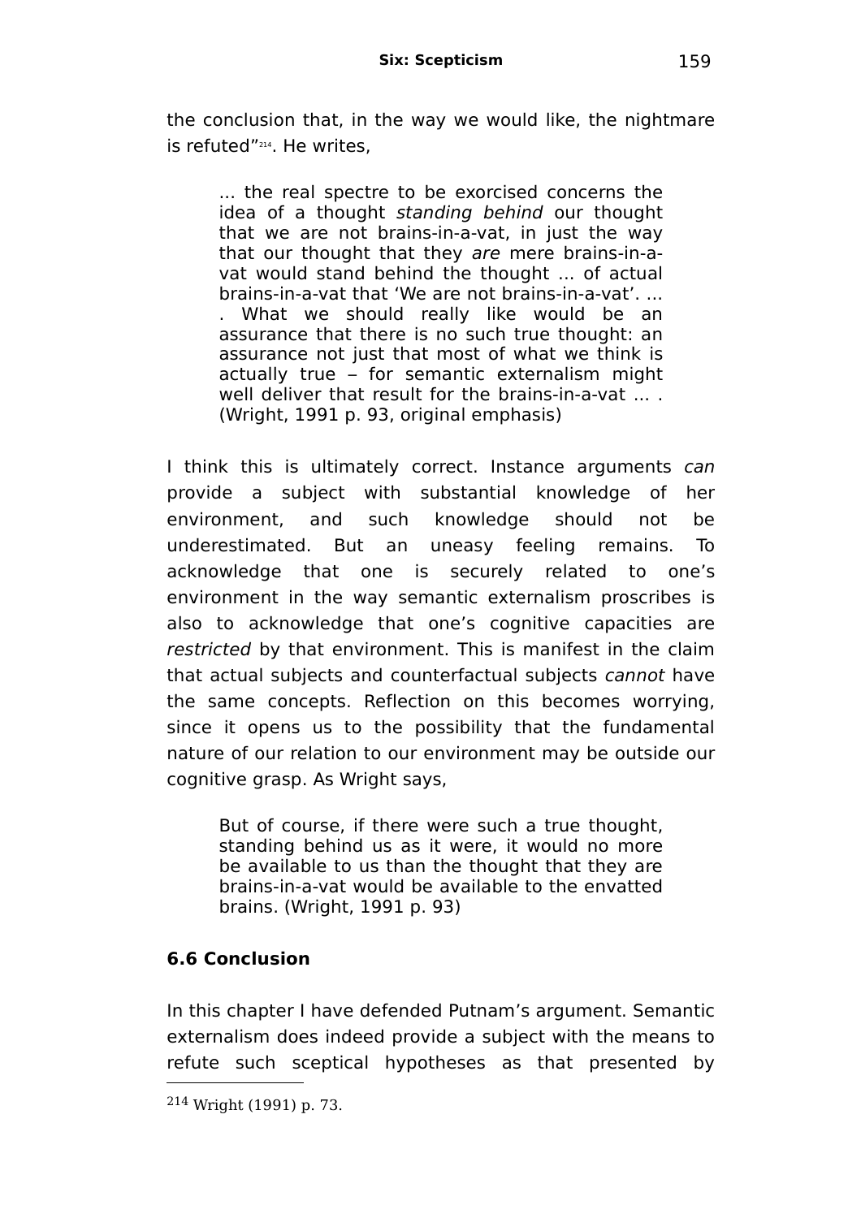the conclusion that, in the way we would like, the nightmare is refuted"[214]. He writes,

> ... the real spectre to be exorcised concerns the idea of a thought *standing behind* our thought that we are not brains-in-a-vat, in just the way that our thought that they *are* mere brains-in-a-vat would stand behind the thought ... of actual brains-in-a-vat that 'We are not brains-in-a-vat'. ... . What we should really like would be an assurance that there is no such true thought: an assurance not just that most of what we think is actually true – for semantic externalism might well deliver that result for the brains-in-a-vat ... . (Wright, 1991 p. 93, original emphasis)

I think this is ultimately correct. Instance arguments *can* provide a subject with substantial knowledge of her environment, and such knowledge should not be underestimated. But an uneasy feeling remains. To acknowledge that one is securely related to one's environment in the way semantic externalism proscribes is also to acknowledge that one's cognitive capacities are *restricted* by that environment. This is manifest in the claim that actual subjects and counterfactual subjects *cannot* have the same concepts. Reflection on this becomes worrying, since it opens us to the possibility that the fundamental nature of our relation to our environment may be outside our cognitive grasp. As Wright says,

> But of course, if there were such a true thought, standing behind us as it were, it would no more be available to us than the thought that they are brains-in-a-vat would be available to the envatted brains. (Wright, 1991 p. 93)

### 6.6 Conclusion

In this chapter I have defended Putnam's argument. Semantic externalism does indeed provide a subject with the means to refute such sceptical hypotheses as that presented by

---

[214] Wright (1991) p. 73.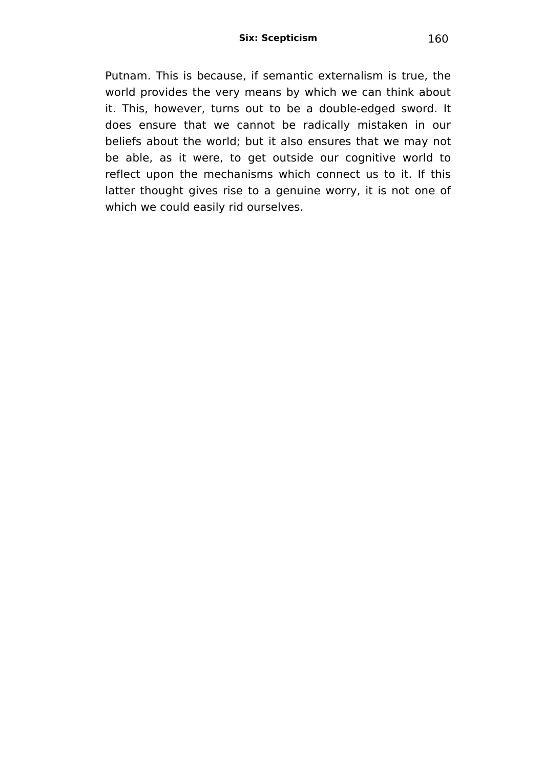Putnam. This is because, if semantic externalism is true, the world provides the very means by which we can think about it. This, however, turns out to be a double-edged sword. It does ensure that we cannot be radically mistaken in our beliefs about the world; but it also ensures that we may not be able, as it were, to get outside our cognitive world to reflect upon the mechanisms which connect us to it. If this latter thought gives rise to a genuine worry, it is not one of which we could easily rid ourselves.